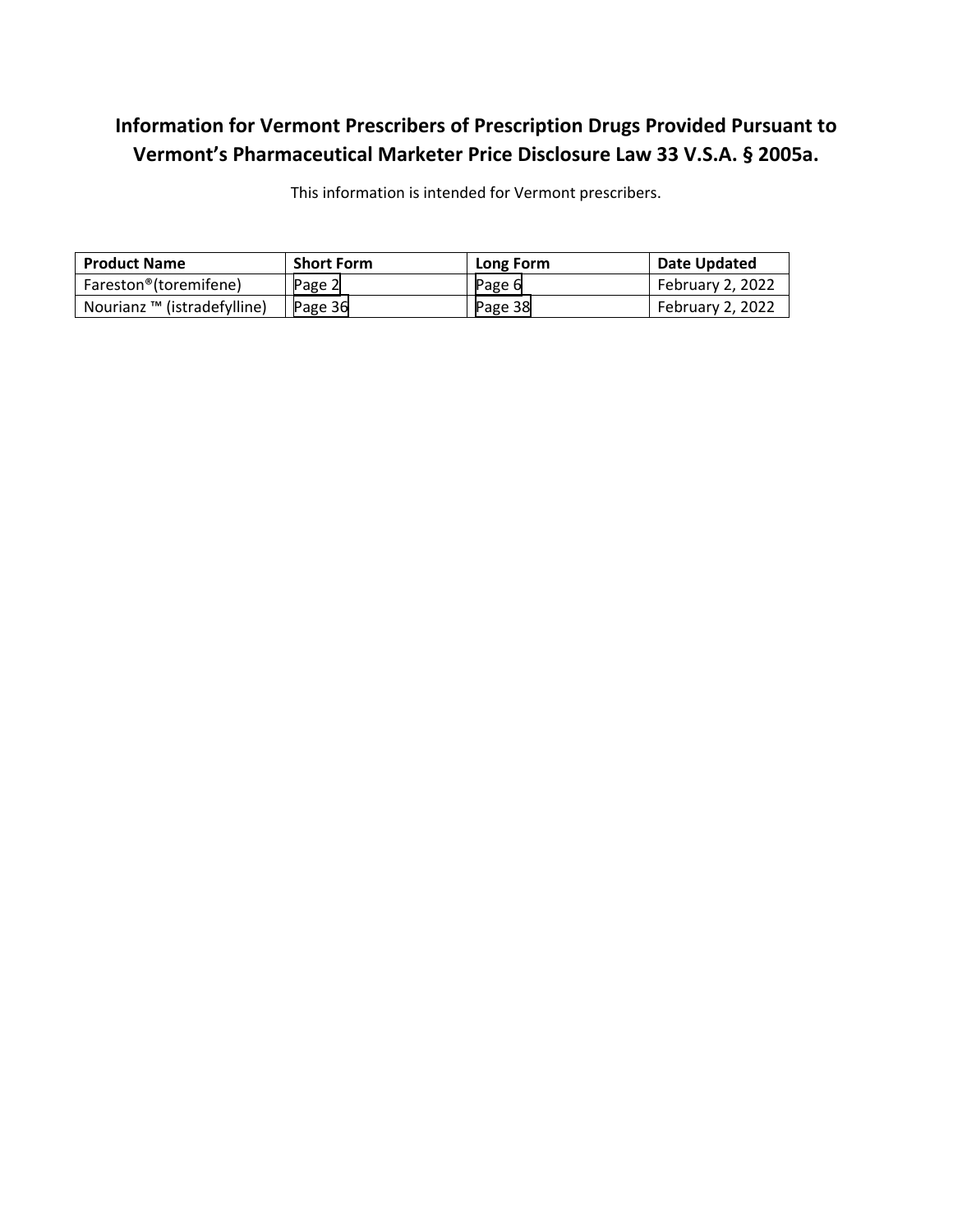# Information for Vermont Prescribers of Prescription Drugs Provided Pursuant to Vermont's Pharmaceutical Marketer Price Disclosure Law 33 V.S.A. § 2005a.

This information is intended for Vermont prescribers.

| Product Name | Short Form | Long Form | Date Updated |
|---|---|---|---|
| Fareston®(toremifene) | Page 2 | Page 6 | February 2, 2022 |
| Nourianz ™ (istradefylline) | Page 36 | Page 38 | February 2, 2022 |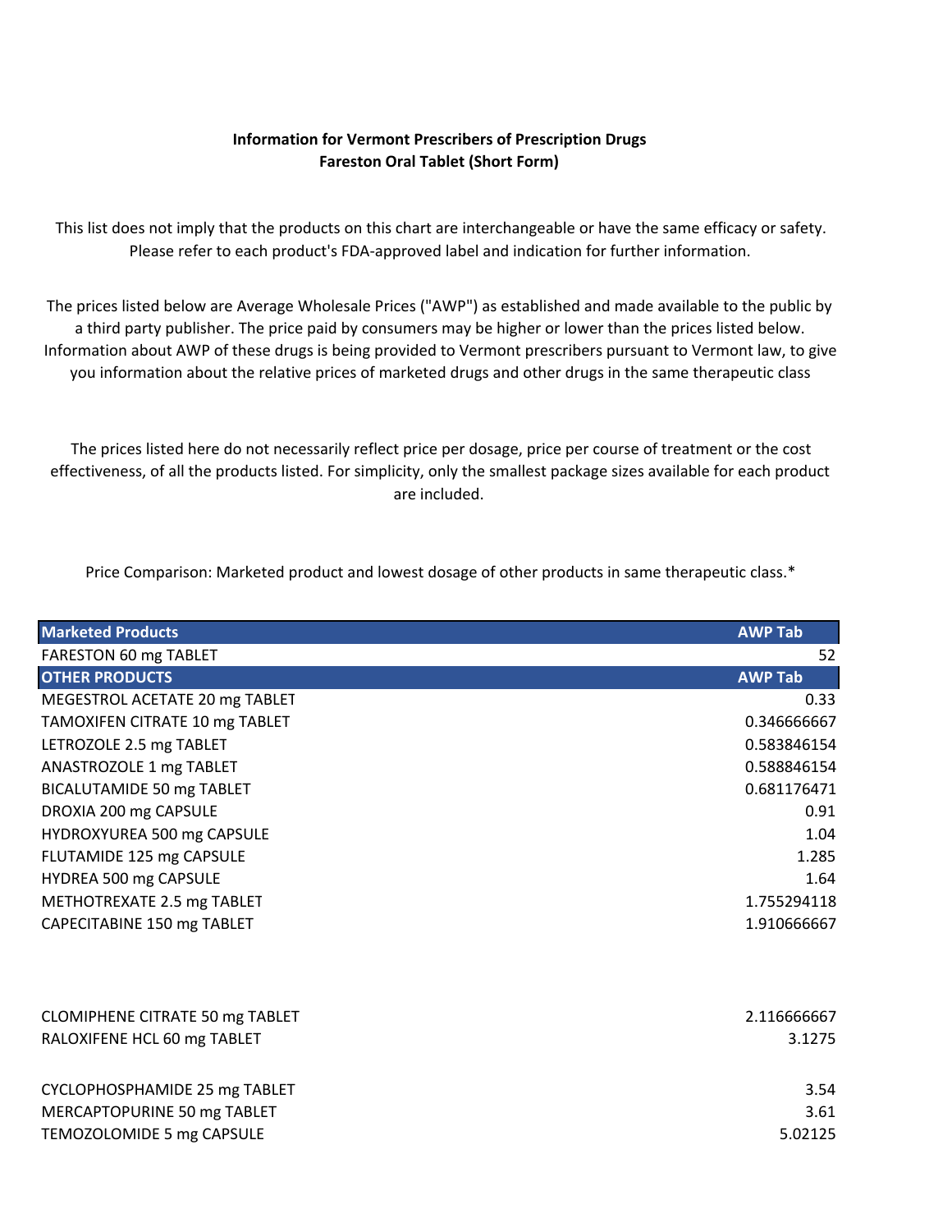**Information for Vermont Prescribers of Prescription Drugs**
**Fareston Oral Tablet (Short Form)**

This list does not imply that the products on this chart are interchangeable or have the same efficacy or safety. Please refer to each product's FDA-approved label and indication for further information.

The prices listed below are Average Wholesale Prices ("AWP") as established and made available to the public by a third party publisher. The price paid by consumers may be higher or lower than the prices listed below. Information about AWP of these drugs is being provided to Vermont prescribers pursuant to Vermont law, to give you information about the relative prices of marketed drugs and other drugs in the same therapeutic class

The prices listed here do not necessarily reflect price per dosage, price per course of treatment or the cost effectiveness, of all the products listed. For simplicity, only the smallest package sizes available for each product are included.

Price Comparison: Marketed product and lowest dosage of other products in same therapeutic class.*

| Marketed Products | AWP Tab |
|---|---|
| FARESTON 60 mg TABLET | 52 |
| **OTHER PRODUCTS** | **AWP Tab** |
| MEGESTROL ACETATE 20 mg TABLET | 0.33 |
| TAMOXIFEN CITRATE 10 mg TABLET | 0.346666667 |
| LETROZOLE 2.5 mg TABLET | 0.583846154 |
| ANASTROZOLE 1 mg TABLET | 0.588846154 |
| BICALUTAMIDE 50 mg TABLET | 0.681176471 |
| DROXIA 200 mg CAPSULE | 0.91 |
| HYDROXYUREA 500 mg CAPSULE | 1.04 |
| FLUTAMIDE 125 mg CAPSULE | 1.285 |
| HYDREA 500 mg CAPSULE | 1.64 |
| METHOTREXATE 2.5 mg TABLET | 1.755294118 |
| CAPECITABINE 150 mg TABLET | 1.910666667 |
| CLOMIPHENE CITRATE 50 mg TABLET | 2.116666667 |
| RALOXIFENE HCL 60 mg TABLET | 3.1275 |
| CYCLOPHOSPHAMIDE 25 mg TABLET | 3.54 |
| MERCAPTOPURINE 50 mg TABLET | 3.61 |
| TEMOZOLOMIDE 5 mg CAPSULE | 5.02125 |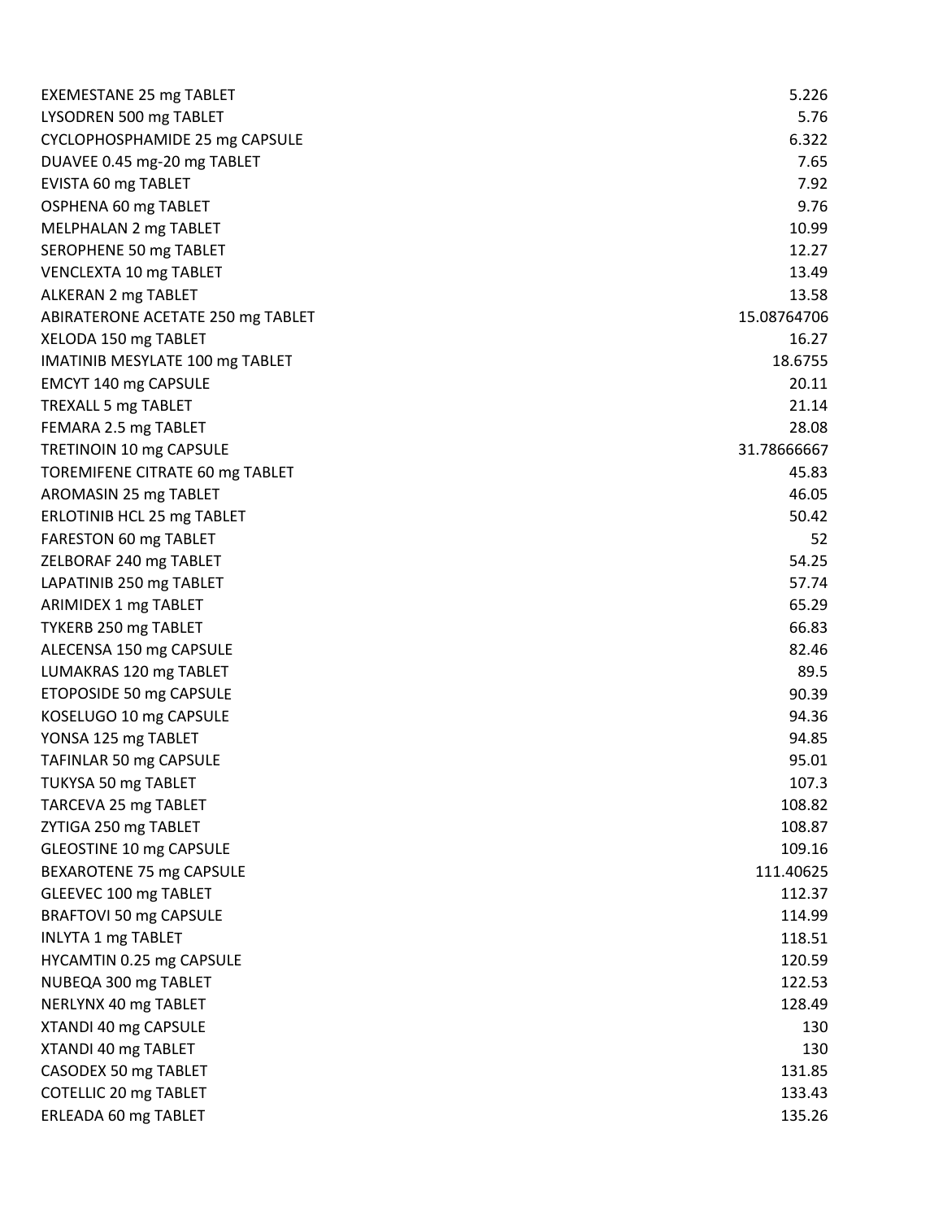| | |
|---|---|
| EXEMESTANE 25 mg TABLET | 5.226 |
| LYSODREN 500 mg TABLET | 5.76 |
| CYCLOPHOSPHAMIDE 25 mg CAPSULE | 6.322 |
| DUAVEE 0.45 mg-20 mg TABLET | 7.65 |
| EVISTA 60 mg TABLET | 7.92 |
| OSPHENA 60 mg TABLET | 9.76 |
| MELPHALAN 2 mg TABLET | 10.99 |
| SEROPHENE 50 mg TABLET | 12.27 |
| VENCLEXTA 10 mg TABLET | 13.49 |
| ALKERAN 2 mg TABLET | 13.58 |
| ABIRATERONE ACETATE 250 mg TABLET | 15.08764706 |
| XELODA 150 mg TABLET | 16.27 |
| IMATINIB MESYLATE 100 mg TABLET | 18.6755 |
| EMCYT 140 mg CAPSULE | 20.11 |
| TREXALL 5 mg TABLET | 21.14 |
| FEMARA 2.5 mg TABLET | 28.08 |
| TRETINOIN 10 mg CAPSULE | 31.78666667 |
| TOREMIFENE CITRATE 60 mg TABLET | 45.83 |
| AROMASIN 25 mg TABLET | 46.05 |
| ERLOTINIB HCL 25 mg TABLET | 50.42 |
| FARESTON 60 mg TABLET | 52 |
| ZELBORAF 240 mg TABLET | 54.25 |
| LAPATINIB 250 mg TABLET | 57.74 |
| ARIMIDEX 1 mg TABLET | 65.29 |
| TYKERB 250 mg TABLET | 66.83 |
| ALECENSA 150 mg CAPSULE | 82.46 |
| LUMAKRAS 120 mg TABLET | 89.5 |
| ETOPOSIDE 50 mg CAPSULE | 90.39 |
| KOSELUGO 10 mg CAPSULE | 94.36 |
| YONSA 125 mg TABLET | 94.85 |
| TAFINLAR 50 mg CAPSULE | 95.01 |
| TUKYSA 50 mg TABLET | 107.3 |
| TARCEVA 25 mg TABLET | 108.82 |
| ZYTIGA 250 mg TABLET | 108.87 |
| GLEOSTINE 10 mg CAPSULE | 109.16 |
| BEXAROTENE 75 mg CAPSULE | 111.40625 |
| GLEEVEC 100 mg TABLET | 112.37 |
| BRAFTOVI 50 mg CAPSULE | 114.99 |
| INLYTA 1 mg TABLET | 118.51 |
| HYCAMTIN 0.25 mg CAPSULE | 120.59 |
| NUBEQA 300 mg TABLET | 122.53 |
| NERLYNX 40 mg TABLET | 128.49 |
| XTANDI 40 mg CAPSULE | 130 |
| XTANDI 40 mg TABLET | 130 |
| CASODEX 50 mg TABLET | 131.85 |
| COTELLIC 20 mg TABLET | 133.43 |
| ERLEADA 60 mg TABLET | 135.26 |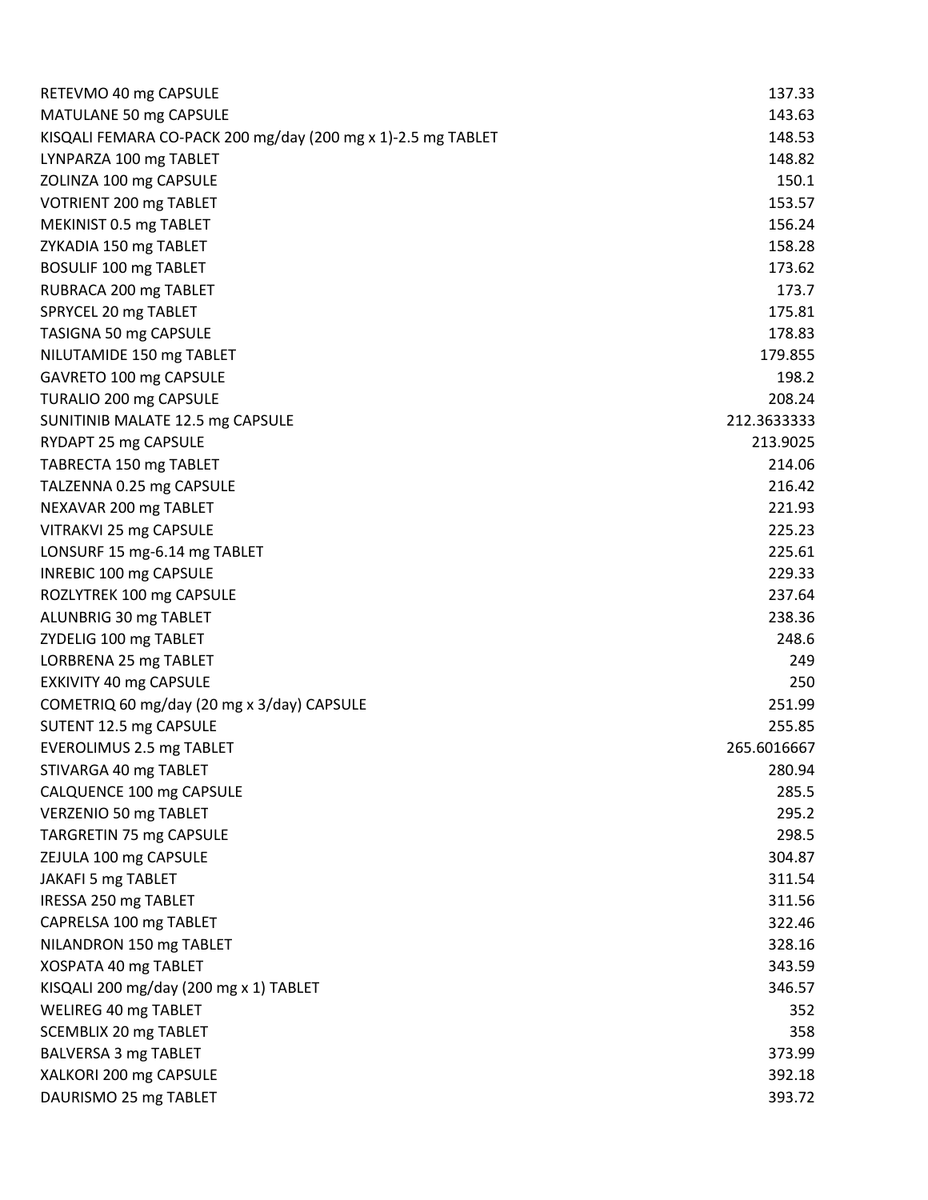| | |
|---|---|
| RETEVMO 40 mg CAPSULE | 137.33 |
| MATULANE 50 mg CAPSULE | 143.63 |
| KISQALI FEMARA CO-PACK 200 mg/day (200 mg x 1)-2.5 mg TABLET | 148.53 |
| LYNPARZA 100 mg TABLET | 148.82 |
| ZOLINZA 100 mg CAPSULE | 150.1 |
| VOTRIENT 200 mg TABLET | 153.57 |
| MEKINIST 0.5 mg TABLET | 156.24 |
| ZYKADIA 150 mg TABLET | 158.28 |
| BOSULIF 100 mg TABLET | 173.62 |
| RUBRACA 200 mg TABLET | 173.7 |
| SPRYCEL 20 mg TABLET | 175.81 |
| TASIGNA 50 mg CAPSULE | 178.83 |
| NILUTAMIDE 150 mg TABLET | 179.855 |
| GAVRETO 100 mg CAPSULE | 198.2 |
| TURALIO 200 mg CAPSULE | 208.24 |
| SUNITINIB MALATE 12.5 mg CAPSULE | 212.3633333 |
| RYDAPT 25 mg CAPSULE | 213.9025 |
| TABRECTA 150 mg TABLET | 214.06 |
| TALZENNA 0.25 mg CAPSULE | 216.42 |
| NEXAVAR 200 mg TABLET | 221.93 |
| VITRAKVI 25 mg CAPSULE | 225.23 |
| LONSURF 15 mg-6.14 mg TABLET | 225.61 |
| INREBIC 100 mg CAPSULE | 229.33 |
| ROZLYTREK 100 mg CAPSULE | 237.64 |
| ALUNBRIG 30 mg TABLET | 238.36 |
| ZYDELIG 100 mg TABLET | 248.6 |
| LORBRENA 25 mg TABLET | 249 |
| EXKIVITY 40 mg CAPSULE | 250 |
| COMETRIQ 60 mg/day (20 mg x 3/day) CAPSULE | 251.99 |
| SUTENT 12.5 mg CAPSULE | 255.85 |
| EVEROLIMUS 2.5 mg TABLET | 265.6016667 |
| STIVARGA 40 mg TABLET | 280.94 |
| CALQUENCE 100 mg CAPSULE | 285.5 |
| VERZENIO 50 mg TABLET | 295.2 |
| TARGRETIN 75 mg CAPSULE | 298.5 |
| ZEJULA 100 mg CAPSULE | 304.87 |
| JAKAFI 5 mg TABLET | 311.54 |
| IRESSA 250 mg TABLET | 311.56 |
| CAPRELSA 100 mg TABLET | 322.46 |
| NILANDRON 150 mg TABLET | 328.16 |
| XOSPATA 40 mg TABLET | 343.59 |
| KISQALI 200 mg/day (200 mg x 1) TABLET | 346.57 |
| WELIREG 40 mg TABLET | 352 |
| SCEMBLIX 20 mg TABLET | 358 |
| BALVERSA 3 mg TABLET | 373.99 |
| XALKORI 200 mg CAPSULE | 392.18 |
| DAURISMO 25 mg TABLET | 393.72 |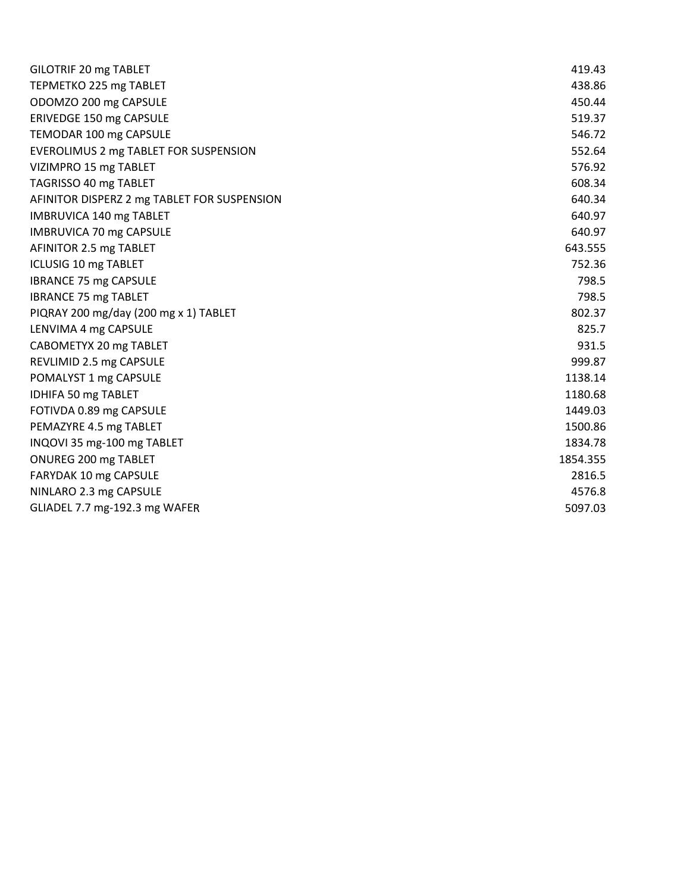| | |
|---|---|
| GILOTRIF 20 mg TABLET | 419.43 |
| TEPMETKO 225 mg TABLET | 438.86 |
| ODOMZO 200 mg CAPSULE | 450.44 |
| ERIVEDGE 150 mg CAPSULE | 519.37 |
| TEMODAR 100 mg CAPSULE | 546.72 |
| EVEROLIMUS 2 mg TABLET FOR SUSPENSION | 552.64 |
| VIZIMPRO 15 mg TABLET | 576.92 |
| TAGRISSO 40 mg TABLET | 608.34 |
| AFINITOR DISPERZ 2 mg TABLET FOR SUSPENSION | 640.34 |
| IMBRUVICA 140 mg TABLET | 640.97 |
| IMBRUVICA 70 mg CAPSULE | 640.97 |
| AFINITOR 2.5 mg TABLET | 643.555 |
| ICLUSIG 10 mg TABLET | 752.36 |
| IBRANCE 75 mg CAPSULE | 798.5 |
| IBRANCE 75 mg TABLET | 798.5 |
| PIQRAY 200 mg/day (200 mg x 1) TABLET | 802.37 |
| LENVIMA 4 mg CAPSULE | 825.7 |
| CABOMETYX 20 mg TABLET | 931.5 |
| REVLIMID 2.5 mg CAPSULE | 999.87 |
| POMALYST 1 mg CAPSULE | 1138.14 |
| IDHIFA 50 mg TABLET | 1180.68 |
| FOTIVDA 0.89 mg CAPSULE | 1449.03 |
| PEMAZYRE 4.5 mg TABLET | 1500.86 |
| INQOVI 35 mg-100 mg TABLET | 1834.78 |
| ONUREG 200 mg TABLET | 1854.355 |
| FARYDAK 10 mg CAPSULE | 2816.5 |
| NINLARO 2.3 mg CAPSULE | 4576.8 |
| GLIADEL 7.7 mg-192.3 mg WAFER | 5097.03 |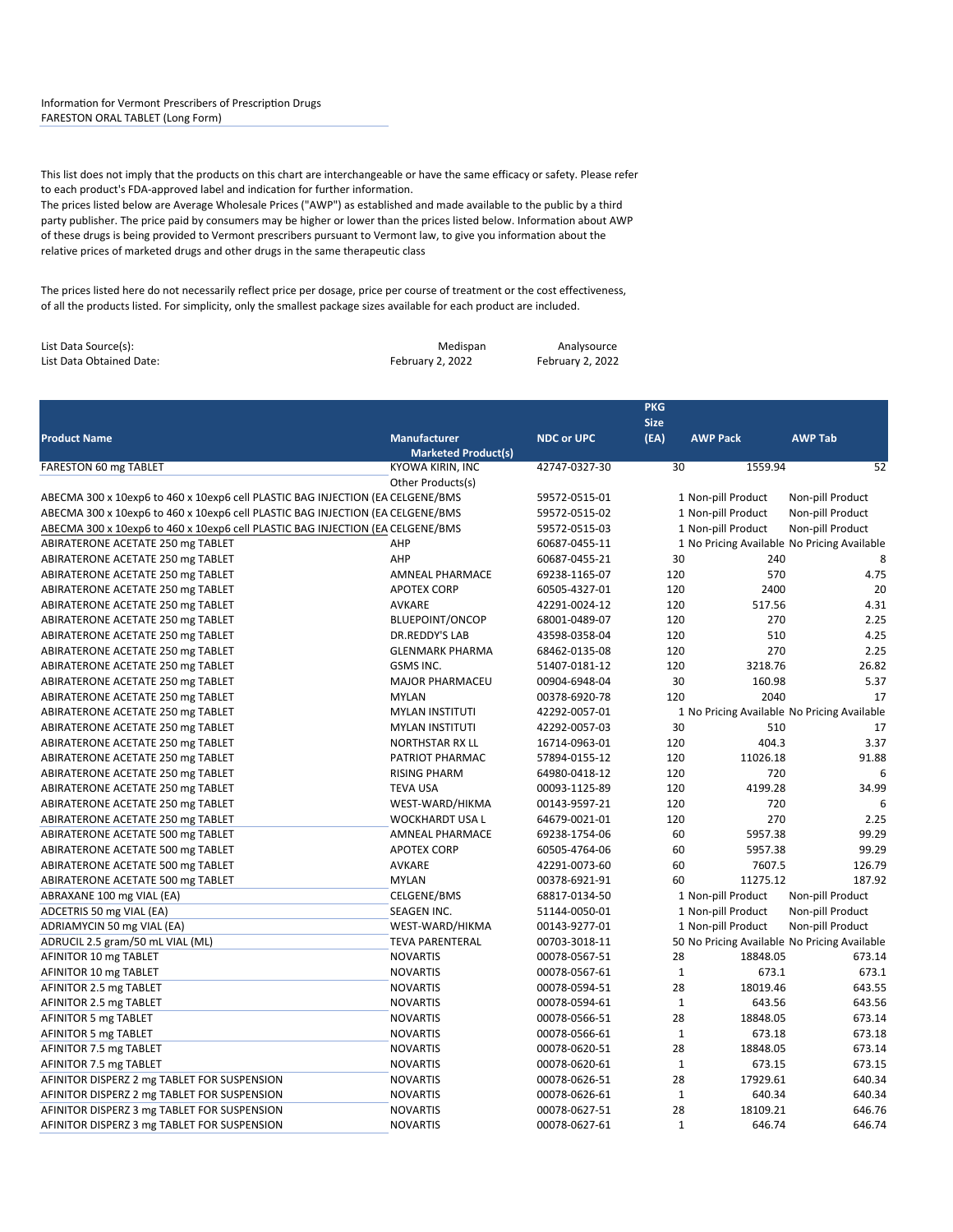Information for Vermont Prescribers of Prescription Drugs
FARESTON ORAL TABLET (Long Form)

This list does not imply that the products on this chart are interchangeable or have the same efficacy or safety. Please refer to each product's FDA-approved label and indication for further information.
The prices listed below are Average Wholesale Prices ("AWP") as established and made available to the public by a third party publisher. The price paid by consumers may be higher or lower than the prices listed below. Information about AWP of these drugs is being provided to Vermont prescribers pursuant to Vermont law, to give you information about the relative prices of marketed drugs and other drugs in the same therapeutic class

The prices listed here do not necessarily reflect price per dosage, price per course of treatment or the cost effectiveness, of all the products listed. For simplicity, only the smallest package sizes available for each product are included.

| | | |
|---|---|---|
| List Data Source(s): | Medispan | Analysource |
| List Data Obtained Date: | February 2, 2022 | February 2, 2022 |

| Product Name | Manufacturer | NDC or UPC | PKG Size (EA) | AWP Pack | AWP Tab |
|---|---|---|---|---|---|
| | **Marketed Product(s)** | | | | |
| FARESTON 60 mg TABLET | KYOWA KIRIN, INC | 42747-0327-30 | 30 | 1559.94 | 52 |
| | Other Products(s) | | | | |
| ABECMA 300 x 10exp6 to 460 x 10exp6 cell PLASTIC BAG INJECTION (EA | CELGENE/BMS | 59572-0515-01 | 1 | Non-pill Product | Non-pill Product |
| ABECMA 300 x 10exp6 to 460 x 10exp6 cell PLASTIC BAG INJECTION (EA | CELGENE/BMS | 59572-0515-02 | 1 | Non-pill Product | Non-pill Product |
| ABECMA 300 x 10exp6 to 460 x 10exp6 cell PLASTIC BAG INJECTION (EA | CELGENE/BMS | 59572-0515-03 | 1 | Non-pill Product | Non-pill Product |
| ABIRATERONE ACETATE 250 mg TABLET | AHP | 60687-0455-11 | 1 | No Pricing Available | No Pricing Available |
| ABIRATERONE ACETATE 250 mg TABLET | AHP | 60687-0455-21 | 30 | 240 | 8 |
| ABIRATERONE ACETATE 250 mg TABLET | AMNEAL PHARMACE | 69238-1165-07 | 120 | 570 | 4.75 |
| ABIRATERONE ACETATE 250 mg TABLET | APOTEX CORP | 60505-4327-01 | 120 | 2400 | 20 |
| ABIRATERONE ACETATE 250 mg TABLET | AVKARE | 42291-0024-12 | 120 | 517.56 | 4.31 |
| ABIRATERONE ACETATE 250 mg TABLET | BLUEPOINT/ONCOP | 68001-0489-07 | 120 | 270 | 2.25 |
| ABIRATERONE ACETATE 250 mg TABLET | DR.REDDY'S LAB | 43598-0358-04 | 120 | 510 | 4.25 |
| ABIRATERONE ACETATE 250 mg TABLET | GLENMARK PHARMA | 68462-0135-08 | 120 | 270 | 2.25 |
| ABIRATERONE ACETATE 250 mg TABLET | GSMS INC. | 51407-0181-12 | 120 | 3218.76 | 26.82 |
| ABIRATERONE ACETATE 250 mg TABLET | MAJOR PHARMACEU | 00904-6948-04 | 30 | 160.98 | 5.37 |
| ABIRATERONE ACETATE 250 mg TABLET | MYLAN | 00378-6920-78 | 120 | 2040 | 17 |
| ABIRATERONE ACETATE 250 mg TABLET | MYLAN INSTITUTI | 42292-0057-01 | 1 | No Pricing Available | No Pricing Available |
| ABIRATERONE ACETATE 250 mg TABLET | MYLAN INSTITUTI | 42292-0057-03 | 30 | 510 | 17 |
| ABIRATERONE ACETATE 250 mg TABLET | NORTHSTAR RX LL | 16714-0963-01 | 120 | 404.3 | 3.37 |
| ABIRATERONE ACETATE 250 mg TABLET | PATRIOT PHARMAC | 57894-0155-12 | 120 | 11026.18 | 91.88 |
| ABIRATERONE ACETATE 250 mg TABLET | RISING PHARM | 64980-0418-12 | 120 | 720 | 6 |
| ABIRATERONE ACETATE 250 mg TABLET | TEVA USA | 00093-1125-89 | 120 | 4199.28 | 34.99 |
| ABIRATERONE ACETATE 250 mg TABLET | WEST-WARD/HIKMA | 00143-9597-21 | 120 | 720 | 6 |
| ABIRATERONE ACETATE 250 mg TABLET | WOCKHARDT USA L | 64679-0021-01 | 120 | 270 | 2.25 |
| ABIRATERONE ACETATE 500 mg TABLET | AMNEAL PHARMACE | 69238-1754-06 | 60 | 5957.38 | 99.29 |
| ABIRATERONE ACETATE 500 mg TABLET | APOTEX CORP | 60505-4764-06 | 60 | 5957.38 | 99.29 |
| ABIRATERONE ACETATE 500 mg TABLET | AVKARE | 42291-0073-60 | 60 | 7607.5 | 126.79 |
| ABIRATERONE ACETATE 500 mg TABLET | MYLAN | 00378-6921-91 | 60 | 11275.12 | 187.92 |
| ABRAXANE 100 mg VIAL (EA) | CELGENE/BMS | 68817-0134-50 | 1 | Non-pill Product | Non-pill Product |
| ADCETRIS 50 mg VIAL (EA) | SEAGEN INC. | 51144-0050-01 | 1 | Non-pill Product | Non-pill Product |
| ADRIAMYCIN 50 mg VIAL (EA) | WEST-WARD/HIKMA | 00143-9277-01 | 1 | Non-pill Product | Non-pill Product |
| ADRUCIL 2.5 gram/50 mL VIAL (ML) | TEVA PARENTERAL | 00703-3018-11 | 50 | No Pricing Available | No Pricing Available |
| AFINITOR 10 mg TABLET | NOVARTIS | 00078-0567-51 | 28 | 18848.05 | 673.14 |
| AFINITOR 10 mg TABLET | NOVARTIS | 00078-0567-61 | 1 | 673.1 | 673.1 |
| AFINITOR 2.5 mg TABLET | NOVARTIS | 00078-0594-51 | 28 | 18019.46 | 643.55 |
| AFINITOR 2.5 mg TABLET | NOVARTIS | 00078-0594-61 | 1 | 643.56 | 643.56 |
| AFINITOR 5 mg TABLET | NOVARTIS | 00078-0566-51 | 28 | 18848.05 | 673.14 |
| AFINITOR 5 mg TABLET | NOVARTIS | 00078-0566-61 | 1 | 673.18 | 673.18 |
| AFINITOR 7.5 mg TABLET | NOVARTIS | 00078-0620-51 | 28 | 18848.05 | 673.14 |
| AFINITOR 7.5 mg TABLET | NOVARTIS | 00078-0620-61 | 1 | 673.15 | 673.15 |
| AFINITOR DISPERZ 2 mg TABLET FOR SUSPENSION | NOVARTIS | 00078-0626-51 | 28 | 17929.61 | 640.34 |
| AFINITOR DISPERZ 2 mg TABLET FOR SUSPENSION | NOVARTIS | 00078-0626-61 | 1 | 640.34 | 640.34 |
| AFINITOR DISPERZ 3 mg TABLET FOR SUSPENSION | NOVARTIS | 00078-0627-51 | 28 | 18109.21 | 646.76 |
| AFINITOR DISPERZ 3 mg TABLET FOR SUSPENSION | NOVARTIS | 00078-0627-61 | 1 | 646.74 | 646.74 |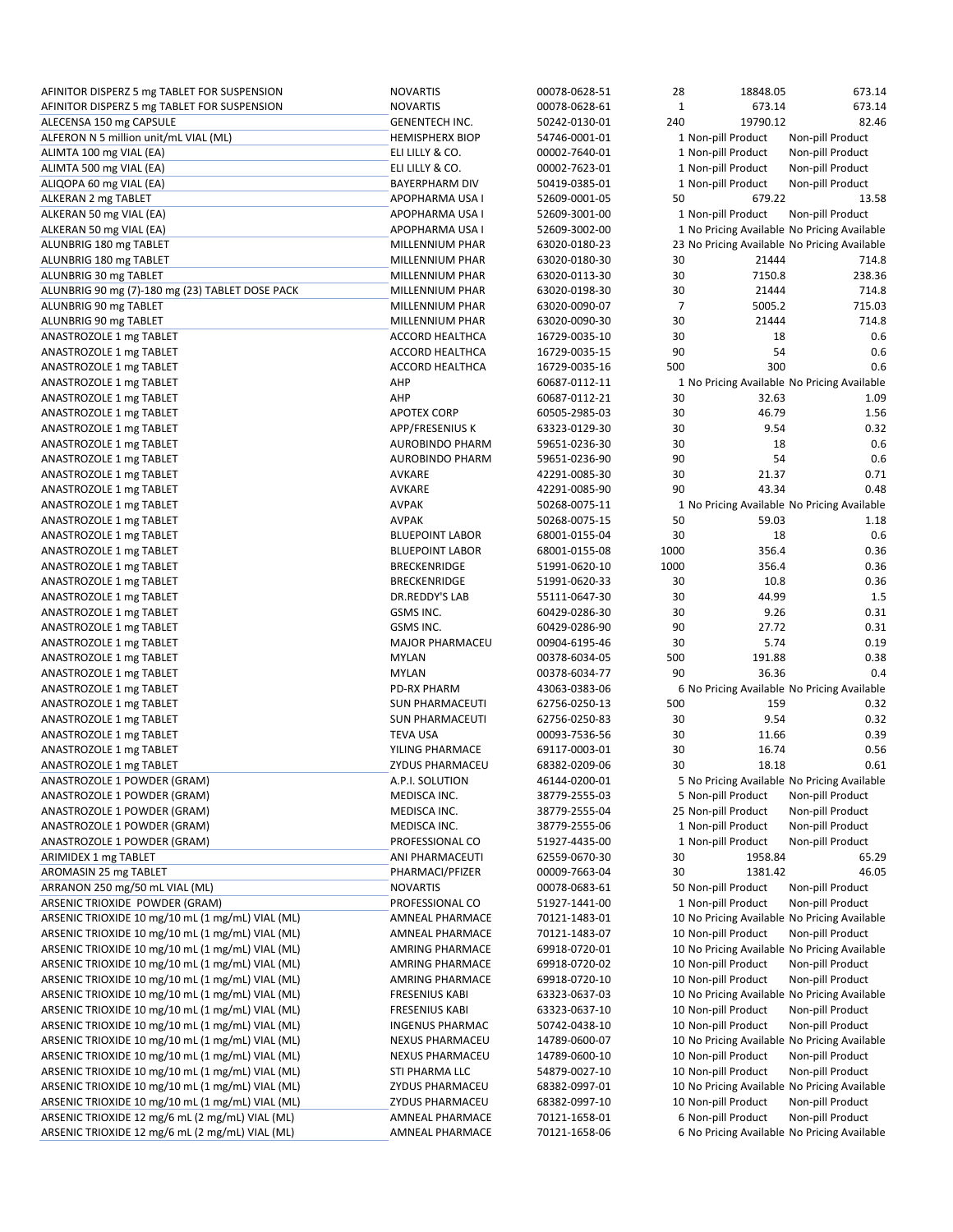| | | | | | |
|---|---|---|---|---|---|
| AFINITOR DISPERZ 5 mg TABLET FOR SUSPENSION | NOVARTIS | 00078-0628-51 | 28 | 18848.05 | 673.14 |
| AFINITOR DISPERZ 5 mg TABLET FOR SUSPENSION | NOVARTIS | 00078-0628-61 | 1 | 673.14 | 673.14 |
| ALECENSA 150 mg CAPSULE | GENENTECH INC. | 50242-0130-01 | 240 | 19790.12 | 82.46 |
| ALFERON N 5 million unit/mL VIAL (ML) | HEMISPHERX BIOP | 54746-0001-01 | 1 | Non-pill Product | Non-pill Product |
| ALIMTA 100 mg VIAL (EA) | ELI LILLY & CO. | 00002-7640-01 | 1 | Non-pill Product | Non-pill Product |
| ALIMTA 500 mg VIAL (EA) | ELI LILLY & CO. | 00002-7623-01 | 1 | Non-pill Product | Non-pill Product |
| ALIQOPA 60 mg VIAL (EA) | BAYERPHARM DIV | 50419-0385-01 | 1 | Non-pill Product | Non-pill Product |
| ALKERAN 2 mg TABLET | APOPHARMA USA I | 52609-0001-05 | 50 | 679.22 | 13.58 |
| ALKERAN 50 mg VIAL (EA) | APOPHARMA USA I | 52609-3001-00 | 1 | Non-pill Product | Non-pill Product |
| ALKERAN 50 mg VIAL (EA) | APOPHARMA USA I | 52609-3002-00 | 1 | No Pricing Available | No Pricing Available |
| ALUNBRIG 180 mg TABLET | MILLENNIUM PHAR | 63020-0180-23 | 23 | No Pricing Available | No Pricing Available |
| ALUNBRIG 180 mg TABLET | MILLENNIUM PHAR | 63020-0180-30 | 30 | 21444 | 714.8 |
| ALUNBRIG 30 mg TABLET | MILLENNIUM PHAR | 63020-0113-30 | 30 | 7150.8 | 238.36 |
| ALUNBRIG 90 mg (7)-180 mg (23) TABLET DOSE PACK | MILLENNIUM PHAR | 63020-0198-30 | 30 | 21444 | 714.8 |
| ALUNBRIG 90 mg TABLET | MILLENNIUM PHAR | 63020-0090-07 | 7 | 5005.2 | 715.03 |
| ALUNBRIG 90 mg TABLET | MILLENNIUM PHAR | 63020-0090-30 | 30 | 21444 | 714.8 |
| ANASTROZOLE 1 mg TABLET | ACCORD HEALTHCA | 16729-0035-10 | 30 | 18 | 0.6 |
| ANASTROZOLE 1 mg TABLET | ACCORD HEALTHCA | 16729-0035-15 | 90 | 54 | 0.6 |
| ANASTROZOLE 1 mg TABLET | ACCORD HEALTHCA | 16729-0035-16 | 500 | 300 | 0.6 |
| ANASTROZOLE 1 mg TABLET | AHP | 60687-0112-11 | 1 | No Pricing Available | No Pricing Available |
| ANASTROZOLE 1 mg TABLET | AHP | 60687-0112-21 | 30 | 32.63 | 1.09 |
| ANASTROZOLE 1 mg TABLET | APOTEX CORP | 60505-2985-03 | 30 | 46.79 | 1.56 |
| ANASTROZOLE 1 mg TABLET | APP/FRESENIUS K | 63323-0129-30 | 30 | 9.54 | 0.32 |
| ANASTROZOLE 1 mg TABLET | AUROBINDO PHARM | 59651-0236-30 | 30 | 18 | 0.6 |
| ANASTROZOLE 1 mg TABLET | AUROBINDO PHARM | 59651-0236-90 | 90 | 54 | 0.6 |
| ANASTROZOLE 1 mg TABLET | AVKARE | 42291-0085-30 | 30 | 21.37 | 0.71 |
| ANASTROZOLE 1 mg TABLET | AVKARE | 42291-0085-90 | 90 | 43.34 | 0.48 |
| ANASTROZOLE 1 mg TABLET | AVPAK | 50268-0075-11 | 1 | No Pricing Available | No Pricing Available |
| ANASTROZOLE 1 mg TABLET | AVPAK | 50268-0075-15 | 50 | 59.03 | 1.18 |
| ANASTROZOLE 1 mg TABLET | BLUEPOINT LABOR | 68001-0155-04 | 30 | 18 | 0.6 |
| ANASTROZOLE 1 mg TABLET | BLUEPOINT LABOR | 68001-0155-08 | 1000 | 356.4 | 0.36 |
| ANASTROZOLE 1 mg TABLET | BRECKENRIDGE | 51991-0620-10 | 1000 | 356.4 | 0.36 |
| ANASTROZOLE 1 mg TABLET | BRECKENRIDGE | 51991-0620-33 | 30 | 10.8 | 0.36 |
| ANASTROZOLE 1 mg TABLET | DR.REDDY'S LAB | 55111-0647-30 | 30 | 44.99 | 1.5 |
| ANASTROZOLE 1 mg TABLET | GSMS INC. | 60429-0286-30 | 30 | 9.26 | 0.31 |
| ANASTROZOLE 1 mg TABLET | GSMS INC. | 60429-0286-90 | 90 | 27.72 | 0.31 |
| ANASTROZOLE 1 mg TABLET | MAJOR PHARMACEU | 00904-6195-46 | 30 | 5.74 | 0.19 |
| ANASTROZOLE 1 mg TABLET | MYLAN | 00378-6034-05 | 500 | 191.88 | 0.38 |
| ANASTROZOLE 1 mg TABLET | MYLAN | 00378-6034-77 | 90 | 36.36 | 0.4 |
| ANASTROZOLE 1 mg TABLET | PD-RX PHARM | 43063-0383-06 | 6 | No Pricing Available | No Pricing Available |
| ANASTROZOLE 1 mg TABLET | SUN PHARMACEUTI | 62756-0250-13 | 500 | 159 | 0.32 |
| ANASTROZOLE 1 mg TABLET | SUN PHARMACEUTI | 62756-0250-83 | 30 | 9.54 | 0.32 |
| ANASTROZOLE 1 mg TABLET | TEVA USA | 00093-7536-56 | 30 | 11.66 | 0.39 |
| ANASTROZOLE 1 mg TABLET | YILING PHARMACE | 69117-0003-01 | 30 | 16.74 | 0.56 |
| ANASTROZOLE 1 mg TABLET | ZYDUS PHARMACEU | 68382-0209-06 | 30 | 18.18 | 0.61 |
| ANASTROZOLE 1 POWDER (GRAM) | A.P.I. SOLUTION | 46144-0200-01 | 5 | No Pricing Available | No Pricing Available |
| ANASTROZOLE 1 POWDER (GRAM) | MEDISCA INC. | 38779-2555-03 | 5 | Non-pill Product | Non-pill Product |
| ANASTROZOLE 1 POWDER (GRAM) | MEDISCA INC. | 38779-2555-04 | 25 | Non-pill Product | Non-pill Product |
| ANASTROZOLE 1 POWDER (GRAM) | MEDISCA INC. | 38779-2555-06 | 1 | Non-pill Product | Non-pill Product |
| ANASTROZOLE 1 POWDER (GRAM) | PROFESSIONAL CO | 51927-4435-00 | 1 | Non-pill Product | Non-pill Product |
| ARIMIDEX 1 mg TABLET | ANI PHARMACEUTI | 62559-0670-30 | 30 | 1958.84 | 65.29 |
| AROMASIN 25 mg TABLET | PHARMACI/PFIZER | 00009-7663-04 | 30 | 1381.42 | 46.05 |
| ARRANON 250 mg/50 mL VIAL (ML) | NOVARTIS | 00078-0683-61 | 50 | Non-pill Product | Non-pill Product |
| ARSENIC TRIOXIDE POWDER (GRAM) | PROFESSIONAL CO | 51927-1441-00 | 1 | Non-pill Product | Non-pill Product |
| ARSENIC TRIOXIDE 10 mg/10 mL (1 mg/mL) VIAL (ML) | AMNEAL PHARMACE | 70121-1483-01 | 10 | No Pricing Available | No Pricing Available |
| ARSENIC TRIOXIDE 10 mg/10 mL (1 mg/mL) VIAL (ML) | AMNEAL PHARMACE | 70121-1483-07 | 10 | Non-pill Product | Non-pill Product |
| ARSENIC TRIOXIDE 10 mg/10 mL (1 mg/mL) VIAL (ML) | AMRING PHARMACE | 69918-0720-01 | 10 | No Pricing Available | No Pricing Available |
| ARSENIC TRIOXIDE 10 mg/10 mL (1 mg/mL) VIAL (ML) | AMRING PHARMACE | 69918-0720-02 | 10 | Non-pill Product | Non-pill Product |
| ARSENIC TRIOXIDE 10 mg/10 mL (1 mg/mL) VIAL (ML) | AMRING PHARMACE | 69918-0720-10 | 10 | Non-pill Product | Non-pill Product |
| ARSENIC TRIOXIDE 10 mg/10 mL (1 mg/mL) VIAL (ML) | FRESENIUS KABI | 63323-0637-03 | 10 | No Pricing Available | No Pricing Available |
| ARSENIC TRIOXIDE 10 mg/10 mL (1 mg/mL) VIAL (ML) | FRESENIUS KABI | 63323-0637-10 | 10 | Non-pill Product | Non-pill Product |
| ARSENIC TRIOXIDE 10 mg/10 mL (1 mg/mL) VIAL (ML) | INGENUS PHARMAC | 50742-0438-10 | 10 | Non-pill Product | Non-pill Product |
| ARSENIC TRIOXIDE 10 mg/10 mL (1 mg/mL) VIAL (ML) | NEXUS PHARMACEU | 14789-0600-07 | 10 | No Pricing Available | No Pricing Available |
| ARSENIC TRIOXIDE 10 mg/10 mL (1 mg/mL) VIAL (ML) | NEXUS PHARMACEU | 14789-0600-10 | 10 | Non-pill Product | Non-pill Product |
| ARSENIC TRIOXIDE 10 mg/10 mL (1 mg/mL) VIAL (ML) | STI PHARMA LLC | 54879-0027-10 | 10 | Non-pill Product | Non-pill Product |
| ARSENIC TRIOXIDE 10 mg/10 mL (1 mg/mL) VIAL (ML) | ZYDUS PHARMACEU | 68382-0997-01 | 10 | No Pricing Available | No Pricing Available |
| ARSENIC TRIOXIDE 10 mg/10 mL (1 mg/mL) VIAL (ML) | ZYDUS PHARMACEU | 68382-0997-10 | 10 | Non-pill Product | Non-pill Product |
| ARSENIC TRIOXIDE 12 mg/6 mL (2 mg/mL) VIAL (ML) | AMNEAL PHARMACE | 70121-1658-01 | 6 | Non-pill Product | Non-pill Product |
| ARSENIC TRIOXIDE 12 mg/6 mL (2 mg/mL) VIAL (ML) | AMNEAL PHARMACE | 70121-1658-06 | 6 | No Pricing Available | No Pricing Available |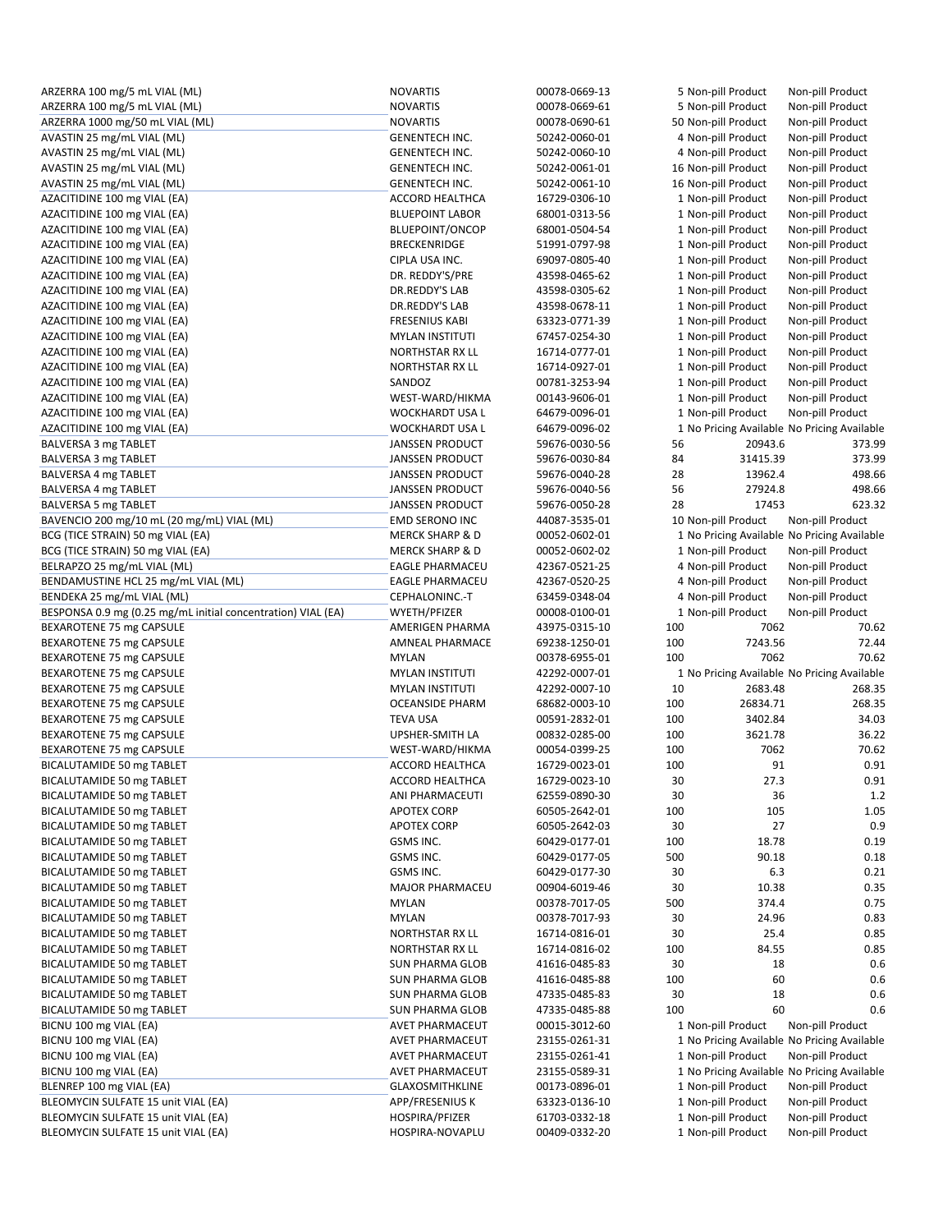| | | | | | |
|---|---|---|---|---|---|
| ARZERRA 100 mg/5 mL VIAL (ML) | NOVARTIS | 00078-0669-13 | 5 | Non-pill Product | Non-pill Product |
| ARZERRA 100 mg/5 mL VIAL (ML) | NOVARTIS | 00078-0669-61 | 5 | Non-pill Product | Non-pill Product |
| ARZERRA 1000 mg/50 mL VIAL (ML) | NOVARTIS | 00078-0690-61 | 50 | Non-pill Product | Non-pill Product |
| AVASTIN 25 mg/mL VIAL (ML) | GENENTECH INC. | 50242-0060-01 | 4 | Non-pill Product | Non-pill Product |
| AVASTIN 25 mg/mL VIAL (ML) | GENENTECH INC. | 50242-0060-10 | 4 | Non-pill Product | Non-pill Product |
| AVASTIN 25 mg/mL VIAL (ML) | GENENTECH INC. | 50242-0061-01 | 16 | Non-pill Product | Non-pill Product |
| AVASTIN 25 mg/mL VIAL (ML) | GENENTECH INC. | 50242-0061-10 | 16 | Non-pill Product | Non-pill Product |
| AZACITIDINE 100 mg VIAL (EA) | ACCORD HEALTHCA | 16729-0306-10 | 1 | Non-pill Product | Non-pill Product |
| AZACITIDINE 100 mg VIAL (EA) | BLUEPOINT LABOR | 68001-0313-56 | 1 | Non-pill Product | Non-pill Product |
| AZACITIDINE 100 mg VIAL (EA) | BLUEPOINT/ONCOP | 68001-0504-54 | 1 | Non-pill Product | Non-pill Product |
| AZACITIDINE 100 mg VIAL (EA) | BRECKENRIDGE | 51991-0797-98 | 1 | Non-pill Product | Non-pill Product |
| AZACITIDINE 100 mg VIAL (EA) | CIPLA USA INC. | 69097-0805-40 | 1 | Non-pill Product | Non-pill Product |
| AZACITIDINE 100 mg VIAL (EA) | DR. REDDY'S/PRE | 43598-0465-62 | 1 | Non-pill Product | Non-pill Product |
| AZACITIDINE 100 mg VIAL (EA) | DR.REDDY'S LAB | 43598-0305-62 | 1 | Non-pill Product | Non-pill Product |
| AZACITIDINE 100 mg VIAL (EA) | DR.REDDY'S LAB | 43598-0678-11 | 1 | Non-pill Product | Non-pill Product |
| AZACITIDINE 100 mg VIAL (EA) | FRESENIUS KABI | 63323-0771-39 | 1 | Non-pill Product | Non-pill Product |
| AZACITIDINE 100 mg VIAL (EA) | MYLAN INSTITUTI | 67457-0254-30 | 1 | Non-pill Product | Non-pill Product |
| AZACITIDINE 100 mg VIAL (EA) | NORTHSTAR RX LL | 16714-0777-01 | 1 | Non-pill Product | Non-pill Product |
| AZACITIDINE 100 mg VIAL (EA) | NORTHSTAR RX LL | 16714-0927-01 | 1 | Non-pill Product | Non-pill Product |
| AZACITIDINE 100 mg VIAL (EA) | SANDOZ | 00781-3253-94 | 1 | Non-pill Product | Non-pill Product |
| AZACITIDINE 100 mg VIAL (EA) | WEST-WARD/HIKMA | 00143-9606-01 | 1 | Non-pill Product | Non-pill Product |
| AZACITIDINE 100 mg VIAL (EA) | WOCKHARDT USA L | 64679-0096-01 | 1 | Non-pill Product | Non-pill Product |
| AZACITIDINE 100 mg VIAL (EA) | WOCKHARDT USA L | 64679-0096-02 | 1 | No Pricing Available | No Pricing Available |
| BALVERSA 3 mg TABLET | JANSSEN PRODUCT | 59676-0030-56 | 56 | 20943.6 | 373.99 |
| BALVERSA 3 mg TABLET | JANSSEN PRODUCT | 59676-0030-84 | 84 | 31415.39 | 373.99 |
| BALVERSA 4 mg TABLET | JANSSEN PRODUCT | 59676-0040-28 | 28 | 13962.4 | 498.66 |
| BALVERSA 4 mg TABLET | JANSSEN PRODUCT | 59676-0040-56 | 56 | 27924.8 | 498.66 |
| BALVERSA 5 mg TABLET | JANSSEN PRODUCT | 59676-0050-28 | 28 | 17453 | 623.32 |
| BAVENCIO 200 mg/10 mL (20 mg/mL) VIAL (ML) | EMD SERONO INC | 44087-3535-01 | 10 | Non-pill Product | Non-pill Product |
| BCG (TICE STRAIN) 50 mg VIAL (EA) | MERCK SHARP & D | 00052-0602-01 | 1 | No Pricing Available | No Pricing Available |
| BCG (TICE STRAIN) 50 mg VIAL (EA) | MERCK SHARP & D | 00052-0602-02 | 1 | Non-pill Product | Non-pill Product |
| BELRAPZO 25 mg/mL VIAL (ML) | EAGLE PHARMACEU | 42367-0521-25 | 4 | Non-pill Product | Non-pill Product |
| BENDAMUSTINE HCL 25 mg/mL VIAL (ML) | EAGLE PHARMACEU | 42367-0520-25 | 4 | Non-pill Product | Non-pill Product |
| BENDEKA 25 mg/mL VIAL (ML) | CEPHALONINC.-T | 63459-0348-04 | 4 | Non-pill Product | Non-pill Product |
| BESPONSA 0.9 mg (0.25 mg/mL initial concentration) VIAL (EA) | WYETH/PFIZER | 00008-0100-01 | 1 | Non-pill Product | Non-pill Product |
| BEXAROTENE 75 mg CAPSULE | AMERIGEN PHARMA | 43975-0315-10 | 100 | 7062 | 70.62 |
| BEXAROTENE 75 mg CAPSULE | AMNEAL PHARMACE | 69238-1250-01 | 100 | 7243.56 | 72.44 |
| BEXAROTENE 75 mg CAPSULE | MYLAN | 00378-6955-01 | 100 | 7062 | 70.62 |
| BEXAROTENE 75 mg CAPSULE | MYLAN INSTITUTI | 42292-0007-01 | 1 | No Pricing Available | No Pricing Available |
| BEXAROTENE 75 mg CAPSULE | MYLAN INSTITUTI | 42292-0007-10 | 10 | 2683.48 | 268.35 |
| BEXAROTENE 75 mg CAPSULE | OCEANSIDE PHARM | 68682-0003-10 | 100 | 26834.71 | 268.35 |
| BEXAROTENE 75 mg CAPSULE | TEVA USA | 00591-2832-01 | 100 | 3402.84 | 34.03 |
| BEXAROTENE 75 mg CAPSULE | UPSHER-SMITH LA | 00832-0285-00 | 100 | 3621.78 | 36.22 |
| BEXAROTENE 75 mg CAPSULE | WEST-WARD/HIKMA | 00054-0399-25 | 100 | 7062 | 70.62 |
| BICALUTAMIDE 50 mg TABLET | ACCORD HEALTHCA | 16729-0023-01 | 100 | 91 | 0.91 |
| BICALUTAMIDE 50 mg TABLET | ACCORD HEALTHCA | 16729-0023-10 | 30 | 27.3 | 0.91 |
| BICALUTAMIDE 50 mg TABLET | ANI PHARMACEUTI | 62559-0890-30 | 30 | 36 | 1.2 |
| BICALUTAMIDE 50 mg TABLET | APOTEX CORP | 60505-2642-01 | 100 | 105 | 1.05 |
| BICALUTAMIDE 50 mg TABLET | APOTEX CORP | 60505-2642-03 | 30 | 27 | 0.9 |
| BICALUTAMIDE 50 mg TABLET | GSMS INC. | 60429-0177-01 | 100 | 18.78 | 0.19 |
| BICALUTAMIDE 50 mg TABLET | GSMS INC. | 60429-0177-05 | 500 | 90.18 | 0.18 |
| BICALUTAMIDE 50 mg TABLET | GSMS INC. | 60429-0177-30 | 30 | 6.3 | 0.21 |
| BICALUTAMIDE 50 mg TABLET | MAJOR PHARMACEU | 00904-6019-46 | 30 | 10.38 | 0.35 |
| BICALUTAMIDE 50 mg TABLET | MYLAN | 00378-7017-05 | 500 | 374.4 | 0.75 |
| BICALUTAMIDE 50 mg TABLET | MYLAN | 00378-7017-93 | 30 | 24.96 | 0.83 |
| BICALUTAMIDE 50 mg TABLET | NORTHSTAR RX LL | 16714-0816-01 | 30 | 25.4 | 0.85 |
| BICALUTAMIDE 50 mg TABLET | NORTHSTAR RX LL | 16714-0816-02 | 100 | 84.55 | 0.85 |
| BICALUTAMIDE 50 mg TABLET | SUN PHARMA GLOB | 41616-0485-83 | 30 | 18 | 0.6 |
| BICALUTAMIDE 50 mg TABLET | SUN PHARMA GLOB | 41616-0485-88 | 100 | 60 | 0.6 |
| BICALUTAMIDE 50 mg TABLET | SUN PHARMA GLOB | 47335-0485-83 | 30 | 18 | 0.6 |
| BICALUTAMIDE 50 mg TABLET | SUN PHARMA GLOB | 47335-0485-88 | 100 | 60 | 0.6 |
| BICNU 100 mg VIAL (EA) | AVET PHARMACEUT | 00015-3012-60 | 1 | Non-pill Product | Non-pill Product |
| BICNU 100 mg VIAL (EA) | AVET PHARMACEUT | 23155-0261-31 | 1 | No Pricing Available | No Pricing Available |
| BICNU 100 mg VIAL (EA) | AVET PHARMACEUT | 23155-0261-41 | 1 | Non-pill Product | Non-pill Product |
| BICNU 100 mg VIAL (EA) | AVET PHARMACEUT | 23155-0589-31 | 1 | No Pricing Available | No Pricing Available |
| BLENREP 100 mg VIAL (EA) | GLAXOSMITHKLINE | 00173-0896-01 | 1 | Non-pill Product | Non-pill Product |
| BLEOMYCIN SULFATE 15 unit VIAL (EA) | APP/FRESENIUS K | 63323-0136-10 | 1 | Non-pill Product | Non-pill Product |
| BLEOMYCIN SULFATE 15 unit VIAL (EA) | HOSPIRA/PFIZER | 61703-0332-18 | 1 | Non-pill Product | Non-pill Product |
| BLEOMYCIN SULFATE 15 unit VIAL (EA) | HOSPIRA-NOVAPLU | 00409-0332-20 | 1 | Non-pill Product | Non-pill Product |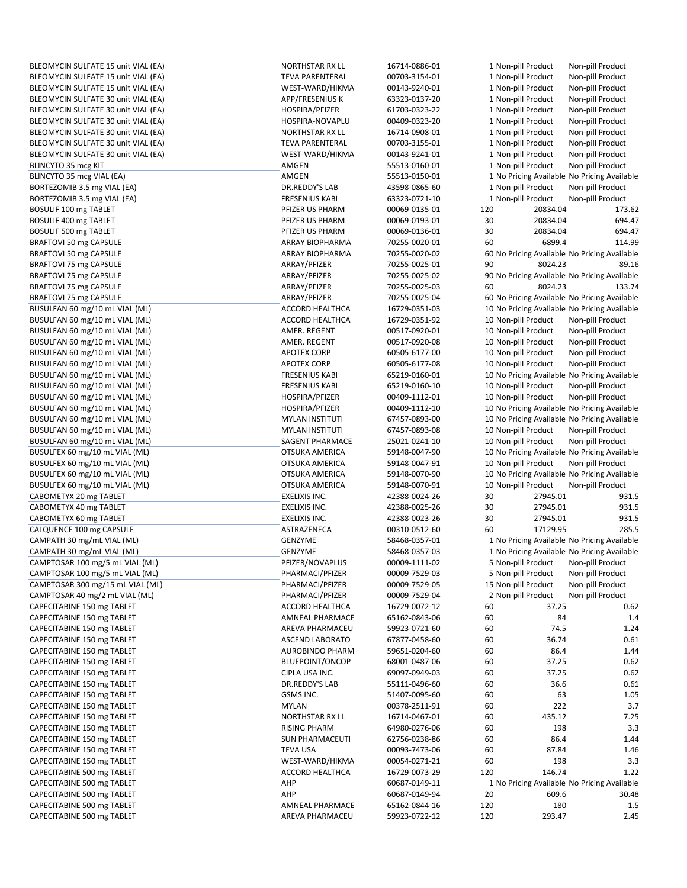| | | | | | |
|---|---|---|---|---|---|
| BLEOMYCIN SULFATE 15 unit VIAL (EA) | NORTHSTAR RX LL | 16714-0886-01 | 1 | Non-pill Product | Non-pill Product |
| BLEOMYCIN SULFATE 15 unit VIAL (EA) | TEVA PARENTERAL | 00703-3154-01 | 1 | Non-pill Product | Non-pill Product |
| BLEOMYCIN SULFATE 15 unit VIAL (EA) | WEST-WARD/HIKMA | 00143-9240-01 | 1 | Non-pill Product | Non-pill Product |
| BLEOMYCIN SULFATE 30 unit VIAL (EA) | APP/FRESENIUS K | 63323-0137-20 | 1 | Non-pill Product | Non-pill Product |
| BLEOMYCIN SULFATE 30 unit VIAL (EA) | HOSPIRA/PFIZER | 61703-0323-22 | 1 | Non-pill Product | Non-pill Product |
| BLEOMYCIN SULFATE 30 unit VIAL (EA) | HOSPIRA-NOVAPLU | 00409-0323-20 | 1 | Non-pill Product | Non-pill Product |
| BLEOMYCIN SULFATE 30 unit VIAL (EA) | NORTHSTAR RX LL | 16714-0908-01 | 1 | Non-pill Product | Non-pill Product |
| BLEOMYCIN SULFATE 30 unit VIAL (EA) | TEVA PARENTERAL | 00703-3155-01 | 1 | Non-pill Product | Non-pill Product |
| BLEOMYCIN SULFATE 30 unit VIAL (EA) | WEST-WARD/HIKMA | 00143-9241-01 | 1 | Non-pill Product | Non-pill Product |
| BLINCYTO 35 mcg KIT | AMGEN | 55513-0160-01 | 1 | Non-pill Product | Non-pill Product |
| BLINCYTO 35 mcg VIAL (EA) | AMGEN | 55513-0150-01 | 1 | No Pricing Available | No Pricing Available |
| BORTEZOMIB 3.5 mg VIAL (EA) | DR.REDDY'S LAB | 43598-0865-60 | 1 | Non-pill Product | Non-pill Product |
| BORTEZOMIB 3.5 mg VIAL (EA) | FRESENIUS KABI | 63323-0721-10 | 1 | Non-pill Product | Non-pill Product |
| BOSULIF 100 mg TABLET | PFIZER US PHARM | 00069-0135-01 | 120 | 20834.04 | 173.62 |
| BOSULIF 400 mg TABLET | PFIZER US PHARM | 00069-0193-01 | 30 | 20834.04 | 694.47 |
| BOSULIF 500 mg TABLET | PFIZER US PHARM | 00069-0136-01 | 30 | 20834.04 | 694.47 |
| BRAFTOVI 50 mg CAPSULE | ARRAY BIOPHARMA | 70255-0020-01 | 60 | 6899.4 | 114.99 |
| BRAFTOVI 50 mg CAPSULE | ARRAY BIOPHARMA | 70255-0020-02 | 60 | No Pricing Available | No Pricing Available |
| BRAFTOVI 75 mg CAPSULE | ARRAY/PFIZER | 70255-0025-01 | 90 | 8024.23 | 89.16 |
| BRAFTOVI 75 mg CAPSULE | ARRAY/PFIZER | 70255-0025-02 | 90 | No Pricing Available | No Pricing Available |
| BRAFTOVI 75 mg CAPSULE | ARRAY/PFIZER | 70255-0025-03 | 60 | 8024.23 | 133.74 |
| BRAFTOVI 75 mg CAPSULE | ARRAY/PFIZER | 70255-0025-04 | 60 | No Pricing Available | No Pricing Available |
| BUSULFAN 60 mg/10 mL VIAL (ML) | ACCORD HEALTHCA | 16729-0351-03 | 10 | No Pricing Available | No Pricing Available |
| BUSULFAN 60 mg/10 mL VIAL (ML) | ACCORD HEALTHCA | 16729-0351-92 | 10 | Non-pill Product | Non-pill Product |
| BUSULFAN 60 mg/10 mL VIAL (ML) | AMER. REGENT | 00517-0920-01 | 10 | Non-pill Product | Non-pill Product |
| BUSULFAN 60 mg/10 mL VIAL (ML) | AMER. REGENT | 00517-0920-08 | 10 | Non-pill Product | Non-pill Product |
| BUSULFAN 60 mg/10 mL VIAL (ML) | APOTEX CORP | 60505-6177-00 | 10 | Non-pill Product | Non-pill Product |
| BUSULFAN 60 mg/10 mL VIAL (ML) | APOTEX CORP | 60505-6177-08 | 10 | Non-pill Product | Non-pill Product |
| BUSULFAN 60 mg/10 mL VIAL (ML) | FRESENIUS KABI | 65219-0160-01 | 10 | No Pricing Available | No Pricing Available |
| BUSULFAN 60 mg/10 mL VIAL (ML) | FRESENIUS KABI | 65219-0160-10 | 10 | Non-pill Product | Non-pill Product |
| BUSULFAN 60 mg/10 mL VIAL (ML) | HOSPIRA/PFIZER | 00409-1112-01 | 10 | Non-pill Product | Non-pill Product |
| BUSULFAN 60 mg/10 mL VIAL (ML) | HOSPIRA/PFIZER | 00409-1112-10 | 10 | No Pricing Available | No Pricing Available |
| BUSULFAN 60 mg/10 mL VIAL (ML) | MYLAN INSTITUTI | 67457-0893-00 | 10 | No Pricing Available | No Pricing Available |
| BUSULFAN 60 mg/10 mL VIAL (ML) | MYLAN INSTITUTI | 67457-0893-08 | 10 | Non-pill Product | Non-pill Product |
| BUSULFAN 60 mg/10 mL VIAL (ML) | SAGENT PHARMACE | 25021-0241-10 | 10 | Non-pill Product | Non-pill Product |
| BUSULFEX 60 mg/10 mL VIAL (ML) | OTSUKA AMERICA | 59148-0047-90 | 10 | No Pricing Available | No Pricing Available |
| BUSULFEX 60 mg/10 mL VIAL (ML) | OTSUKA AMERICA | 59148-0047-91 | 10 | Non-pill Product | Non-pill Product |
| BUSULFEX 60 mg/10 mL VIAL (ML) | OTSUKA AMERICA | 59148-0070-90 | 10 | No Pricing Available | No Pricing Available |
| BUSULFEX 60 mg/10 mL VIAL (ML) | OTSUKA AMERICA | 59148-0070-91 | 10 | Non-pill Product | Non-pill Product |
| CABOMETYX 20 mg TABLET | EXELIXIS INC. | 42388-0024-26 | 30 | 27945.01 | 931.5 |
| CABOMETYX 40 mg TABLET | EXELIXIS INC. | 42388-0025-26 | 30 | 27945.01 | 931.5 |
| CABOMETYX 60 mg TABLET | EXELIXIS INC. | 42388-0023-26 | 30 | 27945.01 | 931.5 |
| CALQUENCE 100 mg CAPSULE | ASTRAZENECA | 00310-0512-60 | 60 | 17129.95 | 285.5 |
| CAMPATH 30 mg/mL VIAL (ML) | GENZYME | 58468-0357-01 | 1 | No Pricing Available | No Pricing Available |
| CAMPATH 30 mg/mL VIAL (ML) | GENZYME | 58468-0357-03 | 1 | No Pricing Available | No Pricing Available |
| CAMPTOSAR 100 mg/5 mL VIAL (ML) | PFIZER/NOVAPLUS | 00009-1111-02 | 5 | Non-pill Product | Non-pill Product |
| CAMPTOSAR 100 mg/5 mL VIAL (ML) | PHARMACI/PFIZER | 00009-7529-03 | 5 | Non-pill Product | Non-pill Product |
| CAMPTOSAR 300 mg/15 mL VIAL (ML) | PHARMACI/PFIZER | 00009-7529-05 | 15 | Non-pill Product | Non-pill Product |
| CAMPTOSAR 40 mg/2 mL VIAL (ML) | PHARMACI/PFIZER | 00009-7529-04 | 2 | Non-pill Product | Non-pill Product |
| CAPECITABINE 150 mg TABLET | ACCORD HEALTHCA | 16729-0072-12 | 60 | 37.25 | 0.62 |
| CAPECITABINE 150 mg TABLET | AMNEAL PHARMACE | 65162-0843-06 | 60 | 84 | 1.4 |
| CAPECITABINE 150 mg TABLET | AREVA PHARMACEU | 59923-0721-60 | 60 | 74.5 | 1.24 |
| CAPECITABINE 150 mg TABLET | ASCEND LABORATO | 67877-0458-60 | 60 | 36.74 | 0.61 |
| CAPECITABINE 150 mg TABLET | AUROBINDO PHARM | 59651-0204-60 | 60 | 86.4 | 1.44 |
| CAPECITABINE 150 mg TABLET | BLUEPOINT/ONCOP | 68001-0487-06 | 60 | 37.25 | 0.62 |
| CAPECITABINE 150 mg TABLET | CIPLA USA INC. | 69097-0949-03 | 60 | 37.25 | 0.62 |
| CAPECITABINE 150 mg TABLET | DR.REDDY'S LAB | 55111-0496-60 | 60 | 36.6 | 0.61 |
| CAPECITABINE 150 mg TABLET | GSMS INC. | 51407-0095-60 | 60 | 63 | 1.05 |
| CAPECITABINE 150 mg TABLET | MYLAN | 00378-2511-91 | 60 | 222 | 3.7 |
| CAPECITABINE 150 mg TABLET | NORTHSTAR RX LL | 16714-0467-01 | 60 | 435.12 | 7.25 |
| CAPECITABINE 150 mg TABLET | RISING PHARM | 64980-0276-06 | 60 | 198 | 3.3 |
| CAPECITABINE 150 mg TABLET | SUN PHARMACEUTI | 62756-0238-86 | 60 | 86.4 | 1.44 |
| CAPECITABINE 150 mg TABLET | TEVA USA | 00093-7473-06 | 60 | 87.84 | 1.46 |
| CAPECITABINE 150 mg TABLET | WEST-WARD/HIKMA | 00054-0271-21 | 60 | 198 | 3.3 |
| CAPECITABINE 500 mg TABLET | ACCORD HEALTHCA | 16729-0073-29 | 120 | 146.74 | 1.22 |
| CAPECITABINE 500 mg TABLET | AHP | 60687-0149-11 | 1 | No Pricing Available | No Pricing Available |
| CAPECITABINE 500 mg TABLET | AHP | 60687-0149-94 | 20 | 609.6 | 30.48 |
| CAPECITABINE 500 mg TABLET | AMNEAL PHARMACE | 65162-0844-16 | 120 | 180 | 1.5 |
| CAPECITABINE 500 mg TABLET | AREVA PHARMACEU | 59923-0722-12 | 120 | 293.47 | 2.45 |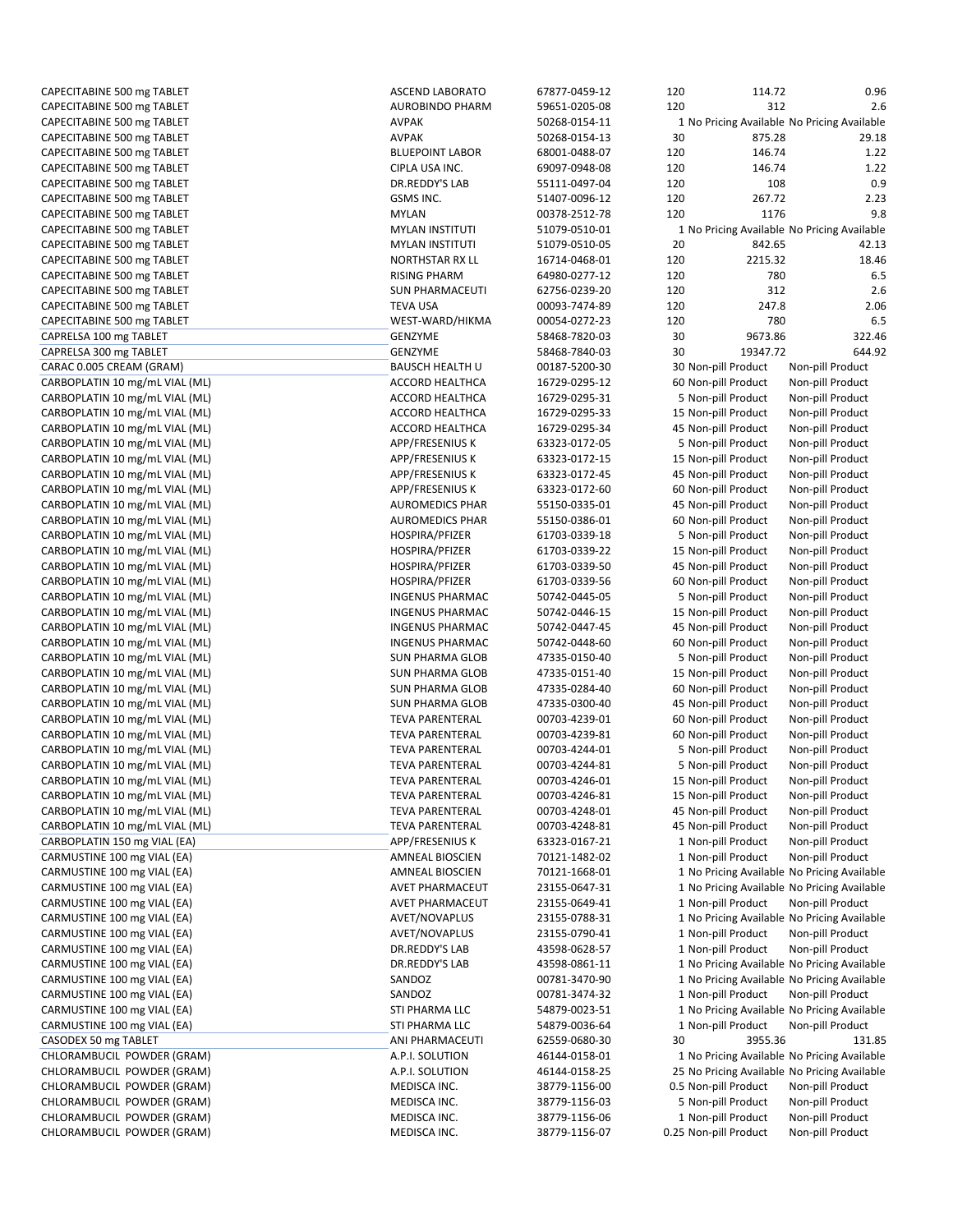| | | | | | |
|---|---|---|---|---|---|
| CAPECITABINE 500 mg TABLET | ASCEND LABORATO | 67877-0459-12 | 120 | 114.72 | 0.96 |
| CAPECITABINE 500 mg TABLET | AUROBINDO PHARM | 59651-0205-08 | 120 | 312 | 2.6 |
| CAPECITABINE 500 mg TABLET | AVPAK | 50268-0154-11 | 1 | No Pricing Available | No Pricing Available |
| CAPECITABINE 500 mg TABLET | AVPAK | 50268-0154-13 | 30 | 875.28 | 29.18 |
| CAPECITABINE 500 mg TABLET | BLUEPOINT LABOR | 68001-0488-07 | 120 | 146.74 | 1.22 |
| CAPECITABINE 500 mg TABLET | CIPLA USA INC. | 69097-0948-08 | 120 | 146.74 | 1.22 |
| CAPECITABINE 500 mg TABLET | DR.REDDY'S LAB | 55111-0497-04 | 120 | 108 | 0.9 |
| CAPECITABINE 500 mg TABLET | GSMS INC. | 51407-0096-12 | 120 | 267.72 | 2.23 |
| CAPECITABINE 500 mg TABLET | MYLAN | 00378-2512-78 | 120 | 1176 | 9.8 |
| CAPECITABINE 500 mg TABLET | MYLAN INSTITUTI | 51079-0510-01 | 1 | No Pricing Available | No Pricing Available |
| CAPECITABINE 500 mg TABLET | MYLAN INSTITUTI | 51079-0510-05 | 20 | 842.65 | 42.13 |
| CAPECITABINE 500 mg TABLET | NORTHSTAR RX LL | 16714-0468-01 | 120 | 2215.32 | 18.46 |
| CAPECITABINE 500 mg TABLET | RISING PHARM | 64980-0277-12 | 120 | 780 | 6.5 |
| CAPECITABINE 500 mg TABLET | SUN PHARMACEUTI | 62756-0239-20 | 120 | 312 | 2.6 |
| CAPECITABINE 500 mg TABLET | TEVA USA | 00093-7474-89 | 120 | 247.8 | 2.06 |
| CAPECITABINE 500 mg TABLET | WEST-WARD/HIKMA | 00054-0272-23 | 120 | 780 | 6.5 |
| CAPRELSA 100 mg TABLET | GENZYME | 58468-7820-03 | 30 | 9673.86 | 322.46 |
| CAPRELSA 300 mg TABLET | GENZYME | 58468-7840-03 | 30 | 19347.72 | 644.92 |
| CARAC 0.005 CREAM (GRAM) | BAUSCH HEALTH U | 00187-5200-30 | 30 | Non-pill Product | Non-pill Product |
| CARBOPLATIN 10 mg/mL VIAL (ML) | ACCORD HEALTHCA | 16729-0295-12 | 60 | Non-pill Product | Non-pill Product |
| CARBOPLATIN 10 mg/mL VIAL (ML) | ACCORD HEALTHCA | 16729-0295-31 | 5 | Non-pill Product | Non-pill Product |
| CARBOPLATIN 10 mg/mL VIAL (ML) | ACCORD HEALTHCA | 16729-0295-33 | 15 | Non-pill Product | Non-pill Product |
| CARBOPLATIN 10 mg/mL VIAL (ML) | ACCORD HEALTHCA | 16729-0295-34 | 45 | Non-pill Product | Non-pill Product |
| CARBOPLATIN 10 mg/mL VIAL (ML) | APP/FRESENIUS K | 63323-0172-05 | 5 | Non-pill Product | Non-pill Product |
| CARBOPLATIN 10 mg/mL VIAL (ML) | APP/FRESENIUS K | 63323-0172-15 | 15 | Non-pill Product | Non-pill Product |
| CARBOPLATIN 10 mg/mL VIAL (ML) | APP/FRESENIUS K | 63323-0172-45 | 45 | Non-pill Product | Non-pill Product |
| CARBOPLATIN 10 mg/mL VIAL (ML) | APP/FRESENIUS K | 63323-0172-60 | 60 | Non-pill Product | Non-pill Product |
| CARBOPLATIN 10 mg/mL VIAL (ML) | AUROMEDICS PHAR | 55150-0335-01 | 45 | Non-pill Product | Non-pill Product |
| CARBOPLATIN 10 mg/mL VIAL (ML) | AUROMEDICS PHAR | 55150-0386-01 | 60 | Non-pill Product | Non-pill Product |
| CARBOPLATIN 10 mg/mL VIAL (ML) | HOSPIRA/PFIZER | 61703-0339-18 | 5 | Non-pill Product | Non-pill Product |
| CARBOPLATIN 10 mg/mL VIAL (ML) | HOSPIRA/PFIZER | 61703-0339-22 | 15 | Non-pill Product | Non-pill Product |
| CARBOPLATIN 10 mg/mL VIAL (ML) | HOSPIRA/PFIZER | 61703-0339-50 | 45 | Non-pill Product | Non-pill Product |
| CARBOPLATIN 10 mg/mL VIAL (ML) | HOSPIRA/PFIZER | 61703-0339-56 | 60 | Non-pill Product | Non-pill Product |
| CARBOPLATIN 10 mg/mL VIAL (ML) | INGENUS PHARMAC | 50742-0445-05 | 5 | Non-pill Product | Non-pill Product |
| CARBOPLATIN 10 mg/mL VIAL (ML) | INGENUS PHARMAC | 50742-0446-15 | 15 | Non-pill Product | Non-pill Product |
| CARBOPLATIN 10 mg/mL VIAL (ML) | INGENUS PHARMAC | 50742-0447-45 | 45 | Non-pill Product | Non-pill Product |
| CARBOPLATIN 10 mg/mL VIAL (ML) | INGENUS PHARMAC | 50742-0448-60 | 60 | Non-pill Product | Non-pill Product |
| CARBOPLATIN 10 mg/mL VIAL (ML) | SUN PHARMA GLOB | 47335-0150-40 | 5 | Non-pill Product | Non-pill Product |
| CARBOPLATIN 10 mg/mL VIAL (ML) | SUN PHARMA GLOB | 47335-0151-40 | 15 | Non-pill Product | Non-pill Product |
| CARBOPLATIN 10 mg/mL VIAL (ML) | SUN PHARMA GLOB | 47335-0284-40 | 60 | Non-pill Product | Non-pill Product |
| CARBOPLATIN 10 mg/mL VIAL (ML) | SUN PHARMA GLOB | 47335-0300-40 | 45 | Non-pill Product | Non-pill Product |
| CARBOPLATIN 10 mg/mL VIAL (ML) | TEVA PARENTERAL | 00703-4239-01 | 60 | Non-pill Product | Non-pill Product |
| CARBOPLATIN 10 mg/mL VIAL (ML) | TEVA PARENTERAL | 00703-4239-81 | 60 | Non-pill Product | Non-pill Product |
| CARBOPLATIN 10 mg/mL VIAL (ML) | TEVA PARENTERAL | 00703-4244-01 | 5 | Non-pill Product | Non-pill Product |
| CARBOPLATIN 10 mg/mL VIAL (ML) | TEVA PARENTERAL | 00703-4244-81 | 5 | Non-pill Product | Non-pill Product |
| CARBOPLATIN 10 mg/mL VIAL (ML) | TEVA PARENTERAL | 00703-4246-01 | 15 | Non-pill Product | Non-pill Product |
| CARBOPLATIN 10 mg/mL VIAL (ML) | TEVA PARENTERAL | 00703-4246-81 | 15 | Non-pill Product | Non-pill Product |
| CARBOPLATIN 10 mg/mL VIAL (ML) | TEVA PARENTERAL | 00703-4248-01 | 45 | Non-pill Product | Non-pill Product |
| CARBOPLATIN 10 mg/mL VIAL (ML) | TEVA PARENTERAL | 00703-4248-81 | 45 | Non-pill Product | Non-pill Product |
| CARBOPLATIN 150 mg VIAL (EA) | APP/FRESENIUS K | 63323-0167-21 | 1 | Non-pill Product | Non-pill Product |
| CARMUSTINE 100 mg VIAL (EA) | AMNEAL BIOSCIEN | 70121-1482-02 | 1 | Non-pill Product | Non-pill Product |
| CARMUSTINE 100 mg VIAL (EA) | AMNEAL BIOSCIEN | 70121-1668-01 | 1 | No Pricing Available | No Pricing Available |
| CARMUSTINE 100 mg VIAL (EA) | AVET PHARMACEUT | 23155-0647-31 | 1 | No Pricing Available | No Pricing Available |
| CARMUSTINE 100 mg VIAL (EA) | AVET PHARMACEUT | 23155-0649-41 | 1 | Non-pill Product | Non-pill Product |
| CARMUSTINE 100 mg VIAL (EA) | AVET/NOVAPLUS | 23155-0788-31 | 1 | No Pricing Available | No Pricing Available |
| CARMUSTINE 100 mg VIAL (EA) | AVET/NOVAPLUS | 23155-0790-41 | 1 | Non-pill Product | Non-pill Product |
| CARMUSTINE 100 mg VIAL (EA) | DR.REDDY'S LAB | 43598-0628-57 | 1 | Non-pill Product | Non-pill Product |
| CARMUSTINE 100 mg VIAL (EA) | DR.REDDY'S LAB | 43598-0861-11 | 1 | No Pricing Available | No Pricing Available |
| CARMUSTINE 100 mg VIAL (EA) | SANDOZ | 00781-3470-90 | 1 | No Pricing Available | No Pricing Available |
| CARMUSTINE 100 mg VIAL (EA) | SANDOZ | 00781-3474-32 | 1 | Non-pill Product | Non-pill Product |
| CARMUSTINE 100 mg VIAL (EA) | STI PHARMA LLC | 54879-0023-51 | 1 | No Pricing Available | No Pricing Available |
| CARMUSTINE 100 mg VIAL (EA) | STI PHARMA LLC | 54879-0036-64 | 1 | Non-pill Product | Non-pill Product |
| CASODEX 50 mg TABLET | ANI PHARMACEUTI | 62559-0680-30 | 30 | 3955.36 | 131.85 |
| CHLORAMBUCIL POWDER (GRAM) | A.P.I. SOLUTION | 46144-0158-01 | 1 | No Pricing Available | No Pricing Available |
| CHLORAMBUCIL POWDER (GRAM) | A.P.I. SOLUTION | 46144-0158-25 | 25 | No Pricing Available | No Pricing Available |
| CHLORAMBUCIL POWDER (GRAM) | MEDISCA INC. | 38779-1156-00 | 0.5 | Non-pill Product | Non-pill Product |
| CHLORAMBUCIL POWDER (GRAM) | MEDISCA INC. | 38779-1156-03 | 5 | Non-pill Product | Non-pill Product |
| CHLORAMBUCIL POWDER (GRAM) | MEDISCA INC. | 38779-1156-06 | 1 | Non-pill Product | Non-pill Product |
| CHLORAMBUCIL POWDER (GRAM) | MEDISCA INC. | 38779-1156-07 | 0.25 | Non-pill Product | Non-pill Product |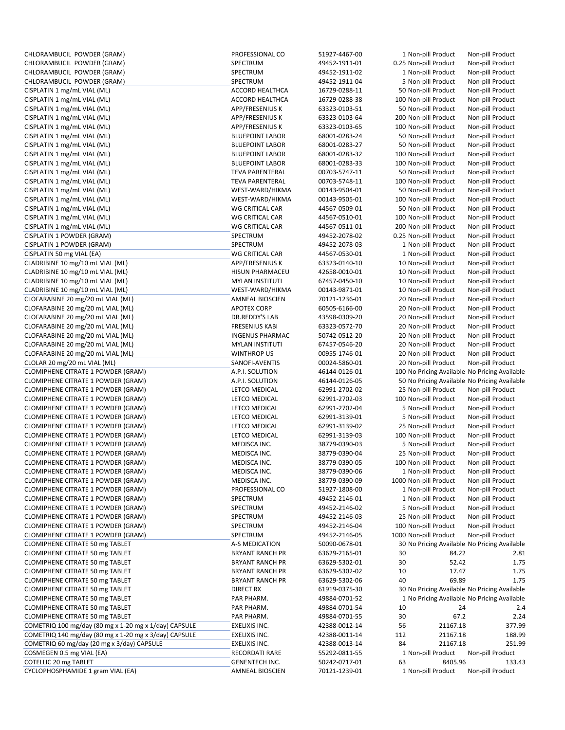| | | | | | |
|---|---|---|---|---|---|
| CHLORAMBUCIL POWDER (GRAM) | PROFESSIONAL CO | 51927-4467-00 | 1 | Non-pill Product | Non-pill Product |
| CHLORAMBUCIL POWDER (GRAM) | SPECTRUM | 49452-1911-01 | 0.25 | Non-pill Product | Non-pill Product |
| CHLORAMBUCIL POWDER (GRAM) | SPECTRUM | 49452-1911-02 | 1 | Non-pill Product | Non-pill Product |
| CHLORAMBUCIL POWDER (GRAM) | SPECTRUM | 49452-1911-04 | 5 | Non-pill Product | Non-pill Product |
| CISPLATIN 1 mg/mL VIAL (ML) | ACCORD HEALTHCA | 16729-0288-11 | 50 | Non-pill Product | Non-pill Product |
| CISPLATIN 1 mg/mL VIAL (ML) | ACCORD HEALTHCA | 16729-0288-38 | 100 | Non-pill Product | Non-pill Product |
| CISPLATIN 1 mg/mL VIAL (ML) | APP/FRESENIUS K | 63323-0103-51 | 50 | Non-pill Product | Non-pill Product |
| CISPLATIN 1 mg/mL VIAL (ML) | APP/FRESENIUS K | 63323-0103-64 | 200 | Non-pill Product | Non-pill Product |
| CISPLATIN 1 mg/mL VIAL (ML) | APP/FRESENIUS K | 63323-0103-65 | 100 | Non-pill Product | Non-pill Product |
| CISPLATIN 1 mg/mL VIAL (ML) | BLUEPOINT LABOR | 68001-0283-24 | 50 | Non-pill Product | Non-pill Product |
| CISPLATIN 1 mg/mL VIAL (ML) | BLUEPOINT LABOR | 68001-0283-27 | 50 | Non-pill Product | Non-pill Product |
| CISPLATIN 1 mg/mL VIAL (ML) | BLUEPOINT LABOR | 68001-0283-32 | 100 | Non-pill Product | Non-pill Product |
| CISPLATIN 1 mg/mL VIAL (ML) | BLUEPOINT LABOR | 68001-0283-33 | 100 | Non-pill Product | Non-pill Product |
| CISPLATIN 1 mg/mL VIAL (ML) | TEVA PARENTERAL | 00703-5747-11 | 50 | Non-pill Product | Non-pill Product |
| CISPLATIN 1 mg/mL VIAL (ML) | TEVA PARENTERAL | 00703-5748-11 | 100 | Non-pill Product | Non-pill Product |
| CISPLATIN 1 mg/mL VIAL (ML) | WEST-WARD/HIKMA | 00143-9504-01 | 50 | Non-pill Product | Non-pill Product |
| CISPLATIN 1 mg/mL VIAL (ML) | WEST-WARD/HIKMA | 00143-9505-01 | 100 | Non-pill Product | Non-pill Product |
| CISPLATIN 1 mg/mL VIAL (ML) | WG CRITICAL CAR | 44567-0509-01 | 50 | Non-pill Product | Non-pill Product |
| CISPLATIN 1 mg/mL VIAL (ML) | WG CRITICAL CAR | 44567-0510-01 | 100 | Non-pill Product | Non-pill Product |
| CISPLATIN 1 mg/mL VIAL (ML) | WG CRITICAL CAR | 44567-0511-01 | 200 | Non-pill Product | Non-pill Product |
| CISPLATIN 1 POWDER (GRAM) | SPECTRUM | 49452-2078-02 | 0.25 | Non-pill Product | Non-pill Product |
| CISPLATIN 1 POWDER (GRAM) | SPECTRUM | 49452-2078-03 | 1 | Non-pill Product | Non-pill Product |
| CISPLATIN 50 mg VIAL (EA) | WG CRITICAL CAR | 44567-0530-01 | 1 | Non-pill Product | Non-pill Product |
| CLADRIBINE 10 mg/10 mL VIAL (ML) | APP/FRESENIUS K | 63323-0140-10 | 10 | Non-pill Product | Non-pill Product |
| CLADRIBINE 10 mg/10 mL VIAL (ML) | HISUN PHARMACEU | 42658-0010-01 | 10 | Non-pill Product | Non-pill Product |
| CLADRIBINE 10 mg/10 mL VIAL (ML) | MYLAN INSTITUTI | 67457-0450-10 | 10 | Non-pill Product | Non-pill Product |
| CLADRIBINE 10 mg/10 mL VIAL (ML) | WEST-WARD/HIKMA | 00143-9871-01 | 10 | Non-pill Product | Non-pill Product |
| CLOFARABINE 20 mg/20 mL VIAL (ML) | AMNEAL BIOSCIEN | 70121-1236-01 | 20 | Non-pill Product | Non-pill Product |
| CLOFARABINE 20 mg/20 mL VIAL (ML) | APOTEX CORP | 60505-6166-00 | 20 | Non-pill Product | Non-pill Product |
| CLOFARABINE 20 mg/20 mL VIAL (ML) | DR.REDDY'S LAB | 43598-0309-20 | 20 | Non-pill Product | Non-pill Product |
| CLOFARABINE 20 mg/20 mL VIAL (ML) | FRESENIUS KABI | 63323-0572-70 | 20 | Non-pill Product | Non-pill Product |
| CLOFARABINE 20 mg/20 mL VIAL (ML) | INGENUS PHARMAC | 50742-0512-20 | 20 | Non-pill Product | Non-pill Product |
| CLOFARABINE 20 mg/20 mL VIAL (ML) | MYLAN INSTITUTI | 67457-0546-20 | 20 | Non-pill Product | Non-pill Product |
| CLOFARABINE 20 mg/20 mL VIAL (ML) | WINTHROP US | 00955-1746-01 | 20 | Non-pill Product | Non-pill Product |
| CLOLAR 20 mg/20 mL VIAL (ML) | SANOFI-AVENTIS | 00024-5860-01 | 20 | Non-pill Product | Non-pill Product |
| CLOMIPHENE CITRATE 1 POWDER (GRAM) | A.P.I. SOLUTION | 46144-0126-01 | 100 | No Pricing Available | No Pricing Available |
| CLOMIPHENE CITRATE 1 POWDER (GRAM) | A.P.I. SOLUTION | 46144-0126-05 | 50 | No Pricing Available | No Pricing Available |
| CLOMIPHENE CITRATE 1 POWDER (GRAM) | LETCO MEDICAL | 62991-2702-02 | 25 | Non-pill Product | Non-pill Product |
| CLOMIPHENE CITRATE 1 POWDER (GRAM) | LETCO MEDICAL | 62991-2702-03 | 100 | Non-pill Product | Non-pill Product |
| CLOMIPHENE CITRATE 1 POWDER (GRAM) | LETCO MEDICAL | 62991-2702-04 | 5 | Non-pill Product | Non-pill Product |
| CLOMIPHENE CITRATE 1 POWDER (GRAM) | LETCO MEDICAL | 62991-3139-01 | 5 | Non-pill Product | Non-pill Product |
| CLOMIPHENE CITRATE 1 POWDER (GRAM) | LETCO MEDICAL | 62991-3139-02 | 25 | Non-pill Product | Non-pill Product |
| CLOMIPHENE CITRATE 1 POWDER (GRAM) | LETCO MEDICAL | 62991-3139-03 | 100 | Non-pill Product | Non-pill Product |
| CLOMIPHENE CITRATE 1 POWDER (GRAM) | MEDISCA INC. | 38779-0390-03 | 5 | Non-pill Product | Non-pill Product |
| CLOMIPHENE CITRATE 1 POWDER (GRAM) | MEDISCA INC. | 38779-0390-04 | 25 | Non-pill Product | Non-pill Product |
| CLOMIPHENE CITRATE 1 POWDER (GRAM) | MEDISCA INC. | 38779-0390-05 | 100 | Non-pill Product | Non-pill Product |
| CLOMIPHENE CITRATE 1 POWDER (GRAM) | MEDISCA INC. | 38779-0390-06 | 1 | Non-pill Product | Non-pill Product |
| CLOMIPHENE CITRATE 1 POWDER (GRAM) | MEDISCA INC. | 38779-0390-09 | 1000 | Non-pill Product | Non-pill Product |
| CLOMIPHENE CITRATE 1 POWDER (GRAM) | PROFESSIONAL CO | 51927-1808-00 | 1 | Non-pill Product | Non-pill Product |
| CLOMIPHENE CITRATE 1 POWDER (GRAM) | SPECTRUM | 49452-2146-01 | 1 | Non-pill Product | Non-pill Product |
| CLOMIPHENE CITRATE 1 POWDER (GRAM) | SPECTRUM | 49452-2146-02 | 5 | Non-pill Product | Non-pill Product |
| CLOMIPHENE CITRATE 1 POWDER (GRAM) | SPECTRUM | 49452-2146-03 | 25 | Non-pill Product | Non-pill Product |
| CLOMIPHENE CITRATE 1 POWDER (GRAM) | SPECTRUM | 49452-2146-04 | 100 | Non-pill Product | Non-pill Product |
| CLOMIPHENE CITRATE 1 POWDER (GRAM) | SPECTRUM | 49452-2146-05 | 1000 | Non-pill Product | Non-pill Product |
| CLOMIPHENE CITRATE 50 mg TABLET | A-S MEDICATION | 50090-0678-01 | 30 | No Pricing Available | No Pricing Available |
| CLOMIPHENE CITRATE 50 mg TABLET | BRYANT RANCH PR | 63629-2165-01 | 30 | 84.22 | 2.81 |
| CLOMIPHENE CITRATE 50 mg TABLET | BRYANT RANCH PR | 63629-5302-01 | 30 | 52.42 | 1.75 |
| CLOMIPHENE CITRATE 50 mg TABLET | BRYANT RANCH PR | 63629-5302-02 | 10 | 17.47 | 1.75 |
| CLOMIPHENE CITRATE 50 mg TABLET | BRYANT RANCH PR | 63629-5302-06 | 40 | 69.89 | 1.75 |
| CLOMIPHENE CITRATE 50 mg TABLET | DIRECT RX | 61919-0375-30 | 30 | No Pricing Available | No Pricing Available |
| CLOMIPHENE CITRATE 50 mg TABLET | PAR PHARM. | 49884-0701-52 | 1 | No Pricing Available | No Pricing Available |
| CLOMIPHENE CITRATE 50 mg TABLET | PAR PHARM. | 49884-0701-54 | 10 | 24 | 2.4 |
| CLOMIPHENE CITRATE 50 mg TABLET | PAR PHARM. | 49884-0701-55 | 30 | 67.2 | 2.24 |
| COMETRIQ 100 mg/day (80 mg x 1-20 mg x 1/day) CAPSULE | EXELIXIS INC. | 42388-0012-14 | 56 | 21167.18 | 377.99 |
| COMETRIQ 140 mg/day (80 mg x 1-20 mg x 3/day) CAPSULE | EXELIXIS INC. | 42388-0011-14 | 112 | 21167.18 | 188.99 |
| COMETRIQ 60 mg/day (20 mg x 3/day) CAPSULE | EXELIXIS INC. | 42388-0013-14 | 84 | 21167.18 | 251.99 |
| COSMEGEN 0.5 mg VIAL (EA) | RECORDATI RARE | 55292-0811-55 | 1 | Non-pill Product | Non-pill Product |
| COTELLIC 20 mg TABLET | GENENTECH INC. | 50242-0717-01 | 63 | 8405.96 | 133.43 |
| CYCLOPHOSPHAMIDE 1 gram VIAL (EA) | AMNEAL BIOSCIEN | 70121-1239-01 | 1 | Non-pill Product | Non-pill Product |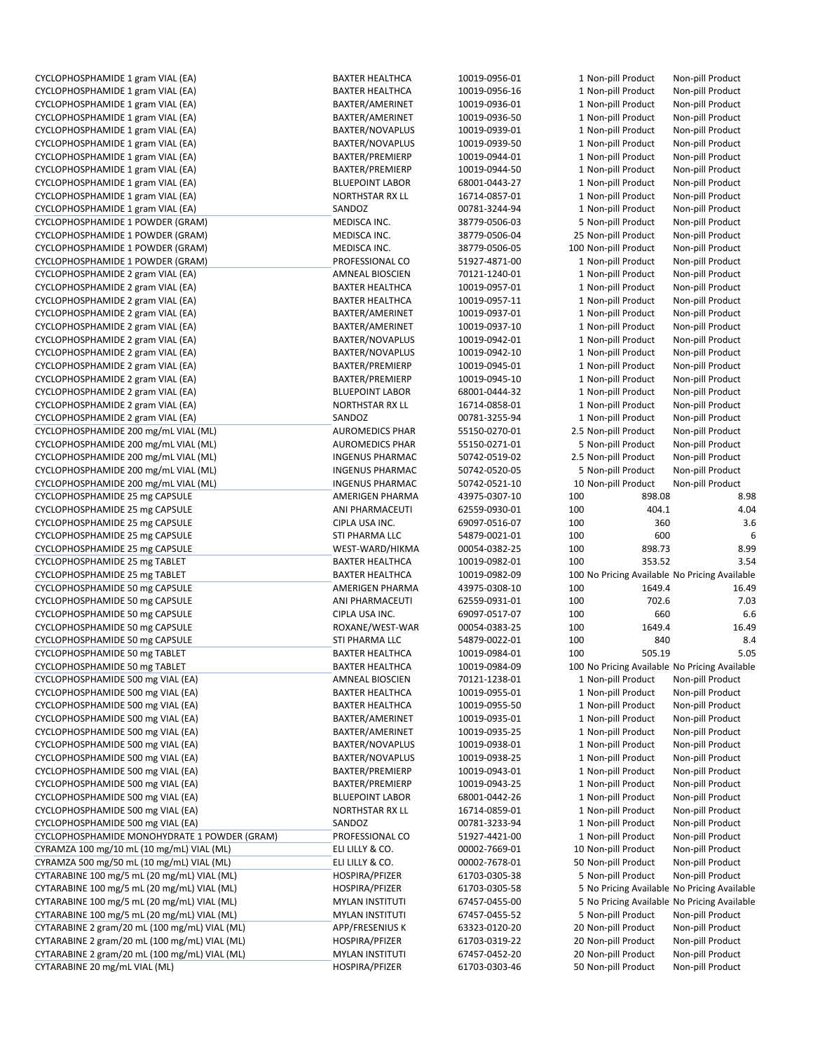| | | | | | |
|---|---|---|---|---|---|
| CYCLOPHOSPHAMIDE 1 gram VIAL (EA) | BAXTER HEALTHCA | 10019-0956-01 | 1 | Non-pill Product | Non-pill Product |
| CYCLOPHOSPHAMIDE 1 gram VIAL (EA) | BAXTER HEALTHCA | 10019-0956-16 | 1 | Non-pill Product | Non-pill Product |
| CYCLOPHOSPHAMIDE 1 gram VIAL (EA) | BAXTER/AMERINET | 10019-0936-01 | 1 | Non-pill Product | Non-pill Product |
| CYCLOPHOSPHAMIDE 1 gram VIAL (EA) | BAXTER/AMERINET | 10019-0936-50 | 1 | Non-pill Product | Non-pill Product |
| CYCLOPHOSPHAMIDE 1 gram VIAL (EA) | BAXTER/NOVAPLUS | 10019-0939-01 | 1 | Non-pill Product | Non-pill Product |
| CYCLOPHOSPHAMIDE 1 gram VIAL (EA) | BAXTER/NOVAPLUS | 10019-0939-50 | 1 | Non-pill Product | Non-pill Product |
| CYCLOPHOSPHAMIDE 1 gram VIAL (EA) | BAXTER/PREMIERP | 10019-0944-01 | 1 | Non-pill Product | Non-pill Product |
| CYCLOPHOSPHAMIDE 1 gram VIAL (EA) | BAXTER/PREMIERP | 10019-0944-50 | 1 | Non-pill Product | Non-pill Product |
| CYCLOPHOSPHAMIDE 1 gram VIAL (EA) | BLUEPOINT LABOR | 68001-0443-27 | 1 | Non-pill Product | Non-pill Product |
| CYCLOPHOSPHAMIDE 1 gram VIAL (EA) | NORTHSTAR RX LL | 16714-0857-01 | 1 | Non-pill Product | Non-pill Product |
| CYCLOPHOSPHAMIDE 1 gram VIAL (EA) | SANDOZ | 00781-3244-94 | 1 | Non-pill Product | Non-pill Product |
| CYCLOPHOSPHAMIDE 1 POWDER (GRAM) | MEDISCA INC. | 38779-0506-03 | 5 | Non-pill Product | Non-pill Product |
| CYCLOPHOSPHAMIDE 1 POWDER (GRAM) | MEDISCA INC. | 38779-0506-04 | 25 | Non-pill Product | Non-pill Product |
| CYCLOPHOSPHAMIDE 1 POWDER (GRAM) | MEDISCA INC. | 38779-0506-05 | 100 | Non-pill Product | Non-pill Product |
| CYCLOPHOSPHAMIDE 1 POWDER (GRAM) | PROFESSIONAL CO | 51927-4871-00 | 1 | Non-pill Product | Non-pill Product |
| CYCLOPHOSPHAMIDE 2 gram VIAL (EA) | AMNEAL BIOSCIEN | 70121-1240-01 | 1 | Non-pill Product | Non-pill Product |
| CYCLOPHOSPHAMIDE 2 gram VIAL (EA) | BAXTER HEALTHCA | 10019-0957-01 | 1 | Non-pill Product | Non-pill Product |
| CYCLOPHOSPHAMIDE 2 gram VIAL (EA) | BAXTER HEALTHCA | 10019-0957-11 | 1 | Non-pill Product | Non-pill Product |
| CYCLOPHOSPHAMIDE 2 gram VIAL (EA) | BAXTER/AMERINET | 10019-0937-01 | 1 | Non-pill Product | Non-pill Product |
| CYCLOPHOSPHAMIDE 2 gram VIAL (EA) | BAXTER/AMERINET | 10019-0937-10 | 1 | Non-pill Product | Non-pill Product |
| CYCLOPHOSPHAMIDE 2 gram VIAL (EA) | BAXTER/NOVAPLUS | 10019-0942-01 | 1 | Non-pill Product | Non-pill Product |
| CYCLOPHOSPHAMIDE 2 gram VIAL (EA) | BAXTER/NOVAPLUS | 10019-0942-10 | 1 | Non-pill Product | Non-pill Product |
| CYCLOPHOSPHAMIDE 2 gram VIAL (EA) | BAXTER/PREMIERP | 10019-0945-01 | 1 | Non-pill Product | Non-pill Product |
| CYCLOPHOSPHAMIDE 2 gram VIAL (EA) | BAXTER/PREMIERP | 10019-0945-10 | 1 | Non-pill Product | Non-pill Product |
| CYCLOPHOSPHAMIDE 2 gram VIAL (EA) | BLUEPOINT LABOR | 68001-0444-32 | 1 | Non-pill Product | Non-pill Product |
| CYCLOPHOSPHAMIDE 2 gram VIAL (EA) | NORTHSTAR RX LL | 16714-0858-01 | 1 | Non-pill Product | Non-pill Product |
| CYCLOPHOSPHAMIDE 2 gram VIAL (EA) | SANDOZ | 00781-3255-94 | 1 | Non-pill Product | Non-pill Product |
| CYCLOPHOSPHAMIDE 200 mg/mL VIAL (ML) | AUROMEDICS PHAR | 55150-0270-01 | 2.5 | Non-pill Product | Non-pill Product |
| CYCLOPHOSPHAMIDE 200 mg/mL VIAL (ML) | AUROMEDICS PHAR | 55150-0271-01 | 5 | Non-pill Product | Non-pill Product |
| CYCLOPHOSPHAMIDE 200 mg/mL VIAL (ML) | INGENUS PHARMAC | 50742-0519-02 | 2.5 | Non-pill Product | Non-pill Product |
| CYCLOPHOSPHAMIDE 200 mg/mL VIAL (ML) | INGENUS PHARMAC | 50742-0520-05 | 5 | Non-pill Product | Non-pill Product |
| CYCLOPHOSPHAMIDE 200 mg/mL VIAL (ML) | INGENUS PHARMAC | 50742-0521-10 | 10 | Non-pill Product | Non-pill Product |
| CYCLOPHOSPHAMIDE 25 mg CAPSULE | AMERIGEN PHARMA | 43975-0307-10 | 100 | 898.08 | 8.98 |
| CYCLOPHOSPHAMIDE 25 mg CAPSULE | ANI PHARMACEUTI | 62559-0930-01 | 100 | 404.1 | 4.04 |
| CYCLOPHOSPHAMIDE 25 mg CAPSULE | CIPLA USA INC. | 69097-0516-07 | 100 | 360 | 3.6 |
| CYCLOPHOSPHAMIDE 25 mg CAPSULE | STI PHARMA LLC | 54879-0021-01 | 100 | 600 | 6 |
| CYCLOPHOSPHAMIDE 25 mg CAPSULE | WEST-WARD/HIKMA | 00054-0382-25 | 100 | 898.73 | 8.99 |
| CYCLOPHOSPHAMIDE 25 mg TABLET | BAXTER HEALTHCA | 10019-0982-01 | 100 | 353.52 | 3.54 |
| CYCLOPHOSPHAMIDE 25 mg TABLET | BAXTER HEALTHCA | 10019-0982-09 | 100 | No Pricing Available | No Pricing Available |
| CYCLOPHOSPHAMIDE 50 mg CAPSULE | AMERIGEN PHARMA | 43975-0308-10 | 100 | 1649.4 | 16.49 |
| CYCLOPHOSPHAMIDE 50 mg CAPSULE | ANI PHARMACEUTI | 62559-0931-01 | 100 | 702.6 | 7.03 |
| CYCLOPHOSPHAMIDE 50 mg CAPSULE | CIPLA USA INC. | 69097-0517-07 | 100 | 660 | 6.6 |
| CYCLOPHOSPHAMIDE 50 mg CAPSULE | ROXANE/WEST-WAR | 00054-0383-25 | 100 | 1649.4 | 16.49 |
| CYCLOPHOSPHAMIDE 50 mg CAPSULE | STI PHARMA LLC | 54879-0022-01 | 100 | 840 | 8.4 |
| CYCLOPHOSPHAMIDE 50 mg TABLET | BAXTER HEALTHCA | 10019-0984-01 | 100 | 505.19 | 5.05 |
| CYCLOPHOSPHAMIDE 50 mg TABLET | BAXTER HEALTHCA | 10019-0984-09 | 100 | No Pricing Available | No Pricing Available |
| CYCLOPHOSPHAMIDE 500 mg VIAL (EA) | AMNEAL BIOSCIEN | 70121-1238-01 | 1 | Non-pill Product | Non-pill Product |
| CYCLOPHOSPHAMIDE 500 mg VIAL (EA) | BAXTER HEALTHCA | 10019-0955-01 | 1 | Non-pill Product | Non-pill Product |
| CYCLOPHOSPHAMIDE 500 mg VIAL (EA) | BAXTER HEALTHCA | 10019-0955-50 | 1 | Non-pill Product | Non-pill Product |
| CYCLOPHOSPHAMIDE 500 mg VIAL (EA) | BAXTER/AMERINET | 10019-0935-01 | 1 | Non-pill Product | Non-pill Product |
| CYCLOPHOSPHAMIDE 500 mg VIAL (EA) | BAXTER/AMERINET | 10019-0935-25 | 1 | Non-pill Product | Non-pill Product |
| CYCLOPHOSPHAMIDE 500 mg VIAL (EA) | BAXTER/NOVAPLUS | 10019-0938-01 | 1 | Non-pill Product | Non-pill Product |
| CYCLOPHOSPHAMIDE 500 mg VIAL (EA) | BAXTER/NOVAPLUS | 10019-0938-25 | 1 | Non-pill Product | Non-pill Product |
| CYCLOPHOSPHAMIDE 500 mg VIAL (EA) | BAXTER/PREMIERP | 10019-0943-01 | 1 | Non-pill Product | Non-pill Product |
| CYCLOPHOSPHAMIDE 500 mg VIAL (EA) | BAXTER/PREMIERP | 10019-0943-25 | 1 | Non-pill Product | Non-pill Product |
| CYCLOPHOSPHAMIDE 500 mg VIAL (EA) | BLUEPOINT LABOR | 68001-0442-26 | 1 | Non-pill Product | Non-pill Product |
| CYCLOPHOSPHAMIDE 500 mg VIAL (EA) | NORTHSTAR RX LL | 16714-0859-01 | 1 | Non-pill Product | Non-pill Product |
| CYCLOPHOSPHAMIDE 500 mg VIAL (EA) | SANDOZ | 00781-3233-94 | 1 | Non-pill Product | Non-pill Product |
| CYCLOPHOSPHAMIDE MONOHYDRATE 1 POWDER (GRAM) | PROFESSIONAL CO | 51927-4421-00 | 1 | Non-pill Product | Non-pill Product |
| CYRAMZA 100 mg/10 mL (10 mg/mL) VIAL (ML) | ELI LILLY & CO. | 00002-7669-01 | 10 | Non-pill Product | Non-pill Product |
| CYRAMZA 500 mg/50 mL (10 mg/mL) VIAL (ML) | ELI LILLY & CO. | 00002-7678-01 | 50 | Non-pill Product | Non-pill Product |
| CYTARABINE 100 mg/5 mL (20 mg/mL) VIAL (ML) | HOSPIRA/PFIZER | 61703-0305-38 | 5 | Non-pill Product | Non-pill Product |
| CYTARABINE 100 mg/5 mL (20 mg/mL) VIAL (ML) | HOSPIRA/PFIZER | 61703-0305-58 | 5 | No Pricing Available | No Pricing Available |
| CYTARABINE 100 mg/5 mL (20 mg/mL) VIAL (ML) | MYLAN INSTITUTI | 67457-0455-00 | 5 | No Pricing Available | No Pricing Available |
| CYTARABINE 100 mg/5 mL (20 mg/mL) VIAL (ML) | MYLAN INSTITUTI | 67457-0455-52 | 5 | Non-pill Product | Non-pill Product |
| CYTARABINE 2 gram/20 mL (100 mg/mL) VIAL (ML) | APP/FRESENIUS K | 63323-0120-20 | 20 | Non-pill Product | Non-pill Product |
| CYTARABINE 2 gram/20 mL (100 mg/mL) VIAL (ML) | HOSPIRA/PFIZER | 61703-0319-22 | 20 | Non-pill Product | Non-pill Product |
| CYTARABINE 2 gram/20 mL (100 mg/mL) VIAL (ML) | MYLAN INSTITUTI | 67457-0452-20 | 20 | Non-pill Product | Non-pill Product |
| CYTARABINE 20 mg/mL VIAL (ML) | HOSPIRA/PFIZER | 61703-0303-46 | 50 | Non-pill Product | Non-pill Product |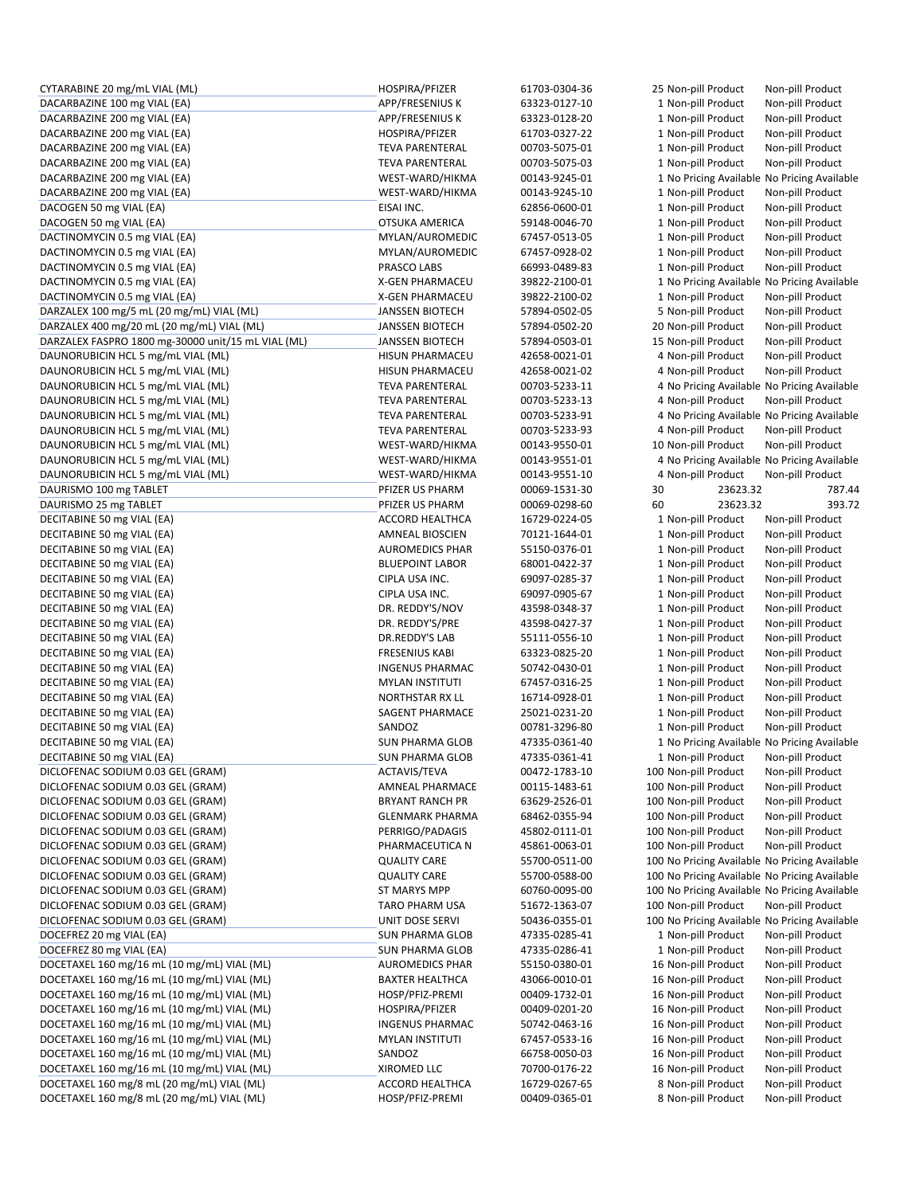| | | | | | |
|---|---|---|---|---|---|
| CYTARABINE 20 mg/mL VIAL (ML) | HOSPIRA/PFIZER | 61703-0304-36 | 25 | Non-pill Product | Non-pill Product |
| DACARBAZINE 100 mg VIAL (EA) | APP/FRESENIUS K | 63323-0127-10 | 1 | Non-pill Product | Non-pill Product |
| DACARBAZINE 200 mg VIAL (EA) | APP/FRESENIUS K | 63323-0128-20 | 1 | Non-pill Product | Non-pill Product |
| DACARBAZINE 200 mg VIAL (EA) | HOSPIRA/PFIZER | 61703-0327-22 | 1 | Non-pill Product | Non-pill Product |
| DACARBAZINE 200 mg VIAL (EA) | TEVA PARENTERAL | 00703-5075-01 | 1 | Non-pill Product | Non-pill Product |
| DACARBAZINE 200 mg VIAL (EA) | TEVA PARENTERAL | 00703-5075-03 | 1 | Non-pill Product | Non-pill Product |
| DACARBAZINE 200 mg VIAL (EA) | WEST-WARD/HIKMA | 00143-9245-01 | 1 | No Pricing Available | No Pricing Available |
| DACARBAZINE 200 mg VIAL (EA) | WEST-WARD/HIKMA | 00143-9245-10 | 1 | Non-pill Product | Non-pill Product |
| DACOGEN 50 mg VIAL (EA) | EISAI INC. | 62856-0600-01 | 1 | Non-pill Product | Non-pill Product |
| DACOGEN 50 mg VIAL (EA) | OTSUKA AMERICA | 59148-0046-70 | 1 | Non-pill Product | Non-pill Product |
| DACTINOMYCIN 0.5 mg VIAL (EA) | MYLAN/AUROMEDIC | 67457-0513-05 | 1 | Non-pill Product | Non-pill Product |
| DACTINOMYCIN 0.5 mg VIAL (EA) | MYLAN/AUROMEDIC | 67457-0928-02 | 1 | Non-pill Product | Non-pill Product |
| DACTINOMYCIN 0.5 mg VIAL (EA) | PRASCO LABS | 66993-0489-83 | 1 | Non-pill Product | Non-pill Product |
| DACTINOMYCIN 0.5 mg VIAL (EA) | X-GEN PHARMACEU | 39822-2100-01 | 1 | No Pricing Available | No Pricing Available |
| DACTINOMYCIN 0.5 mg VIAL (EA) | X-GEN PHARMACEU | 39822-2100-02 | 1 | Non-pill Product | Non-pill Product |
| DARZALEX 100 mg/5 mL (20 mg/mL) VIAL (ML) | JANSSEN BIOTECH | 57894-0502-05 | 5 | Non-pill Product | Non-pill Product |
| DARZALEX 400 mg/20 mL (20 mg/mL) VIAL (ML) | JANSSEN BIOTECH | 57894-0502-20 | 20 | Non-pill Product | Non-pill Product |
| DARZALEX FASPRO 1800 mg-30000 unit/15 mL VIAL (ML) | JANSSEN BIOTECH | 57894-0503-01 | 15 | Non-pill Product | Non-pill Product |
| DAUNORUBICIN HCL 5 mg/mL VIAL (ML) | HISUN PHARMACEU | 42658-0021-01 | 4 | Non-pill Product | Non-pill Product |
| DAUNORUBICIN HCL 5 mg/mL VIAL (ML) | HISUN PHARMACEU | 42658-0021-02 | 4 | Non-pill Product | Non-pill Product |
| DAUNORUBICIN HCL 5 mg/mL VIAL (ML) | TEVA PARENTERAL | 00703-5233-11 | 4 | No Pricing Available | No Pricing Available |
| DAUNORUBICIN HCL 5 mg/mL VIAL (ML) | TEVA PARENTERAL | 00703-5233-13 | 4 | Non-pill Product | Non-pill Product |
| DAUNORUBICIN HCL 5 mg/mL VIAL (ML) | TEVA PARENTERAL | 00703-5233-91 | 4 | No Pricing Available | No Pricing Available |
| DAUNORUBICIN HCL 5 mg/mL VIAL (ML) | TEVA PARENTERAL | 00703-5233-93 | 4 | Non-pill Product | Non-pill Product |
| DAUNORUBICIN HCL 5 mg/mL VIAL (ML) | WEST-WARD/HIKMA | 00143-9550-01 | 10 | Non-pill Product | Non-pill Product |
| DAUNORUBICIN HCL 5 mg/mL VIAL (ML) | WEST-WARD/HIKMA | 00143-9551-01 | 4 | No Pricing Available | No Pricing Available |
| DAUNORUBICIN HCL 5 mg/mL VIAL (ML) | WEST-WARD/HIKMA | 00143-9551-10 | 4 | Non-pill Product | Non-pill Product |
| DAURISMO 100 mg TABLET | PFIZER US PHARM | 00069-1531-30 | 30 | 23623.32 | 787.44 |
| DAURISMO 25 mg TABLET | PFIZER US PHARM | 00069-0298-60 | 60 | 23623.32 | 393.72 |
| DECITABINE 50 mg VIAL (EA) | ACCORD HEALTHCA | 16729-0224-05 | 1 | Non-pill Product | Non-pill Product |
| DECITABINE 50 mg VIAL (EA) | AMNEAL BIOSCIEN | 70121-1644-01 | 1 | Non-pill Product | Non-pill Product |
| DECITABINE 50 mg VIAL (EA) | AUROMEDICS PHAR | 55150-0376-01 | 1 | Non-pill Product | Non-pill Product |
| DECITABINE 50 mg VIAL (EA) | BLUEPOINT LABOR | 68001-0422-37 | 1 | Non-pill Product | Non-pill Product |
| DECITABINE 50 mg VIAL (EA) | CIPLA USA INC. | 69097-0285-37 | 1 | Non-pill Product | Non-pill Product |
| DECITABINE 50 mg VIAL (EA) | CIPLA USA INC. | 69097-0905-67 | 1 | Non-pill Product | Non-pill Product |
| DECITABINE 50 mg VIAL (EA) | DR. REDDY'S/NOV | 43598-0348-37 | 1 | Non-pill Product | Non-pill Product |
| DECITABINE 50 mg VIAL (EA) | DR. REDDY'S/PRE | 43598-0427-37 | 1 | Non-pill Product | Non-pill Product |
| DECITABINE 50 mg VIAL (EA) | DR.REDDY'S LAB | 55111-0556-10 | 1 | Non-pill Product | Non-pill Product |
| DECITABINE 50 mg VIAL (EA) | FRESENIUS KABI | 63323-0825-20 | 1 | Non-pill Product | Non-pill Product |
| DECITABINE 50 mg VIAL (EA) | INGENUS PHARMAC | 50742-0430-01 | 1 | Non-pill Product | Non-pill Product |
| DECITABINE 50 mg VIAL (EA) | MYLAN INSTITUTI | 67457-0316-25 | 1 | Non-pill Product | Non-pill Product |
| DECITABINE 50 mg VIAL (EA) | NORTHSTAR RX LL | 16714-0928-01 | 1 | Non-pill Product | Non-pill Product |
| DECITABINE 50 mg VIAL (EA) | SAGENT PHARMACE | 25021-0231-20 | 1 | Non-pill Product | Non-pill Product |
| DECITABINE 50 mg VIAL (EA) | SANDOZ | 00781-3296-80 | 1 | Non-pill Product | Non-pill Product |
| DECITABINE 50 mg VIAL (EA) | SUN PHARMA GLOB | 47335-0361-40 | 1 | No Pricing Available | No Pricing Available |
| DECITABINE 50 mg VIAL (EA) | SUN PHARMA GLOB | 47335-0361-41 | 1 | Non-pill Product | Non-pill Product |
| DICLOFENAC SODIUM 0.03 GEL (GRAM) | ACTAVIS/TEVA | 00472-1783-10 | 100 | Non-pill Product | Non-pill Product |
| DICLOFENAC SODIUM 0.03 GEL (GRAM) | AMNEAL PHARMACE | 00115-1483-61 | 100 | Non-pill Product | Non-pill Product |
| DICLOFENAC SODIUM 0.03 GEL (GRAM) | BRYANT RANCH PR | 63629-2526-01 | 100 | Non-pill Product | Non-pill Product |
| DICLOFENAC SODIUM 0.03 GEL (GRAM) | GLENMARK PHARMA | 68462-0355-94 | 100 | Non-pill Product | Non-pill Product |
| DICLOFENAC SODIUM 0.03 GEL (GRAM) | PERRIGO/PADAGIS | 45802-0111-01 | 100 | Non-pill Product | Non-pill Product |
| DICLOFENAC SODIUM 0.03 GEL (GRAM) | PHARMACEUTICA N | 45861-0063-01 | 100 | Non-pill Product | Non-pill Product |
| DICLOFENAC SODIUM 0.03 GEL (GRAM) | QUALITY CARE | 55700-0511-00 | 100 | No Pricing Available | No Pricing Available |
| DICLOFENAC SODIUM 0.03 GEL (GRAM) | QUALITY CARE | 55700-0588-00 | 100 | No Pricing Available | No Pricing Available |
| DICLOFENAC SODIUM 0.03 GEL (GRAM) | ST MARYS MPP | 60760-0095-00 | 100 | No Pricing Available | No Pricing Available |
| DICLOFENAC SODIUM 0.03 GEL (GRAM) | TARO PHARM USA | 51672-1363-07 | 100 | Non-pill Product | Non-pill Product |
| DICLOFENAC SODIUM 0.03 GEL (GRAM) | UNIT DOSE SERVI | 50436-0355-01 | 100 | No Pricing Available | No Pricing Available |
| DOCEFREZ 20 mg VIAL (EA) | SUN PHARMA GLOB | 47335-0285-41 | 1 | Non-pill Product | Non-pill Product |
| DOCEFREZ 80 mg VIAL (EA) | SUN PHARMA GLOB | 47335-0286-41 | 1 | Non-pill Product | Non-pill Product |
| DOCETAXEL 160 mg/16 mL (10 mg/mL) VIAL (ML) | AUROMEDICS PHAR | 55150-0380-01 | 16 | Non-pill Product | Non-pill Product |
| DOCETAXEL 160 mg/16 mL (10 mg/mL) VIAL (ML) | BAXTER HEALTHCA | 43066-0010-01 | 16 | Non-pill Product | Non-pill Product |
| DOCETAXEL 160 mg/16 mL (10 mg/mL) VIAL (ML) | HOSP/PFIZ-PREMI | 00409-1732-01 | 16 | Non-pill Product | Non-pill Product |
| DOCETAXEL 160 mg/16 mL (10 mg/mL) VIAL (ML) | HOSPIRA/PFIZER | 00409-0201-20 | 16 | Non-pill Product | Non-pill Product |
| DOCETAXEL 160 mg/16 mL (10 mg/mL) VIAL (ML) | INGENUS PHARMAC | 50742-0463-16 | 16 | Non-pill Product | Non-pill Product |
| DOCETAXEL 160 mg/16 mL (10 mg/mL) VIAL (ML) | MYLAN INSTITUTI | 67457-0533-16 | 16 | Non-pill Product | Non-pill Product |
| DOCETAXEL 160 mg/16 mL (10 mg/mL) VIAL (ML) | SANDOZ | 66758-0050-03 | 16 | Non-pill Product | Non-pill Product |
| DOCETAXEL 160 mg/16 mL (10 mg/mL) VIAL (ML) | XIROMED LLC | 70700-0176-22 | 16 | Non-pill Product | Non-pill Product |
| DOCETAXEL 160 mg/8 mL (20 mg/mL) VIAL (ML) | ACCORD HEALTHCA | 16729-0267-65 | 8 | Non-pill Product | Non-pill Product |
| DOCETAXEL 160 mg/8 mL (20 mg/mL) VIAL (ML) | HOSP/PFIZ-PREMI | 00409-0365-01 | 8 | Non-pill Product | Non-pill Product |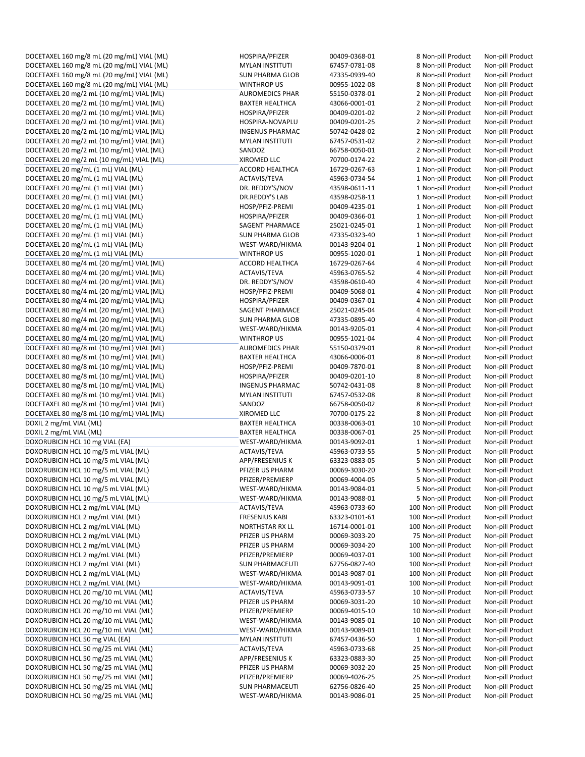| | | | | |
|---|---|---|---|---|
| DOCETAXEL 160 mg/8 mL (20 mg/mL) VIAL (ML) | HOSPIRA/PFIZER | 00409-0368-01 | 8 Non-pill Product | Non-pill Product |
| DOCETAXEL 160 mg/8 mL (20 mg/mL) VIAL (ML) | MYLAN INSTITUTI | 67457-0781-08 | 8 Non-pill Product | Non-pill Product |
| DOCETAXEL 160 mg/8 mL (20 mg/mL) VIAL (ML) | SUN PHARMA GLOB | 47335-0939-40 | 8 Non-pill Product | Non-pill Product |
| DOCETAXEL 160 mg/8 mL (20 mg/mL) VIAL (ML) | WINTHROP US | 00955-1022-08 | 8 Non-pill Product | Non-pill Product |
| DOCETAXEL 20 mg/2 mL (10 mg/mL) VIAL (ML) | AUROMEDICS PHAR | 55150-0378-01 | 2 Non-pill Product | Non-pill Product |
| DOCETAXEL 20 mg/2 mL (10 mg/mL) VIAL (ML) | BAXTER HEALTHCA | 43066-0001-01 | 2 Non-pill Product | Non-pill Product |
| DOCETAXEL 20 mg/2 mL (10 mg/mL) VIAL (ML) | HOSPIRA/PFIZER | 00409-0201-02 | 2 Non-pill Product | Non-pill Product |
| DOCETAXEL 20 mg/2 mL (10 mg/mL) VIAL (ML) | HOSPIRA-NOVAPLU | 00409-0201-25 | 2 Non-pill Product | Non-pill Product |
| DOCETAXEL 20 mg/2 mL (10 mg/mL) VIAL (ML) | INGENUS PHARMAC | 50742-0428-02 | 2 Non-pill Product | Non-pill Product |
| DOCETAXEL 20 mg/2 mL (10 mg/mL) VIAL (ML) | MYLAN INSTITUTI | 67457-0531-02 | 2 Non-pill Product | Non-pill Product |
| DOCETAXEL 20 mg/2 mL (10 mg/mL) VIAL (ML) | SANDOZ | 66758-0050-01 | 2 Non-pill Product | Non-pill Product |
| DOCETAXEL 20 mg/2 mL (10 mg/mL) VIAL (ML) | XIROMED LLC | 70700-0174-22 | 2 Non-pill Product | Non-pill Product |
| DOCETAXEL 20 mg/mL (1 mL) VIAL (ML) | ACCORD HEALTHCA | 16729-0267-63 | 1 Non-pill Product | Non-pill Product |
| DOCETAXEL 20 mg/mL (1 mL) VIAL (ML) | ACTAVIS/TEVA | 45963-0734-54 | 1 Non-pill Product | Non-pill Product |
| DOCETAXEL 20 mg/mL (1 mL) VIAL (ML) | DR. REDDY'S/NOV | 43598-0611-11 | 1 Non-pill Product | Non-pill Product |
| DOCETAXEL 20 mg/mL (1 mL) VIAL (ML) | DR.REDDY'S LAB | 43598-0258-11 | 1 Non-pill Product | Non-pill Product |
| DOCETAXEL 20 mg/mL (1 mL) VIAL (ML) | HOSP/PFIZ-PREMI | 00409-4235-01 | 1 Non-pill Product | Non-pill Product |
| DOCETAXEL 20 mg/mL (1 mL) VIAL (ML) | HOSPIRA/PFIZER | 00409-0366-01 | 1 Non-pill Product | Non-pill Product |
| DOCETAXEL 20 mg/mL (1 mL) VIAL (ML) | SAGENT PHARMACE | 25021-0245-01 | 1 Non-pill Product | Non-pill Product |
| DOCETAXEL 20 mg/mL (1 mL) VIAL (ML) | SUN PHARMA GLOB | 47335-0323-40 | 1 Non-pill Product | Non-pill Product |
| DOCETAXEL 20 mg/mL (1 mL) VIAL (ML) | WEST-WARD/HIKMA | 00143-9204-01 | 1 Non-pill Product | Non-pill Product |
| DOCETAXEL 20 mg/mL (1 mL) VIAL (ML) | WINTHROP US | 00955-1020-01 | 1 Non-pill Product | Non-pill Product |
| DOCETAXEL 80 mg/4 mL (20 mg/mL) VIAL (ML) | ACCORD HEALTHCA | 16729-0267-64 | 4 Non-pill Product | Non-pill Product |
| DOCETAXEL 80 mg/4 mL (20 mg/mL) VIAL (ML) | ACTAVIS/TEVA | 45963-0765-52 | 4 Non-pill Product | Non-pill Product |
| DOCETAXEL 80 mg/4 mL (20 mg/mL) VIAL (ML) | DR. REDDY'S/NOV | 43598-0610-40 | 4 Non-pill Product | Non-pill Product |
| DOCETAXEL 80 mg/4 mL (20 mg/mL) VIAL (ML) | HOSP/PFIZ-PREMI | 00409-5068-01 | 4 Non-pill Product | Non-pill Product |
| DOCETAXEL 80 mg/4 mL (20 mg/mL) VIAL (ML) | HOSPIRA/PFIZER | 00409-0367-01 | 4 Non-pill Product | Non-pill Product |
| DOCETAXEL 80 mg/4 mL (20 mg/mL) VIAL (ML) | SAGENT PHARMACE | 25021-0245-04 | 4 Non-pill Product | Non-pill Product |
| DOCETAXEL 80 mg/4 mL (20 mg/mL) VIAL (ML) | SUN PHARMA GLOB | 47335-0895-40 | 4 Non-pill Product | Non-pill Product |
| DOCETAXEL 80 mg/4 mL (20 mg/mL) VIAL (ML) | WEST-WARD/HIKMA | 00143-9205-01 | 4 Non-pill Product | Non-pill Product |
| DOCETAXEL 80 mg/4 mL (20 mg/mL) VIAL (ML) | WINTHROP US | 00955-1021-04 | 4 Non-pill Product | Non-pill Product |
| DOCETAXEL 80 mg/8 mL (10 mg/mL) VIAL (ML) | AUROMEDICS PHAR | 55150-0379-01 | 8 Non-pill Product | Non-pill Product |
| DOCETAXEL 80 mg/8 mL (10 mg/mL) VIAL (ML) | BAXTER HEALTHCA | 43066-0006-01 | 8 Non-pill Product | Non-pill Product |
| DOCETAXEL 80 mg/8 mL (10 mg/mL) VIAL (ML) | HOSP/PFIZ-PREMI | 00409-7870-01 | 8 Non-pill Product | Non-pill Product |
| DOCETAXEL 80 mg/8 mL (10 mg/mL) VIAL (ML) | HOSPIRA/PFIZER | 00409-0201-10 | 8 Non-pill Product | Non-pill Product |
| DOCETAXEL 80 mg/8 mL (10 mg/mL) VIAL (ML) | INGENUS PHARMAC | 50742-0431-08 | 8 Non-pill Product | Non-pill Product |
| DOCETAXEL 80 mg/8 mL (10 mg/mL) VIAL (ML) | MYLAN INSTITUTI | 67457-0532-08 | 8 Non-pill Product | Non-pill Product |
| DOCETAXEL 80 mg/8 mL (10 mg/mL) VIAL (ML) | SANDOZ | 66758-0050-02 | 8 Non-pill Product | Non-pill Product |
| DOCETAXEL 80 mg/8 mL (10 mg/mL) VIAL (ML) | XIROMED LLC | 70700-0175-22 | 8 Non-pill Product | Non-pill Product |
| DOXIL 2 mg/mL VIAL (ML) | BAXTER HEALTHCA | 00338-0063-01 | 10 Non-pill Product | Non-pill Product |
| DOXIL 2 mg/mL VIAL (ML) | BAXTER HEALTHCA | 00338-0067-01 | 25 Non-pill Product | Non-pill Product |
| DOXORUBICIN HCL 10 mg VIAL (EA) | WEST-WARD/HIKMA | 00143-9092-01 | 1 Non-pill Product | Non-pill Product |
| DOXORUBICIN HCL 10 mg/5 mL VIAL (ML) | ACTAVIS/TEVA | 45963-0733-55 | 5 Non-pill Product | Non-pill Product |
| DOXORUBICIN HCL 10 mg/5 mL VIAL (ML) | APP/FRESENIUS K | 63323-0883-05 | 5 Non-pill Product | Non-pill Product |
| DOXORUBICIN HCL 10 mg/5 mL VIAL (ML) | PFIZER US PHARM | 00069-3030-20 | 5 Non-pill Product | Non-pill Product |
| DOXORUBICIN HCL 10 mg/5 mL VIAL (ML) | PFIZER/PREMIERP | 00069-4004-05 | 5 Non-pill Product | Non-pill Product |
| DOXORUBICIN HCL 10 mg/5 mL VIAL (ML) | WEST-WARD/HIKMA | 00143-9084-01 | 5 Non-pill Product | Non-pill Product |
| DOXORUBICIN HCL 10 mg/5 mL VIAL (ML) | WEST-WARD/HIKMA | 00143-9088-01 | 5 Non-pill Product | Non-pill Product |
| DOXORUBICIN HCL 2 mg/mL VIAL (ML) | ACTAVIS/TEVA | 45963-0733-60 | 100 Non-pill Product | Non-pill Product |
| DOXORUBICIN HCL 2 mg/mL VIAL (ML) | FRESENIUS KABI | 63323-0101-61 | 100 Non-pill Product | Non-pill Product |
| DOXORUBICIN HCL 2 mg/mL VIAL (ML) | NORTHSTAR RX LL | 16714-0001-01 | 100 Non-pill Product | Non-pill Product |
| DOXORUBICIN HCL 2 mg/mL VIAL (ML) | PFIZER US PHARM | 00069-3033-20 | 75 Non-pill Product | Non-pill Product |
| DOXORUBICIN HCL 2 mg/mL VIAL (ML) | PFIZER US PHARM | 00069-3034-20 | 100 Non-pill Product | Non-pill Product |
| DOXORUBICIN HCL 2 mg/mL VIAL (ML) | PFIZER/PREMIERP | 00069-4037-01 | 100 Non-pill Product | Non-pill Product |
| DOXORUBICIN HCL 2 mg/mL VIAL (ML) | SUN PHARMACEUTI | 62756-0827-40 | 100 Non-pill Product | Non-pill Product |
| DOXORUBICIN HCL 2 mg/mL VIAL (ML) | WEST-WARD/HIKMA | 00143-9087-01 | 100 Non-pill Product | Non-pill Product |
| DOXORUBICIN HCL 2 mg/mL VIAL (ML) | WEST-WARD/HIKMA | 00143-9091-01 | 100 Non-pill Product | Non-pill Product |
| DOXORUBICIN HCL 20 mg/10 mL VIAL (ML) | ACTAVIS/TEVA | 45963-0733-57 | 10 Non-pill Product | Non-pill Product |
| DOXORUBICIN HCL 20 mg/10 mL VIAL (ML) | PFIZER US PHARM | 00069-3031-20 | 10 Non-pill Product | Non-pill Product |
| DOXORUBICIN HCL 20 mg/10 mL VIAL (ML) | PFIZER/PREMIERP | 00069-4015-10 | 10 Non-pill Product | Non-pill Product |
| DOXORUBICIN HCL 20 mg/10 mL VIAL (ML) | WEST-WARD/HIKMA | 00143-9085-01 | 10 Non-pill Product | Non-pill Product |
| DOXORUBICIN HCL 20 mg/10 mL VIAL (ML) | WEST-WARD/HIKMA | 00143-9089-01 | 10 Non-pill Product | Non-pill Product |
| DOXORUBICIN HCL 50 mg VIAL (EA) | MYLAN INSTITUTI | 67457-0436-50 | 1 Non-pill Product | Non-pill Product |
| DOXORUBICIN HCL 50 mg/25 mL VIAL (ML) | ACTAVIS/TEVA | 45963-0733-68 | 25 Non-pill Product | Non-pill Product |
| DOXORUBICIN HCL 50 mg/25 mL VIAL (ML) | APP/FRESENIUS K | 63323-0883-30 | 25 Non-pill Product | Non-pill Product |
| DOXORUBICIN HCL 50 mg/25 mL VIAL (ML) | PFIZER US PHARM | 00069-3032-20 | 25 Non-pill Product | Non-pill Product |
| DOXORUBICIN HCL 50 mg/25 mL VIAL (ML) | PFIZER/PREMIERP | 00069-4026-25 | 25 Non-pill Product | Non-pill Product |
| DOXORUBICIN HCL 50 mg/25 mL VIAL (ML) | SUN PHARMACEUTI | 62756-0826-40 | 25 Non-pill Product | Non-pill Product |
| DOXORUBICIN HCL 50 mg/25 mL VIAL (ML) | WEST-WARD/HIKMA | 00143-9086-01 | 25 Non-pill Product | Non-pill Product |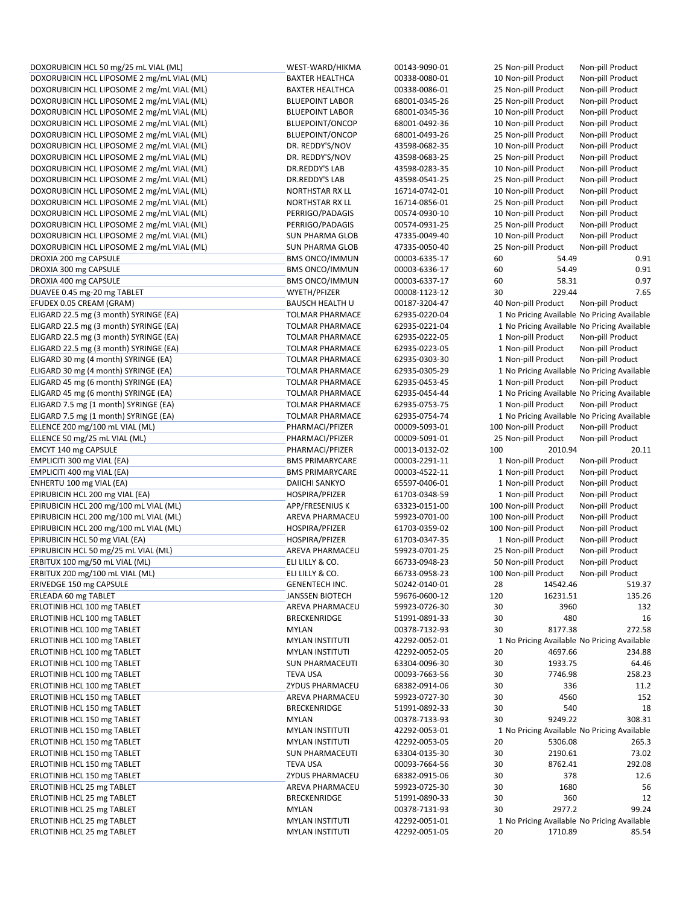| | | | | | |
|---|---|---|---|---|---|
| DOXORUBICIN HCL 50 mg/25 mL VIAL (ML) | WEST-WARD/HIKMA | 00143-9090-01 | 25 | Non-pill Product | Non-pill Product |
| DOXORUBICIN HCL LIPOSOME 2 mg/mL VIAL (ML) | BAXTER HEALTHCA | 00338-0080-01 | 10 | Non-pill Product | Non-pill Product |
| DOXORUBICIN HCL LIPOSOME 2 mg/mL VIAL (ML) | BAXTER HEALTHCA | 00338-0086-01 | 25 | Non-pill Product | Non-pill Product |
| DOXORUBICIN HCL LIPOSOME 2 mg/mL VIAL (ML) | BLUEPOINT LABOR | 68001-0345-26 | 25 | Non-pill Product | Non-pill Product |
| DOXORUBICIN HCL LIPOSOME 2 mg/mL VIAL (ML) | BLUEPOINT LABOR | 68001-0345-36 | 10 | Non-pill Product | Non-pill Product |
| DOXORUBICIN HCL LIPOSOME 2 mg/mL VIAL (ML) | BLUEPOINT/ONCOP | 68001-0492-36 | 10 | Non-pill Product | Non-pill Product |
| DOXORUBICIN HCL LIPOSOME 2 mg/mL VIAL (ML) | BLUEPOINT/ONCOP | 68001-0493-26 | 25 | Non-pill Product | Non-pill Product |
| DOXORUBICIN HCL LIPOSOME 2 mg/mL VIAL (ML) | DR. REDDY'S/NOV | 43598-0682-35 | 10 | Non-pill Product | Non-pill Product |
| DOXORUBICIN HCL LIPOSOME 2 mg/mL VIAL (ML) | DR. REDDY'S/NOV | 43598-0683-25 | 25 | Non-pill Product | Non-pill Product |
| DOXORUBICIN HCL LIPOSOME 2 mg/mL VIAL (ML) | DR.REDDY'S LAB | 43598-0283-35 | 10 | Non-pill Product | Non-pill Product |
| DOXORUBICIN HCL LIPOSOME 2 mg/mL VIAL (ML) | DR.REDDY'S LAB | 43598-0541-25 | 25 | Non-pill Product | Non-pill Product |
| DOXORUBICIN HCL LIPOSOME 2 mg/mL VIAL (ML) | NORTHSTAR RX LL | 16714-0742-01 | 10 | Non-pill Product | Non-pill Product |
| DOXORUBICIN HCL LIPOSOME 2 mg/mL VIAL (ML) | NORTHSTAR RX LL | 16714-0856-01 | 25 | Non-pill Product | Non-pill Product |
| DOXORUBICIN HCL LIPOSOME 2 mg/mL VIAL (ML) | PERRIGO/PADAGIS | 00574-0930-10 | 10 | Non-pill Product | Non-pill Product |
| DOXORUBICIN HCL LIPOSOME 2 mg/mL VIAL (ML) | PERRIGO/PADAGIS | 00574-0931-25 | 25 | Non-pill Product | Non-pill Product |
| DOXORUBICIN HCL LIPOSOME 2 mg/mL VIAL (ML) | SUN PHARMA GLOB | 47335-0049-40 | 10 | Non-pill Product | Non-pill Product |
| DOXORUBICIN HCL LIPOSOME 2 mg/mL VIAL (ML) | SUN PHARMA GLOB | 47335-0050-40 | 25 | Non-pill Product | Non-pill Product |
| DROXIA 200 mg CAPSULE | BMS ONCO/IMMUN | 00003-6335-17 | 60 | 54.49 | 0.91 |
| DROXIA 300 mg CAPSULE | BMS ONCO/IMMUN | 00003-6336-17 | 60 | 54.49 | 0.91 |
| DROXIA 400 mg CAPSULE | BMS ONCO/IMMUN | 00003-6337-17 | 60 | 58.31 | 0.97 |
| DUAVEE 0.45 mg-20 mg TABLET | WYETH/PFIZER | 00008-1123-12 | 30 | 229.44 | 7.65 |
| EFUDEX 0.05 CREAM (GRAM) | BAUSCH HEALTH U | 00187-3204-47 | 40 | Non-pill Product | Non-pill Product |
| ELIGARD 22.5 mg (3 month) SYRINGE (EA) | TOLMAR PHARMACE | 62935-0220-04 | 1 | No Pricing Available | No Pricing Available |
| ELIGARD 22.5 mg (3 month) SYRINGE (EA) | TOLMAR PHARMACE | 62935-0221-04 | 1 | No Pricing Available | No Pricing Available |
| ELIGARD 22.5 mg (3 month) SYRINGE (EA) | TOLMAR PHARMACE | 62935-0222-05 | 1 | Non-pill Product | Non-pill Product |
| ELIGARD 22.5 mg (3 month) SYRINGE (EA) | TOLMAR PHARMACE | 62935-0223-05 | 1 | Non-pill Product | Non-pill Product |
| ELIGARD 30 mg (4 month) SYRINGE (EA) | TOLMAR PHARMACE | 62935-0303-30 | 1 | Non-pill Product | Non-pill Product |
| ELIGARD 30 mg (4 month) SYRINGE (EA) | TOLMAR PHARMACE | 62935-0305-29 | 1 | No Pricing Available | No Pricing Available |
| ELIGARD 45 mg (6 month) SYRINGE (EA) | TOLMAR PHARMACE | 62935-0453-45 | 1 | Non-pill Product | Non-pill Product |
| ELIGARD 45 mg (6 month) SYRINGE (EA) | TOLMAR PHARMACE | 62935-0454-44 | 1 | No Pricing Available | No Pricing Available |
| ELIGARD 7.5 mg (1 month) SYRINGE (EA) | TOLMAR PHARMACE | 62935-0753-75 | 1 | Non-pill Product | Non-pill Product |
| ELIGARD 7.5 mg (1 month) SYRINGE (EA) | TOLMAR PHARMACE | 62935-0754-74 | 1 | No Pricing Available | No Pricing Available |
| ELLENCE 200 mg/100 mL VIAL (ML) | PHARMACI/PFIZER | 00009-5093-01 | 100 | Non-pill Product | Non-pill Product |
| ELLENCE 50 mg/25 mL VIAL (ML) | PHARMACI/PFIZER | 00009-5091-01 | 25 | Non-pill Product | Non-pill Product |
| EMCYT 140 mg CAPSULE | PHARMACI/PFIZER | 00013-0132-02 | 100 | 2010.94 | 20.11 |
| EMPLICITI 300 mg VIAL (EA) | BMS PRIMARYCARE | 00003-2291-11 | 1 | Non-pill Product | Non-pill Product |
| EMPLICITI 400 mg VIAL (EA) | BMS PRIMARYCARE | 00003-4522-11 | 1 | Non-pill Product | Non-pill Product |
| ENHERTU 100 mg VIAL (EA) | DAIICHI SANKYO | 65597-0406-01 | 1 | Non-pill Product | Non-pill Product |
| EPIRUBICIN HCL 200 mg VIAL (EA) | HOSPIRA/PFIZER | 61703-0348-59 | 1 | Non-pill Product | Non-pill Product |
| EPIRUBICIN HCL 200 mg/100 mL VIAL (ML) | APP/FRESENIUS K | 63323-0151-00 | 100 | Non-pill Product | Non-pill Product |
| EPIRUBICIN HCL 200 mg/100 mL VIAL (ML) | AREVA PHARMACEU | 59923-0701-00 | 100 | Non-pill Product | Non-pill Product |
| EPIRUBICIN HCL 200 mg/100 mL VIAL (ML) | HOSPIRA/PFIZER | 61703-0359-02 | 100 | Non-pill Product | Non-pill Product |
| EPIRUBICIN HCL 50 mg VIAL (EA) | HOSPIRA/PFIZER | 61703-0347-35 | 1 | Non-pill Product | Non-pill Product |
| EPIRUBICIN HCL 50 mg/25 mL VIAL (ML) | AREVA PHARMACEU | 59923-0701-25 | 25 | Non-pill Product | Non-pill Product |
| ERBITUX 100 mg/50 mL VIAL (ML) | ELI LILLY & CO. | 66733-0948-23 | 50 | Non-pill Product | Non-pill Product |
| ERBITUX 200 mg/100 mL VIAL (ML) | ELI LILLY & CO. | 66733-0958-23 | 100 | Non-pill Product | Non-pill Product |
| ERIVEDGE 150 mg CAPSULE | GENENTECH INC. | 50242-0140-01 | 28 | 14542.46 | 519.37 |
| ERLEADA 60 mg TABLET | JANSSEN BIOTECH | 59676-0600-12 | 120 | 16231.51 | 135.26 |
| ERLOTINIB HCL 100 mg TABLET | AREVA PHARMACEU | 59923-0726-30 | 30 | 3960 | 132 |
| ERLOTINIB HCL 100 mg TABLET | BRECKENRIDGE | 51991-0891-33 | 30 | 480 | 16 |
| ERLOTINIB HCL 100 mg TABLET | MYLAN | 00378-7132-93 | 30 | 8177.38 | 272.58 |
| ERLOTINIB HCL 100 mg TABLET | MYLAN INSTITUTI | 42292-0052-01 | 1 | No Pricing Available | No Pricing Available |
| ERLOTINIB HCL 100 mg TABLET | MYLAN INSTITUTI | 42292-0052-05 | 20 | 4697.66 | 234.88 |
| ERLOTINIB HCL 100 mg TABLET | SUN PHARMACEUTI | 63304-0096-30 | 30 | 1933.75 | 64.46 |
| ERLOTINIB HCL 100 mg TABLET | TEVA USA | 00093-7663-56 | 30 | 7746.98 | 258.23 |
| ERLOTINIB HCL 100 mg TABLET | ZYDUS PHARMACEU | 68382-0914-06 | 30 | 336 | 11.2 |
| ERLOTINIB HCL 150 mg TABLET | AREVA PHARMACEU | 59923-0727-30 | 30 | 4560 | 152 |
| ERLOTINIB HCL 150 mg TABLET | BRECKENRIDGE | 51991-0892-33 | 30 | 540 | 18 |
| ERLOTINIB HCL 150 mg TABLET | MYLAN | 00378-7133-93 | 30 | 9249.22 | 308.31 |
| ERLOTINIB HCL 150 mg TABLET | MYLAN INSTITUTI | 42292-0053-01 | 1 | No Pricing Available | No Pricing Available |
| ERLOTINIB HCL 150 mg TABLET | MYLAN INSTITUTI | 42292-0053-05 | 20 | 5306.08 | 265.3 |
| ERLOTINIB HCL 150 mg TABLET | SUN PHARMACEUTI | 63304-0135-30 | 30 | 2190.61 | 73.02 |
| ERLOTINIB HCL 150 mg TABLET | TEVA USA | 00093-7664-56 | 30 | 8762.41 | 292.08 |
| ERLOTINIB HCL 150 mg TABLET | ZYDUS PHARMACEU | 68382-0915-06 | 30 | 378 | 12.6 |
| ERLOTINIB HCL 25 mg TABLET | AREVA PHARMACEU | 59923-0725-30 | 30 | 1680 | 56 |
| ERLOTINIB HCL 25 mg TABLET | BRECKENRIDGE | 51991-0890-33 | 30 | 360 | 12 |
| ERLOTINIB HCL 25 mg TABLET | MYLAN | 00378-7131-93 | 30 | 2977.2 | 99.24 |
| ERLOTINIB HCL 25 mg TABLET | MYLAN INSTITUTI | 42292-0051-01 | 1 | No Pricing Available | No Pricing Available |
| ERLOTINIB HCL 25 mg TABLET | MYLAN INSTITUTI | 42292-0051-05 | 20 | 1710.89 | 85.54 |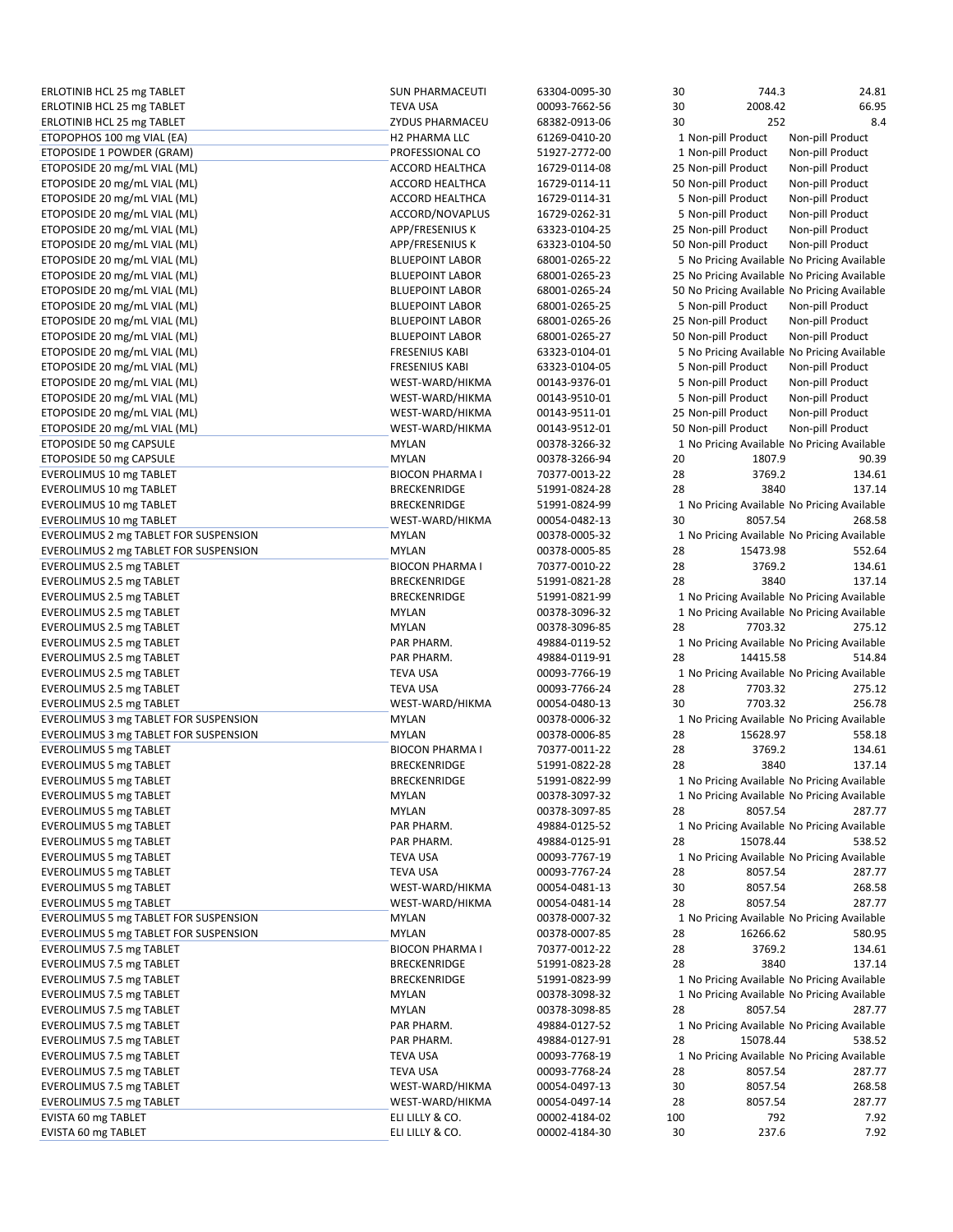| | | | | | |
|---|---|---|---|---|---|
| ERLOTINIB HCL 25 mg TABLET | SUN PHARMACEUTI | 63304-0095-30 | 30 | 744.3 | 24.81 |
| ERLOTINIB HCL 25 mg TABLET | TEVA USA | 00093-7662-56 | 30 | 2008.42 | 66.95 |
| ERLOTINIB HCL 25 mg TABLET | ZYDUS PHARMACEU | 68382-0913-06 | 30 | 252 | 8.4 |
| ETOPOPHOS 100 mg VIAL (EA) | H2 PHARMA LLC | 61269-0410-20 | 1 | Non-pill Product | Non-pill Product |
| ETOPOSIDE 1 POWDER (GRAM) | PROFESSIONAL CO | 51927-2772-00 | 1 | Non-pill Product | Non-pill Product |
| ETOPOSIDE 20 mg/mL VIAL (ML) | ACCORD HEALTHCA | 16729-0114-08 | 25 | Non-pill Product | Non-pill Product |
| ETOPOSIDE 20 mg/mL VIAL (ML) | ACCORD HEALTHCA | 16729-0114-11 | 50 | Non-pill Product | Non-pill Product |
| ETOPOSIDE 20 mg/mL VIAL (ML) | ACCORD HEALTHCA | 16729-0114-31 | 5 | Non-pill Product | Non-pill Product |
| ETOPOSIDE 20 mg/mL VIAL (ML) | ACCORD/NOVAPLUS | 16729-0262-31 | 5 | Non-pill Product | Non-pill Product |
| ETOPOSIDE 20 mg/mL VIAL (ML) | APP/FRESENIUS K | 63323-0104-25 | 25 | Non-pill Product | Non-pill Product |
| ETOPOSIDE 20 mg/mL VIAL (ML) | APP/FRESENIUS K | 63323-0104-50 | 50 | Non-pill Product | Non-pill Product |
| ETOPOSIDE 20 mg/mL VIAL (ML) | BLUEPOINT LABOR | 68001-0265-22 | 5 | No Pricing Available | No Pricing Available |
| ETOPOSIDE 20 mg/mL VIAL (ML) | BLUEPOINT LABOR | 68001-0265-23 | 25 | No Pricing Available | No Pricing Available |
| ETOPOSIDE 20 mg/mL VIAL (ML) | BLUEPOINT LABOR | 68001-0265-24 | 50 | No Pricing Available | No Pricing Available |
| ETOPOSIDE 20 mg/mL VIAL (ML) | BLUEPOINT LABOR | 68001-0265-25 | 5 | Non-pill Product | Non-pill Product |
| ETOPOSIDE 20 mg/mL VIAL (ML) | BLUEPOINT LABOR | 68001-0265-26 | 25 | Non-pill Product | Non-pill Product |
| ETOPOSIDE 20 mg/mL VIAL (ML) | BLUEPOINT LABOR | 68001-0265-27 | 50 | Non-pill Product | Non-pill Product |
| ETOPOSIDE 20 mg/mL VIAL (ML) | FRESENIUS KABI | 63323-0104-01 | 5 | No Pricing Available | No Pricing Available |
| ETOPOSIDE 20 mg/mL VIAL (ML) | FRESENIUS KABI | 63323-0104-05 | 5 | Non-pill Product | Non-pill Product |
| ETOPOSIDE 20 mg/mL VIAL (ML) | WEST-WARD/HIKMA | 00143-9376-01 | 5 | Non-pill Product | Non-pill Product |
| ETOPOSIDE 20 mg/mL VIAL (ML) | WEST-WARD/HIKMA | 00143-9510-01 | 5 | Non-pill Product | Non-pill Product |
| ETOPOSIDE 20 mg/mL VIAL (ML) | WEST-WARD/HIKMA | 00143-9511-01 | 25 | Non-pill Product | Non-pill Product |
| ETOPOSIDE 20 mg/mL VIAL (ML) | WEST-WARD/HIKMA | 00143-9512-01 | 50 | Non-pill Product | Non-pill Product |
| ETOPOSIDE 50 mg CAPSULE | MYLAN | 00378-3266-32 | 1 | No Pricing Available | No Pricing Available |
| ETOPOSIDE 50 mg CAPSULE | MYLAN | 00378-3266-94 | 20 | 1807.9 | 90.39 |
| EVEROLIMUS 10 mg TABLET | BIOCON PHARMA I | 70377-0013-22 | 28 | 3769.2 | 134.61 |
| EVEROLIMUS 10 mg TABLET | BRECKENRIDGE | 51991-0824-28 | 28 | 3840 | 137.14 |
| EVEROLIMUS 10 mg TABLET | BRECKENRIDGE | 51991-0824-99 | 1 | No Pricing Available | No Pricing Available |
| EVEROLIMUS 10 mg TABLET | WEST-WARD/HIKMA | 00054-0482-13 | 30 | 8057.54 | 268.58 |
| EVEROLIMUS 2 mg TABLET FOR SUSPENSION | MYLAN | 00378-0005-32 | 1 | No Pricing Available | No Pricing Available |
| EVEROLIMUS 2 mg TABLET FOR SUSPENSION | MYLAN | 00378-0005-85 | 28 | 15473.98 | 552.64 |
| EVEROLIMUS 2.5 mg TABLET | BIOCON PHARMA I | 70377-0010-22 | 28 | 3769.2 | 134.61 |
| EVEROLIMUS 2.5 mg TABLET | BRECKENRIDGE | 51991-0821-28 | 28 | 3840 | 137.14 |
| EVEROLIMUS 2.5 mg TABLET | BRECKENRIDGE | 51991-0821-99 | 1 | No Pricing Available | No Pricing Available |
| EVEROLIMUS 2.5 mg TABLET | MYLAN | 00378-3096-32 | 1 | No Pricing Available | No Pricing Available |
| EVEROLIMUS 2.5 mg TABLET | MYLAN | 00378-3096-85 | 28 | 7703.32 | 275.12 |
| EVEROLIMUS 2.5 mg TABLET | PAR PHARM. | 49884-0119-52 | 1 | No Pricing Available | No Pricing Available |
| EVEROLIMUS 2.5 mg TABLET | PAR PHARM. | 49884-0119-91 | 28 | 14415.58 | 514.84 |
| EVEROLIMUS 2.5 mg TABLET | TEVA USA | 00093-7766-19 | 1 | No Pricing Available | No Pricing Available |
| EVEROLIMUS 2.5 mg TABLET | TEVA USA | 00093-7766-24 | 28 | 7703.32 | 275.12 |
| EVEROLIMUS 2.5 mg TABLET | WEST-WARD/HIKMA | 00054-0480-13 | 30 | 7703.32 | 256.78 |
| EVEROLIMUS 3 mg TABLET FOR SUSPENSION | MYLAN | 00378-0006-32 | 1 | No Pricing Available | No Pricing Available |
| EVEROLIMUS 3 mg TABLET FOR SUSPENSION | MYLAN | 00378-0006-85 | 28 | 15628.97 | 558.18 |
| EVEROLIMUS 5 mg TABLET | BIOCON PHARMA I | 70377-0011-22 | 28 | 3769.2 | 134.61 |
| EVEROLIMUS 5 mg TABLET | BRECKENRIDGE | 51991-0822-28 | 28 | 3840 | 137.14 |
| EVEROLIMUS 5 mg TABLET | BRECKENRIDGE | 51991-0822-99 | 1 | No Pricing Available | No Pricing Available |
| EVEROLIMUS 5 mg TABLET | MYLAN | 00378-3097-32 | 1 | No Pricing Available | No Pricing Available |
| EVEROLIMUS 5 mg TABLET | MYLAN | 00378-3097-85 | 28 | 8057.54 | 287.77 |
| EVEROLIMUS 5 mg TABLET | PAR PHARM. | 49884-0125-52 | 1 | No Pricing Available | No Pricing Available |
| EVEROLIMUS 5 mg TABLET | PAR PHARM. | 49884-0125-91 | 28 | 15078.44 | 538.52 |
| EVEROLIMUS 5 mg TABLET | TEVA USA | 00093-7767-19 | 1 | No Pricing Available | No Pricing Available |
| EVEROLIMUS 5 mg TABLET | TEVA USA | 00093-7767-24 | 28 | 8057.54 | 287.77 |
| EVEROLIMUS 5 mg TABLET | WEST-WARD/HIKMA | 00054-0481-13 | 30 | 8057.54 | 268.58 |
| EVEROLIMUS 5 mg TABLET | WEST-WARD/HIKMA | 00054-0481-14 | 28 | 8057.54 | 287.77 |
| EVEROLIMUS 5 mg TABLET FOR SUSPENSION | MYLAN | 00378-0007-32 | 1 | No Pricing Available | No Pricing Available |
| EVEROLIMUS 5 mg TABLET FOR SUSPENSION | MYLAN | 00378-0007-85 | 28 | 16266.62 | 580.95 |
| EVEROLIMUS 7.5 mg TABLET | BIOCON PHARMA I | 70377-0012-22 | 28 | 3769.2 | 134.61 |
| EVEROLIMUS 7.5 mg TABLET | BRECKENRIDGE | 51991-0823-28 | 28 | 3840 | 137.14 |
| EVEROLIMUS 7.5 mg TABLET | BRECKENRIDGE | 51991-0823-99 | 1 | No Pricing Available | No Pricing Available |
| EVEROLIMUS 7.5 mg TABLET | MYLAN | 00378-3098-32 | 1 | No Pricing Available | No Pricing Available |
| EVEROLIMUS 7.5 mg TABLET | MYLAN | 00378-3098-85 | 28 | 8057.54 | 287.77 |
| EVEROLIMUS 7.5 mg TABLET | PAR PHARM. | 49884-0127-52 | 1 | No Pricing Available | No Pricing Available |
| EVEROLIMUS 7.5 mg TABLET | PAR PHARM. | 49884-0127-91 | 28 | 15078.44 | 538.52 |
| EVEROLIMUS 7.5 mg TABLET | TEVA USA | 00093-7768-19 | 1 | No Pricing Available | No Pricing Available |
| EVEROLIMUS 7.5 mg TABLET | TEVA USA | 00093-7768-24 | 28 | 8057.54 | 287.77 |
| EVEROLIMUS 7.5 mg TABLET | WEST-WARD/HIKMA | 00054-0497-13 | 30 | 8057.54 | 268.58 |
| EVEROLIMUS 7.5 mg TABLET | WEST-WARD/HIKMA | 00054-0497-14 | 28 | 8057.54 | 287.77 |
| EVISTA 60 mg TABLET | ELI LILLY & CO. | 00002-4184-02 | 100 | 792 | 7.92 |
| EVISTA 60 mg TABLET | ELI LILLY & CO. | 00002-4184-30 | 30 | 237.6 | 7.92 |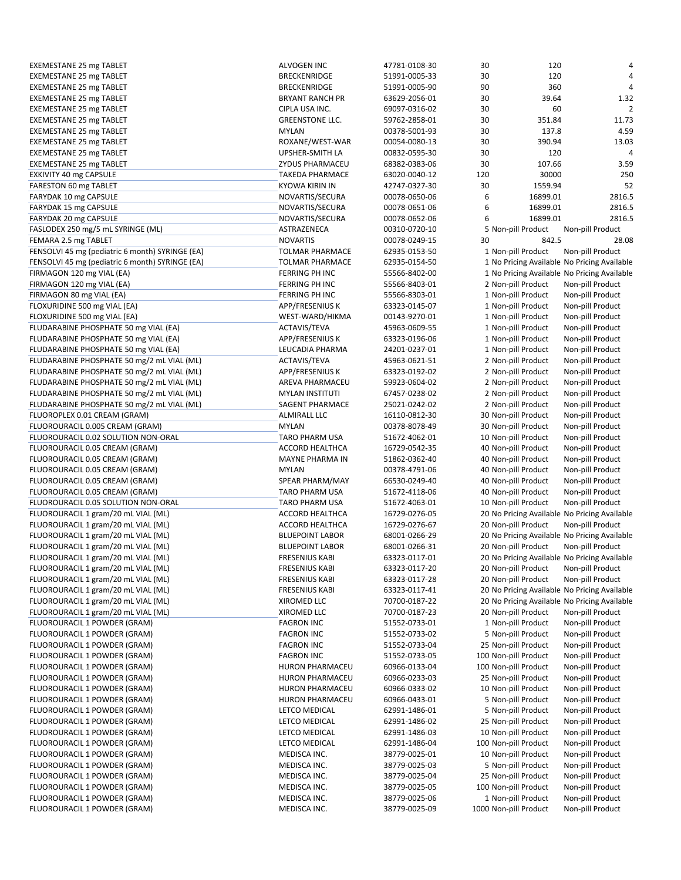| | | | | | |
|---|---|---|---|---|---|
| EXEMESTANE 25 mg TABLET | ALVOGEN INC | 47781-0108-30 | 30 | 120 | 4 |
| EXEMESTANE 25 mg TABLET | BRECKENRIDGE | 51991-0005-33 | 30 | 120 | 4 |
| EXEMESTANE 25 mg TABLET | BRECKENRIDGE | 51991-0005-90 | 90 | 360 | 4 |
| EXEMESTANE 25 mg TABLET | BRYANT RANCH PR | 63629-2056-01 | 30 | 39.64 | 1.32 |
| EXEMESTANE 25 mg TABLET | CIPLA USA INC. | 69097-0316-02 | 30 | 60 | 2 |
| EXEMESTANE 25 mg TABLET | GREENSTONE LLC. | 59762-2858-01 | 30 | 351.84 | 11.73 |
| EXEMESTANE 25 mg TABLET | MYLAN | 00378-5001-93 | 30 | 137.8 | 4.59 |
| EXEMESTANE 25 mg TABLET | ROXANE/WEST-WAR | 00054-0080-13 | 30 | 390.94 | 13.03 |
| EXEMESTANE 25 mg TABLET | UPSHER-SMITH LA | 00832-0595-30 | 30 | 120 | 4 |
| EXEMESTANE 25 mg TABLET | ZYDUS PHARMACEU | 68382-0383-06 | 30 | 107.66 | 3.59 |
| EXKIVITY 40 mg CAPSULE | TAKEDA PHARMACE | 63020-0040-12 | 120 | 30000 | 250 |
| FARESTON 60 mg TABLET | KYOWA KIRIN IN | 42747-0327-30 | 30 | 1559.94 | 52 |
| FARYDAK 10 mg CAPSULE | NOVARTIS/SECURA | 00078-0650-06 | 6 | 16899.01 | 2816.5 |
| FARYDAK 15 mg CAPSULE | NOVARTIS/SECURA | 00078-0651-06 | 6 | 16899.01 | 2816.5 |
| FARYDAK 20 mg CAPSULE | NOVARTIS/SECURA | 00078-0652-06 | 6 | 16899.01 | 2816.5 |
| FASLODEX 250 mg/5 mL SYRINGE (ML) | ASTRAZENECA | 00310-0720-10 | 5 | Non-pill Product | Non-pill Product |
| FEMARA 2.5 mg TABLET | NOVARTIS | 00078-0249-15 | 30 | 842.5 | 28.08 |
| FENSOLVI 45 mg (pediatric 6 month) SYRINGE (EA) | TOLMAR PHARMACE | 62935-0153-50 | 1 | Non-pill Product | Non-pill Product |
| FENSOLVI 45 mg (pediatric 6 month) SYRINGE (EA) | TOLMAR PHARMACE | 62935-0154-50 | 1 | No Pricing Available | No Pricing Available |
| FIRMAGON 120 mg VIAL (EA) | FERRING PH INC | 55566-8402-00 | 1 | No Pricing Available | No Pricing Available |
| FIRMAGON 120 mg VIAL (EA) | FERRING PH INC | 55566-8403-01 | 2 | Non-pill Product | Non-pill Product |
| FIRMAGON 80 mg VIAL (EA) | FERRING PH INC | 55566-8303-01 | 1 | Non-pill Product | Non-pill Product |
| FLOXURIDINE 500 mg VIAL (EA) | APP/FRESENIUS K | 63323-0145-07 | 1 | Non-pill Product | Non-pill Product |
| FLOXURIDINE 500 mg VIAL (EA) | WEST-WARD/HIKMA | 00143-9270-01 | 1 | Non-pill Product | Non-pill Product |
| FLUDARABINE PHOSPHATE 50 mg VIAL (EA) | ACTAVIS/TEVA | 45963-0609-55 | 1 | Non-pill Product | Non-pill Product |
| FLUDARABINE PHOSPHATE 50 mg VIAL (EA) | APP/FRESENIUS K | 63323-0196-06 | 1 | Non-pill Product | Non-pill Product |
| FLUDARABINE PHOSPHATE 50 mg VIAL (EA) | LEUCADIA PHARMA | 24201-0237-01 | 1 | Non-pill Product | Non-pill Product |
| FLUDARABINE PHOSPHATE 50 mg/2 mL VIAL (ML) | ACTAVIS/TEVA | 45963-0621-51 | 2 | Non-pill Product | Non-pill Product |
| FLUDARABINE PHOSPHATE 50 mg/2 mL VIAL (ML) | APP/FRESENIUS K | 63323-0192-02 | 2 | Non-pill Product | Non-pill Product |
| FLUDARABINE PHOSPHATE 50 mg/2 mL VIAL (ML) | AREVA PHARMACEU | 59923-0604-02 | 2 | Non-pill Product | Non-pill Product |
| FLUDARABINE PHOSPHATE 50 mg/2 mL VIAL (ML) | MYLAN INSTITUTI | 67457-0238-02 | 2 | Non-pill Product | Non-pill Product |
| FLUDARABINE PHOSPHATE 50 mg/2 mL VIAL (ML) | SAGENT PHARMACE | 25021-0242-02 | 2 | Non-pill Product | Non-pill Product |
| FLUOROPLEX 0.01 CREAM (GRAM) | ALMIRALL LLC | 16110-0812-30 | 30 | Non-pill Product | Non-pill Product |
| FLUOROURACIL 0.005 CREAM (GRAM) | MYLAN | 00378-8078-49 | 30 | Non-pill Product | Non-pill Product |
| FLUOROURACIL 0.02 SOLUTION NON-ORAL | TARO PHARM USA | 51672-4062-01 | 10 | Non-pill Product | Non-pill Product |
| FLUOROURACIL 0.05 CREAM (GRAM) | ACCORD HEALTHCA | 16729-0542-35 | 40 | Non-pill Product | Non-pill Product |
| FLUOROURACIL 0.05 CREAM (GRAM) | MAYNE PHARMA IN | 51862-0362-40 | 40 | Non-pill Product | Non-pill Product |
| FLUOROURACIL 0.05 CREAM (GRAM) | MYLAN | 00378-4791-06 | 40 | Non-pill Product | Non-pill Product |
| FLUOROURACIL 0.05 CREAM (GRAM) | SPEAR PHARM/MAY | 66530-0249-40 | 40 | Non-pill Product | Non-pill Product |
| FLUOROURACIL 0.05 CREAM (GRAM) | TARO PHARM USA | 51672-4118-06 | 40 | Non-pill Product | Non-pill Product |
| FLUOROURACIL 0.05 SOLUTION NON-ORAL | TARO PHARM USA | 51672-4063-01 | 10 | Non-pill Product | Non-pill Product |
| FLUOROURACIL 1 gram/20 mL VIAL (ML) | ACCORD HEALTHCA | 16729-0276-05 | 20 | No Pricing Available | No Pricing Available |
| FLUOROURACIL 1 gram/20 mL VIAL (ML) | ACCORD HEALTHCA | 16729-0276-67 | 20 | Non-pill Product | Non-pill Product |
| FLUOROURACIL 1 gram/20 mL VIAL (ML) | BLUEPOINT LABOR | 68001-0266-29 | 20 | No Pricing Available | No Pricing Available |
| FLUOROURACIL 1 gram/20 mL VIAL (ML) | BLUEPOINT LABOR | 68001-0266-31 | 20 | Non-pill Product | Non-pill Product |
| FLUOROURACIL 1 gram/20 mL VIAL (ML) | FRESENIUS KABI | 63323-0117-01 | 20 | No Pricing Available | No Pricing Available |
| FLUOROURACIL 1 gram/20 mL VIAL (ML) | FRESENIUS KABI | 63323-0117-20 | 20 | Non-pill Product | Non-pill Product |
| FLUOROURACIL 1 gram/20 mL VIAL (ML) | FRESENIUS KABI | 63323-0117-28 | 20 | Non-pill Product | Non-pill Product |
| FLUOROURACIL 1 gram/20 mL VIAL (ML) | FRESENIUS KABI | 63323-0117-41 | 20 | No Pricing Available | No Pricing Available |
| FLUOROURACIL 1 gram/20 mL VIAL (ML) | XIROMED LLC | 70700-0187-22 | 20 | No Pricing Available | No Pricing Available |
| FLUOROURACIL 1 gram/20 mL VIAL (ML) | XIROMED LLC | 70700-0187-23 | 20 | Non-pill Product | Non-pill Product |
| FLUOROURACIL 1 POWDER (GRAM) | FAGRON INC | 51552-0733-01 | 1 | Non-pill Product | Non-pill Product |
| FLUOROURACIL 1 POWDER (GRAM) | FAGRON INC | 51552-0733-02 | 5 | Non-pill Product | Non-pill Product |
| FLUOROURACIL 1 POWDER (GRAM) | FAGRON INC | 51552-0733-04 | 25 | Non-pill Product | Non-pill Product |
| FLUOROURACIL 1 POWDER (GRAM) | FAGRON INC | 51552-0733-05 | 100 | Non-pill Product | Non-pill Product |
| FLUOROURACIL 1 POWDER (GRAM) | HURON PHARMACEU | 60966-0133-04 | 100 | Non-pill Product | Non-pill Product |
| FLUOROURACIL 1 POWDER (GRAM) | HURON PHARMACEU | 60966-0233-03 | 25 | Non-pill Product | Non-pill Product |
| FLUOROURACIL 1 POWDER (GRAM) | HURON PHARMACEU | 60966-0333-02 | 10 | Non-pill Product | Non-pill Product |
| FLUOROURACIL 1 POWDER (GRAM) | HURON PHARMACEU | 60966-0433-01 | 5 | Non-pill Product | Non-pill Product |
| FLUOROURACIL 1 POWDER (GRAM) | LETCO MEDICAL | 62991-1486-01 | 5 | Non-pill Product | Non-pill Product |
| FLUOROURACIL 1 POWDER (GRAM) | LETCO MEDICAL | 62991-1486-02 | 25 | Non-pill Product | Non-pill Product |
| FLUOROURACIL 1 POWDER (GRAM) | LETCO MEDICAL | 62991-1486-03 | 10 | Non-pill Product | Non-pill Product |
| FLUOROURACIL 1 POWDER (GRAM) | LETCO MEDICAL | 62991-1486-04 | 100 | Non-pill Product | Non-pill Product |
| FLUOROURACIL 1 POWDER (GRAM) | MEDISCA INC. | 38779-0025-01 | 10 | Non-pill Product | Non-pill Product |
| FLUOROURACIL 1 POWDER (GRAM) | MEDISCA INC. | 38779-0025-03 | 5 | Non-pill Product | Non-pill Product |
| FLUOROURACIL 1 POWDER (GRAM) | MEDISCA INC. | 38779-0025-04 | 25 | Non-pill Product | Non-pill Product |
| FLUOROURACIL 1 POWDER (GRAM) | MEDISCA INC. | 38779-0025-05 | 100 | Non-pill Product | Non-pill Product |
| FLUOROURACIL 1 POWDER (GRAM) | MEDISCA INC. | 38779-0025-06 | 1 | Non-pill Product | Non-pill Product |
| FLUOROURACIL 1 POWDER (GRAM) | MEDISCA INC. | 38779-0025-09 | 1000 | Non-pill Product | Non-pill Product |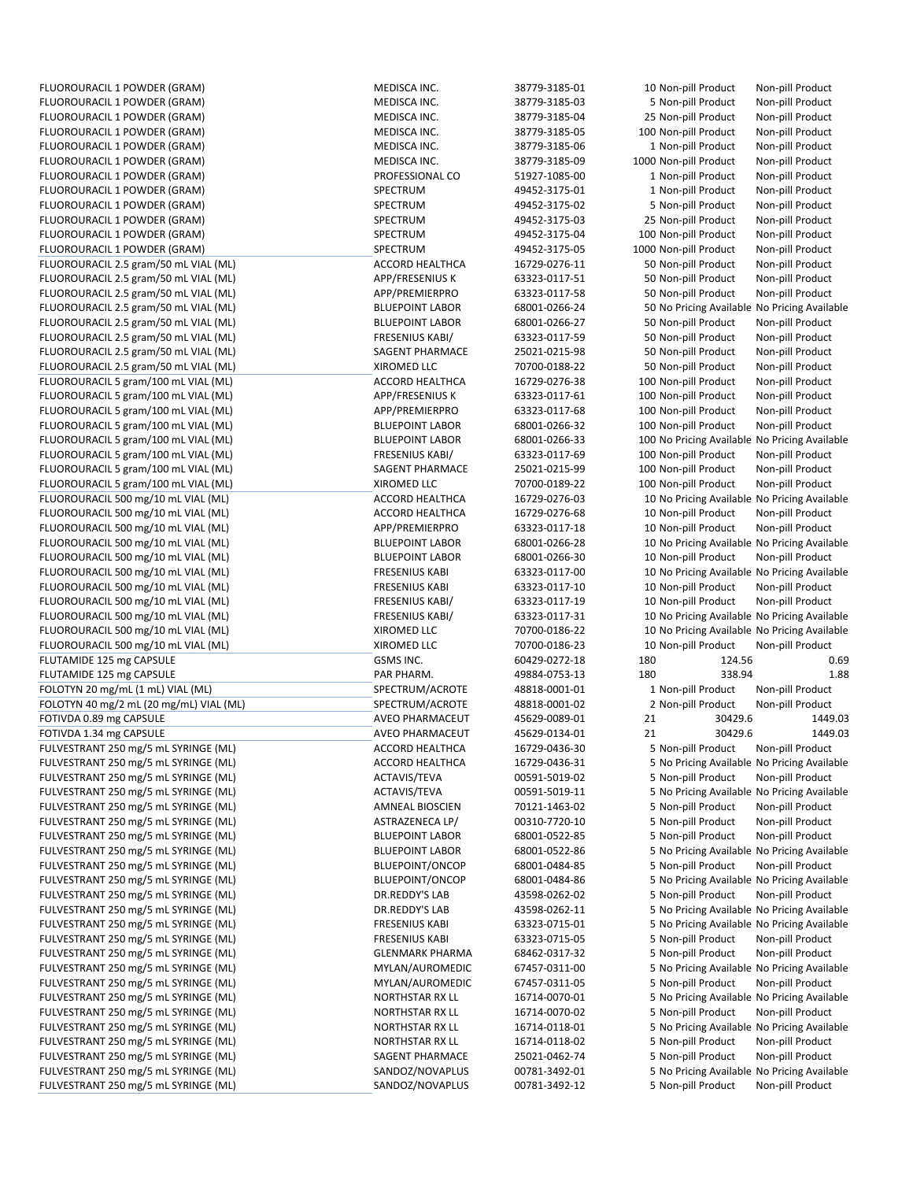| | | | | | |
|---|---|---|---|---|---|
| FLUOROURACIL 1 POWDER (GRAM) | MEDISCA INC. | 38779-3185-01 | 10 | Non-pill Product | Non-pill Product |
| FLUOROURACIL 1 POWDER (GRAM) | MEDISCA INC. | 38779-3185-03 | 5 | Non-pill Product | Non-pill Product |
| FLUOROURACIL 1 POWDER (GRAM) | MEDISCA INC. | 38779-3185-04 | 25 | Non-pill Product | Non-pill Product |
| FLUOROURACIL 1 POWDER (GRAM) | MEDISCA INC. | 38779-3185-05 | 100 | Non-pill Product | Non-pill Product |
| FLUOROURACIL 1 POWDER (GRAM) | MEDISCA INC. | 38779-3185-06 | 1 | Non-pill Product | Non-pill Product |
| FLUOROURACIL 1 POWDER (GRAM) | MEDISCA INC. | 38779-3185-09 | 1000 | Non-pill Product | Non-pill Product |
| FLUOROURACIL 1 POWDER (GRAM) | PROFESSIONAL CO | 51927-1085-00 | 1 | Non-pill Product | Non-pill Product |
| FLUOROURACIL 1 POWDER (GRAM) | SPECTRUM | 49452-3175-01 | 1 | Non-pill Product | Non-pill Product |
| FLUOROURACIL 1 POWDER (GRAM) | SPECTRUM | 49452-3175-02 | 5 | Non-pill Product | Non-pill Product |
| FLUOROURACIL 1 POWDER (GRAM) | SPECTRUM | 49452-3175-03 | 25 | Non-pill Product | Non-pill Product |
| FLUOROURACIL 1 POWDER (GRAM) | SPECTRUM | 49452-3175-04 | 100 | Non-pill Product | Non-pill Product |
| FLUOROURACIL 1 POWDER (GRAM) | SPECTRUM | 49452-3175-05 | 1000 | Non-pill Product | Non-pill Product |
| FLUOROURACIL 2.5 gram/50 mL VIAL (ML) | ACCORD HEALTHCA | 16729-0276-11 | 50 | Non-pill Product | Non-pill Product |
| FLUOROURACIL 2.5 gram/50 mL VIAL (ML) | APP/FRESENIUS K | 63323-0117-51 | 50 | Non-pill Product | Non-pill Product |
| FLUOROURACIL 2.5 gram/50 mL VIAL (ML) | APP/PREMIERPRO | 63323-0117-58 | 50 | Non-pill Product | Non-pill Product |
| FLUOROURACIL 2.5 gram/50 mL VIAL (ML) | BLUEPOINT LABOR | 68001-0266-24 | 50 | No Pricing Available | No Pricing Available |
| FLUOROURACIL 2.5 gram/50 mL VIAL (ML) | BLUEPOINT LABOR | 68001-0266-27 | 50 | Non-pill Product | Non-pill Product |
| FLUOROURACIL 2.5 gram/50 mL VIAL (ML) | FRESENIUS KABI/ | 63323-0117-59 | 50 | Non-pill Product | Non-pill Product |
| FLUOROURACIL 2.5 gram/50 mL VIAL (ML) | SAGENT PHARMACE | 25021-0215-98 | 50 | Non-pill Product | Non-pill Product |
| FLUOROURACIL 2.5 gram/50 mL VIAL (ML) | XIROMED LLC | 70700-0188-22 | 50 | Non-pill Product | Non-pill Product |
| FLUOROURACIL 5 gram/100 mL VIAL (ML) | ACCORD HEALTHCA | 16729-0276-38 | 100 | Non-pill Product | Non-pill Product |
| FLUOROURACIL 5 gram/100 mL VIAL (ML) | APP/FRESENIUS K | 63323-0117-61 | 100 | Non-pill Product | Non-pill Product |
| FLUOROURACIL 5 gram/100 mL VIAL (ML) | APP/PREMIERPRO | 63323-0117-68 | 100 | Non-pill Product | Non-pill Product |
| FLUOROURACIL 5 gram/100 mL VIAL (ML) | BLUEPOINT LABOR | 68001-0266-32 | 100 | Non-pill Product | Non-pill Product |
| FLUOROURACIL 5 gram/100 mL VIAL (ML) | BLUEPOINT LABOR | 68001-0266-33 | 100 | No Pricing Available | No Pricing Available |
| FLUOROURACIL 5 gram/100 mL VIAL (ML) | FRESENIUS KABI/ | 63323-0117-69 | 100 | Non-pill Product | Non-pill Product |
| FLUOROURACIL 5 gram/100 mL VIAL (ML) | SAGENT PHARMACE | 25021-0215-99 | 100 | Non-pill Product | Non-pill Product |
| FLUOROURACIL 5 gram/100 mL VIAL (ML) | XIROMED LLC | 70700-0189-22 | 100 | Non-pill Product | Non-pill Product |
| FLUOROURACIL 500 mg/10 mL VIAL (ML) | ACCORD HEALTHCA | 16729-0276-03 | 10 | No Pricing Available | No Pricing Available |
| FLUOROURACIL 500 mg/10 mL VIAL (ML) | ACCORD HEALTHCA | 16729-0276-68 | 10 | Non-pill Product | Non-pill Product |
| FLUOROURACIL 500 mg/10 mL VIAL (ML) | APP/PREMIERPRO | 63323-0117-18 | 10 | Non-pill Product | Non-pill Product |
| FLUOROURACIL 500 mg/10 mL VIAL (ML) | BLUEPOINT LABOR | 68001-0266-28 | 10 | No Pricing Available | No Pricing Available |
| FLUOROURACIL 500 mg/10 mL VIAL (ML) | BLUEPOINT LABOR | 68001-0266-30 | 10 | Non-pill Product | Non-pill Product |
| FLUOROURACIL 500 mg/10 mL VIAL (ML) | FRESENIUS KABI | 63323-0117-00 | 10 | No Pricing Available | No Pricing Available |
| FLUOROURACIL 500 mg/10 mL VIAL (ML) | FRESENIUS KABI | 63323-0117-10 | 10 | Non-pill Product | Non-pill Product |
| FLUOROURACIL 500 mg/10 mL VIAL (ML) | FRESENIUS KABI/ | 63323-0117-19 | 10 | Non-pill Product | Non-pill Product |
| FLUOROURACIL 500 mg/10 mL VIAL (ML) | FRESENIUS KABI/ | 63323-0117-31 | 10 | No Pricing Available | No Pricing Available |
| FLUOROURACIL 500 mg/10 mL VIAL (ML) | XIROMED LLC | 70700-0186-22 | 10 | No Pricing Available | No Pricing Available |
| FLUOROURACIL 500 mg/10 mL VIAL (ML) | XIROMED LLC | 70700-0186-23 | 10 | Non-pill Product | Non-pill Product |
| FLUTAMIDE 125 mg CAPSULE | GSMS INC. | 60429-0272-18 | 180 | 124.56 | 0.69 |
| FLUTAMIDE 125 mg CAPSULE | PAR PHARM. | 49884-0753-13 | 180 | 338.94 | 1.88 |
| FOLOTYN 20 mg/mL (1 mL) VIAL (ML) | SPECTRUM/ACROTE | 48818-0001-01 | 1 | Non-pill Product | Non-pill Product |
| FOLOTYN 40 mg/2 mL (20 mg/mL) VIAL (ML) | SPECTRUM/ACROTE | 48818-0001-02 | 2 | Non-pill Product | Non-pill Product |
| FOTIVDA 0.89 mg CAPSULE | AVEO PHARMACEUT | 45629-0089-01 | 21 | 30429.6 | 1449.03 |
| FOTIVDA 1.34 mg CAPSULE | AVEO PHARMACEUT | 45629-0134-01 | 21 | 30429.6 | 1449.03 |
| FULVESTRANT 250 mg/5 mL SYRINGE (ML) | ACCORD HEALTHCA | 16729-0436-30 | 5 | Non-pill Product | Non-pill Product |
| FULVESTRANT 250 mg/5 mL SYRINGE (ML) | ACCORD HEALTHCA | 16729-0436-31 | 5 | No Pricing Available | No Pricing Available |
| FULVESTRANT 250 mg/5 mL SYRINGE (ML) | ACTAVIS/TEVA | 00591-5019-02 | 5 | Non-pill Product | Non-pill Product |
| FULVESTRANT 250 mg/5 mL SYRINGE (ML) | ACTAVIS/TEVA | 00591-5019-11 | 5 | No Pricing Available | No Pricing Available |
| FULVESTRANT 250 mg/5 mL SYRINGE (ML) | AMNEAL BIOSCIEN | 70121-1463-02 | 5 | Non-pill Product | Non-pill Product |
| FULVESTRANT 250 mg/5 mL SYRINGE (ML) | ASTRAZENECA LP/ | 00310-7720-10 | 5 | Non-pill Product | Non-pill Product |
| FULVESTRANT 250 mg/5 mL SYRINGE (ML) | BLUEPOINT LABOR | 68001-0522-85 | 5 | Non-pill Product | Non-pill Product |
| FULVESTRANT 250 mg/5 mL SYRINGE (ML) | BLUEPOINT LABOR | 68001-0522-86 | 5 | No Pricing Available | No Pricing Available |
| FULVESTRANT 250 mg/5 mL SYRINGE (ML) | BLUEPOINT/ONCOP | 68001-0484-85 | 5 | Non-pill Product | Non-pill Product |
| FULVESTRANT 250 mg/5 mL SYRINGE (ML) | BLUEPOINT/ONCOP | 68001-0484-86 | 5 | No Pricing Available | No Pricing Available |
| FULVESTRANT 250 mg/5 mL SYRINGE (ML) | DR.REDDY'S LAB | 43598-0262-02 | 5 | Non-pill Product | Non-pill Product |
| FULVESTRANT 250 mg/5 mL SYRINGE (ML) | DR.REDDY'S LAB | 43598-0262-11 | 5 | No Pricing Available | No Pricing Available |
| FULVESTRANT 250 mg/5 mL SYRINGE (ML) | FRESENIUS KABI | 63323-0715-01 | 5 | No Pricing Available | No Pricing Available |
| FULVESTRANT 250 mg/5 mL SYRINGE (ML) | FRESENIUS KABI | 63323-0715-05 | 5 | Non-pill Product | Non-pill Product |
| FULVESTRANT 250 mg/5 mL SYRINGE (ML) | GLENMARK PHARMA | 68462-0317-32 | 5 | Non-pill Product | Non-pill Product |
| FULVESTRANT 250 mg/5 mL SYRINGE (ML) | MYLAN/AUROMEDIC | 67457-0311-00 | 5 | No Pricing Available | No Pricing Available |
| FULVESTRANT 250 mg/5 mL SYRINGE (ML) | MYLAN/AUROMEDIC | 67457-0311-05 | 5 | Non-pill Product | Non-pill Product |
| FULVESTRANT 250 mg/5 mL SYRINGE (ML) | NORTHSTAR RX LL | 16714-0070-01 | 5 | No Pricing Available | No Pricing Available |
| FULVESTRANT 250 mg/5 mL SYRINGE (ML) | NORTHSTAR RX LL | 16714-0070-02 | 5 | Non-pill Product | Non-pill Product |
| FULVESTRANT 250 mg/5 mL SYRINGE (ML) | NORTHSTAR RX LL | 16714-0118-01 | 5 | No Pricing Available | No Pricing Available |
| FULVESTRANT 250 mg/5 mL SYRINGE (ML) | NORTHSTAR RX LL | 16714-0118-02 | 5 | Non-pill Product | Non-pill Product |
| FULVESTRANT 250 mg/5 mL SYRINGE (ML) | SAGENT PHARMACE | 25021-0462-74 | 5 | Non-pill Product | Non-pill Product |
| FULVESTRANT 250 mg/5 mL SYRINGE (ML) | SANDOZ/NOVAPLUS | 00781-3492-01 | 5 | No Pricing Available | No Pricing Available |
| FULVESTRANT 250 mg/5 mL SYRINGE (ML) | SANDOZ/NOVAPLUS | 00781-3492-12 | 5 | Non-pill Product | Non-pill Product |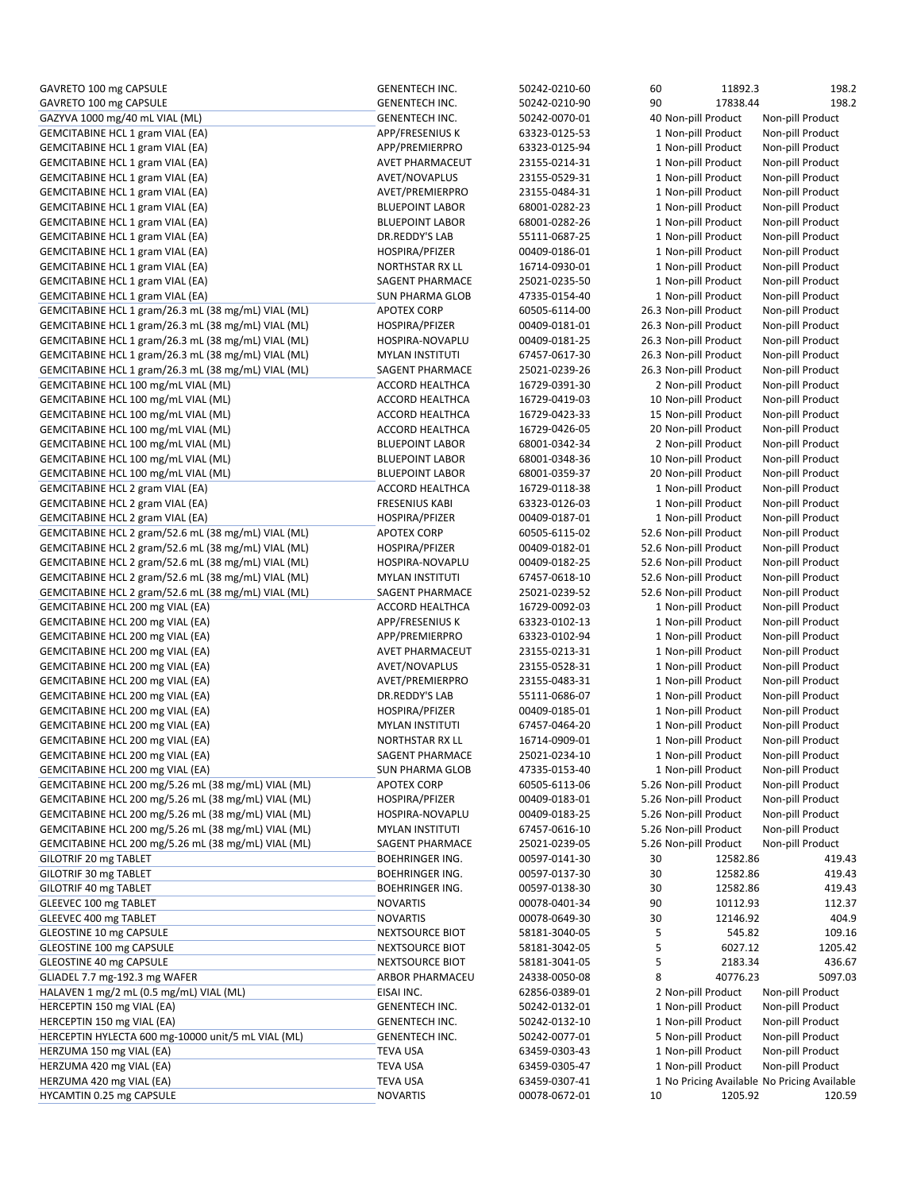| | | | | | |
|---|---|---|---|---|---|
| GAVRETO 100 mg CAPSULE | GENENTECH INC. | 50242-0210-60 | 60 | 11892.3 | 198.2 |
| GAVRETO 100 mg CAPSULE | GENENTECH INC. | 50242-0210-90 | 90 | 17838.44 | 198.2 |
| GAZYVA 1000 mg/40 mL VIAL (ML) | GENENTECH INC. | 50242-0070-01 | 40 | Non-pill Product | Non-pill Product |
| GEMCITABINE HCL 1 gram VIAL (EA) | APP/FRESENIUS K | 63323-0125-53 | 1 | Non-pill Product | Non-pill Product |
| GEMCITABINE HCL 1 gram VIAL (EA) | APP/PREMIERPRO | 63323-0125-94 | 1 | Non-pill Product | Non-pill Product |
| GEMCITABINE HCL 1 gram VIAL (EA) | AVET PHARMACEUT | 23155-0214-31 | 1 | Non-pill Product | Non-pill Product |
| GEMCITABINE HCL 1 gram VIAL (EA) | AVET/NOVAPLUS | 23155-0529-31 | 1 | Non-pill Product | Non-pill Product |
| GEMCITABINE HCL 1 gram VIAL (EA) | AVET/PREMIERPRO | 23155-0484-31 | 1 | Non-pill Product | Non-pill Product |
| GEMCITABINE HCL 1 gram VIAL (EA) | BLUEPOINT LABOR | 68001-0282-23 | 1 | Non-pill Product | Non-pill Product |
| GEMCITABINE HCL 1 gram VIAL (EA) | BLUEPOINT LABOR | 68001-0282-26 | 1 | Non-pill Product | Non-pill Product |
| GEMCITABINE HCL 1 gram VIAL (EA) | DR.REDDY'S LAB | 55111-0687-25 | 1 | Non-pill Product | Non-pill Product |
| GEMCITABINE HCL 1 gram VIAL (EA) | HOSPIRA/PFIZER | 00409-0186-01 | 1 | Non-pill Product | Non-pill Product |
| GEMCITABINE HCL 1 gram VIAL (EA) | NORTHSTAR RX LL | 16714-0930-01 | 1 | Non-pill Product | Non-pill Product |
| GEMCITABINE HCL 1 gram VIAL (EA) | SAGENT PHARMACE | 25021-0235-50 | 1 | Non-pill Product | Non-pill Product |
| GEMCITABINE HCL 1 gram VIAL (EA) | SUN PHARMA GLOB | 47335-0154-40 | 1 | Non-pill Product | Non-pill Product |
| GEMCITABINE HCL 1 gram/26.3 mL (38 mg/mL) VIAL (ML) | APOTEX CORP | 60505-6114-00 | 26.3 | Non-pill Product | Non-pill Product |
| GEMCITABINE HCL 1 gram/26.3 mL (38 mg/mL) VIAL (ML) | HOSPIRA/PFIZER | 00409-0181-01 | 26.3 | Non-pill Product | Non-pill Product |
| GEMCITABINE HCL 1 gram/26.3 mL (38 mg/mL) VIAL (ML) | HOSPIRA-NOVAPLU | 00409-0181-25 | 26.3 | Non-pill Product | Non-pill Product |
| GEMCITABINE HCL 1 gram/26.3 mL (38 mg/mL) VIAL (ML) | MYLAN INSTITUTI | 67457-0617-30 | 26.3 | Non-pill Product | Non-pill Product |
| GEMCITABINE HCL 1 gram/26.3 mL (38 mg/mL) VIAL (ML) | SAGENT PHARMACE | 25021-0239-26 | 26.3 | Non-pill Product | Non-pill Product |
| GEMCITABINE HCL 100 mg/mL VIAL (ML) | ACCORD HEALTHCA | 16729-0391-30 | 2 | Non-pill Product | Non-pill Product |
| GEMCITABINE HCL 100 mg/mL VIAL (ML) | ACCORD HEALTHCA | 16729-0419-03 | 10 | Non-pill Product | Non-pill Product |
| GEMCITABINE HCL 100 mg/mL VIAL (ML) | ACCORD HEALTHCA | 16729-0423-33 | 15 | Non-pill Product | Non-pill Product |
| GEMCITABINE HCL 100 mg/mL VIAL (ML) | ACCORD HEALTHCA | 16729-0426-05 | 20 | Non-pill Product | Non-pill Product |
| GEMCITABINE HCL 100 mg/mL VIAL (ML) | BLUEPOINT LABOR | 68001-0342-34 | 2 | Non-pill Product | Non-pill Product |
| GEMCITABINE HCL 100 mg/mL VIAL (ML) | BLUEPOINT LABOR | 68001-0348-36 | 10 | Non-pill Product | Non-pill Product |
| GEMCITABINE HCL 100 mg/mL VIAL (ML) | BLUEPOINT LABOR | 68001-0359-37 | 20 | Non-pill Product | Non-pill Product |
| GEMCITABINE HCL 2 gram VIAL (EA) | ACCORD HEALTHCA | 16729-0118-38 | 1 | Non-pill Product | Non-pill Product |
| GEMCITABINE HCL 2 gram VIAL (EA) | FRESENIUS KABI | 63323-0126-03 | 1 | Non-pill Product | Non-pill Product |
| GEMCITABINE HCL 2 gram VIAL (EA) | HOSPIRA/PFIZER | 00409-0187-01 | 1 | Non-pill Product | Non-pill Product |
| GEMCITABINE HCL 2 gram/52.6 mL (38 mg/mL) VIAL (ML) | APOTEX CORP | 60505-6115-02 | 52.6 | Non-pill Product | Non-pill Product |
| GEMCITABINE HCL 2 gram/52.6 mL (38 mg/mL) VIAL (ML) | HOSPIRA/PFIZER | 00409-0182-01 | 52.6 | Non-pill Product | Non-pill Product |
| GEMCITABINE HCL 2 gram/52.6 mL (38 mg/mL) VIAL (ML) | HOSPIRA-NOVAPLU | 00409-0182-25 | 52.6 | Non-pill Product | Non-pill Product |
| GEMCITABINE HCL 2 gram/52.6 mL (38 mg/mL) VIAL (ML) | MYLAN INSTITUTI | 67457-0618-10 | 52.6 | Non-pill Product | Non-pill Product |
| GEMCITABINE HCL 2 gram/52.6 mL (38 mg/mL) VIAL (ML) | SAGENT PHARMACE | 25021-0239-52 | 52.6 | Non-pill Product | Non-pill Product |
| GEMCITABINE HCL 200 mg VIAL (EA) | ACCORD HEALTHCA | 16729-0092-03 | 1 | Non-pill Product | Non-pill Product |
| GEMCITABINE HCL 200 mg VIAL (EA) | APP/FRESENIUS K | 63323-0102-13 | 1 | Non-pill Product | Non-pill Product |
| GEMCITABINE HCL 200 mg VIAL (EA) | APP/PREMIERPRO | 63323-0102-94 | 1 | Non-pill Product | Non-pill Product |
| GEMCITABINE HCL 200 mg VIAL (EA) | AVET PHARMACEUT | 23155-0213-31 | 1 | Non-pill Product | Non-pill Product |
| GEMCITABINE HCL 200 mg VIAL (EA) | AVET/NOVAPLUS | 23155-0528-31 | 1 | Non-pill Product | Non-pill Product |
| GEMCITABINE HCL 200 mg VIAL (EA) | AVET/PREMIERPRO | 23155-0483-31 | 1 | Non-pill Product | Non-pill Product |
| GEMCITABINE HCL 200 mg VIAL (EA) | DR.REDDY'S LAB | 55111-0686-07 | 1 | Non-pill Product | Non-pill Product |
| GEMCITABINE HCL 200 mg VIAL (EA) | HOSPIRA/PFIZER | 00409-0185-01 | 1 | Non-pill Product | Non-pill Product |
| GEMCITABINE HCL 200 mg VIAL (EA) | MYLAN INSTITUTI | 67457-0464-20 | 1 | Non-pill Product | Non-pill Product |
| GEMCITABINE HCL 200 mg VIAL (EA) | NORTHSTAR RX LL | 16714-0909-01 | 1 | Non-pill Product | Non-pill Product |
| GEMCITABINE HCL 200 mg VIAL (EA) | SAGENT PHARMACE | 25021-0234-10 | 1 | Non-pill Product | Non-pill Product |
| GEMCITABINE HCL 200 mg VIAL (EA) | SUN PHARMA GLOB | 47335-0153-40 | 1 | Non-pill Product | Non-pill Product |
| GEMCITABINE HCL 200 mg/5.26 mL (38 mg/mL) VIAL (ML) | APOTEX CORP | 60505-6113-06 | 5.26 | Non-pill Product | Non-pill Product |
| GEMCITABINE HCL 200 mg/5.26 mL (38 mg/mL) VIAL (ML) | HOSPIRA/PFIZER | 00409-0183-01 | 5.26 | Non-pill Product | Non-pill Product |
| GEMCITABINE HCL 200 mg/5.26 mL (38 mg/mL) VIAL (ML) | HOSPIRA-NOVAPLU | 00409-0183-25 | 5.26 | Non-pill Product | Non-pill Product |
| GEMCITABINE HCL 200 mg/5.26 mL (38 mg/mL) VIAL (ML) | MYLAN INSTITUTI | 67457-0616-10 | 5.26 | Non-pill Product | Non-pill Product |
| GEMCITABINE HCL 200 mg/5.26 mL (38 mg/mL) VIAL (ML) | SAGENT PHARMACE | 25021-0239-05 | 5.26 | Non-pill Product | Non-pill Product |
| GILOTRIF 20 mg TABLET | BOEHRINGER ING. | 00597-0141-30 | 30 | 12582.86 | 419.43 |
| GILOTRIF 30 mg TABLET | BOEHRINGER ING. | 00597-0137-30 | 30 | 12582.86 | 419.43 |
| GILOTRIF 40 mg TABLET | BOEHRINGER ING. | 00597-0138-30 | 30 | 12582.86 | 419.43 |
| GLEEVEC 100 mg TABLET | NOVARTIS | 00078-0401-34 | 90 | 10112.93 | 112.37 |
| GLEEVEC 400 mg TABLET | NOVARTIS | 00078-0649-30 | 30 | 12146.92 | 404.9 |
| GLEOSTINE 10 mg CAPSULE | NEXTSOURCE BIOT | 58181-3040-05 | 5 | 545.82 | 109.16 |
| GLEOSTINE 100 mg CAPSULE | NEXTSOURCE BIOT | 58181-3042-05 | 5 | 6027.12 | 1205.42 |
| GLEOSTINE 40 mg CAPSULE | NEXTSOURCE BIOT | 58181-3041-05 | 5 | 2183.34 | 436.67 |
| GLIADEL 7.7 mg-192.3 mg WAFER | ARBOR PHARMACEU | 24338-0050-08 | 8 | 40776.23 | 5097.03 |
| HALAVEN 1 mg/2 mL (0.5 mg/mL) VIAL (ML) | EISAI INC. | 62856-0389-01 | 2 | Non-pill Product | Non-pill Product |
| HERCEPTIN 150 mg VIAL (EA) | GENENTECH INC. | 50242-0132-01 | 1 | Non-pill Product | Non-pill Product |
| HERCEPTIN 150 mg VIAL (EA) | GENENTECH INC. | 50242-0132-10 | 1 | Non-pill Product | Non-pill Product |
| HERCEPTIN HYLECTA 600 mg-10000 unit/5 mL VIAL (ML) | GENENTECH INC. | 50242-0077-01 | 5 | Non-pill Product | Non-pill Product |
| HERZUMA 150 mg VIAL (EA) | TEVA USA | 63459-0303-43 | 1 | Non-pill Product | Non-pill Product |
| HERZUMA 420 mg VIAL (EA) | TEVA USA | 63459-0305-47 | 1 | Non-pill Product | Non-pill Product |
| HERZUMA 420 mg VIAL (EA) | TEVA USA | 63459-0307-41 | 1 | No Pricing Available | No Pricing Available |
| HYCAMTIN 0.25 mg CAPSULE | NOVARTIS | 00078-0672-01 | 10 | 1205.92 | 120.59 |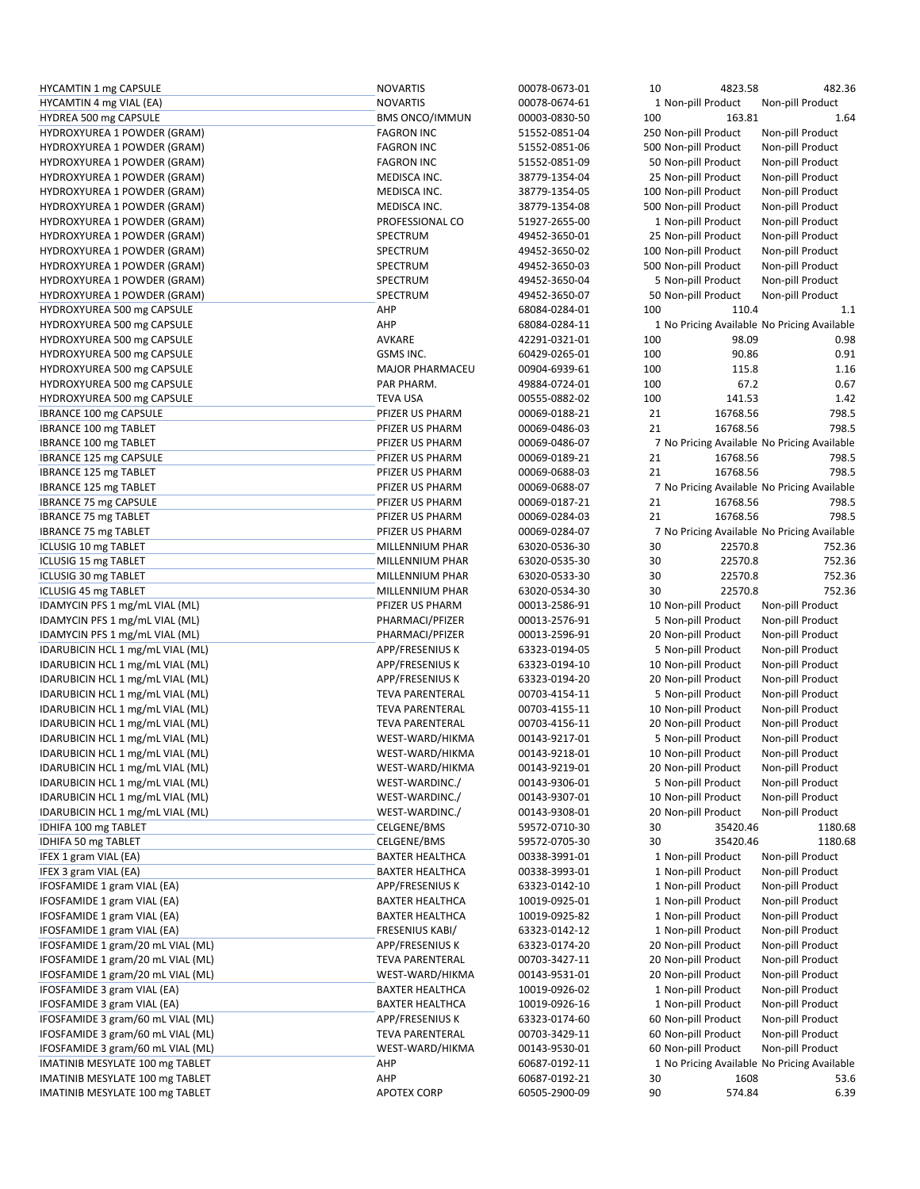| | | | | | |
|---|---|---|---|---|---|
| HYCAMTIN 1 mg CAPSULE | NOVARTIS | 00078-0673-01 | 10 | 4823.58 | 482.36 |
| HYCAMTIN 4 mg VIAL (EA) | NOVARTIS | 00078-0674-61 | 1 | Non-pill Product | Non-pill Product |
| HYDREA 500 mg CAPSULE | BMS ONCO/IMMUN | 00003-0830-50 | 100 | 163.81 | 1.64 |
| HYDROXYUREA 1 POWDER (GRAM) | FAGRON INC | 51552-0851-04 | 250 | Non-pill Product | Non-pill Product |
| HYDROXYUREA 1 POWDER (GRAM) | FAGRON INC | 51552-0851-06 | 500 | Non-pill Product | Non-pill Product |
| HYDROXYUREA 1 POWDER (GRAM) | FAGRON INC | 51552-0851-09 | 50 | Non-pill Product | Non-pill Product |
| HYDROXYUREA 1 POWDER (GRAM) | MEDISCA INC. | 38779-1354-04 | 25 | Non-pill Product | Non-pill Product |
| HYDROXYUREA 1 POWDER (GRAM) | MEDISCA INC. | 38779-1354-05 | 100 | Non-pill Product | Non-pill Product |
| HYDROXYUREA 1 POWDER (GRAM) | MEDISCA INC. | 38779-1354-08 | 500 | Non-pill Product | Non-pill Product |
| HYDROXYUREA 1 POWDER (GRAM) | PROFESSIONAL CO | 51927-2655-00 | 1 | Non-pill Product | Non-pill Product |
| HYDROXYUREA 1 POWDER (GRAM) | SPECTRUM | 49452-3650-01 | 25 | Non-pill Product | Non-pill Product |
| HYDROXYUREA 1 POWDER (GRAM) | SPECTRUM | 49452-3650-02 | 100 | Non-pill Product | Non-pill Product |
| HYDROXYUREA 1 POWDER (GRAM) | SPECTRUM | 49452-3650-03 | 500 | Non-pill Product | Non-pill Product |
| HYDROXYUREA 1 POWDER (GRAM) | SPECTRUM | 49452-3650-04 | 5 | Non-pill Product | Non-pill Product |
| HYDROXYUREA 1 POWDER (GRAM) | SPECTRUM | 49452-3650-07 | 50 | Non-pill Product | Non-pill Product |
| HYDROXYUREA 500 mg CAPSULE | AHP | 68084-0284-01 | 100 | 110.4 | 1.1 |
| HYDROXYUREA 500 mg CAPSULE | AHP | 68084-0284-11 | 1 | No Pricing Available | No Pricing Available |
| HYDROXYUREA 500 mg CAPSULE | AVKARE | 42291-0321-01 | 100 | 98.09 | 0.98 |
| HYDROXYUREA 500 mg CAPSULE | GSMS INC. | 60429-0265-01 | 100 | 90.86 | 0.91 |
| HYDROXYUREA 500 mg CAPSULE | MAJOR PHARMACEU | 00904-6939-61 | 100 | 115.8 | 1.16 |
| HYDROXYUREA 500 mg CAPSULE | PAR PHARM. | 49884-0724-01 | 100 | 67.2 | 0.67 |
| HYDROXYUREA 500 mg CAPSULE | TEVA USA | 00555-0882-02 | 100 | 141.53 | 1.42 |
| IBRANCE 100 mg CAPSULE | PFIZER US PHARM | 00069-0188-21 | 21 | 16768.56 | 798.5 |
| IBRANCE 100 mg TABLET | PFIZER US PHARM | 00069-0486-03 | 21 | 16768.56 | 798.5 |
| IBRANCE 100 mg TABLET | PFIZER US PHARM | 00069-0486-07 | 7 | No Pricing Available | No Pricing Available |
| IBRANCE 125 mg CAPSULE | PFIZER US PHARM | 00069-0189-21 | 21 | 16768.56 | 798.5 |
| IBRANCE 125 mg TABLET | PFIZER US PHARM | 00069-0688-03 | 21 | 16768.56 | 798.5 |
| IBRANCE 125 mg TABLET | PFIZER US PHARM | 00069-0688-07 | 7 | No Pricing Available | No Pricing Available |
| IBRANCE 75 mg CAPSULE | PFIZER US PHARM | 00069-0187-21 | 21 | 16768.56 | 798.5 |
| IBRANCE 75 mg TABLET | PFIZER US PHARM | 00069-0284-03 | 21 | 16768.56 | 798.5 |
| IBRANCE 75 mg TABLET | PFIZER US PHARM | 00069-0284-07 | 7 | No Pricing Available | No Pricing Available |
| ICLUSIG 10 mg TABLET | MILLENNIUM PHAR | 63020-0536-30 | 30 | 22570.8 | 752.36 |
| ICLUSIG 15 mg TABLET | MILLENNIUM PHAR | 63020-0535-30 | 30 | 22570.8 | 752.36 |
| ICLUSIG 30 mg TABLET | MILLENNIUM PHAR | 63020-0533-30 | 30 | 22570.8 | 752.36 |
| ICLUSIG 45 mg TABLET | MILLENNIUM PHAR | 63020-0534-30 | 30 | 22570.8 | 752.36 |
| IDAMYCIN PFS 1 mg/mL VIAL (ML) | PFIZER US PHARM | 00013-2586-91 | 10 | Non-pill Product | Non-pill Product |
| IDAMYCIN PFS 1 mg/mL VIAL (ML) | PHARMACI/PFIZER | 00013-2576-91 | 5 | Non-pill Product | Non-pill Product |
| IDAMYCIN PFS 1 mg/mL VIAL (ML) | PHARMACI/PFIZER | 00013-2596-91 | 20 | Non-pill Product | Non-pill Product |
| IDARUBICIN HCL 1 mg/mL VIAL (ML) | APP/FRESENIUS K | 63323-0194-05 | 5 | Non-pill Product | Non-pill Product |
| IDARUBICIN HCL 1 mg/mL VIAL (ML) | APP/FRESENIUS K | 63323-0194-10 | 10 | Non-pill Product | Non-pill Product |
| IDARUBICIN HCL 1 mg/mL VIAL (ML) | APP/FRESENIUS K | 63323-0194-20 | 20 | Non-pill Product | Non-pill Product |
| IDARUBICIN HCL 1 mg/mL VIAL (ML) | TEVA PARENTERAL | 00703-4154-11 | 5 | Non-pill Product | Non-pill Product |
| IDARUBICIN HCL 1 mg/mL VIAL (ML) | TEVA PARENTERAL | 00703-4155-11 | 10 | Non-pill Product | Non-pill Product |
| IDARUBICIN HCL 1 mg/mL VIAL (ML) | TEVA PARENTERAL | 00703-4156-11 | 20 | Non-pill Product | Non-pill Product |
| IDARUBICIN HCL 1 mg/mL VIAL (ML) | WEST-WARD/HIKMA | 00143-9217-01 | 5 | Non-pill Product | Non-pill Product |
| IDARUBICIN HCL 1 mg/mL VIAL (ML) | WEST-WARD/HIKMA | 00143-9218-01 | 10 | Non-pill Product | Non-pill Product |
| IDARUBICIN HCL 1 mg/mL VIAL (ML) | WEST-WARD/HIKMA | 00143-9219-01 | 20 | Non-pill Product | Non-pill Product |
| IDARUBICIN HCL 1 mg/mL VIAL (ML) | WEST-WARDINC./ | 00143-9306-01 | 5 | Non-pill Product | Non-pill Product |
| IDARUBICIN HCL 1 mg/mL VIAL (ML) | WEST-WARDINC./ | 00143-9307-01 | 10 | Non-pill Product | Non-pill Product |
| IDARUBICIN HCL 1 mg/mL VIAL (ML) | WEST-WARDINC./ | 00143-9308-01 | 20 | Non-pill Product | Non-pill Product |
| IDHIFA 100 mg TABLET | CELGENE/BMS | 59572-0710-30 | 30 | 35420.46 | 1180.68 |
| IDHIFA 50 mg TABLET | CELGENE/BMS | 59572-0705-30 | 30 | 35420.46 | 1180.68 |
| IFEX 1 gram VIAL (EA) | BAXTER HEALTHCA | 00338-3991-01 | 1 | Non-pill Product | Non-pill Product |
| IFEX 3 gram VIAL (EA) | BAXTER HEALTHCA | 00338-3993-01 | 1 | Non-pill Product | Non-pill Product |
| IFOSFAMIDE 1 gram VIAL (EA) | APP/FRESENIUS K | 63323-0142-10 | 1 | Non-pill Product | Non-pill Product |
| IFOSFAMIDE 1 gram VIAL (EA) | BAXTER HEALTHCA | 10019-0925-01 | 1 | Non-pill Product | Non-pill Product |
| IFOSFAMIDE 1 gram VIAL (EA) | BAXTER HEALTHCA | 10019-0925-82 | 1 | Non-pill Product | Non-pill Product |
| IFOSFAMIDE 1 gram VIAL (EA) | FRESENIUS KABI/ | 63323-0142-12 | 1 | Non-pill Product | Non-pill Product |
| IFOSFAMIDE 1 gram/20 mL VIAL (ML) | APP/FRESENIUS K | 63323-0174-20 | 20 | Non-pill Product | Non-pill Product |
| IFOSFAMIDE 1 gram/20 mL VIAL (ML) | TEVA PARENTERAL | 00703-3427-11 | 20 | Non-pill Product | Non-pill Product |
| IFOSFAMIDE 1 gram/20 mL VIAL (ML) | WEST-WARD/HIKMA | 00143-9531-01 | 20 | Non-pill Product | Non-pill Product |
| IFOSFAMIDE 3 gram VIAL (EA) | BAXTER HEALTHCA | 10019-0926-02 | 1 | Non-pill Product | Non-pill Product |
| IFOSFAMIDE 3 gram VIAL (EA) | BAXTER HEALTHCA | 10019-0926-16 | 1 | Non-pill Product | Non-pill Product |
| IFOSFAMIDE 3 gram/60 mL VIAL (ML) | APP/FRESENIUS K | 63323-0174-60 | 60 | Non-pill Product | Non-pill Product |
| IFOSFAMIDE 3 gram/60 mL VIAL (ML) | TEVA PARENTERAL | 00703-3429-11 | 60 | Non-pill Product | Non-pill Product |
| IFOSFAMIDE 3 gram/60 mL VIAL (ML) | WEST-WARD/HIKMA | 00143-9530-01 | 60 | Non-pill Product | Non-pill Product |
| IMATINIB MESYLATE 100 mg TABLET | AHP | 60687-0192-11 | 1 | No Pricing Available | No Pricing Available |
| IMATINIB MESYLATE 100 mg TABLET | AHP | 60687-0192-21 | 30 | 1608 | 53.6 |
| IMATINIB MESYLATE 100 mg TABLET | APOTEX CORP | 60505-2900-09 | 90 | 574.84 | 6.39 |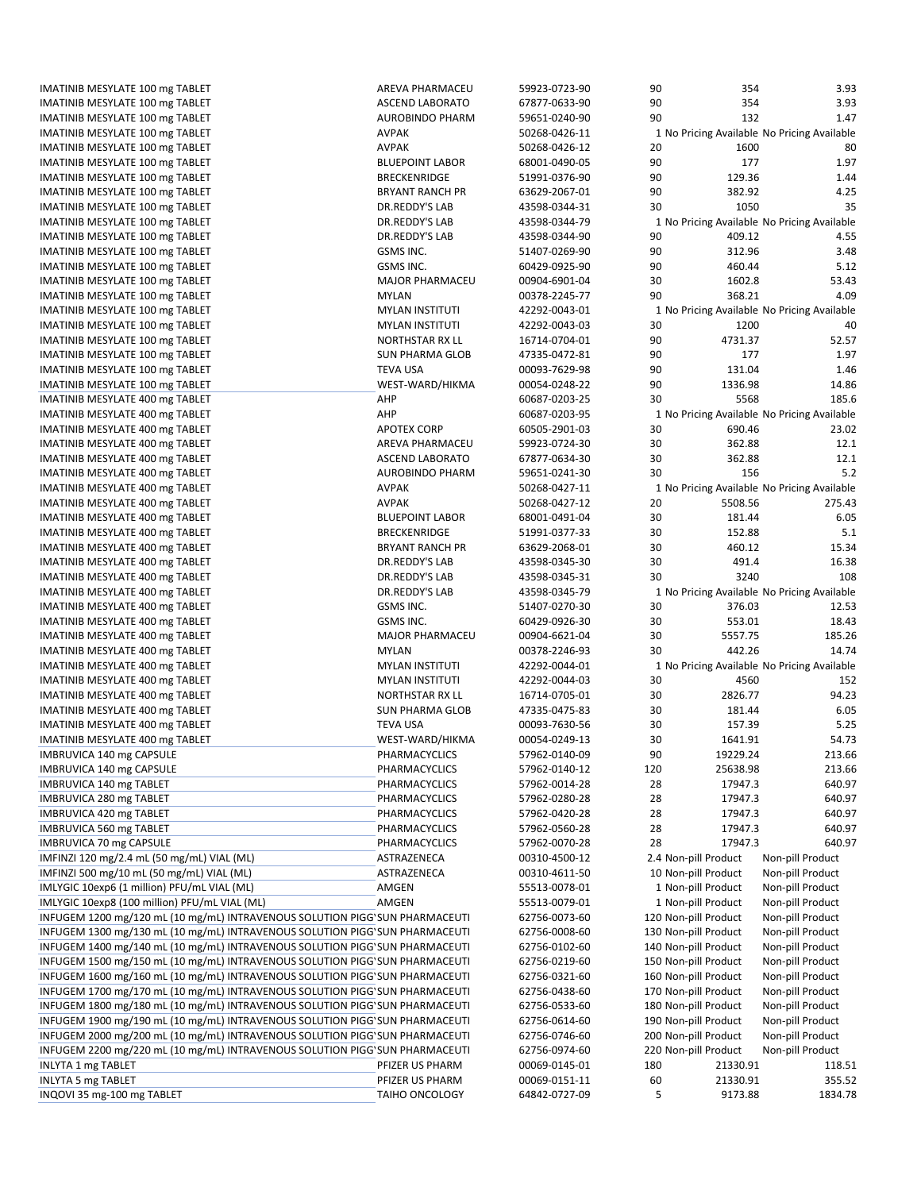| | | | | | |
|---|---|---|---|---|---|
| IMATINIB MESYLATE 100 mg TABLET | AREVA PHARMACEU | 59923-0723-90 | 90 | 354 | 3.93 |
| IMATINIB MESYLATE 100 mg TABLET | ASCEND LABORATO | 67877-0633-90 | 90 | 354 | 3.93 |
| IMATINIB MESYLATE 100 mg TABLET | AUROBINDO PHARM | 59651-0240-90 | 90 | 132 | 1.47 |
| IMATINIB MESYLATE 100 mg TABLET | AVPAK | 50268-0426-11 | 1 | No Pricing Available | No Pricing Available |
| IMATINIB MESYLATE 100 mg TABLET | AVPAK | 50268-0426-12 | 20 | 1600 | 80 |
| IMATINIB MESYLATE 100 mg TABLET | BLUEPOINT LABOR | 68001-0490-05 | 90 | 177 | 1.97 |
| IMATINIB MESYLATE 100 mg TABLET | BRECKENRIDGE | 51991-0376-90 | 90 | 129.36 | 1.44 |
| IMATINIB MESYLATE 100 mg TABLET | BRYANT RANCH PR | 63629-2067-01 | 90 | 382.92 | 4.25 |
| IMATINIB MESYLATE 100 mg TABLET | DR.REDDY'S LAB | 43598-0344-31 | 30 | 1050 | 35 |
| IMATINIB MESYLATE 100 mg TABLET | DR.REDDY'S LAB | 43598-0344-79 | 1 | No Pricing Available | No Pricing Available |
| IMATINIB MESYLATE 100 mg TABLET | DR.REDDY'S LAB | 43598-0344-90 | 90 | 409.12 | 4.55 |
| IMATINIB MESYLATE 100 mg TABLET | GSMS INC. | 51407-0269-90 | 90 | 312.96 | 3.48 |
| IMATINIB MESYLATE 100 mg TABLET | GSMS INC. | 60429-0925-90 | 90 | 460.44 | 5.12 |
| IMATINIB MESYLATE 100 mg TABLET | MAJOR PHARMACEU | 00904-6901-04 | 30 | 1602.8 | 53.43 |
| IMATINIB MESYLATE 100 mg TABLET | MYLAN | 00378-2245-77 | 90 | 368.21 | 4.09 |
| IMATINIB MESYLATE 100 mg TABLET | MYLAN INSTITUTI | 42292-0043-01 | 1 | No Pricing Available | No Pricing Available |
| IMATINIB MESYLATE 100 mg TABLET | MYLAN INSTITUTI | 42292-0043-03 | 30 | 1200 | 40 |
| IMATINIB MESYLATE 100 mg TABLET | NORTHSTAR RX LL | 16714-0704-01 | 90 | 4731.37 | 52.57 |
| IMATINIB MESYLATE 100 mg TABLET | SUN PHARMA GLOB | 47335-0472-81 | 90 | 177 | 1.97 |
| IMATINIB MESYLATE 100 mg TABLET | TEVA USA | 00093-7629-98 | 90 | 131.04 | 1.46 |
| IMATINIB MESYLATE 100 mg TABLET | WEST-WARD/HIKMA | 00054-0248-22 | 90 | 1336.98 | 14.86 |
| IMATINIB MESYLATE 400 mg TABLET | AHP | 60687-0203-25 | 30 | 5568 | 185.6 |
| IMATINIB MESYLATE 400 mg TABLET | AHP | 60687-0203-95 | 1 | No Pricing Available | No Pricing Available |
| IMATINIB MESYLATE 400 mg TABLET | APOTEX CORP | 60505-2901-03 | 30 | 690.46 | 23.02 |
| IMATINIB MESYLATE 400 mg TABLET | AREVA PHARMACEU | 59923-0724-30 | 30 | 362.88 | 12.1 |
| IMATINIB MESYLATE 400 mg TABLET | ASCEND LABORATO | 67877-0634-30 | 30 | 362.88 | 12.1 |
| IMATINIB MESYLATE 400 mg TABLET | AUROBINDO PHARM | 59651-0241-30 | 30 | 156 | 5.2 |
| IMATINIB MESYLATE 400 mg TABLET | AVPAK | 50268-0427-11 | 1 | No Pricing Available | No Pricing Available |
| IMATINIB MESYLATE 400 mg TABLET | AVPAK | 50268-0427-12 | 20 | 5508.56 | 275.43 |
| IMATINIB MESYLATE 400 mg TABLET | BLUEPOINT LABOR | 68001-0491-04 | 30 | 181.44 | 6.05 |
| IMATINIB MESYLATE 400 mg TABLET | BRECKENRIDGE | 51991-0377-33 | 30 | 152.88 | 5.1 |
| IMATINIB MESYLATE 400 mg TABLET | BRYANT RANCH PR | 63629-2068-01 | 30 | 460.12 | 15.34 |
| IMATINIB MESYLATE 400 mg TABLET | DR.REDDY'S LAB | 43598-0345-30 | 30 | 491.4 | 16.38 |
| IMATINIB MESYLATE 400 mg TABLET | DR.REDDY'S LAB | 43598-0345-31 | 30 | 3240 | 108 |
| IMATINIB MESYLATE 400 mg TABLET | DR.REDDY'S LAB | 43598-0345-79 | 1 | No Pricing Available | No Pricing Available |
| IMATINIB MESYLATE 400 mg TABLET | GSMS INC. | 51407-0270-30 | 30 | 376.03 | 12.53 |
| IMATINIB MESYLATE 400 mg TABLET | GSMS INC. | 60429-0926-30 | 30 | 553.01 | 18.43 |
| IMATINIB MESYLATE 400 mg TABLET | MAJOR PHARMACEU | 00904-6621-04 | 30 | 5557.75 | 185.26 |
| IMATINIB MESYLATE 400 mg TABLET | MYLAN | 00378-2246-93 | 30 | 442.26 | 14.74 |
| IMATINIB MESYLATE 400 mg TABLET | MYLAN INSTITUTI | 42292-0044-01 | 1 | No Pricing Available | No Pricing Available |
| IMATINIB MESYLATE 400 mg TABLET | MYLAN INSTITUTI | 42292-0044-03 | 30 | 4560 | 152 |
| IMATINIB MESYLATE 400 mg TABLET | NORTHSTAR RX LL | 16714-0705-01 | 30 | 2826.77 | 94.23 |
| IMATINIB MESYLATE 400 mg TABLET | SUN PHARMA GLOB | 47335-0475-83 | 30 | 181.44 | 6.05 |
| IMATINIB MESYLATE 400 mg TABLET | TEVA USA | 00093-7630-56 | 30 | 157.39 | 5.25 |
| IMATINIB MESYLATE 400 mg TABLET | WEST-WARD/HIKMA | 00054-0249-13 | 30 | 1641.91 | 54.73 |
| IMBRUVICA 140 mg CAPSULE | PHARMACYCLICS | 57962-0140-09 | 90 | 19229.24 | 213.66 |
| IMBRUVICA 140 mg CAPSULE | PHARMACYCLICS | 57962-0140-12 | 120 | 25638.98 | 213.66 |
| IMBRUVICA 140 mg TABLET | PHARMACYCLICS | 57962-0014-28 | 28 | 17947.3 | 640.97 |
| IMBRUVICA 280 mg TABLET | PHARMACYCLICS | 57962-0280-28 | 28 | 17947.3 | 640.97 |
| IMBRUVICA 420 mg TABLET | PHARMACYCLICS | 57962-0420-28 | 28 | 17947.3 | 640.97 |
| IMBRUVICA 560 mg TABLET | PHARMACYCLICS | 57962-0560-28 | 28 | 17947.3 | 640.97 |
| IMBRUVICA 70 mg CAPSULE | PHARMACYCLICS | 57962-0070-28 | 28 | 17947.3 | 640.97 |
| IMFINZI 120 mg/2.4 mL (50 mg/mL) VIAL (ML) | ASTRAZENECA | 00310-4500-12 | 2.4 | Non-pill Product | Non-pill Product |
| IMFINZI 500 mg/10 mL (50 mg/mL) VIAL (ML) | ASTRAZENECA | 00310-4611-50 | 10 | Non-pill Product | Non-pill Product |
| IMLYGIC 10exp6 (1 million) PFU/mL VIAL (ML) | AMGEN | 55513-0078-01 | 1 | Non-pill Product | Non-pill Product |
| IMLYGIC 10exp8 (100 million) PFU/mL VIAL (ML) | AMGEN | 55513-0079-01 | 1 | Non-pill Product | Non-pill Product |
| INFUGEM 1200 mg/120 mL (10 mg/mL) INTRAVENOUS SOLUTION PIGG' | SUN PHARMACEUTI | 62756-0073-60 | 120 | Non-pill Product | Non-pill Product |
| INFUGEM 1300 mg/130 mL (10 mg/mL) INTRAVENOUS SOLUTION PIGG' | SUN PHARMACEUTI | 62756-0008-60 | 130 | Non-pill Product | Non-pill Product |
| INFUGEM 1400 mg/140 mL (10 mg/mL) INTRAVENOUS SOLUTION PIGG' | SUN PHARMACEUTI | 62756-0102-60 | 140 | Non-pill Product | Non-pill Product |
| INFUGEM 1500 mg/150 mL (10 mg/mL) INTRAVENOUS SOLUTION PIGG' | SUN PHARMACEUTI | 62756-0219-60 | 150 | Non-pill Product | Non-pill Product |
| INFUGEM 1600 mg/160 mL (10 mg/mL) INTRAVENOUS SOLUTION PIGG' | SUN PHARMACEUTI | 62756-0321-60 | 160 | Non-pill Product | Non-pill Product |
| INFUGEM 1700 mg/170 mL (10 mg/mL) INTRAVENOUS SOLUTION PIGG' | SUN PHARMACEUTI | 62756-0438-60 | 170 | Non-pill Product | Non-pill Product |
| INFUGEM 1800 mg/180 mL (10 mg/mL) INTRAVENOUS SOLUTION PIGG' | SUN PHARMACEUTI | 62756-0533-60 | 180 | Non-pill Product | Non-pill Product |
| INFUGEM 1900 mg/190 mL (10 mg/mL) INTRAVENOUS SOLUTION PIGG' | SUN PHARMACEUTI | 62756-0614-60 | 190 | Non-pill Product | Non-pill Product |
| INFUGEM 2000 mg/200 mL (10 mg/mL) INTRAVENOUS SOLUTION PIGG' | SUN PHARMACEUTI | 62756-0746-60 | 200 | Non-pill Product | Non-pill Product |
| INFUGEM 2200 mg/220 mL (10 mg/mL) INTRAVENOUS SOLUTION PIGG' | SUN PHARMACEUTI | 62756-0974-60 | 220 | Non-pill Product | Non-pill Product |
| INLYTA 1 mg TABLET | PFIZER US PHARM | 00069-0145-01 | 180 | 21330.91 | 118.51 |
| INLYTA 5 mg TABLET | PFIZER US PHARM | 00069-0151-11 | 60 | 21330.91 | 355.52 |
| INQOVI 35 mg-100 mg TABLET | TAIHO ONCOLOGY | 64842-0727-09 | 5 | 9173.88 | 1834.78 |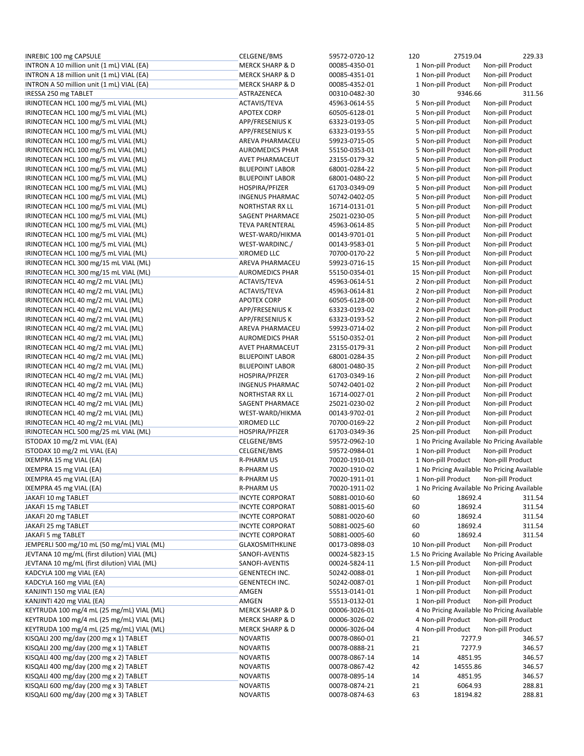| | | | | | |
|---|---|---|---|---|---|
| INREBIC 100 mg CAPSULE | CELGENE/BMS | 59572-0720-12 | 120 | 27519.04 | 229.33 |
| INTRON A 10 million unit (1 mL) VIAL (EA) | MERCK SHARP & D | 00085-4350-01 | 1 | Non-pill Product | Non-pill Product |
| INTRON A 18 million unit (1 mL) VIAL (EA) | MERCK SHARP & D | 00085-4351-01 | 1 | Non-pill Product | Non-pill Product |
| INTRON A 50 million unit (1 mL) VIAL (EA) | MERCK SHARP & D | 00085-4352-01 | 1 | Non-pill Product | Non-pill Product |
| IRESSA 250 mg TABLET | ASTRAZENECA | 00310-0482-30 | 30 | 9346.66 | 311.56 |
| IRINOTECAN HCL 100 mg/5 mL VIAL (ML) | ACTAVIS/TEVA | 45963-0614-55 | 5 | Non-pill Product | Non-pill Product |
| IRINOTECAN HCL 100 mg/5 mL VIAL (ML) | APOTEX CORP | 60505-6128-01 | 5 | Non-pill Product | Non-pill Product |
| IRINOTECAN HCL 100 mg/5 mL VIAL (ML) | APP/FRESENIUS K | 63323-0193-05 | 5 | Non-pill Product | Non-pill Product |
| IRINOTECAN HCL 100 mg/5 mL VIAL (ML) | APP/FRESENIUS K | 63323-0193-55 | 5 | Non-pill Product | Non-pill Product |
| IRINOTECAN HCL 100 mg/5 mL VIAL (ML) | AREVA PHARMACEU | 59923-0715-05 | 5 | Non-pill Product | Non-pill Product |
| IRINOTECAN HCL 100 mg/5 mL VIAL (ML) | AUROMEDICS PHAR | 55150-0353-01 | 5 | Non-pill Product | Non-pill Product |
| IRINOTECAN HCL 100 mg/5 mL VIAL (ML) | AVET PHARMACEUT | 23155-0179-32 | 5 | Non-pill Product | Non-pill Product |
| IRINOTECAN HCL 100 mg/5 mL VIAL (ML) | BLUEPOINT LABOR | 68001-0284-22 | 5 | Non-pill Product | Non-pill Product |
| IRINOTECAN HCL 100 mg/5 mL VIAL (ML) | BLUEPOINT LABOR | 68001-0480-22 | 5 | Non-pill Product | Non-pill Product |
| IRINOTECAN HCL 100 mg/5 mL VIAL (ML) | HOSPIRA/PFIZER | 61703-0349-09 | 5 | Non-pill Product | Non-pill Product |
| IRINOTECAN HCL 100 mg/5 mL VIAL (ML) | INGENUS PHARMAC | 50742-0402-05 | 5 | Non-pill Product | Non-pill Product |
| IRINOTECAN HCL 100 mg/5 mL VIAL (ML) | NORTHSTAR RX LL | 16714-0131-01 | 5 | Non-pill Product | Non-pill Product |
| IRINOTECAN HCL 100 mg/5 mL VIAL (ML) | SAGENT PHARMACE | 25021-0230-05 | 5 | Non-pill Product | Non-pill Product |
| IRINOTECAN HCL 100 mg/5 mL VIAL (ML) | TEVA PARENTERAL | 45963-0614-85 | 5 | Non-pill Product | Non-pill Product |
| IRINOTECAN HCL 100 mg/5 mL VIAL (ML) | WEST-WARD/HIKMA | 00143-9701-01 | 5 | Non-pill Product | Non-pill Product |
| IRINOTECAN HCL 100 mg/5 mL VIAL (ML) | WEST-WARDINC./ | 00143-9583-01 | 5 | Non-pill Product | Non-pill Product |
| IRINOTECAN HCL 100 mg/5 mL VIAL (ML) | XIROMED LLC | 70700-0170-22 | 5 | Non-pill Product | Non-pill Product |
| IRINOTECAN HCL 300 mg/15 mL VIAL (ML) | AREVA PHARMACEU | 59923-0716-15 | 15 | Non-pill Product | Non-pill Product |
| IRINOTECAN HCL 300 mg/15 mL VIAL (ML) | AUROMEDICS PHAR | 55150-0354-01 | 15 | Non-pill Product | Non-pill Product |
| IRINOTECAN HCL 40 mg/2 mL VIAL (ML) | ACTAVIS/TEVA | 45963-0614-51 | 2 | Non-pill Product | Non-pill Product |
| IRINOTECAN HCL 40 mg/2 mL VIAL (ML) | ACTAVIS/TEVA | 45963-0614-81 | 2 | Non-pill Product | Non-pill Product |
| IRINOTECAN HCL 40 mg/2 mL VIAL (ML) | APOTEX CORP | 60505-6128-00 | 2 | Non-pill Product | Non-pill Product |
| IRINOTECAN HCL 40 mg/2 mL VIAL (ML) | APP/FRESENIUS K | 63323-0193-02 | 2 | Non-pill Product | Non-pill Product |
| IRINOTECAN HCL 40 mg/2 mL VIAL (ML) | APP/FRESENIUS K | 63323-0193-52 | 2 | Non-pill Product | Non-pill Product |
| IRINOTECAN HCL 40 mg/2 mL VIAL (ML) | AREVA PHARMACEU | 59923-0714-02 | 2 | Non-pill Product | Non-pill Product |
| IRINOTECAN HCL 40 mg/2 mL VIAL (ML) | AUROMEDICS PHAR | 55150-0352-01 | 2 | Non-pill Product | Non-pill Product |
| IRINOTECAN HCL 40 mg/2 mL VIAL (ML) | AVET PHARMACEUT | 23155-0179-31 | 2 | Non-pill Product | Non-pill Product |
| IRINOTECAN HCL 40 mg/2 mL VIAL (ML) | BLUEPOINT LABOR | 68001-0284-35 | 2 | Non-pill Product | Non-pill Product |
| IRINOTECAN HCL 40 mg/2 mL VIAL (ML) | BLUEPOINT LABOR | 68001-0480-35 | 2 | Non-pill Product | Non-pill Product |
| IRINOTECAN HCL 40 mg/2 mL VIAL (ML) | HOSPIRA/PFIZER | 61703-0349-16 | 2 | Non-pill Product | Non-pill Product |
| IRINOTECAN HCL 40 mg/2 mL VIAL (ML) | INGENUS PHARMAC | 50742-0401-02 | 2 | Non-pill Product | Non-pill Product |
| IRINOTECAN HCL 40 mg/2 mL VIAL (ML) | NORTHSTAR RX LL | 16714-0027-01 | 2 | Non-pill Product | Non-pill Product |
| IRINOTECAN HCL 40 mg/2 mL VIAL (ML) | SAGENT PHARMACE | 25021-0230-02 | 2 | Non-pill Product | Non-pill Product |
| IRINOTECAN HCL 40 mg/2 mL VIAL (ML) | WEST-WARD/HIKMA | 00143-9702-01 | 2 | Non-pill Product | Non-pill Product |
| IRINOTECAN HCL 40 mg/2 mL VIAL (ML) | XIROMED LLC | 70700-0169-22 | 2 | Non-pill Product | Non-pill Product |
| IRINOTECAN HCL 500 mg/25 mL VIAL (ML) | HOSPIRA/PFIZER | 61703-0349-36 | 25 | Non-pill Product | Non-pill Product |
| ISTODAX 10 mg/2 mL VIAL (EA) | CELGENE/BMS | 59572-0962-10 | 1 | No Pricing Available | No Pricing Available |
| ISTODAX 10 mg/2 mL VIAL (EA) | CELGENE/BMS | 59572-0984-01 | 1 | Non-pill Product | Non-pill Product |
| IXEMPRA 15 mg VIAL (EA) | R-PHARM US | 70020-1910-01 | 1 | Non-pill Product | Non-pill Product |
| IXEMPRA 15 mg VIAL (EA) | R-PHARM US | 70020-1910-02 | 1 | No Pricing Available | No Pricing Available |
| IXEMPRA 45 mg VIAL (EA) | R-PHARM US | 70020-1911-01 | 1 | Non-pill Product | Non-pill Product |
| IXEMPRA 45 mg VIAL (EA) | R-PHARM US | 70020-1911-02 | 1 | No Pricing Available | No Pricing Available |
| JAKAFI 10 mg TABLET | INCYTE CORPORAT | 50881-0010-60 | 60 | 18692.4 | 311.54 |
| JAKAFI 15 mg TABLET | INCYTE CORPORAT | 50881-0015-60 | 60 | 18692.4 | 311.54 |
| JAKAFI 20 mg TABLET | INCYTE CORPORAT | 50881-0020-60 | 60 | 18692.4 | 311.54 |
| JAKAFI 25 mg TABLET | INCYTE CORPORAT | 50881-0025-60 | 60 | 18692.4 | 311.54 |
| JAKAFI 5 mg TABLET | INCYTE CORPORAT | 50881-0005-60 | 60 | 18692.4 | 311.54 |
| JEMPERLI 500 mg/10 mL (50 mg/mL) VIAL (ML) | GLAXOSMITHKLINE | 00173-0898-03 | 10 | Non-pill Product | Non-pill Product |
| JEVTANA 10 mg/mL (first dilution) VIAL (ML) | SANOFI-AVENTIS | 00024-5823-15 | 1.5 | No Pricing Available | No Pricing Available |
| JEVTANA 10 mg/mL (first dilution) VIAL (ML) | SANOFI-AVENTIS | 00024-5824-11 | 1.5 | Non-pill Product | Non-pill Product |
| KADCYLA 100 mg VIAL (EA) | GENENTECH INC. | 50242-0088-01 | 1 | Non-pill Product | Non-pill Product |
| KADCYLA 160 mg VIAL (EA) | GENENTECH INC. | 50242-0087-01 | 1 | Non-pill Product | Non-pill Product |
| KANJINTI 150 mg VIAL (EA) | AMGEN | 55513-0141-01 | 1 | Non-pill Product | Non-pill Product |
| KANJINTI 420 mg VIAL (EA) | AMGEN | 55513-0132-01 | 1 | Non-pill Product | Non-pill Product |
| KEYTRUDA 100 mg/4 mL (25 mg/mL) VIAL (ML) | MERCK SHARP & D | 00006-3026-01 | 4 | No Pricing Available | No Pricing Available |
| KEYTRUDA 100 mg/4 mL (25 mg/mL) VIAL (ML) | MERCK SHARP & D | 00006-3026-02 | 4 | Non-pill Product | Non-pill Product |
| KEYTRUDA 100 mg/4 mL (25 mg/mL) VIAL (ML) | MERCK SHARP & D | 00006-3026-04 | 4 | Non-pill Product | Non-pill Product |
| KISQALI 200 mg/day (200 mg x 1) TABLET | NOVARTIS | 00078-0860-01 | 21 | 7277.9 | 346.57 |
| KISQALI 200 mg/day (200 mg x 1) TABLET | NOVARTIS | 00078-0888-21 | 21 | 7277.9 | 346.57 |
| KISQALI 400 mg/day (200 mg x 2) TABLET | NOVARTIS | 00078-0867-14 | 14 | 4851.95 | 346.57 |
| KISQALI 400 mg/day (200 mg x 2) TABLET | NOVARTIS | 00078-0867-42 | 42 | 14555.86 | 346.57 |
| KISQALI 400 mg/day (200 mg x 2) TABLET | NOVARTIS | 00078-0895-14 | 14 | 4851.95 | 346.57 |
| KISQALI 600 mg/day (200 mg x 3) TABLET | NOVARTIS | 00078-0874-21 | 21 | 6064.93 | 288.81 |
| KISQALI 600 mg/day (200 mg x 3) TABLET | NOVARTIS | 00078-0874-63 | 63 | 18194.82 | 288.81 |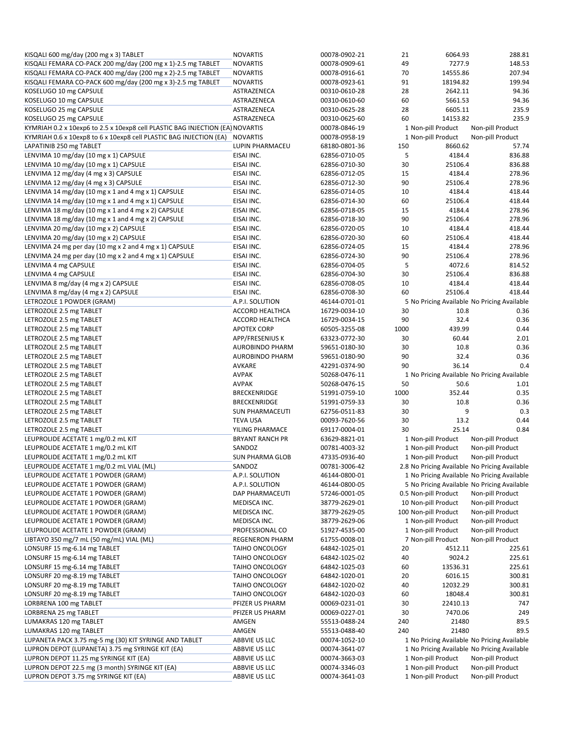| | | | | | |
|---|---|---|---|---|---|
| KISQALI 600 mg/day (200 mg x 3) TABLET | NOVARTIS | 00078-0902-21 | 21 | 6064.93 | 288.81 |
| KISQALI FEMARA CO-PACK 200 mg/day (200 mg x 1)-2.5 mg TABLET | NOVARTIS | 00078-0909-61 | 49 | 7277.9 | 148.53 |
| KISQALI FEMARA CO-PACK 400 mg/day (200 mg x 2)-2.5 mg TABLET | NOVARTIS | 00078-0916-61 | 70 | 14555.86 | 207.94 |
| KISQALI FEMARA CO-PACK 600 mg/day (200 mg x 3)-2.5 mg TABLET | NOVARTIS | 00078-0923-61 | 91 | 18194.82 | 199.94 |
| KOSELUGO 10 mg CAPSULE | ASTRAZENECA | 00310-0610-28 | 28 | 2642.11 | 94.36 |
| KOSELUGO 10 mg CAPSULE | ASTRAZENECA | 00310-0610-60 | 60 | 5661.53 | 94.36 |
| KOSELUGO 25 mg CAPSULE | ASTRAZENECA | 00310-0625-28 | 28 | 6605.11 | 235.9 |
| KOSELUGO 25 mg CAPSULE | ASTRAZENECA | 00310-0625-60 | 60 | 14153.82 | 235.9 |
| KYMRIAH 0.2 x 10exp6 to 2.5 x 10exp8 cell PLASTIC BAG INJECTION (EA) | NOVARTIS | 00078-0846-19 | 1 | Non-pill Product | Non-pill Product |
| KYMRIAH 0.6 x 10exp8 to 6 x 10exp8 cell PLASTIC BAG INJECTION (EA) | NOVARTIS | 00078-0958-19 | 1 | Non-pill Product | Non-pill Product |
| LAPATINIB 250 mg TABLET | LUPIN PHARMACEU | 68180-0801-36 | 150 | 8660.62 | 57.74 |
| LENVIMA 10 mg/day (10 mg x 1) CAPSULE | EISAI INC. | 62856-0710-05 | 5 | 4184.4 | 836.88 |
| LENVIMA 10 mg/day (10 mg x 1) CAPSULE | EISAI INC. | 62856-0710-30 | 30 | 25106.4 | 836.88 |
| LENVIMA 12 mg/day (4 mg x 3) CAPSULE | EISAI INC. | 62856-0712-05 | 15 | 4184.4 | 278.96 |
| LENVIMA 12 mg/day (4 mg x 3) CAPSULE | EISAI INC. | 62856-0712-30 | 90 | 25106.4 | 278.96 |
| LENVIMA 14 mg/day (10 mg x 1 and 4 mg x 1) CAPSULE | EISAI INC. | 62856-0714-05 | 10 | 4184.4 | 418.44 |
| LENVIMA 14 mg/day (10 mg x 1 and 4 mg x 1) CAPSULE | EISAI INC. | 62856-0714-30 | 60 | 25106.4 | 418.44 |
| LENVIMA 18 mg/day (10 mg x 1 and 4 mg x 2) CAPSULE | EISAI INC. | 62856-0718-05 | 15 | 4184.4 | 278.96 |
| LENVIMA 18 mg/day (10 mg x 1 and 4 mg x 2) CAPSULE | EISAI INC. | 62856-0718-30 | 90 | 25106.4 | 278.96 |
| LENVIMA 20 mg/day (10 mg x 2) CAPSULE | EISAI INC. | 62856-0720-05 | 10 | 4184.4 | 418.44 |
| LENVIMA 20 mg/day (10 mg x 2) CAPSULE | EISAI INC. | 62856-0720-30 | 60 | 25106.4 | 418.44 |
| LENVIMA 24 mg per day (10 mg x 2 and 4 mg x 1) CAPSULE | EISAI INC. | 62856-0724-05 | 15 | 4184.4 | 278.96 |
| LENVIMA 24 mg per day (10 mg x 2 and 4 mg x 1) CAPSULE | EISAI INC. | 62856-0724-30 | 90 | 25106.4 | 278.96 |
| LENVIMA 4 mg CAPSULE | EISAI INC. | 62856-0704-05 | 5 | 4072.6 | 814.52 |
| LENVIMA 4 mg CAPSULE | EISAI INC. | 62856-0704-30 | 30 | 25106.4 | 836.88 |
| LENVIMA 8 mg/day (4 mg x 2) CAPSULE | EISAI INC. | 62856-0708-05 | 10 | 4184.4 | 418.44 |
| LENVIMA 8 mg/day (4 mg x 2) CAPSULE | EISAI INC. | 62856-0708-30 | 60 | 25106.4 | 418.44 |
| LETROZOLE 1 POWDER (GRAM) | A.P.I. SOLUTION | 46144-0701-01 | 5 | No Pricing Available | No Pricing Available |
| LETROZOLE 2.5 mg TABLET | ACCORD HEALTHCA | 16729-0034-10 | 30 | 10.8 | 0.36 |
| LETROZOLE 2.5 mg TABLET | ACCORD HEALTHCA | 16729-0034-15 | 90 | 32.4 | 0.36 |
| LETROZOLE 2.5 mg TABLET | APOTEX CORP | 60505-3255-08 | 1000 | 439.99 | 0.44 |
| LETROZOLE 2.5 mg TABLET | APP/FRESENIUS K | 63323-0772-30 | 30 | 60.44 | 2.01 |
| LETROZOLE 2.5 mg TABLET | AUROBINDO PHARM | 59651-0180-30 | 30 | 10.8 | 0.36 |
| LETROZOLE 2.5 mg TABLET | AUROBINDO PHARM | 59651-0180-90 | 90 | 32.4 | 0.36 |
| LETROZOLE 2.5 mg TABLET | AVKARE | 42291-0374-90 | 90 | 36.14 | 0.4 |
| LETROZOLE 2.5 mg TABLET | AVPAK | 50268-0476-11 | 1 | No Pricing Available | No Pricing Available |
| LETROZOLE 2.5 mg TABLET | AVPAK | 50268-0476-15 | 50 | 50.6 | 1.01 |
| LETROZOLE 2.5 mg TABLET | BRECKENRIDGE | 51991-0759-10 | 1000 | 352.44 | 0.35 |
| LETROZOLE 2.5 mg TABLET | BRECKENRIDGE | 51991-0759-33 | 30 | 10.8 | 0.36 |
| LETROZOLE 2.5 mg TABLET | SUN PHARMACEUTI | 62756-0511-83 | 30 | 9 | 0.3 |
| LETROZOLE 2.5 mg TABLET | TEVA USA | 00093-7620-56 | 30 | 13.2 | 0.44 |
| LETROZOLE 2.5 mg TABLET | YILING PHARMACE | 69117-0004-01 | 30 | 25.14 | 0.84 |
| LEUPROLIDE ACETATE 1 mg/0.2 mL KIT | BRYANT RANCH PR | 63629-8821-01 | 1 | Non-pill Product | Non-pill Product |
| LEUPROLIDE ACETATE 1 mg/0.2 mL KIT | SANDOZ | 00781-4003-32 | 1 | Non-pill Product | Non-pill Product |
| LEUPROLIDE ACETATE 1 mg/0.2 mL KIT | SUN PHARMA GLOB | 47335-0936-40 | 1 | Non-pill Product | Non-pill Product |
| LEUPROLIDE ACETATE 1 mg/0.2 mL VIAL (ML) | SANDOZ | 00781-3006-42 | 2.8 | No Pricing Available | No Pricing Available |
| LEUPROLIDE ACETATE 1 POWDER (GRAM) | A.P.I. SOLUTION | 46144-0800-01 | 1 | No Pricing Available | No Pricing Available |
| LEUPROLIDE ACETATE 1 POWDER (GRAM) | A.P.I. SOLUTION | 46144-0800-05 | 5 | No Pricing Available | No Pricing Available |
| LEUPROLIDE ACETATE 1 POWDER (GRAM) | DAP PHARMACEUTI | 57246-0001-05 | 0.5 | Non-pill Product | Non-pill Product |
| LEUPROLIDE ACETATE 1 POWDER (GRAM) | MEDISCA INC. | 38779-2629-01 | 10 | Non-pill Product | Non-pill Product |
| LEUPROLIDE ACETATE 1 POWDER (GRAM) | MEDISCA INC. | 38779-2629-05 | 100 | Non-pill Product | Non-pill Product |
| LEUPROLIDE ACETATE 1 POWDER (GRAM) | MEDISCA INC. | 38779-2629-06 | 1 | Non-pill Product | Non-pill Product |
| LEUPROLIDE ACETATE 1 POWDER (GRAM) | PROFESSIONAL CO | 51927-4535-00 | 1 | Non-pill Product | Non-pill Product |
| LIBTAYO 350 mg/7 mL (50 mg/mL) VIAL (ML) | REGENERON PHARM | 61755-0008-01 | 7 | Non-pill Product | Non-pill Product |
| LONSURF 15 mg-6.14 mg TABLET | TAIHO ONCOLOGY | 64842-1025-01 | 20 | 4512.11 | 225.61 |
| LONSURF 15 mg-6.14 mg TABLET | TAIHO ONCOLOGY | 64842-1025-02 | 40 | 9024.2 | 225.61 |
| LONSURF 15 mg-6.14 mg TABLET | TAIHO ONCOLOGY | 64842-1025-03 | 60 | 13536.31 | 225.61 |
| LONSURF 20 mg-8.19 mg TABLET | TAIHO ONCOLOGY | 64842-1020-01 | 20 | 6016.15 | 300.81 |
| LONSURF 20 mg-8.19 mg TABLET | TAIHO ONCOLOGY | 64842-1020-02 | 40 | 12032.29 | 300.81 |
| LONSURF 20 mg-8.19 mg TABLET | TAIHO ONCOLOGY | 64842-1020-03 | 60 | 18048.4 | 300.81 |
| LORBRENA 100 mg TABLET | PFIZER US PHARM | 00069-0231-01 | 30 | 22410.13 | 747 |
| LORBRENA 25 mg TABLET | PFIZER US PHARM | 00069-0227-01 | 30 | 7470.06 | 249 |
| LUMAKRAS 120 mg TABLET | AMGEN | 55513-0488-24 | 240 | 21480 | 89.5 |
| LUMAKRAS 120 mg TABLET | AMGEN | 55513-0488-40 | 240 | 21480 | 89.5 |
| LUPANETA PACK 3.75 mg-5 mg (30) KIT SYRINGE AND TABLET | ABBVIE US LLC | 00074-1052-10 | 1 | No Pricing Available | No Pricing Available |
| LUPRON DEPOT (LUPANETA) 3.75 mg SYRINGE KIT (EA) | ABBVIE US LLC | 00074-3641-07 | 1 | No Pricing Available | No Pricing Available |
| LUPRON DEPOT 11.25 mg SYRINGE KIT (EA) | ABBVIE US LLC | 00074-3663-03 | 1 | Non-pill Product | Non-pill Product |
| LUPRON DEPOT 22.5 mg (3 month) SYRINGE KIT (EA) | ABBVIE US LLC | 00074-3346-03 | 1 | Non-pill Product | Non-pill Product |
| LUPRON DEPOT 3.75 mg SYRINGE KIT (EA) | ABBVIE US LLC | 00074-3641-03 | 1 | Non-pill Product | Non-pill Product |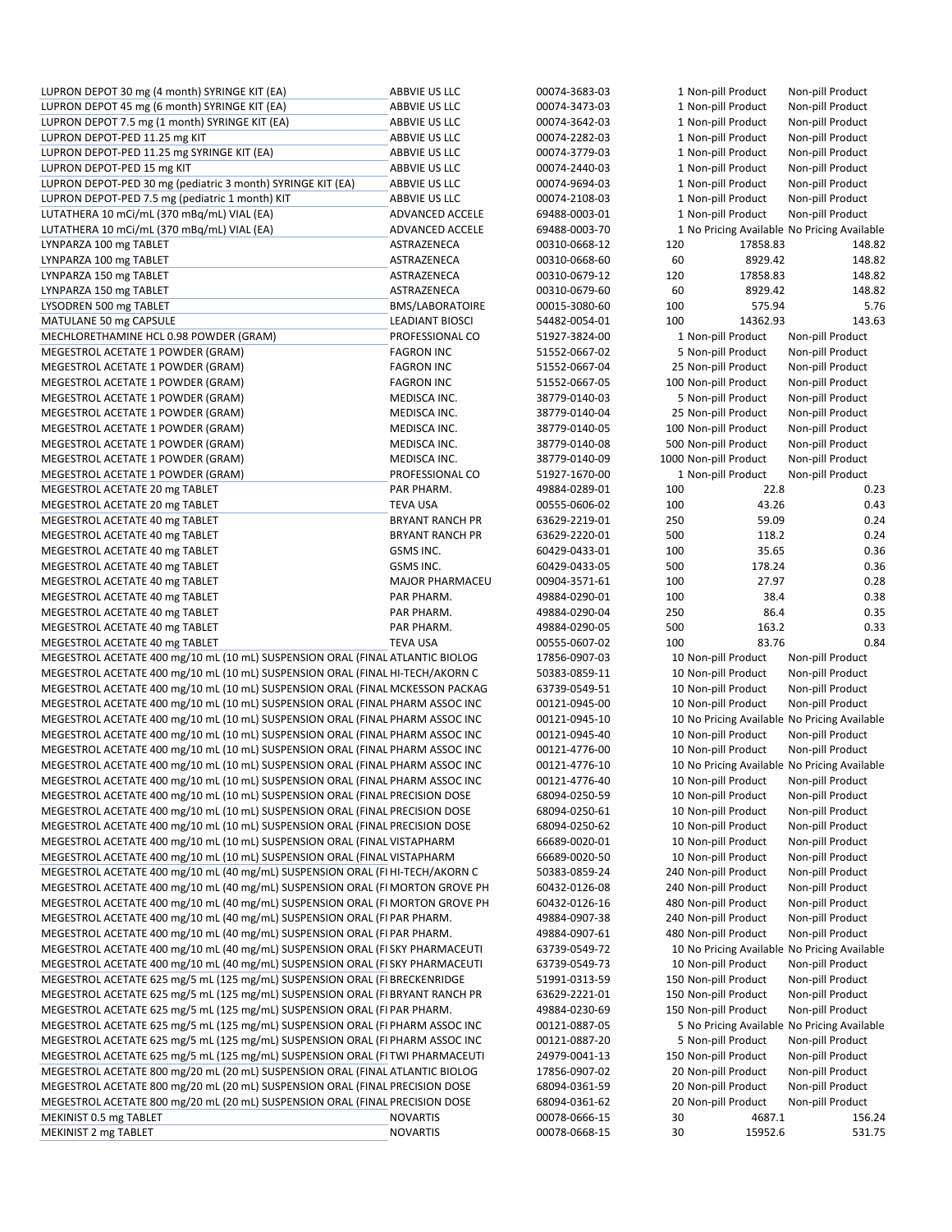| | | | | | |
|---|---|---|---|---|---|
| LUPRON DEPOT 30 mg (4 month) SYRINGE KIT (EA) | ABBVIE US LLC | 00074-3683-03 | 1 | Non-pill Product | Non-pill Product |
| LUPRON DEPOT 45 mg (6 month) SYRINGE KIT (EA) | ABBVIE US LLC | 00074-3473-03 | 1 | Non-pill Product | Non-pill Product |
| LUPRON DEPOT 7.5 mg (1 month) SYRINGE KIT (EA) | ABBVIE US LLC | 00074-3642-03 | 1 | Non-pill Product | Non-pill Product |
| LUPRON DEPOT-PED 11.25 mg KIT | ABBVIE US LLC | 00074-2282-03 | 1 | Non-pill Product | Non-pill Product |
| LUPRON DEPOT-PED 11.25 mg SYRINGE KIT (EA) | ABBVIE US LLC | 00074-3779-03 | 1 | Non-pill Product | Non-pill Product |
| LUPRON DEPOT-PED 15 mg KIT | ABBVIE US LLC | 00074-2440-03 | 1 | Non-pill Product | Non-pill Product |
| LUPRON DEPOT-PED 30 mg (pediatric 3 month) SYRINGE KIT (EA) | ABBVIE US LLC | 00074-9694-03 | 1 | Non-pill Product | Non-pill Product |
| LUPRON DEPOT-PED 7.5 mg (pediatric 1 month) KIT | ABBVIE US LLC | 00074-2108-03 | 1 | Non-pill Product | Non-pill Product |
| LUTATHERA 10 mCi/mL (370 mBq/mL) VIAL (EA) | ADVANCED ACCELE | 69488-0003-01 | 1 | Non-pill Product | Non-pill Product |
| LUTATHERA 10 mCi/mL (370 mBq/mL) VIAL (EA) | ADVANCED ACCELE | 69488-0003-70 | 1 | No Pricing Available | No Pricing Available |
| LYNPARZA 100 mg TABLET | ASTRAZENECA | 00310-0668-12 | 120 | 17858.83 | 148.82 |
| LYNPARZA 100 mg TABLET | ASTRAZENECA | 00310-0668-60 | 60 | 8929.42 | 148.82 |
| LYNPARZA 150 mg TABLET | ASTRAZENECA | 00310-0679-12 | 120 | 17858.83 | 148.82 |
| LYNPARZA 150 mg TABLET | ASTRAZENECA | 00310-0679-60 | 60 | 8929.42 | 148.82 |
| LYSODREN 500 mg TABLET | BMS/LABORATOIRE | 00015-3080-60 | 100 | 575.94 | 5.76 |
| MATULANE 50 mg CAPSULE | LEADIANT BIOSCI | 54482-0054-01 | 100 | 14362.93 | 143.63 |
| MECHLORETHAMINE HCL 0.98 POWDER (GRAM) | PROFESSIONAL CO | 51927-3824-00 | 1 | Non-pill Product | Non-pill Product |
| MEGESTROL ACETATE 1 POWDER (GRAM) | FAGRON INC | 51552-0667-02 | 5 | Non-pill Product | Non-pill Product |
| MEGESTROL ACETATE 1 POWDER (GRAM) | FAGRON INC | 51552-0667-04 | 25 | Non-pill Product | Non-pill Product |
| MEGESTROL ACETATE 1 POWDER (GRAM) | FAGRON INC | 51552-0667-05 | 100 | Non-pill Product | Non-pill Product |
| MEGESTROL ACETATE 1 POWDER (GRAM) | MEDISCA INC. | 38779-0140-03 | 5 | Non-pill Product | Non-pill Product |
| MEGESTROL ACETATE 1 POWDER (GRAM) | MEDISCA INC. | 38779-0140-04 | 25 | Non-pill Product | Non-pill Product |
| MEGESTROL ACETATE 1 POWDER (GRAM) | MEDISCA INC. | 38779-0140-05 | 100 | Non-pill Product | Non-pill Product |
| MEGESTROL ACETATE 1 POWDER (GRAM) | MEDISCA INC. | 38779-0140-08 | 500 | Non-pill Product | Non-pill Product |
| MEGESTROL ACETATE 1 POWDER (GRAM) | MEDISCA INC. | 38779-0140-09 | 1000 | Non-pill Product | Non-pill Product |
| MEGESTROL ACETATE 1 POWDER (GRAM) | PROFESSIONAL CO | 51927-1670-00 | 1 | Non-pill Product | Non-pill Product |
| MEGESTROL ACETATE 20 mg TABLET | PAR PHARM. | 49884-0289-01 | 100 | 22.8 | 0.23 |
| MEGESTROL ACETATE 20 mg TABLET | TEVA USA | 00555-0606-02 | 100 | 43.26 | 0.43 |
| MEGESTROL ACETATE 40 mg TABLET | BRYANT RANCH PR | 63629-2219-01 | 250 | 59.09 | 0.24 |
| MEGESTROL ACETATE 40 mg TABLET | BRYANT RANCH PR | 63629-2220-01 | 500 | 118.2 | 0.24 |
| MEGESTROL ACETATE 40 mg TABLET | GSMS INC. | 60429-0433-01 | 100 | 35.65 | 0.36 |
| MEGESTROL ACETATE 40 mg TABLET | GSMS INC. | 60429-0433-05 | 500 | 178.24 | 0.36 |
| MEGESTROL ACETATE 40 mg TABLET | MAJOR PHARMACEU | 00904-3571-61 | 100 | 27.97 | 0.28 |
| MEGESTROL ACETATE 40 mg TABLET | PAR PHARM. | 49884-0290-01 | 100 | 38.4 | 0.38 |
| MEGESTROL ACETATE 40 mg TABLET | PAR PHARM. | 49884-0290-04 | 250 | 86.4 | 0.35 |
| MEGESTROL ACETATE 40 mg TABLET | PAR PHARM. | 49884-0290-05 | 500 | 163.2 | 0.33 |
| MEGESTROL ACETATE 40 mg TABLET | TEVA USA | 00555-0607-02 | 100 | 83.76 | 0.84 |
| MEGESTROL ACETATE 400 mg/10 mL (10 mL) SUSPENSION ORAL (FINAL | ATLANTIC BIOLOG | 17856-0907-03 | 10 | Non-pill Product | Non-pill Product |
| MEGESTROL ACETATE 400 mg/10 mL (10 mL) SUSPENSION ORAL (FINAL | HI-TECH/AKORN C | 50383-0859-11 | 10 | Non-pill Product | Non-pill Product |
| MEGESTROL ACETATE 400 mg/10 mL (10 mL) SUSPENSION ORAL (FINAL | MCKESSON PACKAG | 63739-0549-51 | 10 | Non-pill Product | Non-pill Product |
| MEGESTROL ACETATE 400 mg/10 mL (10 mL) SUSPENSION ORAL (FINAL | PHARM ASSOC INC | 00121-0945-00 | 10 | Non-pill Product | Non-pill Product |
| MEGESTROL ACETATE 400 mg/10 mL (10 mL) SUSPENSION ORAL (FINAL | PHARM ASSOC INC | 00121-0945-10 | 10 | No Pricing Available | No Pricing Available |
| MEGESTROL ACETATE 400 mg/10 mL (10 mL) SUSPENSION ORAL (FINAL | PHARM ASSOC INC | 00121-0945-40 | 10 | Non-pill Product | Non-pill Product |
| MEGESTROL ACETATE 400 mg/10 mL (10 mL) SUSPENSION ORAL (FINAL | PHARM ASSOC INC | 00121-4776-00 | 10 | Non-pill Product | Non-pill Product |
| MEGESTROL ACETATE 400 mg/10 mL (10 mL) SUSPENSION ORAL (FINAL | PHARM ASSOC INC | 00121-4776-10 | 10 | No Pricing Available | No Pricing Available |
| MEGESTROL ACETATE 400 mg/10 mL (10 mL) SUSPENSION ORAL (FINAL | PHARM ASSOC INC | 00121-4776-40 | 10 | Non-pill Product | Non-pill Product |
| MEGESTROL ACETATE 400 mg/10 mL (10 mL) SUSPENSION ORAL (FINAL | PRECISION DOSE | 68094-0250-59 | 10 | Non-pill Product | Non-pill Product |
| MEGESTROL ACETATE 400 mg/10 mL (10 mL) SUSPENSION ORAL (FINAL | PRECISION DOSE | 68094-0250-61 | 10 | Non-pill Product | Non-pill Product |
| MEGESTROL ACETATE 400 mg/10 mL (10 mL) SUSPENSION ORAL (FINAL | PRECISION DOSE | 68094-0250-62 | 10 | Non-pill Product | Non-pill Product |
| MEGESTROL ACETATE 400 mg/10 mL (10 mL) SUSPENSION ORAL (FINAL | VISTAPHARM | 66689-0020-01 | 10 | Non-pill Product | Non-pill Product |
| MEGESTROL ACETATE 400 mg/10 mL (10 mL) SUSPENSION ORAL (FINAL | VISTAPHARM | 66689-0020-50 | 10 | Non-pill Product | Non-pill Product |
| MEGESTROL ACETATE 400 mg/10 mL (40 mg/mL) SUSPENSION ORAL (FI | HI-TECH/AKORN C | 50383-0859-24 | 240 | Non-pill Product | Non-pill Product |
| MEGESTROL ACETATE 400 mg/10 mL (40 mg/mL) SUSPENSION ORAL (FI | MORTON GROVE PH | 60432-0126-08 | 240 | Non-pill Product | Non-pill Product |
| MEGESTROL ACETATE 400 mg/10 mL (40 mg/mL) SUSPENSION ORAL (FI | MORTON GROVE PH | 60432-0126-16 | 480 | Non-pill Product | Non-pill Product |
| MEGESTROL ACETATE 400 mg/10 mL (40 mg/mL) SUSPENSION ORAL (FI | PAR PHARM. | 49884-0907-38 | 240 | Non-pill Product | Non-pill Product |
| MEGESTROL ACETATE 400 mg/10 mL (40 mg/mL) SUSPENSION ORAL (FI | PAR PHARM. | 49884-0907-61 | 480 | Non-pill Product | Non-pill Product |
| MEGESTROL ACETATE 400 mg/10 mL (40 mg/mL) SUSPENSION ORAL (FI | SKY PHARMACEUTI | 63739-0549-72 | 10 | No Pricing Available | No Pricing Available |
| MEGESTROL ACETATE 400 mg/10 mL (40 mg/mL) SUSPENSION ORAL (FI | SKY PHARMACEUTI | 63739-0549-73 | 10 | Non-pill Product | Non-pill Product |
| MEGESTROL ACETATE 625 mg/5 mL (125 mg/mL) SUSPENSION ORAL (FI | BRECKENRIDGE | 51991-0313-59 | 150 | Non-pill Product | Non-pill Product |
| MEGESTROL ACETATE 625 mg/5 mL (125 mg/mL) SUSPENSION ORAL (FI | BRYANT RANCH PR | 63629-2221-01 | 150 | Non-pill Product | Non-pill Product |
| MEGESTROL ACETATE 625 mg/5 mL (125 mg/mL) SUSPENSION ORAL (FI | PAR PHARM. | 49884-0230-69 | 150 | Non-pill Product | Non-pill Product |
| MEGESTROL ACETATE 625 mg/5 mL (125 mg/mL) SUSPENSION ORAL (FI | PHARM ASSOC INC | 00121-0887-05 | 5 | No Pricing Available | No Pricing Available |
| MEGESTROL ACETATE 625 mg/5 mL (125 mg/mL) SUSPENSION ORAL (FI | PHARM ASSOC INC | 00121-0887-20 | 5 | Non-pill Product | Non-pill Product |
| MEGESTROL ACETATE 625 mg/5 mL (125 mg/mL) SUSPENSION ORAL (FI | TWI PHARMACEUTI | 24979-0041-13 | 150 | Non-pill Product | Non-pill Product |
| MEGESTROL ACETATE 800 mg/20 mL (20 mL) SUSPENSION ORAL (FINAL | ATLANTIC BIOLOG | 17856-0907-02 | 20 | Non-pill Product | Non-pill Product |
| MEGESTROL ACETATE 800 mg/20 mL (20 mL) SUSPENSION ORAL (FINAL | PRECISION DOSE | 68094-0361-59 | 20 | Non-pill Product | Non-pill Product |
| MEGESTROL ACETATE 800 mg/20 mL (20 mL) SUSPENSION ORAL (FINAL | PRECISION DOSE | 68094-0361-62 | 20 | Non-pill Product | Non-pill Product |
| MEKINIST 0.5 mg TABLET | NOVARTIS | 00078-0666-15 | 30 | 4687.1 | 156.24 |
| MEKINIST 2 mg TABLET | NOVARTIS | 00078-0668-15 | 30 | 15952.6 | 531.75 |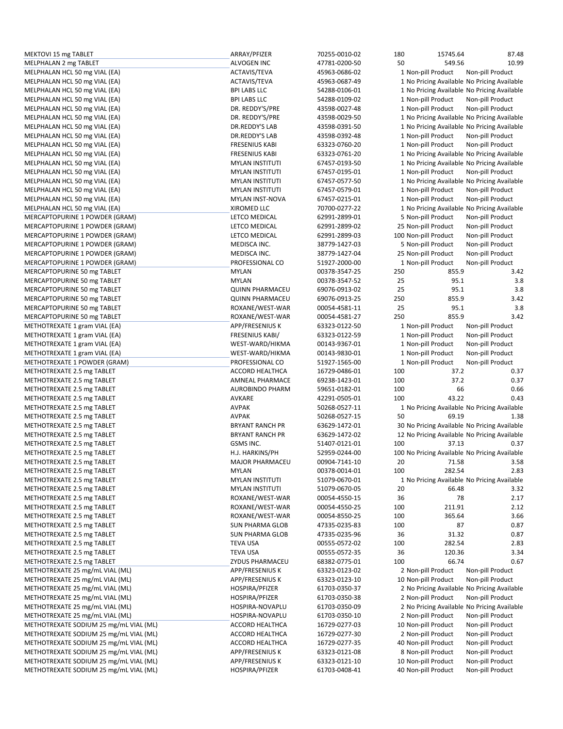| | | | | | |
|---|---|---|---|---|---|
| MEKTOVI 15 mg TABLET | ARRAY/PFIZER | 70255-0010-02 | 180 | 15745.64 | 87.48 |
| MELPHALAN 2 mg TABLET | ALVOGEN INC | 47781-0200-50 | 50 | 549.56 | 10.99 |
| MELPHALAN HCL 50 mg VIAL (EA) | ACTAVIS/TEVA | 45963-0686-02 | 1 | Non-pill Product | Non-pill Product |
| MELPHALAN HCL 50 mg VIAL (EA) | ACTAVIS/TEVA | 45963-0687-49 | 1 | No Pricing Available | No Pricing Available |
| MELPHALAN HCL 50 mg VIAL (EA) | BPI LABS LLC | 54288-0106-01 | 1 | No Pricing Available | No Pricing Available |
| MELPHALAN HCL 50 mg VIAL (EA) | BPI LABS LLC | 54288-0109-02 | 1 | Non-pill Product | Non-pill Product |
| MELPHALAN HCL 50 mg VIAL (EA) | DR. REDDY'S/PRE | 43598-0027-48 | 1 | Non-pill Product | Non-pill Product |
| MELPHALAN HCL 50 mg VIAL (EA) | DR. REDDY'S/PRE | 43598-0029-50 | 1 | No Pricing Available | No Pricing Available |
| MELPHALAN HCL 50 mg VIAL (EA) | DR.REDDY'S LAB | 43598-0391-50 | 1 | No Pricing Available | No Pricing Available |
| MELPHALAN HCL 50 mg VIAL (EA) | DR.REDDY'S LAB | 43598-0392-48 | 1 | Non-pill Product | Non-pill Product |
| MELPHALAN HCL 50 mg VIAL (EA) | FRESENIUS KABI | 63323-0760-20 | 1 | Non-pill Product | Non-pill Product |
| MELPHALAN HCL 50 mg VIAL (EA) | FRESENIUS KABI | 63323-0761-20 | 1 | No Pricing Available | No Pricing Available |
| MELPHALAN HCL 50 mg VIAL (EA) | MYLAN INSTITUTI | 67457-0193-50 | 1 | No Pricing Available | No Pricing Available |
| MELPHALAN HCL 50 mg VIAL (EA) | MYLAN INSTITUTI | 67457-0195-01 | 1 | Non-pill Product | Non-pill Product |
| MELPHALAN HCL 50 mg VIAL (EA) | MYLAN INSTITUTI | 67457-0577-50 | 1 | No Pricing Available | No Pricing Available |
| MELPHALAN HCL 50 mg VIAL (EA) | MYLAN INSTITUTI | 67457-0579-01 | 1 | Non-pill Product | Non-pill Product |
| MELPHALAN HCL 50 mg VIAL (EA) | MYLAN INST-NOVA | 67457-0215-01 | 1 | Non-pill Product | Non-pill Product |
| MELPHALAN HCL 50 mg VIAL (EA) | XIROMED LLC | 70700-0277-22 | 1 | No Pricing Available | No Pricing Available |
| MERCAPTOPURINE 1 POWDER (GRAM) | LETCO MEDICAL | 62991-2899-01 | 5 | Non-pill Product | Non-pill Product |
| MERCAPTOPURINE 1 POWDER (GRAM) | LETCO MEDICAL | 62991-2899-02 | 25 | Non-pill Product | Non-pill Product |
| MERCAPTOPURINE 1 POWDER (GRAM) | LETCO MEDICAL | 62991-2899-03 | 100 | Non-pill Product | Non-pill Product |
| MERCAPTOPURINE 1 POWDER (GRAM) | MEDISCA INC. | 38779-1427-03 | 5 | Non-pill Product | Non-pill Product |
| MERCAPTOPURINE 1 POWDER (GRAM) | MEDISCA INC. | 38779-1427-04 | 25 | Non-pill Product | Non-pill Product |
| MERCAPTOPURINE 1 POWDER (GRAM) | PROFESSIONAL CO | 51927-2000-00 | 1 | Non-pill Product | Non-pill Product |
| MERCAPTOPURINE 50 mg TABLET | MYLAN | 00378-3547-25 | 250 | 855.9 | 3.42 |
| MERCAPTOPURINE 50 mg TABLET | MYLAN | 00378-3547-52 | 25 | 95.1 | 3.8 |
| MERCAPTOPURINE 50 mg TABLET | QUINN PHARMACEU | 69076-0913-02 | 25 | 95.1 | 3.8 |
| MERCAPTOPURINE 50 mg TABLET | QUINN PHARMACEU | 69076-0913-25 | 250 | 855.9 | 3.42 |
| MERCAPTOPURINE 50 mg TABLET | ROXANE/WEST-WAR | 00054-4581-11 | 25 | 95.1 | 3.8 |
| MERCAPTOPURINE 50 mg TABLET | ROXANE/WEST-WAR | 00054-4581-27 | 250 | 855.9 | 3.42 |
| METHOTREXATE 1 gram VIAL (EA) | APP/FRESENIUS K | 63323-0122-50 | 1 | Non-pill Product | Non-pill Product |
| METHOTREXATE 1 gram VIAL (EA) | FRESENIUS KABI/ | 63323-0122-59 | 1 | Non-pill Product | Non-pill Product |
| METHOTREXATE 1 gram VIAL (EA) | WEST-WARD/HIKMA | 00143-9367-01 | 1 | Non-pill Product | Non-pill Product |
| METHOTREXATE 1 gram VIAL (EA) | WEST-WARD/HIKMA | 00143-9830-01 | 1 | Non-pill Product | Non-pill Product |
| METHOTREXATE 1 POWDER (GRAM) | PROFESSIONAL CO | 51927-1565-00 | 1 | Non-pill Product | Non-pill Product |
| METHOTREXATE 2.5 mg TABLET | ACCORD HEALTHCA | 16729-0486-01 | 100 | 37.2 | 0.37 |
| METHOTREXATE 2.5 mg TABLET | AMNEAL PHARMACE | 69238-1423-01 | 100 | 37.2 | 0.37 |
| METHOTREXATE 2.5 mg TABLET | AUROBINDO PHARM | 59651-0182-01 | 100 | 66 | 0.66 |
| METHOTREXATE 2.5 mg TABLET | AVKARE | 42291-0505-01 | 100 | 43.22 | 0.43 |
| METHOTREXATE 2.5 mg TABLET | AVPAK | 50268-0527-11 | 1 | No Pricing Available | No Pricing Available |
| METHOTREXATE 2.5 mg TABLET | AVPAK | 50268-0527-15 | 50 | 69.19 | 1.38 |
| METHOTREXATE 2.5 mg TABLET | BRYANT RANCH PR | 63629-1472-01 | 30 | No Pricing Available | No Pricing Available |
| METHOTREXATE 2.5 mg TABLET | BRYANT RANCH PR | 63629-1472-02 | 12 | No Pricing Available | No Pricing Available |
| METHOTREXATE 2.5 mg TABLET | GSMS INC. | 51407-0121-01 | 100 | 37.13 | 0.37 |
| METHOTREXATE 2.5 mg TABLET | H.J. HARKINS/PH | 52959-0244-00 | 100 | No Pricing Available | No Pricing Available |
| METHOTREXATE 2.5 mg TABLET | MAJOR PHARMACEU | 00904-7141-10 | 20 | 71.58 | 3.58 |
| METHOTREXATE 2.5 mg TABLET | MYLAN | 00378-0014-01 | 100 | 282.54 | 2.83 |
| METHOTREXATE 2.5 mg TABLET | MYLAN INSTITUTI | 51079-0670-01 | 1 | No Pricing Available | No Pricing Available |
| METHOTREXATE 2.5 mg TABLET | MYLAN INSTITUTI | 51079-0670-05 | 20 | 66.48 | 3.32 |
| METHOTREXATE 2.5 mg TABLET | ROXANE/WEST-WAR | 00054-4550-15 | 36 | 78 | 2.17 |
| METHOTREXATE 2.5 mg TABLET | ROXANE/WEST-WAR | 00054-4550-25 | 100 | 211.91 | 2.12 |
| METHOTREXATE 2.5 mg TABLET | ROXANE/WEST-WAR | 00054-8550-25 | 100 | 365.64 | 3.66 |
| METHOTREXATE 2.5 mg TABLET | SUN PHARMA GLOB | 47335-0235-83 | 100 | 87 | 0.87 |
| METHOTREXATE 2.5 mg TABLET | SUN PHARMA GLOB | 47335-0235-96 | 36 | 31.32 | 0.87 |
| METHOTREXATE 2.5 mg TABLET | TEVA USA | 00555-0572-02 | 100 | 282.54 | 2.83 |
| METHOTREXATE 2.5 mg TABLET | TEVA USA | 00555-0572-35 | 36 | 120.36 | 3.34 |
| METHOTREXATE 2.5 mg TABLET | ZYDUS PHARMACEU | 68382-0775-01 | 100 | 66.74 | 0.67 |
| METHOTREXATE 25 mg/mL VIAL (ML) | APP/FRESENIUS K | 63323-0123-02 | 2 | Non-pill Product | Non-pill Product |
| METHOTREXATE 25 mg/mL VIAL (ML) | APP/FRESENIUS K | 63323-0123-10 | 10 | Non-pill Product | Non-pill Product |
| METHOTREXATE 25 mg/mL VIAL (ML) | HOSPIRA/PFIZER | 61703-0350-37 | 2 | No Pricing Available | No Pricing Available |
| METHOTREXATE 25 mg/mL VIAL (ML) | HOSPIRA/PFIZER | 61703-0350-38 | 2 | Non-pill Product | Non-pill Product |
| METHOTREXATE 25 mg/mL VIAL (ML) | HOSPIRA-NOVAPLU | 61703-0350-09 | 2 | No Pricing Available | No Pricing Available |
| METHOTREXATE 25 mg/mL VIAL (ML) | HOSPIRA-NOVAPLU | 61703-0350-10 | 2 | Non-pill Product | Non-pill Product |
| METHOTREXATE SODIUM 25 mg/mL VIAL (ML) | ACCORD HEALTHCA | 16729-0277-03 | 10 | Non-pill Product | Non-pill Product |
| METHOTREXATE SODIUM 25 mg/mL VIAL (ML) | ACCORD HEALTHCA | 16729-0277-30 | 2 | Non-pill Product | Non-pill Product |
| METHOTREXATE SODIUM 25 mg/mL VIAL (ML) | ACCORD HEALTHCA | 16729-0277-35 | 40 | Non-pill Product | Non-pill Product |
| METHOTREXATE SODIUM 25 mg/mL VIAL (ML) | APP/FRESENIUS K | 63323-0121-08 | 8 | Non-pill Product | Non-pill Product |
| METHOTREXATE SODIUM 25 mg/mL VIAL (ML) | APP/FRESENIUS K | 63323-0121-10 | 10 | Non-pill Product | Non-pill Product |
| METHOTREXATE SODIUM 25 mg/mL VIAL (ML) | HOSPIRA/PFIZER | 61703-0408-41 | 40 | Non-pill Product | Non-pill Product |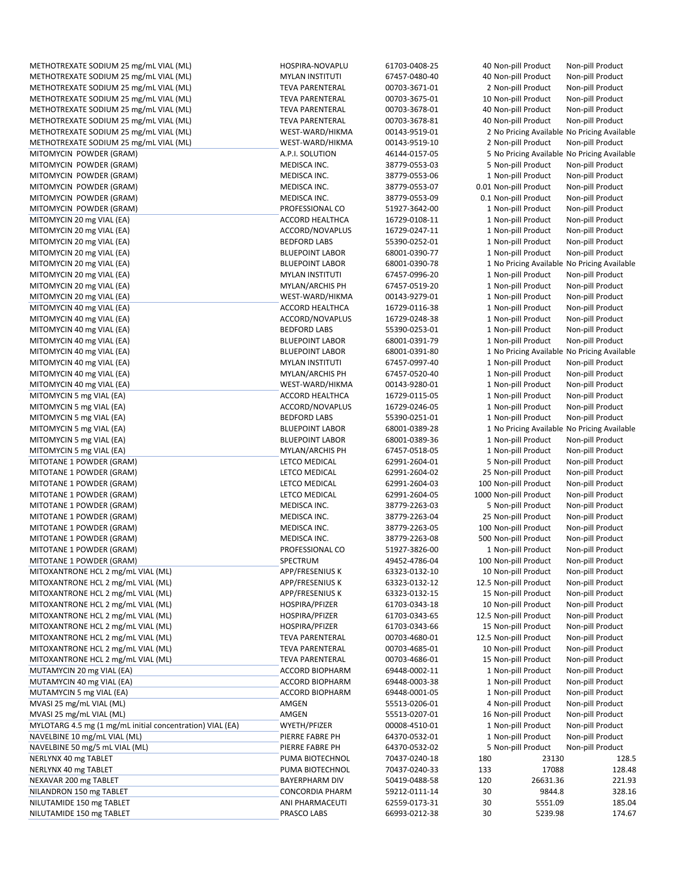| | | | | | |
|---|---|---|---|---|---|
| METHOTREXATE SODIUM 25 mg/mL VIAL (ML) | HOSPIRA-NOVAPLU | 61703-0408-25 | 40 | Non-pill Product | Non-pill Product |
| METHOTREXATE SODIUM 25 mg/mL VIAL (ML) | MYLAN INSTITUTI | 67457-0480-40 | 40 | Non-pill Product | Non-pill Product |
| METHOTREXATE SODIUM 25 mg/mL VIAL (ML) | TEVA PARENTERAL | 00703-3671-01 | 2 | Non-pill Product | Non-pill Product |
| METHOTREXATE SODIUM 25 mg/mL VIAL (ML) | TEVA PARENTERAL | 00703-3675-01 | 10 | Non-pill Product | Non-pill Product |
| METHOTREXATE SODIUM 25 mg/mL VIAL (ML) | TEVA PARENTERAL | 00703-3678-01 | 40 | Non-pill Product | Non-pill Product |
| METHOTREXATE SODIUM 25 mg/mL VIAL (ML) | TEVA PARENTERAL | 00703-3678-81 | 40 | Non-pill Product | Non-pill Product |
| METHOTREXATE SODIUM 25 mg/mL VIAL (ML) | WEST-WARD/HIKMA | 00143-9519-01 | 2 | No Pricing Available | No Pricing Available |
| METHOTREXATE SODIUM 25 mg/mL VIAL (ML) | WEST-WARD/HIKMA | 00143-9519-10 | 2 | Non-pill Product | Non-pill Product |
| MITOMYCIN POWDER (GRAM) | A.P.I. SOLUTION | 46144-0157-05 | 5 | No Pricing Available | No Pricing Available |
| MITOMYCIN POWDER (GRAM) | MEDISCA INC. | 38779-0553-03 | 5 | Non-pill Product | Non-pill Product |
| MITOMYCIN POWDER (GRAM) | MEDISCA INC. | 38779-0553-06 | 1 | Non-pill Product | Non-pill Product |
| MITOMYCIN POWDER (GRAM) | MEDISCA INC. | 38779-0553-07 | 0.01 | Non-pill Product | Non-pill Product |
| MITOMYCIN POWDER (GRAM) | MEDISCA INC. | 38779-0553-09 | 0.1 | Non-pill Product | Non-pill Product |
| MITOMYCIN POWDER (GRAM) | PROFESSIONAL CO | 51927-3642-00 | 1 | Non-pill Product | Non-pill Product |
| MITOMYCIN 20 mg VIAL (EA) | ACCORD HEALTHCA | 16729-0108-11 | 1 | Non-pill Product | Non-pill Product |
| MITOMYCIN 20 mg VIAL (EA) | ACCORD/NOVAPLUS | 16729-0247-11 | 1 | Non-pill Product | Non-pill Product |
| MITOMYCIN 20 mg VIAL (EA) | BEDFORD LABS | 55390-0252-01 | 1 | Non-pill Product | Non-pill Product |
| MITOMYCIN 20 mg VIAL (EA) | BLUEPOINT LABOR | 68001-0390-77 | 1 | Non-pill Product | Non-pill Product |
| MITOMYCIN 20 mg VIAL (EA) | BLUEPOINT LABOR | 68001-0390-78 | 1 | No Pricing Available | No Pricing Available |
| MITOMYCIN 20 mg VIAL (EA) | MYLAN INSTITUTI | 67457-0996-20 | 1 | Non-pill Product | Non-pill Product |
| MITOMYCIN 20 mg VIAL (EA) | MYLAN/ARCHIS PH | 67457-0519-20 | 1 | Non-pill Product | Non-pill Product |
| MITOMYCIN 20 mg VIAL (EA) | WEST-WARD/HIKMA | 00143-9279-01 | 1 | Non-pill Product | Non-pill Product |
| MITOMYCIN 40 mg VIAL (EA) | ACCORD HEALTHCA | 16729-0116-38 | 1 | Non-pill Product | Non-pill Product |
| MITOMYCIN 40 mg VIAL (EA) | ACCORD/NOVAPLUS | 16729-0248-38 | 1 | Non-pill Product | Non-pill Product |
| MITOMYCIN 40 mg VIAL (EA) | BEDFORD LABS | 55390-0253-01 | 1 | Non-pill Product | Non-pill Product |
| MITOMYCIN 40 mg VIAL (EA) | BLUEPOINT LABOR | 68001-0391-79 | 1 | Non-pill Product | Non-pill Product |
| MITOMYCIN 40 mg VIAL (EA) | BLUEPOINT LABOR | 68001-0391-80 | 1 | No Pricing Available | No Pricing Available |
| MITOMYCIN 40 mg VIAL (EA) | MYLAN INSTITUTI | 67457-0997-40 | 1 | Non-pill Product | Non-pill Product |
| MITOMYCIN 40 mg VIAL (EA) | MYLAN/ARCHIS PH | 67457-0520-40 | 1 | Non-pill Product | Non-pill Product |
| MITOMYCIN 40 mg VIAL (EA) | WEST-WARD/HIKMA | 00143-9280-01 | 1 | Non-pill Product | Non-pill Product |
| MITOMYCIN 5 mg VIAL (EA) | ACCORD HEALTHCA | 16729-0115-05 | 1 | Non-pill Product | Non-pill Product |
| MITOMYCIN 5 mg VIAL (EA) | ACCORD/NOVAPLUS | 16729-0246-05 | 1 | Non-pill Product | Non-pill Product |
| MITOMYCIN 5 mg VIAL (EA) | BEDFORD LABS | 55390-0251-01 | 1 | Non-pill Product | Non-pill Product |
| MITOMYCIN 5 mg VIAL (EA) | BLUEPOINT LABOR | 68001-0389-28 | 1 | No Pricing Available | No Pricing Available |
| MITOMYCIN 5 mg VIAL (EA) | BLUEPOINT LABOR | 68001-0389-36 | 1 | Non-pill Product | Non-pill Product |
| MITOMYCIN 5 mg VIAL (EA) | MYLAN/ARCHIS PH | 67457-0518-05 | 1 | Non-pill Product | Non-pill Product |
| MITOTANE 1 POWDER (GRAM) | LETCO MEDICAL | 62991-2604-01 | 5 | Non-pill Product | Non-pill Product |
| MITOTANE 1 POWDER (GRAM) | LETCO MEDICAL | 62991-2604-02 | 25 | Non-pill Product | Non-pill Product |
| MITOTANE 1 POWDER (GRAM) | LETCO MEDICAL | 62991-2604-03 | 100 | Non-pill Product | Non-pill Product |
| MITOTANE 1 POWDER (GRAM) | LETCO MEDICAL | 62991-2604-05 | 1000 | Non-pill Product | Non-pill Product |
| MITOTANE 1 POWDER (GRAM) | MEDISCA INC. | 38779-2263-03 | 5 | Non-pill Product | Non-pill Product |
| MITOTANE 1 POWDER (GRAM) | MEDISCA INC. | 38779-2263-04 | 25 | Non-pill Product | Non-pill Product |
| MITOTANE 1 POWDER (GRAM) | MEDISCA INC. | 38779-2263-05 | 100 | Non-pill Product | Non-pill Product |
| MITOTANE 1 POWDER (GRAM) | MEDISCA INC. | 38779-2263-08 | 500 | Non-pill Product | Non-pill Product |
| MITOTANE 1 POWDER (GRAM) | PROFESSIONAL CO | 51927-3826-00 | 1 | Non-pill Product | Non-pill Product |
| MITOTANE 1 POWDER (GRAM) | SPECTRUM | 49452-4786-04 | 100 | Non-pill Product | Non-pill Product |
| MITOXANTRONE HCL 2 mg/mL VIAL (ML) | APP/FRESENIUS K | 63323-0132-10 | 10 | Non-pill Product | Non-pill Product |
| MITOXANTRONE HCL 2 mg/mL VIAL (ML) | APP/FRESENIUS K | 63323-0132-12 | 12.5 | Non-pill Product | Non-pill Product |
| MITOXANTRONE HCL 2 mg/mL VIAL (ML) | APP/FRESENIUS K | 63323-0132-15 | 15 | Non-pill Product | Non-pill Product |
| MITOXANTRONE HCL 2 mg/mL VIAL (ML) | HOSPIRA/PFIZER | 61703-0343-18 | 10 | Non-pill Product | Non-pill Product |
| MITOXANTRONE HCL 2 mg/mL VIAL (ML) | HOSPIRA/PFIZER | 61703-0343-65 | 12.5 | Non-pill Product | Non-pill Product |
| MITOXANTRONE HCL 2 mg/mL VIAL (ML) | HOSPIRA/PFIZER | 61703-0343-66 | 15 | Non-pill Product | Non-pill Product |
| MITOXANTRONE HCL 2 mg/mL VIAL (ML) | TEVA PARENTERAL | 00703-4680-01 | 12.5 | Non-pill Product | Non-pill Product |
| MITOXANTRONE HCL 2 mg/mL VIAL (ML) | TEVA PARENTERAL | 00703-4685-01 | 10 | Non-pill Product | Non-pill Product |
| MITOXANTRONE HCL 2 mg/mL VIAL (ML) | TEVA PARENTERAL | 00703-4686-01 | 15 | Non-pill Product | Non-pill Product |
| MUTAMYCIN 20 mg VIAL (EA) | ACCORD BIOPHARM | 69448-0002-11 | 1 | Non-pill Product | Non-pill Product |
| MUTAMYCIN 40 mg VIAL (EA) | ACCORD BIOPHARM | 69448-0003-38 | 1 | Non-pill Product | Non-pill Product |
| MUTAMYCIN 5 mg VIAL (EA) | ACCORD BIOPHARM | 69448-0001-05 | 1 | Non-pill Product | Non-pill Product |
| MVASI 25 mg/mL VIAL (ML) | AMGEN | 55513-0206-01 | 4 | Non-pill Product | Non-pill Product |
| MVASI 25 mg/mL VIAL (ML) | AMGEN | 55513-0207-01 | 16 | Non-pill Product | Non-pill Product |
| MYLOTARG 4.5 mg (1 mg/mL initial concentration) VIAL (EA) | WYETH/PFIZER | 00008-4510-01 | 1 | Non-pill Product | Non-pill Product |
| NAVELBINE 10 mg/mL VIAL (ML) | PIERRE FABRE PH | 64370-0532-01 | 1 | Non-pill Product | Non-pill Product |
| NAVELBINE 50 mg/5 mL VIAL (ML) | PIERRE FABRE PH | 64370-0532-02 | 5 | Non-pill Product | Non-pill Product |
| NERLYNX 40 mg TABLET | PUMA BIOTECHNOL | 70437-0240-18 | 180 | 23130 | 128.5 |
| NERLYNX 40 mg TABLET | PUMA BIOTECHNOL | 70437-0240-33 | 133 | 17088 | 128.48 |
| NEXAVAR 200 mg TABLET | BAYERPHARM DIV | 50419-0488-58 | 120 | 26631.36 | 221.93 |
| NILANDRON 150 mg TABLET | CONCORDIA PHARM | 59212-0111-14 | 30 | 9844.8 | 328.16 |
| NILUTAMIDE 150 mg TABLET | ANI PHARMACEUTI | 62559-0173-31 | 30 | 5551.09 | 185.04 |
| NILUTAMIDE 150 mg TABLET | PRASCO LABS | 66993-0212-38 | 30 | 5239.98 | 174.67 |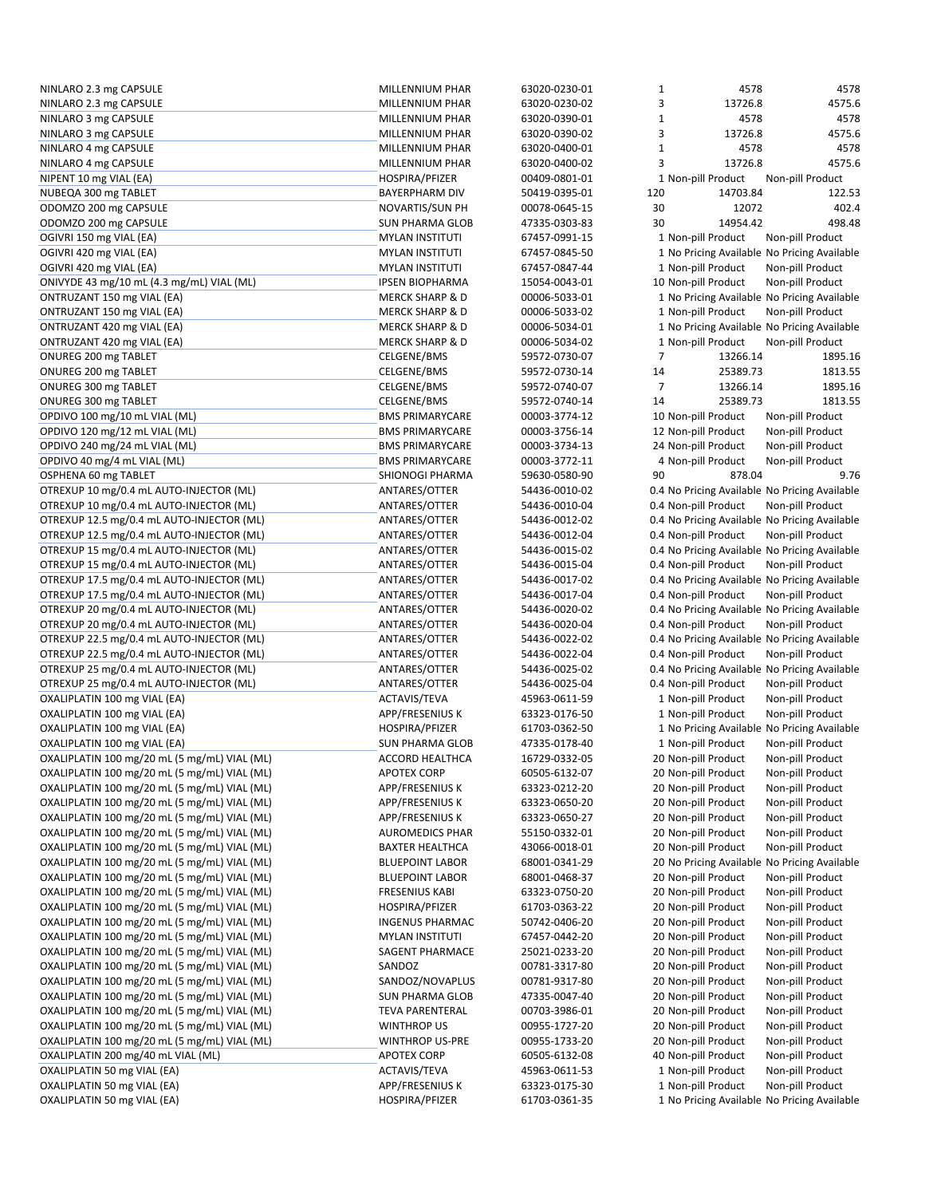| | | | | | |
|---|---|---|---|---|---|
| NINLARO 2.3 mg CAPSULE | MILLENNIUM PHAR | 63020-0230-01 | 1 | 4578 | 4578 |
| NINLARO 2.3 mg CAPSULE | MILLENNIUM PHAR | 63020-0230-02 | 3 | 13726.8 | 4575.6 |
| NINLARO 3 mg CAPSULE | MILLENNIUM PHAR | 63020-0390-01 | 1 | 4578 | 4578 |
| NINLARO 3 mg CAPSULE | MILLENNIUM PHAR | 63020-0390-02 | 3 | 13726.8 | 4575.6 |
| NINLARO 4 mg CAPSULE | MILLENNIUM PHAR | 63020-0400-01 | 1 | 4578 | 4578 |
| NINLARO 4 mg CAPSULE | MILLENNIUM PHAR | 63020-0400-02 | 3 | 13726.8 | 4575.6 |
| NIPENT 10 mg VIAL (EA) | HOSPIRA/PFIZER | 00409-0801-01 | 1 | Non-pill Product | Non-pill Product |
| NUBEQA 300 mg TABLET | BAYERPHARM DIV | 50419-0395-01 | 120 | 14703.84 | 122.53 |
| ODOMZO 200 mg CAPSULE | NOVARTIS/SUN PH | 00078-0645-15 | 30 | 12072 | 402.4 |
| ODOMZO 200 mg CAPSULE | SUN PHARMA GLOB | 47335-0303-83 | 30 | 14954.42 | 498.48 |
| OGIVRI 150 mg VIAL (EA) | MYLAN INSTITUTI | 67457-0991-15 | 1 | Non-pill Product | Non-pill Product |
| OGIVRI 420 mg VIAL (EA) | MYLAN INSTITUTI | 67457-0845-50 | 1 | No Pricing Available | No Pricing Available |
| OGIVRI 420 mg VIAL (EA) | MYLAN INSTITUTI | 67457-0847-44 | 1 | Non-pill Product | Non-pill Product |
| ONIVYDE 43 mg/10 mL (4.3 mg/mL) VIAL (ML) | IPSEN BIOPHARMA | 15054-0043-01 | 10 | Non-pill Product | Non-pill Product |
| ONTRUZANT 150 mg VIAL (EA) | MERCK SHARP & D | 00006-5033-01 | 1 | No Pricing Available | No Pricing Available |
| ONTRUZANT 150 mg VIAL (EA) | MERCK SHARP & D | 00006-5033-02 | 1 | Non-pill Product | Non-pill Product |
| ONTRUZANT 420 mg VIAL (EA) | MERCK SHARP & D | 00006-5034-01 | 1 | No Pricing Available | No Pricing Available |
| ONTRUZANT 420 mg VIAL (EA) | MERCK SHARP & D | 00006-5034-02 | 1 | Non-pill Product | Non-pill Product |
| ONUREG 200 mg TABLET | CELGENE/BMS | 59572-0730-07 | 7 | 13266.14 | 1895.16 |
| ONUREG 200 mg TABLET | CELGENE/BMS | 59572-0730-14 | 14 | 25389.73 | 1813.55 |
| ONUREG 300 mg TABLET | CELGENE/BMS | 59572-0740-07 | 7 | 13266.14 | 1895.16 |
| ONUREG 300 mg TABLET | CELGENE/BMS | 59572-0740-14 | 14 | 25389.73 | 1813.55 |
| OPDIVO 100 mg/10 mL VIAL (ML) | BMS PRIMARYCARE | 00003-3774-12 | 10 | Non-pill Product | Non-pill Product |
| OPDIVO 120 mg/12 mL VIAL (ML) | BMS PRIMARYCARE | 00003-3756-14 | 12 | Non-pill Product | Non-pill Product |
| OPDIVO 240 mg/24 mL VIAL (ML) | BMS PRIMARYCARE | 00003-3734-13 | 24 | Non-pill Product | Non-pill Product |
| OPDIVO 40 mg/4 mL VIAL (ML) | BMS PRIMARYCARE | 00003-3772-11 | 4 | Non-pill Product | Non-pill Product |
| OSPHENA 60 mg TABLET | SHIONOGI PHARMA | 59630-0580-90 | 90 | 878.04 | 9.76 |
| OTREXUP 10 mg/0.4 mL AUTO-INJECTOR (ML) | ANTARES/OTTER | 54436-0010-02 | 0.4 | No Pricing Available | No Pricing Available |
| OTREXUP 10 mg/0.4 mL AUTO-INJECTOR (ML) | ANTARES/OTTER | 54436-0010-04 | 0.4 | Non-pill Product | Non-pill Product |
| OTREXUP 12.5 mg/0.4 mL AUTO-INJECTOR (ML) | ANTARES/OTTER | 54436-0012-02 | 0.4 | No Pricing Available | No Pricing Available |
| OTREXUP 12.5 mg/0.4 mL AUTO-INJECTOR (ML) | ANTARES/OTTER | 54436-0012-04 | 0.4 | Non-pill Product | Non-pill Product |
| OTREXUP 15 mg/0.4 mL AUTO-INJECTOR (ML) | ANTARES/OTTER | 54436-0015-02 | 0.4 | No Pricing Available | No Pricing Available |
| OTREXUP 15 mg/0.4 mL AUTO-INJECTOR (ML) | ANTARES/OTTER | 54436-0015-04 | 0.4 | Non-pill Product | Non-pill Product |
| OTREXUP 17.5 mg/0.4 mL AUTO-INJECTOR (ML) | ANTARES/OTTER | 54436-0017-02 | 0.4 | No Pricing Available | No Pricing Available |
| OTREXUP 17.5 mg/0.4 mL AUTO-INJECTOR (ML) | ANTARES/OTTER | 54436-0017-04 | 0.4 | Non-pill Product | Non-pill Product |
| OTREXUP 20 mg/0.4 mL AUTO-INJECTOR (ML) | ANTARES/OTTER | 54436-0020-02 | 0.4 | No Pricing Available | No Pricing Available |
| OTREXUP 20 mg/0.4 mL AUTO-INJECTOR (ML) | ANTARES/OTTER | 54436-0020-04 | 0.4 | Non-pill Product | Non-pill Product |
| OTREXUP 22.5 mg/0.4 mL AUTO-INJECTOR (ML) | ANTARES/OTTER | 54436-0022-02 | 0.4 | No Pricing Available | No Pricing Available |
| OTREXUP 22.5 mg/0.4 mL AUTO-INJECTOR (ML) | ANTARES/OTTER | 54436-0022-04 | 0.4 | Non-pill Product | Non-pill Product |
| OTREXUP 25 mg/0.4 mL AUTO-INJECTOR (ML) | ANTARES/OTTER | 54436-0025-02 | 0.4 | No Pricing Available | No Pricing Available |
| OTREXUP 25 mg/0.4 mL AUTO-INJECTOR (ML) | ANTARES/OTTER | 54436-0025-04 | 0.4 | Non-pill Product | Non-pill Product |
| OXALIPLATIN 100 mg VIAL (EA) | ACTAVIS/TEVA | 45963-0611-59 | 1 | Non-pill Product | Non-pill Product |
| OXALIPLATIN 100 mg VIAL (EA) | APP/FRESENIUS K | 63323-0176-50 | 1 | Non-pill Product | Non-pill Product |
| OXALIPLATIN 100 mg VIAL (EA) | HOSPIRA/PFIZER | 61703-0362-50 | 1 | No Pricing Available | No Pricing Available |
| OXALIPLATIN 100 mg VIAL (EA) | SUN PHARMA GLOB | 47335-0178-40 | 1 | Non-pill Product | Non-pill Product |
| OXALIPLATIN 100 mg/20 mL (5 mg/mL) VIAL (ML) | ACCORD HEALTHCA | 16729-0332-05 | 20 | Non-pill Product | Non-pill Product |
| OXALIPLATIN 100 mg/20 mL (5 mg/mL) VIAL (ML) | APOTEX CORP | 60505-6132-07 | 20 | Non-pill Product | Non-pill Product |
| OXALIPLATIN 100 mg/20 mL (5 mg/mL) VIAL (ML) | APP/FRESENIUS K | 63323-0212-20 | 20 | Non-pill Product | Non-pill Product |
| OXALIPLATIN 100 mg/20 mL (5 mg/mL) VIAL (ML) | APP/FRESENIUS K | 63323-0650-20 | 20 | Non-pill Product | Non-pill Product |
| OXALIPLATIN 100 mg/20 mL (5 mg/mL) VIAL (ML) | APP/FRESENIUS K | 63323-0650-27 | 20 | Non-pill Product | Non-pill Product |
| OXALIPLATIN 100 mg/20 mL (5 mg/mL) VIAL (ML) | AUROMEDICS PHAR | 55150-0332-01 | 20 | Non-pill Product | Non-pill Product |
| OXALIPLATIN 100 mg/20 mL (5 mg/mL) VIAL (ML) | BAXTER HEALTHCA | 43066-0018-01 | 20 | Non-pill Product | Non-pill Product |
| OXALIPLATIN 100 mg/20 mL (5 mg/mL) VIAL (ML) | BLUEPOINT LABOR | 68001-0341-29 | 20 | No Pricing Available | No Pricing Available |
| OXALIPLATIN 100 mg/20 mL (5 mg/mL) VIAL (ML) | BLUEPOINT LABOR | 68001-0468-37 | 20 | Non-pill Product | Non-pill Product |
| OXALIPLATIN 100 mg/20 mL (5 mg/mL) VIAL (ML) | FRESENIUS KABI | 63323-0750-20 | 20 | Non-pill Product | Non-pill Product |
| OXALIPLATIN 100 mg/20 mL (5 mg/mL) VIAL (ML) | HOSPIRA/PFIZER | 61703-0363-22 | 20 | Non-pill Product | Non-pill Product |
| OXALIPLATIN 100 mg/20 mL (5 mg/mL) VIAL (ML) | INGENUS PHARMAC | 50742-0406-20 | 20 | Non-pill Product | Non-pill Product |
| OXALIPLATIN 100 mg/20 mL (5 mg/mL) VIAL (ML) | MYLAN INSTITUTI | 67457-0442-20 | 20 | Non-pill Product | Non-pill Product |
| OXALIPLATIN 100 mg/20 mL (5 mg/mL) VIAL (ML) | SAGENT PHARMACE | 25021-0233-20 | 20 | Non-pill Product | Non-pill Product |
| OXALIPLATIN 100 mg/20 mL (5 mg/mL) VIAL (ML) | SANDOZ | 00781-3317-80 | 20 | Non-pill Product | Non-pill Product |
| OXALIPLATIN 100 mg/20 mL (5 mg/mL) VIAL (ML) | SANDOZ/NOVAPLUS | 00781-9317-80 | 20 | Non-pill Product | Non-pill Product |
| OXALIPLATIN 100 mg/20 mL (5 mg/mL) VIAL (ML) | SUN PHARMA GLOB | 47335-0047-40 | 20 | Non-pill Product | Non-pill Product |
| OXALIPLATIN 100 mg/20 mL (5 mg/mL) VIAL (ML) | TEVA PARENTERAL | 00703-3986-01 | 20 | Non-pill Product | Non-pill Product |
| OXALIPLATIN 100 mg/20 mL (5 mg/mL) VIAL (ML) | WINTHROP US | 00955-1727-20 | 20 | Non-pill Product | Non-pill Product |
| OXALIPLATIN 100 mg/20 mL (5 mg/mL) VIAL (ML) | WINTHROP US-PRE | 00955-1733-20 | 20 | Non-pill Product | Non-pill Product |
| OXALIPLATIN 200 mg/40 mL VIAL (ML) | APOTEX CORP | 60505-6132-08 | 40 | Non-pill Product | Non-pill Product |
| OXALIPLATIN 50 mg VIAL (EA) | ACTAVIS/TEVA | 45963-0611-53 | 1 | Non-pill Product | Non-pill Product |
| OXALIPLATIN 50 mg VIAL (EA) | APP/FRESENIUS K | 63323-0175-30 | 1 | Non-pill Product | Non-pill Product |
| OXALIPLATIN 50 mg VIAL (EA) | HOSPIRA/PFIZER | 61703-0361-35 | 1 | No Pricing Available | No Pricing Available |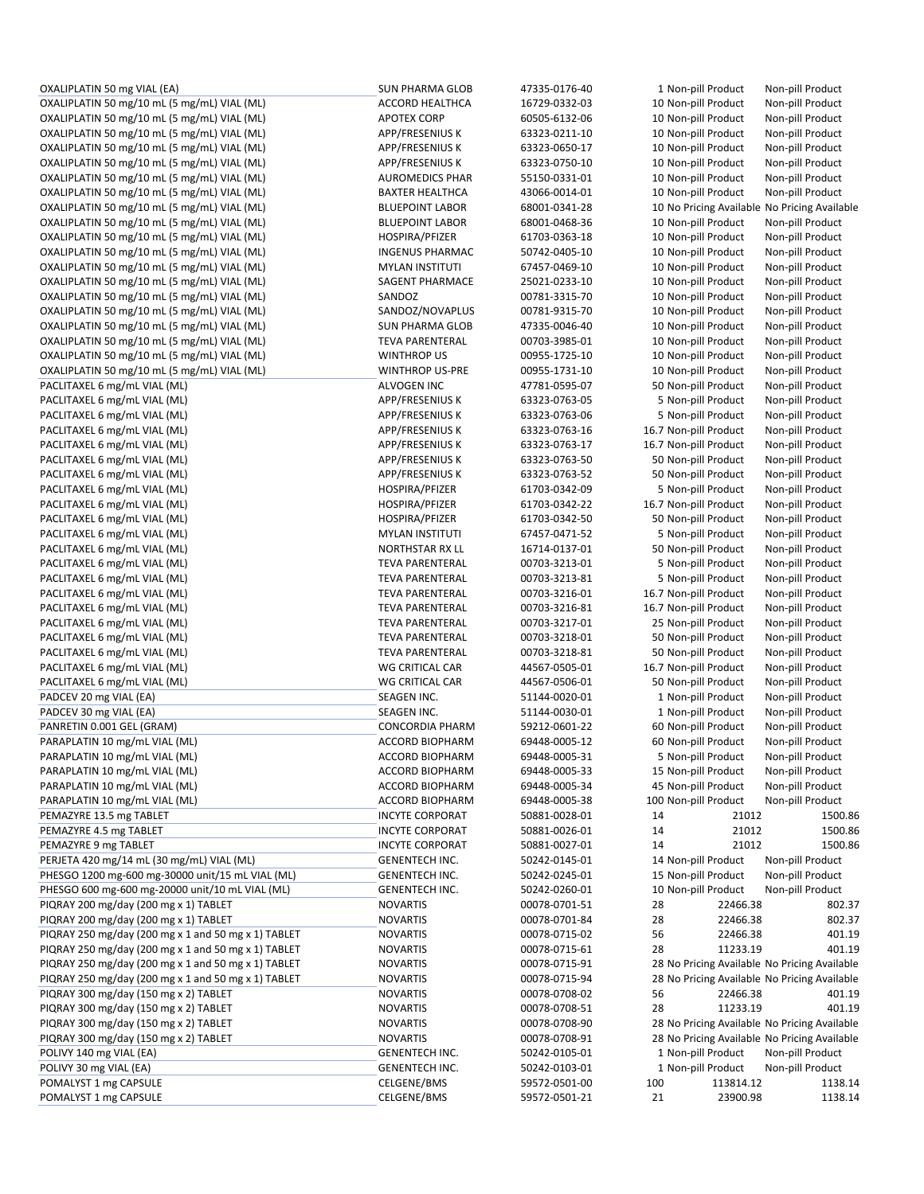| | | | | | |
|---|---|---|---|---|---|
| OXALIPLATIN 50 mg VIAL (EA) | SUN PHARMA GLOB | 47335-0176-40 | 1 | Non-pill Product | Non-pill Product |
| OXALIPLATIN 50 mg/10 mL (5 mg/mL) VIAL (ML) | ACCORD HEALTHCA | 16729-0332-03 | 10 | Non-pill Product | Non-pill Product |
| OXALIPLATIN 50 mg/10 mL (5 mg/mL) VIAL (ML) | APOTEX CORP | 60505-6132-06 | 10 | Non-pill Product | Non-pill Product |
| OXALIPLATIN 50 mg/10 mL (5 mg/mL) VIAL (ML) | APP/FRESENIUS K | 63323-0211-10 | 10 | Non-pill Product | Non-pill Product |
| OXALIPLATIN 50 mg/10 mL (5 mg/mL) VIAL (ML) | APP/FRESENIUS K | 63323-0650-17 | 10 | Non-pill Product | Non-pill Product |
| OXALIPLATIN 50 mg/10 mL (5 mg/mL) VIAL (ML) | APP/FRESENIUS K | 63323-0750-10 | 10 | Non-pill Product | Non-pill Product |
| OXALIPLATIN 50 mg/10 mL (5 mg/mL) VIAL (ML) | AUROMEDICS PHAR | 55150-0331-01 | 10 | Non-pill Product | Non-pill Product |
| OXALIPLATIN 50 mg/10 mL (5 mg/mL) VIAL (ML) | BAXTER HEALTHCA | 43066-0014-01 | 10 | Non-pill Product | Non-pill Product |
| OXALIPLATIN 50 mg/10 mL (5 mg/mL) VIAL (ML) | BLUEPOINT LABOR | 68001-0341-28 | 10 | No Pricing Available | No Pricing Available |
| OXALIPLATIN 50 mg/10 mL (5 mg/mL) VIAL (ML) | BLUEPOINT LABOR | 68001-0468-36 | 10 | Non-pill Product | Non-pill Product |
| OXALIPLATIN 50 mg/10 mL (5 mg/mL) VIAL (ML) | HOSPIRA/PFIZER | 61703-0363-18 | 10 | Non-pill Product | Non-pill Product |
| OXALIPLATIN 50 mg/10 mL (5 mg/mL) VIAL (ML) | INGENUS PHARMAC | 50742-0405-10 | 10 | Non-pill Product | Non-pill Product |
| OXALIPLATIN 50 mg/10 mL (5 mg/mL) VIAL (ML) | MYLAN INSTITUTI | 67457-0469-10 | 10 | Non-pill Product | Non-pill Product |
| OXALIPLATIN 50 mg/10 mL (5 mg/mL) VIAL (ML) | SAGENT PHARMACE | 25021-0233-10 | 10 | Non-pill Product | Non-pill Product |
| OXALIPLATIN 50 mg/10 mL (5 mg/mL) VIAL (ML) | SANDOZ | 00781-3315-70 | 10 | Non-pill Product | Non-pill Product |
| OXALIPLATIN 50 mg/10 mL (5 mg/mL) VIAL (ML) | SANDOZ/NOVAPLUS | 00781-9315-70 | 10 | Non-pill Product | Non-pill Product |
| OXALIPLATIN 50 mg/10 mL (5 mg/mL) VIAL (ML) | SUN PHARMA GLOB | 47335-0046-40 | 10 | Non-pill Product | Non-pill Product |
| OXALIPLATIN 50 mg/10 mL (5 mg/mL) VIAL (ML) | TEVA PARENTERAL | 00703-3985-01 | 10 | Non-pill Product | Non-pill Product |
| OXALIPLATIN 50 mg/10 mL (5 mg/mL) VIAL (ML) | WINTHROP US | 00955-1725-10 | 10 | Non-pill Product | Non-pill Product |
| OXALIPLATIN 50 mg/10 mL (5 mg/mL) VIAL (ML) | WINTHROP US-PRE | 00955-1731-10 | 10 | Non-pill Product | Non-pill Product |
| PACLITAXEL 6 mg/mL VIAL (ML) | ALVOGEN INC | 47781-0595-07 | 50 | Non-pill Product | Non-pill Product |
| PACLITAXEL 6 mg/mL VIAL (ML) | APP/FRESENIUS K | 63323-0763-05 | 5 | Non-pill Product | Non-pill Product |
| PACLITAXEL 6 mg/mL VIAL (ML) | APP/FRESENIUS K | 63323-0763-06 | 5 | Non-pill Product | Non-pill Product |
| PACLITAXEL 6 mg/mL VIAL (ML) | APP/FRESENIUS K | 63323-0763-16 | 16.7 | Non-pill Product | Non-pill Product |
| PACLITAXEL 6 mg/mL VIAL (ML) | APP/FRESENIUS K | 63323-0763-17 | 16.7 | Non-pill Product | Non-pill Product |
| PACLITAXEL 6 mg/mL VIAL (ML) | APP/FRESENIUS K | 63323-0763-50 | 50 | Non-pill Product | Non-pill Product |
| PACLITAXEL 6 mg/mL VIAL (ML) | APP/FRESENIUS K | 63323-0763-52 | 50 | Non-pill Product | Non-pill Product |
| PACLITAXEL 6 mg/mL VIAL (ML) | HOSPIRA/PFIZER | 61703-0342-09 | 5 | Non-pill Product | Non-pill Product |
| PACLITAXEL 6 mg/mL VIAL (ML) | HOSPIRA/PFIZER | 61703-0342-22 | 16.7 | Non-pill Product | Non-pill Product |
| PACLITAXEL 6 mg/mL VIAL (ML) | HOSPIRA/PFIZER | 61703-0342-50 | 50 | Non-pill Product | Non-pill Product |
| PACLITAXEL 6 mg/mL VIAL (ML) | MYLAN INSTITUTI | 67457-0471-52 | 5 | Non-pill Product | Non-pill Product |
| PACLITAXEL 6 mg/mL VIAL (ML) | NORTHSTAR RX LL | 16714-0137-01 | 50 | Non-pill Product | Non-pill Product |
| PACLITAXEL 6 mg/mL VIAL (ML) | TEVA PARENTERAL | 00703-3213-01 | 5 | Non-pill Product | Non-pill Product |
| PACLITAXEL 6 mg/mL VIAL (ML) | TEVA PARENTERAL | 00703-3213-81 | 5 | Non-pill Product | Non-pill Product |
| PACLITAXEL 6 mg/mL VIAL (ML) | TEVA PARENTERAL | 00703-3216-01 | 16.7 | Non-pill Product | Non-pill Product |
| PACLITAXEL 6 mg/mL VIAL (ML) | TEVA PARENTERAL | 00703-3216-81 | 16.7 | Non-pill Product | Non-pill Product |
| PACLITAXEL 6 mg/mL VIAL (ML) | TEVA PARENTERAL | 00703-3217-01 | 25 | Non-pill Product | Non-pill Product |
| PACLITAXEL 6 mg/mL VIAL (ML) | TEVA PARENTERAL | 00703-3218-01 | 50 | Non-pill Product | Non-pill Product |
| PACLITAXEL 6 mg/mL VIAL (ML) | TEVA PARENTERAL | 00703-3218-81 | 50 | Non-pill Product | Non-pill Product |
| PACLITAXEL 6 mg/mL VIAL (ML) | WG CRITICAL CAR | 44567-0505-01 | 16.7 | Non-pill Product | Non-pill Product |
| PACLITAXEL 6 mg/mL VIAL (ML) | WG CRITICAL CAR | 44567-0506-01 | 50 | Non-pill Product | Non-pill Product |
| PADCEV 20 mg VIAL (EA) | SEAGEN INC. | 51144-0020-01 | 1 | Non-pill Product | Non-pill Product |
| PADCEV 30 mg VIAL (EA) | SEAGEN INC. | 51144-0030-01 | 1 | Non-pill Product | Non-pill Product |
| PANRETIN 0.001 GEL (GRAM) | CONCORDIA PHARM | 59212-0601-22 | 60 | Non-pill Product | Non-pill Product |
| PARAPLATIN 10 mg/mL VIAL (ML) | ACCORD BIOPHARM | 69448-0005-12 | 60 | Non-pill Product | Non-pill Product |
| PARAPLATIN 10 mg/mL VIAL (ML) | ACCORD BIOPHARM | 69448-0005-31 | 5 | Non-pill Product | Non-pill Product |
| PARAPLATIN 10 mg/mL VIAL (ML) | ACCORD BIOPHARM | 69448-0005-33 | 15 | Non-pill Product | Non-pill Product |
| PARAPLATIN 10 mg/mL VIAL (ML) | ACCORD BIOPHARM | 69448-0005-34 | 45 | Non-pill Product | Non-pill Product |
| PARAPLATIN 10 mg/mL VIAL (ML) | ACCORD BIOPHARM | 69448-0005-38 | 100 | Non-pill Product | Non-pill Product |
| PEMAZYRE 13.5 mg TABLET | INCYTE CORPORAT | 50881-0028-01 | 14 | 21012 | 1500.86 |
| PEMAZYRE 4.5 mg TABLET | INCYTE CORPORAT | 50881-0026-01 | 14 | 21012 | 1500.86 |
| PEMAZYRE 9 mg TABLET | INCYTE CORPORAT | 50881-0027-01 | 14 | 21012 | 1500.86 |
| PERJETA 420 mg/14 mL (30 mg/mL) VIAL (ML) | GENENTECH INC. | 50242-0145-01 | 14 | Non-pill Product | Non-pill Product |
| PHESGO 1200 mg-600 mg-30000 unit/15 mL VIAL (ML) | GENENTECH INC. | 50242-0245-01 | 15 | Non-pill Product | Non-pill Product |
| PHESGO 600 mg-600 mg-20000 unit/10 mL VIAL (ML) | GENENTECH INC. | 50242-0260-01 | 10 | Non-pill Product | Non-pill Product |
| PIQRAY 200 mg/day (200 mg x 1) TABLET | NOVARTIS | 00078-0701-51 | 28 | 22466.38 | 802.37 |
| PIQRAY 200 mg/day (200 mg x 1) TABLET | NOVARTIS | 00078-0701-84 | 28 | 22466.38 | 802.37 |
| PIQRAY 250 mg/day (200 mg x 1 and 50 mg x 1) TABLET | NOVARTIS | 00078-0715-02 | 56 | 22466.38 | 401.19 |
| PIQRAY 250 mg/day (200 mg x 1 and 50 mg x 1) TABLET | NOVARTIS | 00078-0715-61 | 28 | 11233.19 | 401.19 |
| PIQRAY 250 mg/day (200 mg x 1 and 50 mg x 1) TABLET | NOVARTIS | 00078-0715-91 | 28 | No Pricing Available | No Pricing Available |
| PIQRAY 250 mg/day (200 mg x 1 and 50 mg x 1) TABLET | NOVARTIS | 00078-0715-94 | 28 | No Pricing Available | No Pricing Available |
| PIQRAY 300 mg/day (150 mg x 2) TABLET | NOVARTIS | 00078-0708-02 | 56 | 22466.38 | 401.19 |
| PIQRAY 300 mg/day (150 mg x 2) TABLET | NOVARTIS | 00078-0708-51 | 28 | 11233.19 | 401.19 |
| PIQRAY 300 mg/day (150 mg x 2) TABLET | NOVARTIS | 00078-0708-90 | 28 | No Pricing Available | No Pricing Available |
| PIQRAY 300 mg/day (150 mg x 2) TABLET | NOVARTIS | 00078-0708-91 | 28 | No Pricing Available | No Pricing Available |
| POLIVY 140 mg VIAL (EA) | GENENTECH INC. | 50242-0105-01 | 1 | Non-pill Product | Non-pill Product |
| POLIVY 30 mg VIAL (EA) | GENENTECH INC. | 50242-0103-01 | 1 | Non-pill Product | Non-pill Product |
| POMALYST 1 mg CAPSULE | CELGENE/BMS | 59572-0501-00 | 100 | 113814.12 | 1138.14 |
| POMALYST 1 mg CAPSULE | CELGENE/BMS | 59572-0501-21 | 21 | 23900.98 | 1138.14 |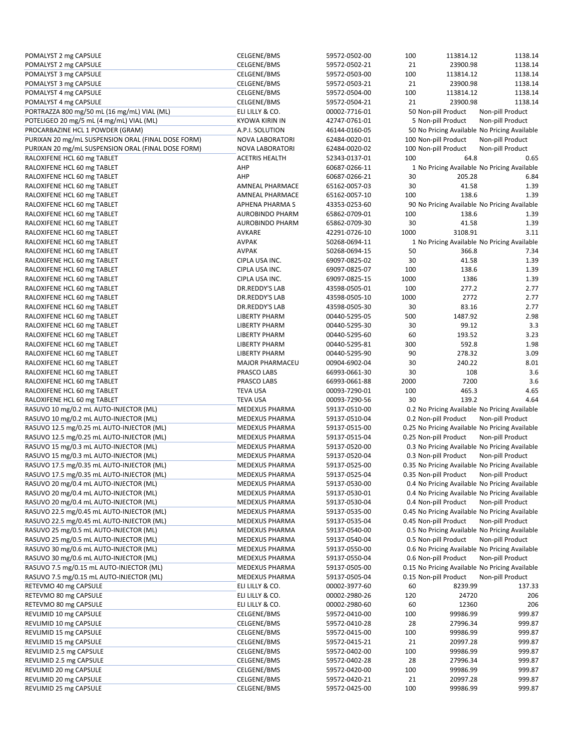| | | | | | |
|---|---|---|---|---|---|
| POMALYST 2 mg CAPSULE | CELGENE/BMS | 59572-0502-00 | 100 | 113814.12 | 1138.14 |
| POMALYST 2 mg CAPSULE | CELGENE/BMS | 59572-0502-21 | 21 | 23900.98 | 1138.14 |
| POMALYST 3 mg CAPSULE | CELGENE/BMS | 59572-0503-00 | 100 | 113814.12 | 1138.14 |
| POMALYST 3 mg CAPSULE | CELGENE/BMS | 59572-0503-21 | 21 | 23900.98 | 1138.14 |
| POMALYST 4 mg CAPSULE | CELGENE/BMS | 59572-0504-00 | 100 | 113814.12 | 1138.14 |
| POMALYST 4 mg CAPSULE | CELGENE/BMS | 59572-0504-21 | 21 | 23900.98 | 1138.14 |
| PORTRAZZA 800 mg/50 mL (16 mg/mL) VIAL (ML) | ELI LILLY & CO. | 00002-7716-01 | 50 | Non-pill Product | Non-pill Product |
| POTELIGEO 20 mg/5 mL (4 mg/mL) VIAL (ML) | KYOWA KIRIN IN | 42747-0761-01 | 5 | Non-pill Product | Non-pill Product |
| PROCARBAZINE HCL 1 POWDER (GRAM) | A.P.I. SOLUTION | 46144-0160-05 | 50 | No Pricing Available | No Pricing Available |
| PURIXAN 20 mg/mL SUSPENSION ORAL (FINAL DOSE FORM) | NOVA LABORATORI | 62484-0020-01 | 100 | Non-pill Product | Non-pill Product |
| PURIXAN 20 mg/mL SUSPENSION ORAL (FINAL DOSE FORM) | NOVA LABORATORI | 62484-0020-02 | 100 | Non-pill Product | Non-pill Product |
| RALOXIFENE HCL 60 mg TABLET | ACETRIS HEALTH | 52343-0137-01 | 100 | 64.8 | 0.65 |
| RALOXIFENE HCL 60 mg TABLET | AHP | 60687-0266-11 | 1 | No Pricing Available | No Pricing Available |
| RALOXIFENE HCL 60 mg TABLET | AHP | 60687-0266-21 | 30 | 205.28 | 6.84 |
| RALOXIFENE HCL 60 mg TABLET | AMNEAL PHARMACE | 65162-0057-03 | 30 | 41.58 | 1.39 |
| RALOXIFENE HCL 60 mg TABLET | AMNEAL PHARMACE | 65162-0057-10 | 100 | 138.6 | 1.39 |
| RALOXIFENE HCL 60 mg TABLET | APHENA PHARMA S | 43353-0253-60 | 90 | No Pricing Available | No Pricing Available |
| RALOXIFENE HCL 60 mg TABLET | AUROBINDO PHARM | 65862-0709-01 | 100 | 138.6 | 1.39 |
| RALOXIFENE HCL 60 mg TABLET | AUROBINDO PHARM | 65862-0709-30 | 30 | 41.58 | 1.39 |
| RALOXIFENE HCL 60 mg TABLET | AVKARE | 42291-0726-10 | 1000 | 3108.91 | 3.11 |
| RALOXIFENE HCL 60 mg TABLET | AVPAK | 50268-0694-11 | 1 | No Pricing Available | No Pricing Available |
| RALOXIFENE HCL 60 mg TABLET | AVPAK | 50268-0694-15 | 50 | 366.8 | 7.34 |
| RALOXIFENE HCL 60 mg TABLET | CIPLA USA INC. | 69097-0825-02 | 30 | 41.58 | 1.39 |
| RALOXIFENE HCL 60 mg TABLET | CIPLA USA INC. | 69097-0825-07 | 100 | 138.6 | 1.39 |
| RALOXIFENE HCL 60 mg TABLET | CIPLA USA INC. | 69097-0825-15 | 1000 | 1386 | 1.39 |
| RALOXIFENE HCL 60 mg TABLET | DR.REDDY'S LAB | 43598-0505-01 | 100 | 277.2 | 2.77 |
| RALOXIFENE HCL 60 mg TABLET | DR.REDDY'S LAB | 43598-0505-10 | 1000 | 2772 | 2.77 |
| RALOXIFENE HCL 60 mg TABLET | DR.REDDY'S LAB | 43598-0505-30 | 30 | 83.16 | 2.77 |
| RALOXIFENE HCL 60 mg TABLET | LIBERTY PHARM | 00440-5295-05 | 500 | 1487.92 | 2.98 |
| RALOXIFENE HCL 60 mg TABLET | LIBERTY PHARM | 00440-5295-30 | 30 | 99.12 | 3.3 |
| RALOXIFENE HCL 60 mg TABLET | LIBERTY PHARM | 00440-5295-60 | 60 | 193.52 | 3.23 |
| RALOXIFENE HCL 60 mg TABLET | LIBERTY PHARM | 00440-5295-81 | 300 | 592.8 | 1.98 |
| RALOXIFENE HCL 60 mg TABLET | LIBERTY PHARM | 00440-5295-90 | 90 | 278.32 | 3.09 |
| RALOXIFENE HCL 60 mg TABLET | MAJOR PHARMACEU | 00904-6902-04 | 30 | 240.22 | 8.01 |
| RALOXIFENE HCL 60 mg TABLET | PRASCO LABS | 66993-0661-30 | 30 | 108 | 3.6 |
| RALOXIFENE HCL 60 mg TABLET | PRASCO LABS | 66993-0661-88 | 2000 | 7200 | 3.6 |
| RALOXIFENE HCL 60 mg TABLET | TEVA USA | 00093-7290-01 | 100 | 465.3 | 4.65 |
| RALOXIFENE HCL 60 mg TABLET | TEVA USA | 00093-7290-56 | 30 | 139.2 | 4.64 |
| RASUVO 10 mg/0.2 mL AUTO-INJECTOR (ML) | MEDEXUS PHARMA | 59137-0510-00 | 0.2 | No Pricing Available | No Pricing Available |
| RASUVO 10 mg/0.2 mL AUTO-INJECTOR (ML) | MEDEXUS PHARMA | 59137-0510-04 | 0.2 | Non-pill Product | Non-pill Product |
| RASUVO 12.5 mg/0.25 mL AUTO-INJECTOR (ML) | MEDEXUS PHARMA | 59137-0515-00 | 0.25 | No Pricing Available | No Pricing Available |
| RASUVO 12.5 mg/0.25 mL AUTO-INJECTOR (ML) | MEDEXUS PHARMA | 59137-0515-04 | 0.25 | Non-pill Product | Non-pill Product |
| RASUVO 15 mg/0.3 mL AUTO-INJECTOR (ML) | MEDEXUS PHARMA | 59137-0520-00 | 0.3 | No Pricing Available | No Pricing Available |
| RASUVO 15 mg/0.3 mL AUTO-INJECTOR (ML) | MEDEXUS PHARMA | 59137-0520-04 | 0.3 | Non-pill Product | Non-pill Product |
| RASUVO 17.5 mg/0.35 mL AUTO-INJECTOR (ML) | MEDEXUS PHARMA | 59137-0525-00 | 0.35 | No Pricing Available | No Pricing Available |
| RASUVO 17.5 mg/0.35 mL AUTO-INJECTOR (ML) | MEDEXUS PHARMA | 59137-0525-04 | 0.35 | Non-pill Product | Non-pill Product |
| RASUVO 20 mg/0.4 mL AUTO-INJECTOR (ML) | MEDEXUS PHARMA | 59137-0530-00 | 0.4 | No Pricing Available | No Pricing Available |
| RASUVO 20 mg/0.4 mL AUTO-INJECTOR (ML) | MEDEXUS PHARMA | 59137-0530-01 | 0.4 | No Pricing Available | No Pricing Available |
| RASUVO 20 mg/0.4 mL AUTO-INJECTOR (ML) | MEDEXUS PHARMA | 59137-0530-04 | 0.4 | Non-pill Product | Non-pill Product |
| RASUVO 22.5 mg/0.45 mL AUTO-INJECTOR (ML) | MEDEXUS PHARMA | 59137-0535-00 | 0.45 | No Pricing Available | No Pricing Available |
| RASUVO 22.5 mg/0.45 mL AUTO-INJECTOR (ML) | MEDEXUS PHARMA | 59137-0535-04 | 0.45 | Non-pill Product | Non-pill Product |
| RASUVO 25 mg/0.5 mL AUTO-INJECTOR (ML) | MEDEXUS PHARMA | 59137-0540-00 | 0.5 | No Pricing Available | No Pricing Available |
| RASUVO 25 mg/0.5 mL AUTO-INJECTOR (ML) | MEDEXUS PHARMA | 59137-0540-04 | 0.5 | Non-pill Product | Non-pill Product |
| RASUVO 30 mg/0.6 mL AUTO-INJECTOR (ML) | MEDEXUS PHARMA | 59137-0550-00 | 0.6 | No Pricing Available | No Pricing Available |
| RASUVO 30 mg/0.6 mL AUTO-INJECTOR (ML) | MEDEXUS PHARMA | 59137-0550-04 | 0.6 | Non-pill Product | Non-pill Product |
| RASUVO 7.5 mg/0.15 mL AUTO-INJECTOR (ML) | MEDEXUS PHARMA | 59137-0505-00 | 0.15 | No Pricing Available | No Pricing Available |
| RASUVO 7.5 mg/0.15 mL AUTO-INJECTOR (ML) | MEDEXUS PHARMA | 59137-0505-04 | 0.15 | Non-pill Product | Non-pill Product |
| RETEVMO 40 mg CAPSULE | ELI LILLY & CO. | 00002-3977-60 | 60 | 8239.99 | 137.33 |
| RETEVMO 80 mg CAPSULE | ELI LILLY & CO. | 00002-2980-26 | 120 | 24720 | 206 |
| RETEVMO 80 mg CAPSULE | ELI LILLY & CO. | 00002-2980-60 | 60 | 12360 | 206 |
| REVLIMID 10 mg CAPSULE | CELGENE/BMS | 59572-0410-00 | 100 | 99986.99 | 999.87 |
| REVLIMID 10 mg CAPSULE | CELGENE/BMS | 59572-0410-28 | 28 | 27996.34 | 999.87 |
| REVLIMID 15 mg CAPSULE | CELGENE/BMS | 59572-0415-00 | 100 | 99986.99 | 999.87 |
| REVLIMID 15 mg CAPSULE | CELGENE/BMS | 59572-0415-21 | 21 | 20997.28 | 999.87 |
| REVLIMID 2.5 mg CAPSULE | CELGENE/BMS | 59572-0402-00 | 100 | 99986.99 | 999.87 |
| REVLIMID 2.5 mg CAPSULE | CELGENE/BMS | 59572-0402-28 | 28 | 27996.34 | 999.87 |
| REVLIMID 20 mg CAPSULE | CELGENE/BMS | 59572-0420-00 | 100 | 99986.99 | 999.87 |
| REVLIMID 20 mg CAPSULE | CELGENE/BMS | 59572-0420-21 | 21 | 20997.28 | 999.87 |
| REVLIMID 25 mg CAPSULE | CELGENE/BMS | 59572-0425-00 | 100 | 99986.99 | 999.87 |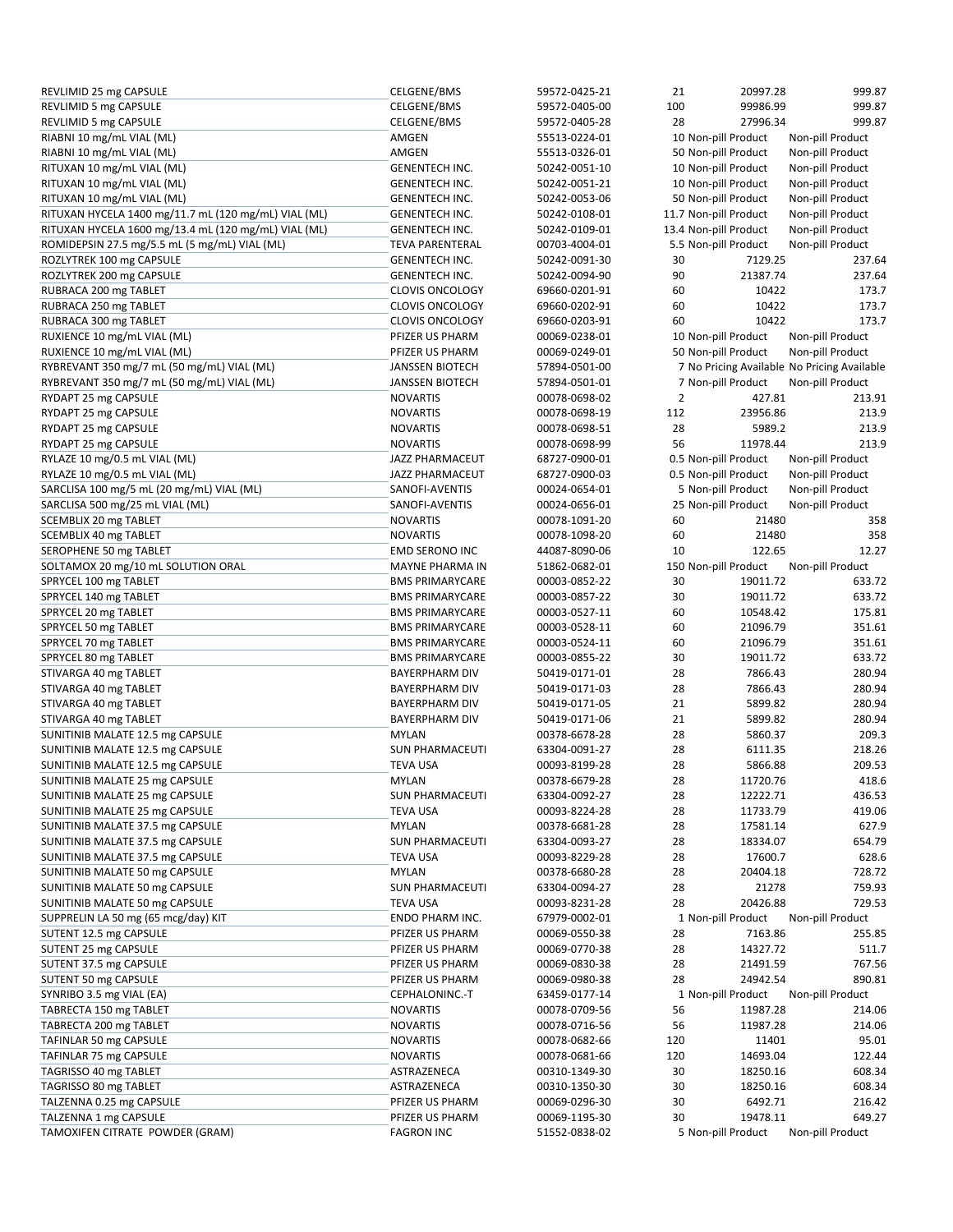| | | | | | |
|---|---|---|---|---|---|
| REVLIMID 25 mg CAPSULE | CELGENE/BMS | 59572-0425-21 | 21 | 20997.28 | 999.87 |
| REVLIMID 5 mg CAPSULE | CELGENE/BMS | 59572-0405-00 | 100 | 99986.99 | 999.87 |
| REVLIMID 5 mg CAPSULE | CELGENE/BMS | 59572-0405-28 | 28 | 27996.34 | 999.87 |
| RIABNI 10 mg/mL VIAL (ML) | AMGEN | 55513-0224-01 | 10 | Non-pill Product | Non-pill Product |
| RIABNI 10 mg/mL VIAL (ML) | AMGEN | 55513-0326-01 | 50 | Non-pill Product | Non-pill Product |
| RITUXAN 10 mg/mL VIAL (ML) | GENENTECH INC. | 50242-0051-10 | 10 | Non-pill Product | Non-pill Product |
| RITUXAN 10 mg/mL VIAL (ML) | GENENTECH INC. | 50242-0051-21 | 10 | Non-pill Product | Non-pill Product |
| RITUXAN 10 mg/mL VIAL (ML) | GENENTECH INC. | 50242-0053-06 | 50 | Non-pill Product | Non-pill Product |
| RITUXAN HYCELA 1400 mg/11.7 mL (120 mg/mL) VIAL (ML) | GENENTECH INC. | 50242-0108-01 | 11.7 | Non-pill Product | Non-pill Product |
| RITUXAN HYCELA 1600 mg/13.4 mL (120 mg/mL) VIAL (ML) | GENENTECH INC. | 50242-0109-01 | 13.4 | Non-pill Product | Non-pill Product |
| ROMIDEPSIN 27.5 mg/5.5 mL (5 mg/mL) VIAL (ML) | TEVA PARENTERAL | 00703-4004-01 | 5.5 | Non-pill Product | Non-pill Product |
| ROZLYTREK 100 mg CAPSULE | GENENTECH INC. | 50242-0091-30 | 30 | 7129.25 | 237.64 |
| ROZLYTREK 200 mg CAPSULE | GENENTECH INC. | 50242-0094-90 | 90 | 21387.74 | 237.64 |
| RUBRACA 200 mg TABLET | CLOVIS ONCOLOGY | 69660-0201-91 | 60 | 10422 | 173.7 |
| RUBRACA 250 mg TABLET | CLOVIS ONCOLOGY | 69660-0202-91 | 60 | 10422 | 173.7 |
| RUBRACA 300 mg TABLET | CLOVIS ONCOLOGY | 69660-0203-91 | 60 | 10422 | 173.7 |
| RUXIENCE 10 mg/mL VIAL (ML) | PFIZER US PHARM | 00069-0238-01 | 10 | Non-pill Product | Non-pill Product |
| RUXIENCE 10 mg/mL VIAL (ML) | PFIZER US PHARM | 00069-0249-01 | 50 | Non-pill Product | Non-pill Product |
| RYBREVANT 350 mg/7 mL (50 mg/mL) VIAL (ML) | JANSSEN BIOTECH | 57894-0501-00 | 7 | No Pricing Available | No Pricing Available |
| RYBREVANT 350 mg/7 mL (50 mg/mL) VIAL (ML) | JANSSEN BIOTECH | 57894-0501-01 | 7 | Non-pill Product | Non-pill Product |
| RYDAPT 25 mg CAPSULE | NOVARTIS | 00078-0698-02 | 2 | 427.81 | 213.91 |
| RYDAPT 25 mg CAPSULE | NOVARTIS | 00078-0698-19 | 112 | 23956.86 | 213.9 |
| RYDAPT 25 mg CAPSULE | NOVARTIS | 00078-0698-51 | 28 | 5989.2 | 213.9 |
| RYDAPT 25 mg CAPSULE | NOVARTIS | 00078-0698-99 | 56 | 11978.44 | 213.9 |
| RYLAZE 10 mg/0.5 mL VIAL (ML) | JAZZ PHARMACEUT | 68727-0900-01 | 0.5 | Non-pill Product | Non-pill Product |
| RYLAZE 10 mg/0.5 mL VIAL (ML) | JAZZ PHARMACEUT | 68727-0900-03 | 0.5 | Non-pill Product | Non-pill Product |
| SARCLISA 100 mg/5 mL (20 mg/mL) VIAL (ML) | SANOFI-AVENTIS | 00024-0654-01 | 5 | Non-pill Product | Non-pill Product |
| SARCLISA 500 mg/25 mL VIAL (ML) | SANOFI-AVENTIS | 00024-0656-01 | 25 | Non-pill Product | Non-pill Product |
| SCEMBLIX 20 mg TABLET | NOVARTIS | 00078-1091-20 | 60 | 21480 | 358 |
| SCEMBLIX 40 mg TABLET | NOVARTIS | 00078-1098-20 | 60 | 21480 | 358 |
| SEROPHENE 50 mg TABLET | EMD SERONO INC | 44087-8090-06 | 10 | 122.65 | 12.27 |
| SOLTAMOX 20 mg/10 mL SOLUTION ORAL | MAYNE PHARMA IN | 51862-0682-01 | 150 | Non-pill Product | Non-pill Product |
| SPRYCEL 100 mg TABLET | BMS PRIMARYCARE | 00003-0852-22 | 30 | 19011.72 | 633.72 |
| SPRYCEL 140 mg TABLET | BMS PRIMARYCARE | 00003-0857-22 | 30 | 19011.72 | 633.72 |
| SPRYCEL 20 mg TABLET | BMS PRIMARYCARE | 00003-0527-11 | 60 | 10548.42 | 175.81 |
| SPRYCEL 50 mg TABLET | BMS PRIMARYCARE | 00003-0528-11 | 60 | 21096.79 | 351.61 |
| SPRYCEL 70 mg TABLET | BMS PRIMARYCARE | 00003-0524-11 | 60 | 21096.79 | 351.61 |
| SPRYCEL 80 mg TABLET | BMS PRIMARYCARE | 00003-0855-22 | 30 | 19011.72 | 633.72 |
| STIVARGA 40 mg TABLET | BAYERPHARM DIV | 50419-0171-01 | 28 | 7866.43 | 280.94 |
| STIVARGA 40 mg TABLET | BAYERPHARM DIV | 50419-0171-03 | 28 | 7866.43 | 280.94 |
| STIVARGA 40 mg TABLET | BAYERPHARM DIV | 50419-0171-05 | 21 | 5899.82 | 280.94 |
| STIVARGA 40 mg TABLET | BAYERPHARM DIV | 50419-0171-06 | 21 | 5899.82 | 280.94 |
| SUNITINIB MALATE 12.5 mg CAPSULE | MYLAN | 00378-6678-28 | 28 | 5860.37 | 209.3 |
| SUNITINIB MALATE 12.5 mg CAPSULE | SUN PHARMACEUTI | 63304-0091-27 | 28 | 6111.35 | 218.26 |
| SUNITINIB MALATE 12.5 mg CAPSULE | TEVA USA | 00093-8199-28 | 28 | 5866.88 | 209.53 |
| SUNITINIB MALATE 25 mg CAPSULE | MYLAN | 00378-6679-28 | 28 | 11720.76 | 418.6 |
| SUNITINIB MALATE 25 mg CAPSULE | SUN PHARMACEUTI | 63304-0092-27 | 28 | 12222.71 | 436.53 |
| SUNITINIB MALATE 25 mg CAPSULE | TEVA USA | 00093-8224-28 | 28 | 11733.79 | 419.06 |
| SUNITINIB MALATE 37.5 mg CAPSULE | MYLAN | 00378-6681-28 | 28 | 17581.14 | 627.9 |
| SUNITINIB MALATE 37.5 mg CAPSULE | SUN PHARMACEUTI | 63304-0093-27 | 28 | 18334.07 | 654.79 |
| SUNITINIB MALATE 37.5 mg CAPSULE | TEVA USA | 00093-8229-28 | 28 | 17600.7 | 628.6 |
| SUNITINIB MALATE 50 mg CAPSULE | MYLAN | 00378-6680-28 | 28 | 20404.18 | 728.72 |
| SUNITINIB MALATE 50 mg CAPSULE | SUN PHARMACEUTI | 63304-0094-27 | 28 | 21278 | 759.93 |
| SUNITINIB MALATE 50 mg CAPSULE | TEVA USA | 00093-8231-28 | 28 | 20426.88 | 729.53 |
| SUPPRELIN LA 50 mg (65 mcg/day) KIT | ENDO PHARM INC. | 67979-0002-01 | 1 | Non-pill Product | Non-pill Product |
| SUTENT 12.5 mg CAPSULE | PFIZER US PHARM | 00069-0550-38 | 28 | 7163.86 | 255.85 |
| SUTENT 25 mg CAPSULE | PFIZER US PHARM | 00069-0770-38 | 28 | 14327.72 | 511.7 |
| SUTENT 37.5 mg CAPSULE | PFIZER US PHARM | 00069-0830-38 | 28 | 21491.59 | 767.56 |
| SUTENT 50 mg CAPSULE | PFIZER US PHARM | 00069-0980-38 | 28 | 24942.54 | 890.81 |
| SYNRIBO 3.5 mg VIAL (EA) | CEPHALONINC.-T | 63459-0177-14 | 1 | Non-pill Product | Non-pill Product |
| TABRECTA 150 mg TABLET | NOVARTIS | 00078-0709-56 | 56 | 11987.28 | 214.06 |
| TABRECTA 200 mg TABLET | NOVARTIS | 00078-0716-56 | 56 | 11987.28 | 214.06 |
| TAFINLAR 50 mg CAPSULE | NOVARTIS | 00078-0682-66 | 120 | 11401 | 95.01 |
| TAFINLAR 75 mg CAPSULE | NOVARTIS | 00078-0681-66 | 120 | 14693.04 | 122.44 |
| TAGRISSO 40 mg TABLET | ASTRAZENECA | 00310-1349-30 | 30 | 18250.16 | 608.34 |
| TAGRISSO 80 mg TABLET | ASTRAZENECA | 00310-1350-30 | 30 | 18250.16 | 608.34 |
| TALZENNA 0.25 mg CAPSULE | PFIZER US PHARM | 00069-0296-30 | 30 | 6492.71 | 216.42 |
| TALZENNA 1 mg CAPSULE | PFIZER US PHARM | 00069-1195-30 | 30 | 19478.11 | 649.27 |
| TAMOXIFEN CITRATE POWDER (GRAM) | FAGRON INC | 51552-0838-02 | 5 | Non-pill Product | Non-pill Product |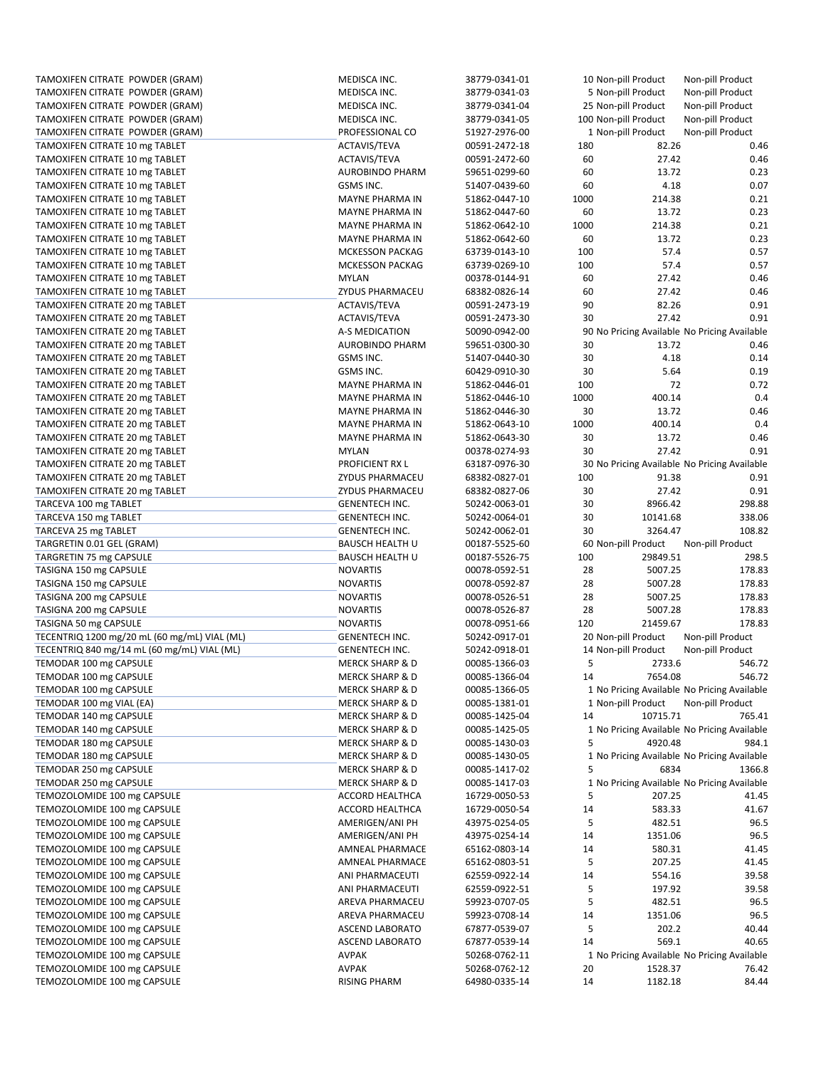| | | | | | |
|---|---|---|---|---|---|
| TAMOXIFEN CITRATE POWDER (GRAM) | MEDISCA INC. | 38779-0341-01 | 10 | Non-pill Product | Non-pill Product |
| TAMOXIFEN CITRATE POWDER (GRAM) | MEDISCA INC. | 38779-0341-03 | 5 | Non-pill Product | Non-pill Product |
| TAMOXIFEN CITRATE POWDER (GRAM) | MEDISCA INC. | 38779-0341-04 | 25 | Non-pill Product | Non-pill Product |
| TAMOXIFEN CITRATE POWDER (GRAM) | MEDISCA INC. | 38779-0341-05 | 100 | Non-pill Product | Non-pill Product |
| TAMOXIFEN CITRATE POWDER (GRAM) | PROFESSIONAL CO | 51927-2976-00 | 1 | Non-pill Product | Non-pill Product |
| TAMOXIFEN CITRATE 10 mg TABLET | ACTAVIS/TEVA | 00591-2472-18 | 180 | 82.26 | 0.46 |
| TAMOXIFEN CITRATE 10 mg TABLET | ACTAVIS/TEVA | 00591-2472-60 | 60 | 27.42 | 0.46 |
| TAMOXIFEN CITRATE 10 mg TABLET | AUROBINDO PHARM | 59651-0299-60 | 60 | 13.72 | 0.23 |
| TAMOXIFEN CITRATE 10 mg TABLET | GSMS INC. | 51407-0439-60 | 60 | 4.18 | 0.07 |
| TAMOXIFEN CITRATE 10 mg TABLET | MAYNE PHARMA IN | 51862-0447-10 | 1000 | 214.38 | 0.21 |
| TAMOXIFEN CITRATE 10 mg TABLET | MAYNE PHARMA IN | 51862-0447-60 | 60 | 13.72 | 0.23 |
| TAMOXIFEN CITRATE 10 mg TABLET | MAYNE PHARMA IN | 51862-0642-10 | 1000 | 214.38 | 0.21 |
| TAMOXIFEN CITRATE 10 mg TABLET | MAYNE PHARMA IN | 51862-0642-60 | 60 | 13.72 | 0.23 |
| TAMOXIFEN CITRATE 10 mg TABLET | MCKESSON PACKAG | 63739-0143-10 | 100 | 57.4 | 0.57 |
| TAMOXIFEN CITRATE 10 mg TABLET | MCKESSON PACKAG | 63739-0269-10 | 100 | 57.4 | 0.57 |
| TAMOXIFEN CITRATE 10 mg TABLET | MYLAN | 00378-0144-91 | 60 | 27.42 | 0.46 |
| TAMOXIFEN CITRATE 10 mg TABLET | ZYDUS PHARMACEU | 68382-0826-14 | 60 | 27.42 | 0.46 |
| TAMOXIFEN CITRATE 20 mg TABLET | ACTAVIS/TEVA | 00591-2473-19 | 90 | 82.26 | 0.91 |
| TAMOXIFEN CITRATE 20 mg TABLET | ACTAVIS/TEVA | 00591-2473-30 | 30 | 27.42 | 0.91 |
| TAMOXIFEN CITRATE 20 mg TABLET | A-S MEDICATION | 50090-0942-00 | 90 | No Pricing Available | No Pricing Available |
| TAMOXIFEN CITRATE 20 mg TABLET | AUROBINDO PHARM | 59651-0300-30 | 30 | 13.72 | 0.46 |
| TAMOXIFEN CITRATE 20 mg TABLET | GSMS INC. | 51407-0440-30 | 30 | 4.18 | 0.14 |
| TAMOXIFEN CITRATE 20 mg TABLET | GSMS INC. | 60429-0910-30 | 30 | 5.64 | 0.19 |
| TAMOXIFEN CITRATE 20 mg TABLET | MAYNE PHARMA IN | 51862-0446-01 | 100 | 72 | 0.72 |
| TAMOXIFEN CITRATE 20 mg TABLET | MAYNE PHARMA IN | 51862-0446-10 | 1000 | 400.14 | 0.4 |
| TAMOXIFEN CITRATE 20 mg TABLET | MAYNE PHARMA IN | 51862-0446-30 | 30 | 13.72 | 0.46 |
| TAMOXIFEN CITRATE 20 mg TABLET | MAYNE PHARMA IN | 51862-0643-10 | 1000 | 400.14 | 0.4 |
| TAMOXIFEN CITRATE 20 mg TABLET | MAYNE PHARMA IN | 51862-0643-30 | 30 | 13.72 | 0.46 |
| TAMOXIFEN CITRATE 20 mg TABLET | MYLAN | 00378-0274-93 | 30 | 27.42 | 0.91 |
| TAMOXIFEN CITRATE 20 mg TABLET | PROFICIENT RX L | 63187-0976-30 | 30 | No Pricing Available | No Pricing Available |
| TAMOXIFEN CITRATE 20 mg TABLET | ZYDUS PHARMACEU | 68382-0827-01 | 100 | 91.38 | 0.91 |
| TAMOXIFEN CITRATE 20 mg TABLET | ZYDUS PHARMACEU | 68382-0827-06 | 30 | 27.42 | 0.91 |
| TARCEVA 100 mg TABLET | GENENTECH INC. | 50242-0063-01 | 30 | 8966.42 | 298.88 |
| TARCEVA 150 mg TABLET | GENENTECH INC. | 50242-0064-01 | 30 | 10141.68 | 338.06 |
| TARCEVA 25 mg TABLET | GENENTECH INC. | 50242-0062-01 | 30 | 3264.47 | 108.82 |
| TARGRETIN 0.01 GEL (GRAM) | BAUSCH HEALTH U | 00187-5525-60 | 60 | Non-pill Product | Non-pill Product |
| TARGRETIN 75 mg CAPSULE | BAUSCH HEALTH U | 00187-5526-75 | 100 | 29849.51 | 298.5 |
| TASIGNA 150 mg CAPSULE | NOVARTIS | 00078-0592-51 | 28 | 5007.25 | 178.83 |
| TASIGNA 150 mg CAPSULE | NOVARTIS | 00078-0592-87 | 28 | 5007.28 | 178.83 |
| TASIGNA 200 mg CAPSULE | NOVARTIS | 00078-0526-51 | 28 | 5007.25 | 178.83 |
| TASIGNA 200 mg CAPSULE | NOVARTIS | 00078-0526-87 | 28 | 5007.28 | 178.83 |
| TASIGNA 50 mg CAPSULE | NOVARTIS | 00078-0951-66 | 120 | 21459.67 | 178.83 |
| TECENTRIQ 1200 mg/20 mL (60 mg/mL) VIAL (ML) | GENENTECH INC. | 50242-0917-01 | 20 | Non-pill Product | Non-pill Product |
| TECENTRIQ 840 mg/14 mL (60 mg/mL) VIAL (ML) | GENENTECH INC. | 50242-0918-01 | 14 | Non-pill Product | Non-pill Product |
| TEMODAR 100 mg CAPSULE | MERCK SHARP & D | 00085-1366-03 | 5 | 2733.6 | 546.72 |
| TEMODAR 100 mg CAPSULE | MERCK SHARP & D | 00085-1366-04 | 14 | 7654.08 | 546.72 |
| TEMODAR 100 mg CAPSULE | MERCK SHARP & D | 00085-1366-05 | 1 | No Pricing Available | No Pricing Available |
| TEMODAR 100 mg VIAL (EA) | MERCK SHARP & D | 00085-1381-01 | 1 | Non-pill Product | Non-pill Product |
| TEMODAR 140 mg CAPSULE | MERCK SHARP & D | 00085-1425-04 | 14 | 10715.71 | 765.41 |
| TEMODAR 140 mg CAPSULE | MERCK SHARP & D | 00085-1425-05 | 1 | No Pricing Available | No Pricing Available |
| TEMODAR 180 mg CAPSULE | MERCK SHARP & D | 00085-1430-03 | 5 | 4920.48 | 984.1 |
| TEMODAR 180 mg CAPSULE | MERCK SHARP & D | 00085-1430-05 | 1 | No Pricing Available | No Pricing Available |
| TEMODAR 250 mg CAPSULE | MERCK SHARP & D | 00085-1417-02 | 5 | 6834 | 1366.8 |
| TEMODAR 250 mg CAPSULE | MERCK SHARP & D | 00085-1417-03 | 1 | No Pricing Available | No Pricing Available |
| TEMOZOLOMIDE 100 mg CAPSULE | ACCORD HEALTHCA | 16729-0050-53 | 5 | 207.25 | 41.45 |
| TEMOZOLOMIDE 100 mg CAPSULE | ACCORD HEALTHCA | 16729-0050-54 | 14 | 583.33 | 41.67 |
| TEMOZOLOMIDE 100 mg CAPSULE | AMERIGEN/ANI PH | 43975-0254-05 | 5 | 482.51 | 96.5 |
| TEMOZOLOMIDE 100 mg CAPSULE | AMERIGEN/ANI PH | 43975-0254-14 | 14 | 1351.06 | 96.5 |
| TEMOZOLOMIDE 100 mg CAPSULE | AMNEAL PHARMACE | 65162-0803-14 | 14 | 580.31 | 41.45 |
| TEMOZOLOMIDE 100 mg CAPSULE | AMNEAL PHARMACE | 65162-0803-51 | 5 | 207.25 | 41.45 |
| TEMOZOLOMIDE 100 mg CAPSULE | ANI PHARMACEUTI | 62559-0922-14 | 14 | 554.16 | 39.58 |
| TEMOZOLOMIDE 100 mg CAPSULE | ANI PHARMACEUTI | 62559-0922-51 | 5 | 197.92 | 39.58 |
| TEMOZOLOMIDE 100 mg CAPSULE | AREVA PHARMACEU | 59923-0707-05 | 5 | 482.51 | 96.5 |
| TEMOZOLOMIDE 100 mg CAPSULE | AREVA PHARMACEU | 59923-0708-14 | 14 | 1351.06 | 96.5 |
| TEMOZOLOMIDE 100 mg CAPSULE | ASCEND LABORATO | 67877-0539-07 | 5 | 202.2 | 40.44 |
| TEMOZOLOMIDE 100 mg CAPSULE | ASCEND LABORATO | 67877-0539-14 | 14 | 569.1 | 40.65 |
| TEMOZOLOMIDE 100 mg CAPSULE | AVPAK | 50268-0762-11 | 1 | No Pricing Available | No Pricing Available |
| TEMOZOLOMIDE 100 mg CAPSULE | AVPAK | 50268-0762-12 | 20 | 1528.37 | 76.42 |
| TEMOZOLOMIDE 100 mg CAPSULE | RISING PHARM | 64980-0335-14 | 14 | 1182.18 | 84.44 |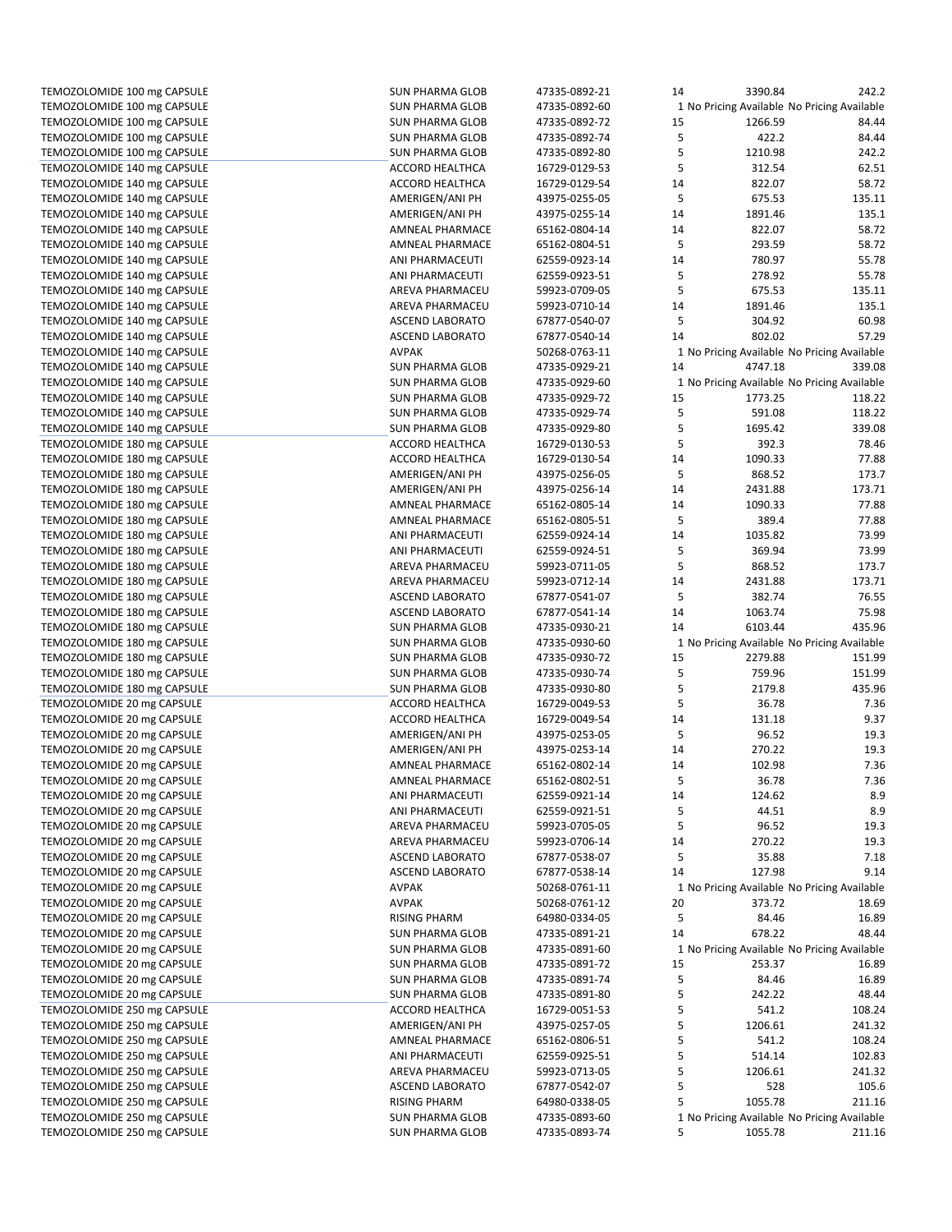| | | | | | |
|---|---|---|---|---|---|
| TEMOZOLOMIDE 100 mg CAPSULE | SUN PHARMA GLOB | 47335-0892-21 | 14 | 3390.84 | 242.2 |
| TEMOZOLOMIDE 100 mg CAPSULE | SUN PHARMA GLOB | 47335-0892-60 | 1 | No Pricing Available | No Pricing Available |
| TEMOZOLOMIDE 100 mg CAPSULE | SUN PHARMA GLOB | 47335-0892-72 | 15 | 1266.59 | 84.44 |
| TEMOZOLOMIDE 100 mg CAPSULE | SUN PHARMA GLOB | 47335-0892-74 | 5 | 422.2 | 84.44 |
| TEMOZOLOMIDE 100 mg CAPSULE | SUN PHARMA GLOB | 47335-0892-80 | 5 | 1210.98 | 242.2 |
| TEMOZOLOMIDE 140 mg CAPSULE | ACCORD HEALTHCA | 16729-0129-53 | 5 | 312.54 | 62.51 |
| TEMOZOLOMIDE 140 mg CAPSULE | ACCORD HEALTHCA | 16729-0129-54 | 14 | 822.07 | 58.72 |
| TEMOZOLOMIDE 140 mg CAPSULE | AMERIGEN/ANI PH | 43975-0255-05 | 5 | 675.53 | 135.11 |
| TEMOZOLOMIDE 140 mg CAPSULE | AMERIGEN/ANI PH | 43975-0255-14 | 14 | 1891.46 | 135.1 |
| TEMOZOLOMIDE 140 mg CAPSULE | AMNEAL PHARMACE | 65162-0804-14 | 14 | 822.07 | 58.72 |
| TEMOZOLOMIDE 140 mg CAPSULE | AMNEAL PHARMACE | 65162-0804-51 | 5 | 293.59 | 58.72 |
| TEMOZOLOMIDE 140 mg CAPSULE | ANI PHARMACEUTI | 62559-0923-14 | 14 | 780.97 | 55.78 |
| TEMOZOLOMIDE 140 mg CAPSULE | ANI PHARMACEUTI | 62559-0923-51 | 5 | 278.92 | 55.78 |
| TEMOZOLOMIDE 140 mg CAPSULE | AREVA PHARMACEU | 59923-0709-05 | 5 | 675.53 | 135.11 |
| TEMOZOLOMIDE 140 mg CAPSULE | AREVA PHARMACEU | 59923-0710-14 | 14 | 1891.46 | 135.1 |
| TEMOZOLOMIDE 140 mg CAPSULE | ASCEND LABORATO | 67877-0540-07 | 5 | 304.92 | 60.98 |
| TEMOZOLOMIDE 140 mg CAPSULE | ASCEND LABORATO | 67877-0540-14 | 14 | 802.02 | 57.29 |
| TEMOZOLOMIDE 140 mg CAPSULE | AVPAK | 50268-0763-11 | 1 | No Pricing Available | No Pricing Available |
| TEMOZOLOMIDE 140 mg CAPSULE | SUN PHARMA GLOB | 47335-0929-21 | 14 | 4747.18 | 339.08 |
| TEMOZOLOMIDE 140 mg CAPSULE | SUN PHARMA GLOB | 47335-0929-60 | 1 | No Pricing Available | No Pricing Available |
| TEMOZOLOMIDE 140 mg CAPSULE | SUN PHARMA GLOB | 47335-0929-72 | 15 | 1773.25 | 118.22 |
| TEMOZOLOMIDE 140 mg CAPSULE | SUN PHARMA GLOB | 47335-0929-74 | 5 | 591.08 | 118.22 |
| TEMOZOLOMIDE 140 mg CAPSULE | SUN PHARMA GLOB | 47335-0929-80 | 5 | 1695.42 | 339.08 |
| TEMOZOLOMIDE 180 mg CAPSULE | ACCORD HEALTHCA | 16729-0130-53 | 5 | 392.3 | 78.46 |
| TEMOZOLOMIDE 180 mg CAPSULE | ACCORD HEALTHCA | 16729-0130-54 | 14 | 1090.33 | 77.88 |
| TEMOZOLOMIDE 180 mg CAPSULE | AMERIGEN/ANI PH | 43975-0256-05 | 5 | 868.52 | 173.7 |
| TEMOZOLOMIDE 180 mg CAPSULE | AMERIGEN/ANI PH | 43975-0256-14 | 14 | 2431.88 | 173.71 |
| TEMOZOLOMIDE 180 mg CAPSULE | AMNEAL PHARMACE | 65162-0805-14 | 14 | 1090.33 | 77.88 |
| TEMOZOLOMIDE 180 mg CAPSULE | AMNEAL PHARMACE | 65162-0805-51 | 5 | 389.4 | 77.88 |
| TEMOZOLOMIDE 180 mg CAPSULE | ANI PHARMACEUTI | 62559-0924-14 | 14 | 1035.82 | 73.99 |
| TEMOZOLOMIDE 180 mg CAPSULE | ANI PHARMACEUTI | 62559-0924-51 | 5 | 369.94 | 73.99 |
| TEMOZOLOMIDE 180 mg CAPSULE | AREVA PHARMACEU | 59923-0711-05 | 5 | 868.52 | 173.7 |
| TEMOZOLOMIDE 180 mg CAPSULE | AREVA PHARMACEU | 59923-0712-14 | 14 | 2431.88 | 173.71 |
| TEMOZOLOMIDE 180 mg CAPSULE | ASCEND LABORATO | 67877-0541-07 | 5 | 382.74 | 76.55 |
| TEMOZOLOMIDE 180 mg CAPSULE | ASCEND LABORATO | 67877-0541-14 | 14 | 1063.74 | 75.98 |
| TEMOZOLOMIDE 180 mg CAPSULE | SUN PHARMA GLOB | 47335-0930-21 | 14 | 6103.44 | 435.96 |
| TEMOZOLOMIDE 180 mg CAPSULE | SUN PHARMA GLOB | 47335-0930-60 | 1 | No Pricing Available | No Pricing Available |
| TEMOZOLOMIDE 180 mg CAPSULE | SUN PHARMA GLOB | 47335-0930-72 | 15 | 2279.88 | 151.99 |
| TEMOZOLOMIDE 180 mg CAPSULE | SUN PHARMA GLOB | 47335-0930-74 | 5 | 759.96 | 151.99 |
| TEMOZOLOMIDE 180 mg CAPSULE | SUN PHARMA GLOB | 47335-0930-80 | 5 | 2179.8 | 435.96 |
| TEMOZOLOMIDE 20 mg CAPSULE | ACCORD HEALTHCA | 16729-0049-53 | 5 | 36.78 | 7.36 |
| TEMOZOLOMIDE 20 mg CAPSULE | ACCORD HEALTHCA | 16729-0049-54 | 14 | 131.18 | 9.37 |
| TEMOZOLOMIDE 20 mg CAPSULE | AMERIGEN/ANI PH | 43975-0253-05 | 5 | 96.52 | 19.3 |
| TEMOZOLOMIDE 20 mg CAPSULE | AMERIGEN/ANI PH | 43975-0253-14 | 14 | 270.22 | 19.3 |
| TEMOZOLOMIDE 20 mg CAPSULE | AMNEAL PHARMACE | 65162-0802-14 | 14 | 102.98 | 7.36 |
| TEMOZOLOMIDE 20 mg CAPSULE | AMNEAL PHARMACE | 65162-0802-51 | 5 | 36.78 | 7.36 |
| TEMOZOLOMIDE 20 mg CAPSULE | ANI PHARMACEUTI | 62559-0921-14 | 14 | 124.62 | 8.9 |
| TEMOZOLOMIDE 20 mg CAPSULE | ANI PHARMACEUTI | 62559-0921-51 | 5 | 44.51 | 8.9 |
| TEMOZOLOMIDE 20 mg CAPSULE | AREVA PHARMACEU | 59923-0705-05 | 5 | 96.52 | 19.3 |
| TEMOZOLOMIDE 20 mg CAPSULE | AREVA PHARMACEU | 59923-0706-14 | 14 | 270.22 | 19.3 |
| TEMOZOLOMIDE 20 mg CAPSULE | ASCEND LABORATO | 67877-0538-07 | 5 | 35.88 | 7.18 |
| TEMOZOLOMIDE 20 mg CAPSULE | ASCEND LABORATO | 67877-0538-14 | 14 | 127.98 | 9.14 |
| TEMOZOLOMIDE 20 mg CAPSULE | AVPAK | 50268-0761-11 | 1 | No Pricing Available | No Pricing Available |
| TEMOZOLOMIDE 20 mg CAPSULE | AVPAK | 50268-0761-12 | 20 | 373.72 | 18.69 |
| TEMOZOLOMIDE 20 mg CAPSULE | RISING PHARM | 64980-0334-05 | 5 | 84.46 | 16.89 |
| TEMOZOLOMIDE 20 mg CAPSULE | SUN PHARMA GLOB | 47335-0891-21 | 14 | 678.22 | 48.44 |
| TEMOZOLOMIDE 20 mg CAPSULE | SUN PHARMA GLOB | 47335-0891-60 | 1 | No Pricing Available | No Pricing Available |
| TEMOZOLOMIDE 20 mg CAPSULE | SUN PHARMA GLOB | 47335-0891-72 | 15 | 253.37 | 16.89 |
| TEMOZOLOMIDE 20 mg CAPSULE | SUN PHARMA GLOB | 47335-0891-74 | 5 | 84.46 | 16.89 |
| TEMOZOLOMIDE 20 mg CAPSULE | SUN PHARMA GLOB | 47335-0891-80 | 5 | 242.22 | 48.44 |
| TEMOZOLOMIDE 250 mg CAPSULE | ACCORD HEALTHCA | 16729-0051-53 | 5 | 541.2 | 108.24 |
| TEMOZOLOMIDE 250 mg CAPSULE | AMERIGEN/ANI PH | 43975-0257-05 | 5 | 1206.61 | 241.32 |
| TEMOZOLOMIDE 250 mg CAPSULE | AMNEAL PHARMACE | 65162-0806-51 | 5 | 541.2 | 108.24 |
| TEMOZOLOMIDE 250 mg CAPSULE | ANI PHARMACEUTI | 62559-0925-51 | 5 | 514.14 | 102.83 |
| TEMOZOLOMIDE 250 mg CAPSULE | AREVA PHARMACEU | 59923-0713-05 | 5 | 1206.61 | 241.32 |
| TEMOZOLOMIDE 250 mg CAPSULE | ASCEND LABORATO | 67877-0542-07 | 5 | 528 | 105.6 |
| TEMOZOLOMIDE 250 mg CAPSULE | RISING PHARM | 64980-0338-05 | 5 | 1055.78 | 211.16 |
| TEMOZOLOMIDE 250 mg CAPSULE | SUN PHARMA GLOB | 47335-0893-60 | 1 | No Pricing Available | No Pricing Available |
| TEMOZOLOMIDE 250 mg CAPSULE | SUN PHARMA GLOB | 47335-0893-74 | 5 | 1055.78 | 211.16 |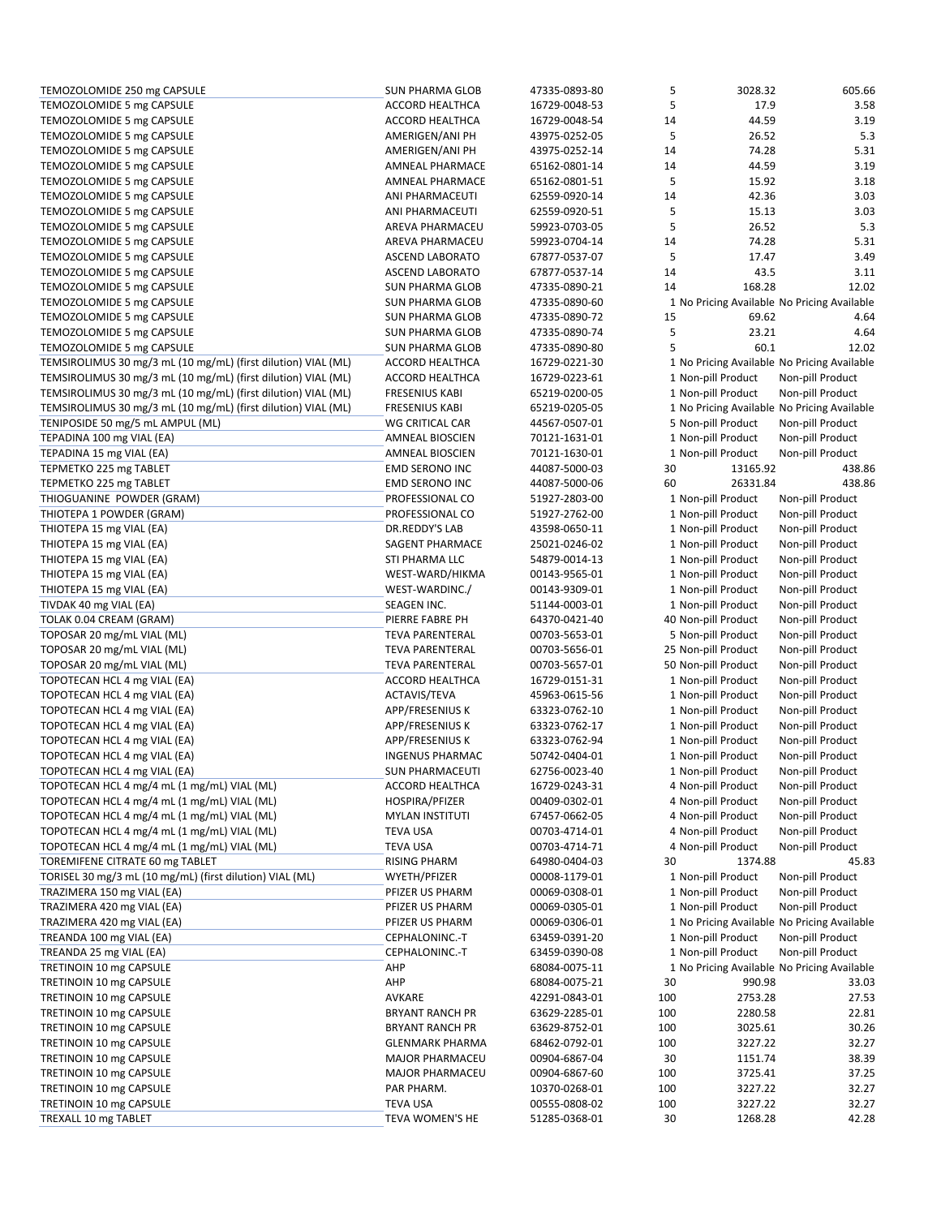| | | | | | |
|---|---|---|---|---|---|
| TEMOZOLOMIDE 250 mg CAPSULE | SUN PHARMA GLOB | 47335-0893-80 | 5 | 3028.32 | 605.66 |
| TEMOZOLOMIDE 5 mg CAPSULE | ACCORD HEALTHCA | 16729-0048-53 | 5 | 17.9 | 3.58 |
| TEMOZOLOMIDE 5 mg CAPSULE | ACCORD HEALTHCA | 16729-0048-54 | 14 | 44.59 | 3.19 |
| TEMOZOLOMIDE 5 mg CAPSULE | AMERIGEN/ANI PH | 43975-0252-05 | 5 | 26.52 | 5.3 |
| TEMOZOLOMIDE 5 mg CAPSULE | AMERIGEN/ANI PH | 43975-0252-14 | 14 | 74.28 | 5.31 |
| TEMOZOLOMIDE 5 mg CAPSULE | AMNEAL PHARMACE | 65162-0801-14 | 14 | 44.59 | 3.19 |
| TEMOZOLOMIDE 5 mg CAPSULE | AMNEAL PHARMACE | 65162-0801-51 | 5 | 15.92 | 3.18 |
| TEMOZOLOMIDE 5 mg CAPSULE | ANI PHARMACEUTI | 62559-0920-14 | 14 | 42.36 | 3.03 |
| TEMOZOLOMIDE 5 mg CAPSULE | ANI PHARMACEUTI | 62559-0920-51 | 5 | 15.13 | 3.03 |
| TEMOZOLOMIDE 5 mg CAPSULE | AREVA PHARMACEU | 59923-0703-05 | 5 | 26.52 | 5.3 |
| TEMOZOLOMIDE 5 mg CAPSULE | AREVA PHARMACEU | 59923-0704-14 | 14 | 74.28 | 5.31 |
| TEMOZOLOMIDE 5 mg CAPSULE | ASCEND LABORATO | 67877-0537-07 | 5 | 17.47 | 3.49 |
| TEMOZOLOMIDE 5 mg CAPSULE | ASCEND LABORATO | 67877-0537-14 | 14 | 43.5 | 3.11 |
| TEMOZOLOMIDE 5 mg CAPSULE | SUN PHARMA GLOB | 47335-0890-21 | 14 | 168.28 | 12.02 |
| TEMOZOLOMIDE 5 mg CAPSULE | SUN PHARMA GLOB | 47335-0890-60 | 1 | No Pricing Available | No Pricing Available |
| TEMOZOLOMIDE 5 mg CAPSULE | SUN PHARMA GLOB | 47335-0890-72 | 15 | 69.62 | 4.64 |
| TEMOZOLOMIDE 5 mg CAPSULE | SUN PHARMA GLOB | 47335-0890-74 | 5 | 23.21 | 4.64 |
| TEMOZOLOMIDE 5 mg CAPSULE | SUN PHARMA GLOB | 47335-0890-80 | 5 | 60.1 | 12.02 |
| TEMSIROLIMUS 30 mg/3 mL (10 mg/mL) (first dilution) VIAL (ML) | ACCORD HEALTHCA | 16729-0221-30 | 1 | No Pricing Available | No Pricing Available |
| TEMSIROLIMUS 30 mg/3 mL (10 mg/mL) (first dilution) VIAL (ML) | ACCORD HEALTHCA | 16729-0223-61 | 1 | Non-pill Product | Non-pill Product |
| TEMSIROLIMUS 30 mg/3 mL (10 mg/mL) (first dilution) VIAL (ML) | FRESENIUS KABI | 65219-0200-05 | 1 | Non-pill Product | Non-pill Product |
| TEMSIROLIMUS 30 mg/3 mL (10 mg/mL) (first dilution) VIAL (ML) | FRESENIUS KABI | 65219-0205-05 | 1 | No Pricing Available | No Pricing Available |
| TENIPOSIDE 50 mg/5 mL AMPUL (ML) | WG CRITICAL CAR | 44567-0507-01 | 5 | Non-pill Product | Non-pill Product |
| TEPADINA 100 mg VIAL (EA) | AMNEAL BIOSCIEN | 70121-1631-01 | 1 | Non-pill Product | Non-pill Product |
| TEPADINA 15 mg VIAL (EA) | AMNEAL BIOSCIEN | 70121-1630-01 | 1 | Non-pill Product | Non-pill Product |
| TEPMETKO 225 mg TABLET | EMD SERONO INC | 44087-5000-03 | 30 | 13165.92 | 438.86 |
| TEPMETKO 225 mg TABLET | EMD SERONO INC | 44087-5000-06 | 60 | 26331.84 | 438.86 |
| THIOGUANINE POWDER (GRAM) | PROFESSIONAL CO | 51927-2803-00 | 1 | Non-pill Product | Non-pill Product |
| THIOTEPA 1 POWDER (GRAM) | PROFESSIONAL CO | 51927-2762-00 | 1 | Non-pill Product | Non-pill Product |
| THIOTEPA 15 mg VIAL (EA) | DR.REDDY'S LAB | 43598-0650-11 | 1 | Non-pill Product | Non-pill Product |
| THIOTEPA 15 mg VIAL (EA) | SAGENT PHARMACE | 25021-0246-02 | 1 | Non-pill Product | Non-pill Product |
| THIOTEPA 15 mg VIAL (EA) | STI PHARMA LLC | 54879-0014-13 | 1 | Non-pill Product | Non-pill Product |
| THIOTEPA 15 mg VIAL (EA) | WEST-WARD/HIKMA | 00143-9565-01 | 1 | Non-pill Product | Non-pill Product |
| THIOTEPA 15 mg VIAL (EA) | WEST-WARDINC./ | 00143-9309-01 | 1 | Non-pill Product | Non-pill Product |
| TIVDAK 40 mg VIAL (EA) | SEAGEN INC. | 51144-0003-01 | 1 | Non-pill Product | Non-pill Product |
| TOLAK 0.04 CREAM (GRAM) | PIERRE FABRE PH | 64370-0421-40 | 40 | Non-pill Product | Non-pill Product |
| TOPOSAR 20 mg/mL VIAL (ML) | TEVA PARENTERAL | 00703-5653-01 | 5 | Non-pill Product | Non-pill Product |
| TOPOSAR 20 mg/mL VIAL (ML) | TEVA PARENTERAL | 00703-5656-01 | 25 | Non-pill Product | Non-pill Product |
| TOPOSAR 20 mg/mL VIAL (ML) | TEVA PARENTERAL | 00703-5657-01 | 50 | Non-pill Product | Non-pill Product |
| TOPOTECAN HCL 4 mg VIAL (EA) | ACCORD HEALTHCA | 16729-0151-31 | 1 | Non-pill Product | Non-pill Product |
| TOPOTECAN HCL 4 mg VIAL (EA) | ACTAVIS/TEVA | 45963-0615-56 | 1 | Non-pill Product | Non-pill Product |
| TOPOTECAN HCL 4 mg VIAL (EA) | APP/FRESENIUS K | 63323-0762-10 | 1 | Non-pill Product | Non-pill Product |
| TOPOTECAN HCL 4 mg VIAL (EA) | APP/FRESENIUS K | 63323-0762-17 | 1 | Non-pill Product | Non-pill Product |
| TOPOTECAN HCL 4 mg VIAL (EA) | APP/FRESENIUS K | 63323-0762-94 | 1 | Non-pill Product | Non-pill Product |
| TOPOTECAN HCL 4 mg VIAL (EA) | INGENUS PHARMAC | 50742-0404-01 | 1 | Non-pill Product | Non-pill Product |
| TOPOTECAN HCL 4 mg VIAL (EA) | SUN PHARMACEUTI | 62756-0023-40 | 1 | Non-pill Product | Non-pill Product |
| TOPOTECAN HCL 4 mg/4 mL (1 mg/mL) VIAL (ML) | ACCORD HEALTHCA | 16729-0243-31 | 4 | Non-pill Product | Non-pill Product |
| TOPOTECAN HCL 4 mg/4 mL (1 mg/mL) VIAL (ML) | HOSPIRA/PFIZER | 00409-0302-01 | 4 | Non-pill Product | Non-pill Product |
| TOPOTECAN HCL 4 mg/4 mL (1 mg/mL) VIAL (ML) | MYLAN INSTITUTI | 67457-0662-05 | 4 | Non-pill Product | Non-pill Product |
| TOPOTECAN HCL 4 mg/4 mL (1 mg/mL) VIAL (ML) | TEVA USA | 00703-4714-01 | 4 | Non-pill Product | Non-pill Product |
| TOPOTECAN HCL 4 mg/4 mL (1 mg/mL) VIAL (ML) | TEVA USA | 00703-4714-71 | 4 | Non-pill Product | Non-pill Product |
| TOREMIFENE CITRATE 60 mg TABLET | RISING PHARM | 64980-0404-03 | 30 | 1374.88 | 45.83 |
| TORISEL 30 mg/3 mL (10 mg/mL) (first dilution) VIAL (ML) | WYETH/PFIZER | 00008-1179-01 | 1 | Non-pill Product | Non-pill Product |
| TRAZIMERA 150 mg VIAL (EA) | PFIZER US PHARM | 00069-0308-01 | 1 | Non-pill Product | Non-pill Product |
| TRAZIMERA 420 mg VIAL (EA) | PFIZER US PHARM | 00069-0305-01 | 1 | Non-pill Product | Non-pill Product |
| TRAZIMERA 420 mg VIAL (EA) | PFIZER US PHARM | 00069-0306-01 | 1 | No Pricing Available | No Pricing Available |
| TREANDA 100 mg VIAL (EA) | CEPHALONINC.-T | 63459-0391-20 | 1 | Non-pill Product | Non-pill Product |
| TREANDA 25 mg VIAL (EA) | CEPHALONINC.-T | 63459-0390-08 | 1 | Non-pill Product | Non-pill Product |
| TRETINOIN 10 mg CAPSULE | AHP | 68084-0075-11 | 1 | No Pricing Available | No Pricing Available |
| TRETINOIN 10 mg CAPSULE | AHP | 68084-0075-21 | 30 | 990.98 | 33.03 |
| TRETINOIN 10 mg CAPSULE | AVKARE | 42291-0843-01 | 100 | 2753.28 | 27.53 |
| TRETINOIN 10 mg CAPSULE | BRYANT RANCH PR | 63629-2285-01 | 100 | 2280.58 | 22.81 |
| TRETINOIN 10 mg CAPSULE | BRYANT RANCH PR | 63629-8752-01 | 100 | 3025.61 | 30.26 |
| TRETINOIN 10 mg CAPSULE | GLENMARK PHARMA | 68462-0792-01 | 100 | 3227.22 | 32.27 |
| TRETINOIN 10 mg CAPSULE | MAJOR PHARMACEU | 00904-6867-04 | 30 | 1151.74 | 38.39 |
| TRETINOIN 10 mg CAPSULE | MAJOR PHARMACEU | 00904-6867-60 | 100 | 3725.41 | 37.25 |
| TRETINOIN 10 mg CAPSULE | PAR PHARM. | 10370-0268-01 | 100 | 3227.22 | 32.27 |
| TRETINOIN 10 mg CAPSULE | TEVA USA | 00555-0808-02 | 100 | 3227.22 | 32.27 |
| TREXALL 10 mg TABLET | TEVA WOMEN'S HE | 51285-0368-01 | 30 | 1268.28 | 42.28 |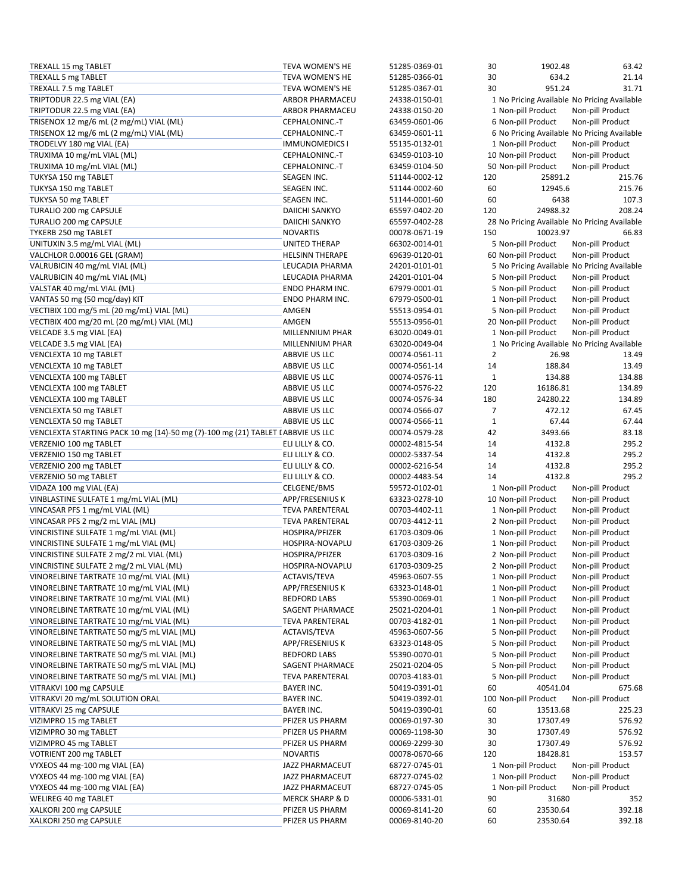| | | | | | |
|---|---|---|---|---|---|
| TREXALL 15 mg TABLET | TEVA WOMEN'S HE | 51285-0369-01 | 30 | 1902.48 | 63.42 |
| TREXALL 5 mg TABLET | TEVA WOMEN'S HE | 51285-0366-01 | 30 | 634.2 | 21.14 |
| TREXALL 7.5 mg TABLET | TEVA WOMEN'S HE | 51285-0367-01 | 30 | 951.24 | 31.71 |
| TRIPTODUR 22.5 mg VIAL (EA) | ARBOR PHARMACEU | 24338-0150-01 | 1 | No Pricing Available | No Pricing Available |
| TRIPTODUR 22.5 mg VIAL (EA) | ARBOR PHARMACEU | 24338-0150-20 | 1 | Non-pill Product | Non-pill Product |
| TRISENOX 12 mg/6 mL (2 mg/mL) VIAL (ML) | CEPHALONINC.-T | 63459-0601-06 | 6 | Non-pill Product | Non-pill Product |
| TRISENOX 12 mg/6 mL (2 mg/mL) VIAL (ML) | CEPHALONINC.-T | 63459-0601-11 | 6 | No Pricing Available | No Pricing Available |
| TRODELVY 180 mg VIAL (EA) | IMMUNOMEDICS I | 55135-0132-01 | 1 | Non-pill Product | Non-pill Product |
| TRUXIMA 10 mg/mL VIAL (ML) | CEPHALONINC.-T | 63459-0103-10 | 10 | Non-pill Product | Non-pill Product |
| TRUXIMA 10 mg/mL VIAL (ML) | CEPHALONINC.-T | 63459-0104-50 | 50 | Non-pill Product | Non-pill Product |
| TUKYSA 150 mg TABLET | SEAGEN INC. | 51144-0002-12 | 120 | 25891.2 | 215.76 |
| TUKYSA 150 mg TABLET | SEAGEN INC. | 51144-0002-60 | 60 | 12945.6 | 215.76 |
| TUKYSA 50 mg TABLET | SEAGEN INC. | 51144-0001-60 | 60 | 6438 | 107.3 |
| TURALIO 200 mg CAPSULE | DAIICHI SANKYO | 65597-0402-20 | 120 | 24988.32 | 208.24 |
| TURALIO 200 mg CAPSULE | DAIICHI SANKYO | 65597-0402-28 | 28 | No Pricing Available | No Pricing Available |
| TYKERB 250 mg TABLET | NOVARTIS | 00078-0671-19 | 150 | 10023.97 | 66.83 |
| UNITUXIN 3.5 mg/mL VIAL (ML) | UNITED THERAP | 66302-0014-01 | 5 | Non-pill Product | Non-pill Product |
| VALCHLOR 0.00016 GEL (GRAM) | HELSINN THERAPE | 69639-0120-01 | 60 | Non-pill Product | Non-pill Product |
| VALRUBICIN 40 mg/mL VIAL (ML) | LEUCADIA PHARMA | 24201-0101-01 | 5 | No Pricing Available | No Pricing Available |
| VALRUBICIN 40 mg/mL VIAL (ML) | LEUCADIA PHARMA | 24201-0101-04 | 5 | Non-pill Product | Non-pill Product |
| VALSTAR 40 mg/mL VIAL (ML) | ENDO PHARM INC. | 67979-0001-01 | 5 | Non-pill Product | Non-pill Product |
| VANTAS 50 mg (50 mcg/day) KIT | ENDO PHARM INC. | 67979-0500-01 | 1 | Non-pill Product | Non-pill Product |
| VECTIBIX 100 mg/5 mL (20 mg/mL) VIAL (ML) | AMGEN | 55513-0954-01 | 5 | Non-pill Product | Non-pill Product |
| VECTIBIX 400 mg/20 mL (20 mg/mL) VIAL (ML) | AMGEN | 55513-0956-01 | 20 | Non-pill Product | Non-pill Product |
| VELCADE 3.5 mg VIAL (EA) | MILLENNIUM PHAR | 63020-0049-01 | 1 | Non-pill Product | Non-pill Product |
| VELCADE 3.5 mg VIAL (EA) | MILLENNIUM PHAR | 63020-0049-04 | 1 | No Pricing Available | No Pricing Available |
| VENCLEXTA 10 mg TABLET | ABBVIE US LLC | 00074-0561-11 | 2 | 26.98 | 13.49 |
| VENCLEXTA 10 mg TABLET | ABBVIE US LLC | 00074-0561-14 | 14 | 188.84 | 13.49 |
| VENCLEXTA 100 mg TABLET | ABBVIE US LLC | 00074-0576-11 | 1 | 134.88 | 134.88 |
| VENCLEXTA 100 mg TABLET | ABBVIE US LLC | 00074-0576-22 | 120 | 16186.81 | 134.89 |
| VENCLEXTA 100 mg TABLET | ABBVIE US LLC | 00074-0576-34 | 180 | 24280.22 | 134.89 |
| VENCLEXTA 50 mg TABLET | ABBVIE US LLC | 00074-0566-07 | 7 | 472.12 | 67.45 |
| VENCLEXTA 50 mg TABLET | ABBVIE US LLC | 00074-0566-11 | 1 | 67.44 | 67.44 |
| VENCLEXTA STARTING PACK 10 mg (14)-50 mg (7)-100 mg (21) TABLET [ | ABBVIE US LLC | 00074-0579-28 | 42 | 3493.66 | 83.18 |
| VERZENIO 100 mg TABLET | ELI LILLY & CO. | 00002-4815-54 | 14 | 4132.8 | 295.2 |
| VERZENIO 150 mg TABLET | ELI LILLY & CO. | 00002-5337-54 | 14 | 4132.8 | 295.2 |
| VERZENIO 200 mg TABLET | ELI LILLY & CO. | 00002-6216-54 | 14 | 4132.8 | 295.2 |
| VERZENIO 50 mg TABLET | ELI LILLY & CO. | 00002-4483-54 | 14 | 4132.8 | 295.2 |
| VIDAZA 100 mg VIAL (EA) | CELGENE/BMS | 59572-0102-01 | 1 | Non-pill Product | Non-pill Product |
| VINBLASTINE SULFATE 1 mg/mL VIAL (ML) | APP/FRESENIUS K | 63323-0278-10 | 10 | Non-pill Product | Non-pill Product |
| VINCASAR PFS 1 mg/mL VIAL (ML) | TEVA PARENTERAL | 00703-4402-11 | 1 | Non-pill Product | Non-pill Product |
| VINCASAR PFS 2 mg/2 mL VIAL (ML) | TEVA PARENTERAL | 00703-4412-11 | 2 | Non-pill Product | Non-pill Product |
| VINCRISTINE SULFATE 1 mg/mL VIAL (ML) | HOSPIRA/PFIZER | 61703-0309-06 | 1 | Non-pill Product | Non-pill Product |
| VINCRISTINE SULFATE 1 mg/mL VIAL (ML) | HOSPIRA-NOVAPLU | 61703-0309-26 | 1 | Non-pill Product | Non-pill Product |
| VINCRISTINE SULFATE 2 mg/2 mL VIAL (ML) | HOSPIRA/PFIZER | 61703-0309-16 | 2 | Non-pill Product | Non-pill Product |
| VINCRISTINE SULFATE 2 mg/2 mL VIAL (ML) | HOSPIRA-NOVAPLU | 61703-0309-25 | 2 | Non-pill Product | Non-pill Product |
| VINORELBINE TARTRATE 10 mg/mL VIAL (ML) | ACTAVIS/TEVA | 45963-0607-55 | 1 | Non-pill Product | Non-pill Product |
| VINORELBINE TARTRATE 10 mg/mL VIAL (ML) | APP/FRESENIUS K | 63323-0148-01 | 1 | Non-pill Product | Non-pill Product |
| VINORELBINE TARTRATE 10 mg/mL VIAL (ML) | BEDFORD LABS | 55390-0069-01 | 1 | Non-pill Product | Non-pill Product |
| VINORELBINE TARTRATE 10 mg/mL VIAL (ML) | SAGENT PHARMACE | 25021-0204-01 | 1 | Non-pill Product | Non-pill Product |
| VINORELBINE TARTRATE 10 mg/mL VIAL (ML) | TEVA PARENTERAL | 00703-4182-01 | 1 | Non-pill Product | Non-pill Product |
| VINORELBINE TARTRATE 50 mg/5 mL VIAL (ML) | ACTAVIS/TEVA | 45963-0607-56 | 5 | Non-pill Product | Non-pill Product |
| VINORELBINE TARTRATE 50 mg/5 mL VIAL (ML) | APP/FRESENIUS K | 63323-0148-05 | 5 | Non-pill Product | Non-pill Product |
| VINORELBINE TARTRATE 50 mg/5 mL VIAL (ML) | BEDFORD LABS | 55390-0070-01 | 5 | Non-pill Product | Non-pill Product |
| VINORELBINE TARTRATE 50 mg/5 mL VIAL (ML) | SAGENT PHARMACE | 25021-0204-05 | 5 | Non-pill Product | Non-pill Product |
| VINORELBINE TARTRATE 50 mg/5 mL VIAL (ML) | TEVA PARENTERAL | 00703-4183-01 | 5 | Non-pill Product | Non-pill Product |
| VITRAKVI 100 mg CAPSULE | BAYER INC. | 50419-0391-01 | 60 | 40541.04 | 675.68 |
| VITRAKVI 20 mg/mL SOLUTION ORAL | BAYER INC. | 50419-0392-01 | 100 | Non-pill Product | Non-pill Product |
| VITRAKVI 25 mg CAPSULE | BAYER INC. | 50419-0390-01 | 60 | 13513.68 | 225.23 |
| VIZIMPRO 15 mg TABLET | PFIZER US PHARM | 00069-0197-30 | 30 | 17307.49 | 576.92 |
| VIZIMPRO 30 mg TABLET | PFIZER US PHARM | 00069-1198-30 | 30 | 17307.49 | 576.92 |
| VIZIMPRO 45 mg TABLET | PFIZER US PHARM | 00069-2299-30 | 30 | 17307.49 | 576.92 |
| VOTRIENT 200 mg TABLET | NOVARTIS | 00078-0670-66 | 120 | 18428.81 | 153.57 |
| VYXEOS 44 mg-100 mg VIAL (EA) | JAZZ PHARMACEUT | 68727-0745-01 | 1 | Non-pill Product | Non-pill Product |
| VYXEOS 44 mg-100 mg VIAL (EA) | JAZZ PHARMACEUT | 68727-0745-02 | 1 | Non-pill Product | Non-pill Product |
| VYXEOS 44 mg-100 mg VIAL (EA) | JAZZ PHARMACEUT | 68727-0745-05 | 1 | Non-pill Product | Non-pill Product |
| WELIREG 40 mg TABLET | MERCK SHARP & D | 00006-5331-01 | 90 | 31680 | 352 |
| XALKORI 200 mg CAPSULE | PFIZER US PHARM | 00069-8141-20 | 60 | 23530.64 | 392.18 |
| XALKORI 250 mg CAPSULE | PFIZER US PHARM | 00069-8140-20 | 60 | 23530.64 | 392.18 |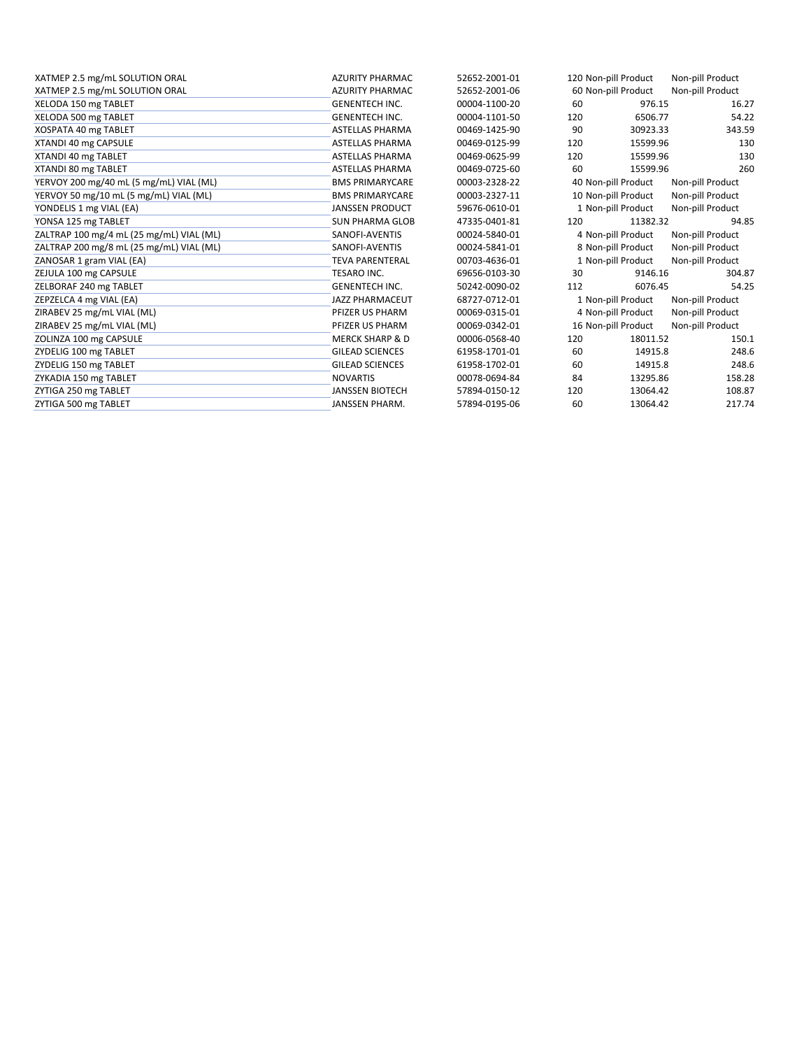| | | | | | |
|---|---|---|---|---|---|
| XATMEP 2.5 mg/mL SOLUTION ORAL | AZURITY PHARMAC | 52652-2001-01 | 120 | Non-pill Product | Non-pill Product |
| XATMEP 2.5 mg/mL SOLUTION ORAL | AZURITY PHARMAC | 52652-2001-06 | 60 | Non-pill Product | Non-pill Product |
| XELODA 150 mg TABLET | GENENTECH INC. | 00004-1100-20 | 60 | 976.15 | 16.27 |
| XELODA 500 mg TABLET | GENENTECH INC. | 00004-1101-50 | 120 | 6506.77 | 54.22 |
| XOSPATA 40 mg TABLET | ASTELLAS PHARMA | 00469-1425-90 | 90 | 30923.33 | 343.59 |
| XTANDI 40 mg CAPSULE | ASTELLAS PHARMA | 00469-0125-99 | 120 | 15599.96 | 130 |
| XTANDI 40 mg TABLET | ASTELLAS PHARMA | 00469-0625-99 | 120 | 15599.96 | 130 |
| XTANDI 80 mg TABLET | ASTELLAS PHARMA | 00469-0725-60 | 60 | 15599.96 | 260 |
| YERVOY 200 mg/40 mL (5 mg/mL) VIAL (ML) | BMS PRIMARYCARE | 00003-2328-22 | 40 | Non-pill Product | Non-pill Product |
| YERVOY 50 mg/10 mL (5 mg/mL) VIAL (ML) | BMS PRIMARYCARE | 00003-2327-11 | 10 | Non-pill Product | Non-pill Product |
| YONDELIS 1 mg VIAL (EA) | JANSSEN PRODUCT | 59676-0610-01 | 1 | Non-pill Product | Non-pill Product |
| YONSA 125 mg TABLET | SUN PHARMA GLOB | 47335-0401-81 | 120 | 11382.32 | 94.85 |
| ZALTRAP 100 mg/4 mL (25 mg/mL) VIAL (ML) | SANOFI-AVENTIS | 00024-5840-01 | 4 | Non-pill Product | Non-pill Product |
| ZALTRAP 200 mg/8 mL (25 mg/mL) VIAL (ML) | SANOFI-AVENTIS | 00024-5841-01 | 8 | Non-pill Product | Non-pill Product |
| ZANOSAR 1 gram VIAL (EA) | TEVA PARENTERAL | 00703-4636-01 | 1 | Non-pill Product | Non-pill Product |
| ZEJULA 100 mg CAPSULE | TESARO INC. | 69656-0103-30 | 30 | 9146.16 | 304.87 |
| ZELBORAF 240 mg TABLET | GENENTECH INC. | 50242-0090-02 | 112 | 6076.45 | 54.25 |
| ZEPZELCA 4 mg VIAL (EA) | JAZZ PHARMACEUT | 68727-0712-01 | 1 | Non-pill Product | Non-pill Product |
| ZIRABEV 25 mg/mL VIAL (ML) | PFIZER US PHARM | 00069-0315-01 | 4 | Non-pill Product | Non-pill Product |
| ZIRABEV 25 mg/mL VIAL (ML) | PFIZER US PHARM | 00069-0342-01 | 16 | Non-pill Product | Non-pill Product |
| ZOLINZA 100 mg CAPSULE | MERCK SHARP & D | 00006-0568-40 | 120 | 18011.52 | 150.1 |
| ZYDELIG 100 mg TABLET | GILEAD SCIENCES | 61958-1701-01 | 60 | 14915.8 | 248.6 |
| ZYDELIG 150 mg TABLET | GILEAD SCIENCES | 61958-1702-01 | 60 | 14915.8 | 248.6 |
| ZYKADIA 150 mg TABLET | NOVARTIS | 00078-0694-84 | 84 | 13295.86 | 158.28 |
| ZYTIGA 250 mg TABLET | JANSSEN BIOTECH | 57894-0150-12 | 120 | 13064.42 | 108.87 |
| ZYTIGA 500 mg TABLET | JANSSEN PHARM. | 57894-0195-06 | 60 | 13064.42 | 217.74 |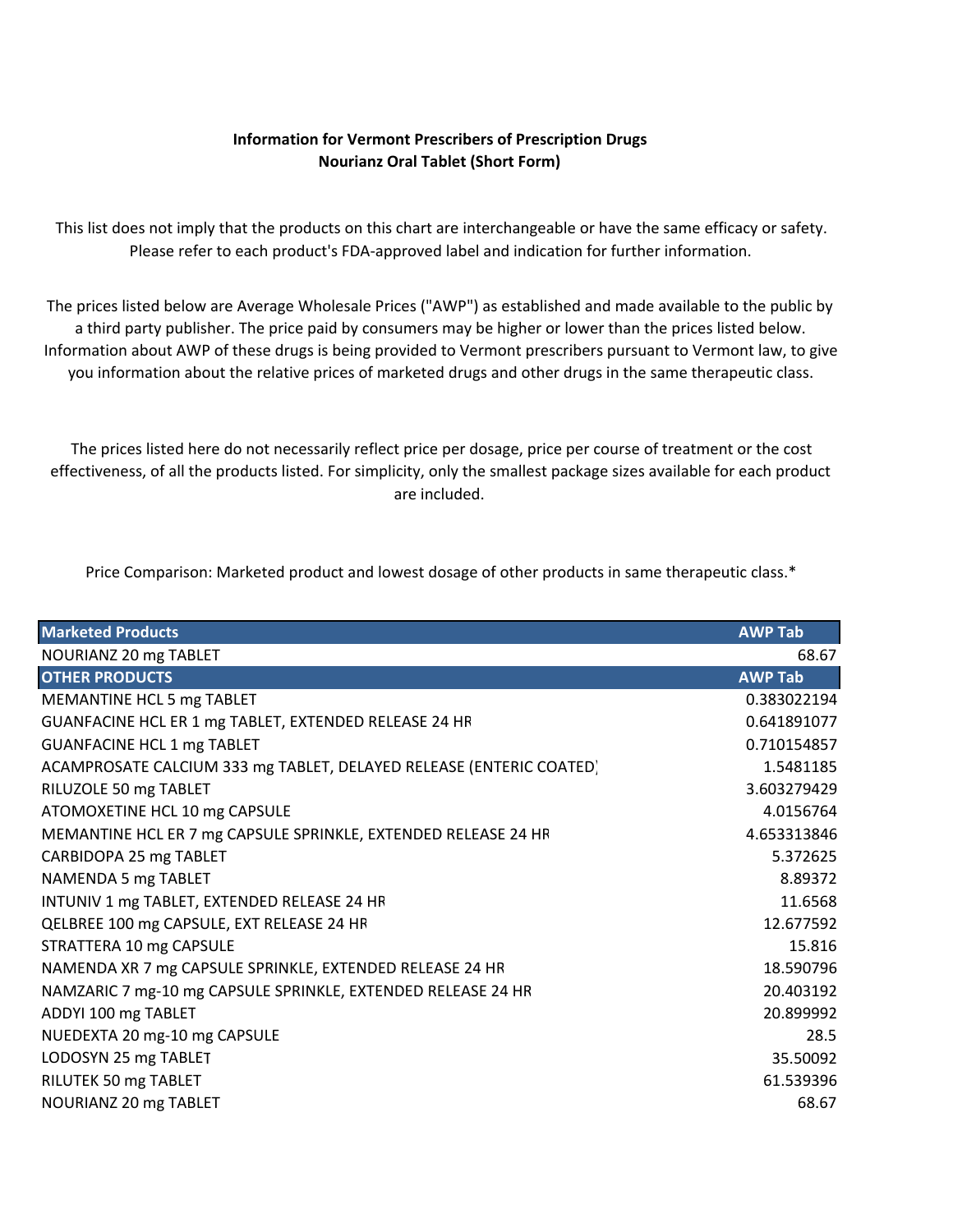**Information for Vermont Prescribers of Prescription Drugs**
**Nourianz Oral Tablet (Short Form)**

This list does not imply that the products on this chart are interchangeable or have the same efficacy or safety. Please refer to each product's FDA-approved label and indication for further information.

The prices listed below are Average Wholesale Prices ("AWP") as established and made available to the public by a third party publisher. The price paid by consumers may be higher or lower than the prices listed below. Information about AWP of these drugs is being provided to Vermont prescribers pursuant to Vermont law, to give you information about the relative prices of marketed drugs and other drugs in the same therapeutic class.

The prices listed here do not necessarily reflect price per dosage, price per course of treatment or the cost effectiveness, of all the products listed. For simplicity, only the smallest package sizes available for each product are included.

Price Comparison: Marketed product and lowest dosage of other products in same therapeutic class.*

| Marketed Products | AWP Tab |
|---|---|
| NOURIANZ 20 mg TABLET | 68.67 |
| **OTHER PRODUCTS** | **AWP Tab** |
| MEMANTINE HCL 5 mg TABLET | 0.383022194 |
| GUANFACINE HCL ER 1 mg TABLET, EXTENDED RELEASE 24 HR | 0.641891077 |
| GUANFACINE HCL 1 mg TABLET | 0.710154857 |
| ACAMPROSATE CALCIUM 333 mg TABLET, DELAYED RELEASE (ENTERIC COATED) | 1.5481185 |
| RILUZOLE 50 mg TABLET | 3.603279429 |
| ATOMOXETINE HCL 10 mg CAPSULE | 4.0156764 |
| MEMANTINE HCL ER 7 mg CAPSULE SPRINKLE, EXTENDED RELEASE 24 HR | 4.653313846 |
| CARBIDOPA 25 mg TABLET | 5.372625 |
| NAMENDA 5 mg TABLET | 8.89372 |
| INTUNIV 1 mg TABLET, EXTENDED RELEASE 24 HR | 11.6568 |
| QELBREE 100 mg CAPSULE, EXT RELEASE 24 HR | 12.677592 |
| STRATTERA 10 mg CAPSULE | 15.816 |
| NAMENDA XR 7 mg CAPSULE SPRINKLE, EXTENDED RELEASE 24 HR | 18.590796 |
| NAMZARIC 7 mg-10 mg CAPSULE SPRINKLE, EXTENDED RELEASE 24 HR | 20.403192 |
| ADDYI 100 mg TABLET | 20.899992 |
| NUEDEXTA 20 mg-10 mg CAPSULE | 28.5 |
| LODOSYN 25 mg TABLET | 35.50092 |
| RILUTEK 50 mg TABLET | 61.539396 |
| NOURIANZ 20 mg TABLET | 68.67 |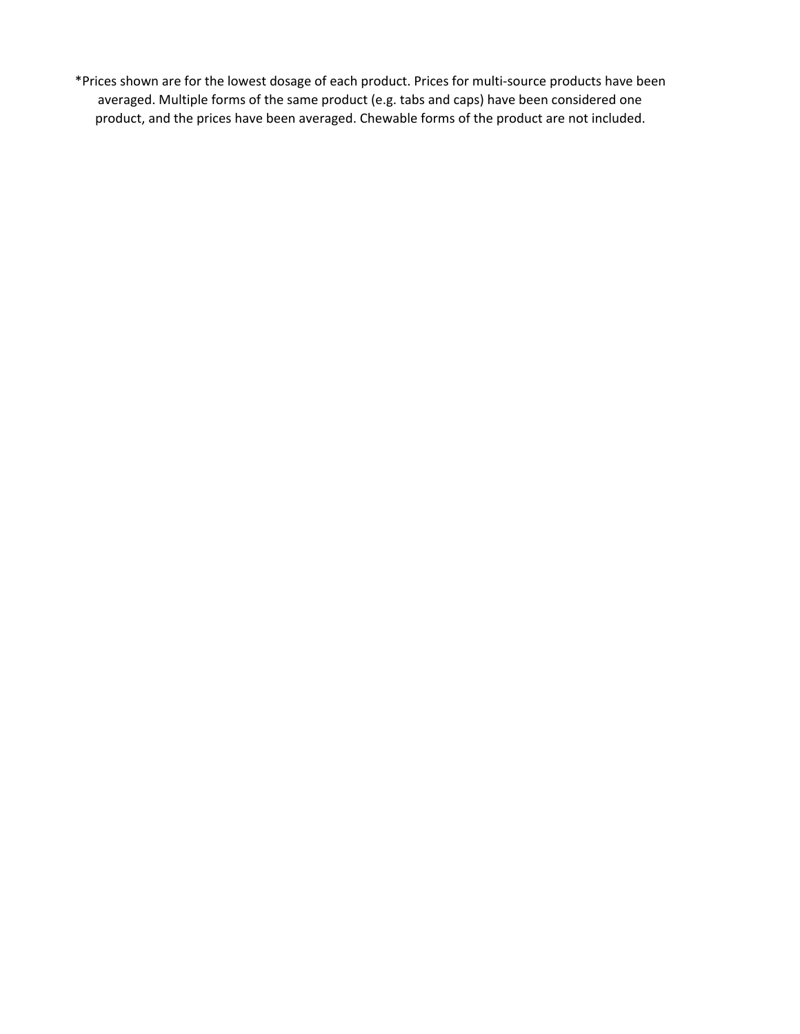*Prices shown are for the lowest dosage of each product. Prices for multi-source products have been averaged. Multiple forms of the same product (e.g. tabs and caps) have been considered one product, and the prices have been averaged. Chewable forms of the product are not included.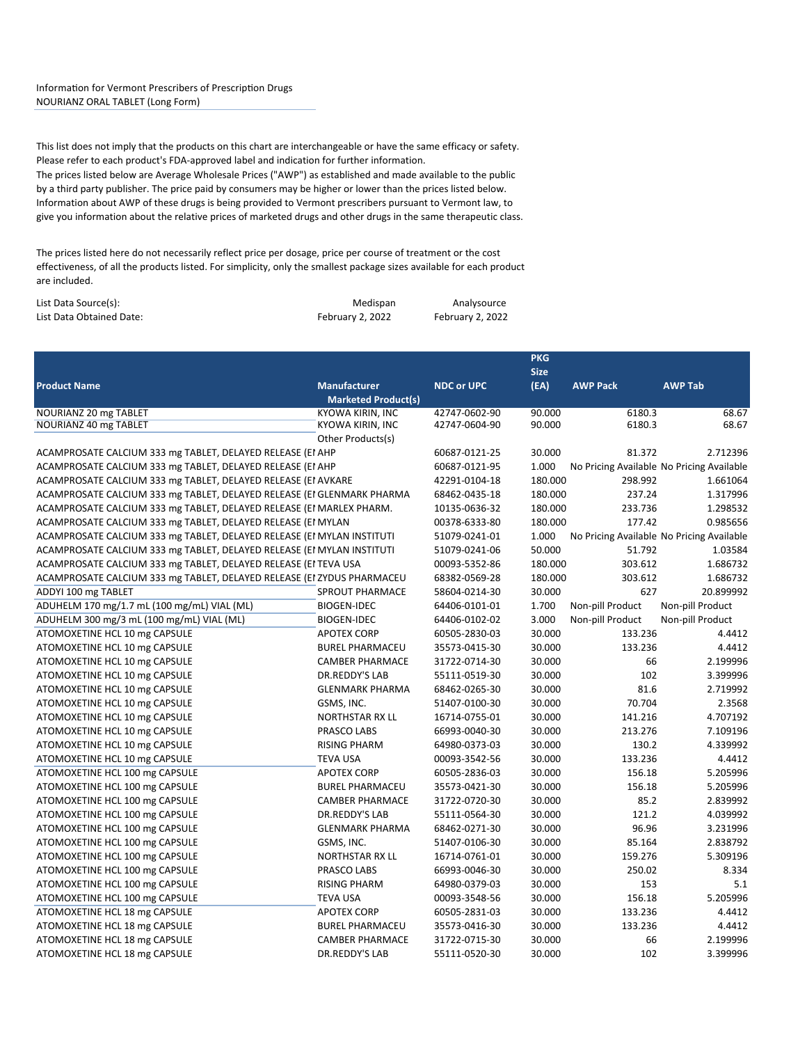Information for Vermont Prescribers of Prescription Drugs
NOURIANZ ORAL TABLET (Long Form)

This list does not imply that the products on this chart are interchangeable or have the same efficacy or safety. Please refer to each product's FDA-approved label and indication for further information.
The prices listed below are Average Wholesale Prices ("AWP") as established and made available to the public by a third party publisher. The price paid by consumers may be higher or lower than the prices listed below. Information about AWP of these drugs is being provided to Vermont prescribers pursuant to Vermont law, to give you information about the relative prices of marketed drugs and other drugs in the same therapeutic class.

The prices listed here do not necessarily reflect price per dosage, price per course of treatment or the cost effectiveness, of all the products listed. For simplicity, only the smallest package sizes available for each product are included.

| | | |
|---|---|---|
| List Data Source(s): | Medispan | Analysource |
| List Data Obtained Date: | February 2, 2022 | February 2, 2022 |

| Product Name | Manufacturer | NDC or UPC | PKG Size (EA) | AWP Pack | AWP Tab |
|---|---|---|---|---|---|
| | Marketed Product(s) | | | | |
| NOURIANZ 20 mg TABLET | KYOWA KIRIN, INC | 42747-0602-90 | 90.000 | 6180.3 | 68.67 |
| NOURIANZ 40 mg TABLET | KYOWA KIRIN, INC | 42747-0604-90 | 90.000 | 6180.3 | 68.67 |
| | Other Products(s) | | | | |
| ACAMPROSATE CALCIUM 333 mg TABLET, DELAYED RELEASE (EI | AHP | 60687-0121-25 | 30.000 | 81.372 | 2.712396 |
| ACAMPROSATE CALCIUM 333 mg TABLET, DELAYED RELEASE (EI | AHP | 60687-0121-95 | 1.000 | No Pricing Available | No Pricing Available |
| ACAMPROSATE CALCIUM 333 mg TABLET, DELAYED RELEASE (EI | AVKARE | 42291-0104-18 | 180.000 | 298.992 | 1.661064 |
| ACAMPROSATE CALCIUM 333 mg TABLET, DELAYED RELEASE (EI | GLENMARK PHARMA | 68462-0435-18 | 180.000 | 237.24 | 1.317996 |
| ACAMPROSATE CALCIUM 333 mg TABLET, DELAYED RELEASE (EI | MARLEX PHARM. | 10135-0636-32 | 180.000 | 233.736 | 1.298532 |
| ACAMPROSATE CALCIUM 333 mg TABLET, DELAYED RELEASE (EI | MYLAN | 00378-6333-80 | 180.000 | 177.42 | 0.985656 |
| ACAMPROSATE CALCIUM 333 mg TABLET, DELAYED RELEASE (EI | MYLAN INSTITUTI | 51079-0241-01 | 1.000 | No Pricing Available | No Pricing Available |
| ACAMPROSATE CALCIUM 333 mg TABLET, DELAYED RELEASE (EI | MYLAN INSTITUTI | 51079-0241-06 | 50.000 | 51.792 | 1.03584 |
| ACAMPROSATE CALCIUM 333 mg TABLET, DELAYED RELEASE (EI | TEVA USA | 00093-5352-86 | 180.000 | 303.612 | 1.686732 |
| ACAMPROSATE CALCIUM 333 mg TABLET, DELAYED RELEASE (EI | ZYDUS PHARMACEU | 68382-0569-28 | 180.000 | 303.612 | 1.686732 |
| ADDYI 100 mg TABLET | SPROUT PHARMACE | 58604-0214-30 | 30.000 | 627 | 20.899992 |
| ADUHELM 170 mg/1.7 mL (100 mg/mL) VIAL (ML) | BIOGEN-IDEC | 64406-0101-01 | 1.700 | Non-pill Product | Non-pill Product |
| ADUHELM 300 mg/3 mL (100 mg/mL) VIAL (ML) | BIOGEN-IDEC | 64406-0102-02 | 3.000 | Non-pill Product | Non-pill Product |
| ATOMOXETINE HCL 10 mg CAPSULE | APOTEX CORP | 60505-2830-03 | 30.000 | 133.236 | 4.4412 |
| ATOMOXETINE HCL 10 mg CAPSULE | BUREL PHARMACEU | 35573-0415-30 | 30.000 | 133.236 | 4.4412 |
| ATOMOXETINE HCL 10 mg CAPSULE | CAMBER PHARMACE | 31722-0714-30 | 30.000 | 66 | 2.199996 |
| ATOMOXETINE HCL 10 mg CAPSULE | DR.REDDY'S LAB | 55111-0519-30 | 30.000 | 102 | 3.399996 |
| ATOMOXETINE HCL 10 mg CAPSULE | GLENMARK PHARMA | 68462-0265-30 | 30.000 | 81.6 | 2.719992 |
| ATOMOXETINE HCL 10 mg CAPSULE | GSMS, INC. | 51407-0100-30 | 30.000 | 70.704 | 2.3568 |
| ATOMOXETINE HCL 10 mg CAPSULE | NORTHSTAR RX LL | 16714-0755-01 | 30.000 | 141.216 | 4.707192 |
| ATOMOXETINE HCL 10 mg CAPSULE | PRASCO LABS | 66993-0040-30 | 30.000 | 213.276 | 7.109196 |
| ATOMOXETINE HCL 10 mg CAPSULE | RISING PHARM | 64980-0373-03 | 30.000 | 130.2 | 4.339992 |
| ATOMOXETINE HCL 10 mg CAPSULE | TEVA USA | 00093-3542-56 | 30.000 | 133.236 | 4.4412 |
| ATOMOXETINE HCL 100 mg CAPSULE | APOTEX CORP | 60505-2836-03 | 30.000 | 156.18 | 5.205996 |
| ATOMOXETINE HCL 100 mg CAPSULE | BUREL PHARMACEU | 35573-0421-30 | 30.000 | 156.18 | 5.205996 |
| ATOMOXETINE HCL 100 mg CAPSULE | CAMBER PHARMACE | 31722-0720-30 | 30.000 | 85.2 | 2.839992 |
| ATOMOXETINE HCL 100 mg CAPSULE | DR.REDDY'S LAB | 55111-0564-30 | 30.000 | 121.2 | 4.039992 |
| ATOMOXETINE HCL 100 mg CAPSULE | GLENMARK PHARMA | 68462-0271-30 | 30.000 | 96.96 | 3.231996 |
| ATOMOXETINE HCL 100 mg CAPSULE | GSMS, INC. | 51407-0106-30 | 30.000 | 85.164 | 2.838792 |
| ATOMOXETINE HCL 100 mg CAPSULE | NORTHSTAR RX LL | 16714-0761-01 | 30.000 | 159.276 | 5.309196 |
| ATOMOXETINE HCL 100 mg CAPSULE | PRASCO LABS | 66993-0046-30 | 30.000 | 250.02 | 8.334 |
| ATOMOXETINE HCL 100 mg CAPSULE | RISING PHARM | 64980-0379-03 | 30.000 | 153 | 5.1 |
| ATOMOXETINE HCL 100 mg CAPSULE | TEVA USA | 00093-3548-56 | 30.000 | 156.18 | 5.205996 |
| ATOMOXETINE HCL 18 mg CAPSULE | APOTEX CORP | 60505-2831-03 | 30.000 | 133.236 | 4.4412 |
| ATOMOXETINE HCL 18 mg CAPSULE | BUREL PHARMACEU | 35573-0416-30 | 30.000 | 133.236 | 4.4412 |
| ATOMOXETINE HCL 18 mg CAPSULE | CAMBER PHARMACE | 31722-0715-30 | 30.000 | 66 | 2.199996 |
| ATOMOXETINE HCL 18 mg CAPSULE | DR.REDDY'S LAB | 55111-0520-30 | 30.000 | 102 | 3.399996 |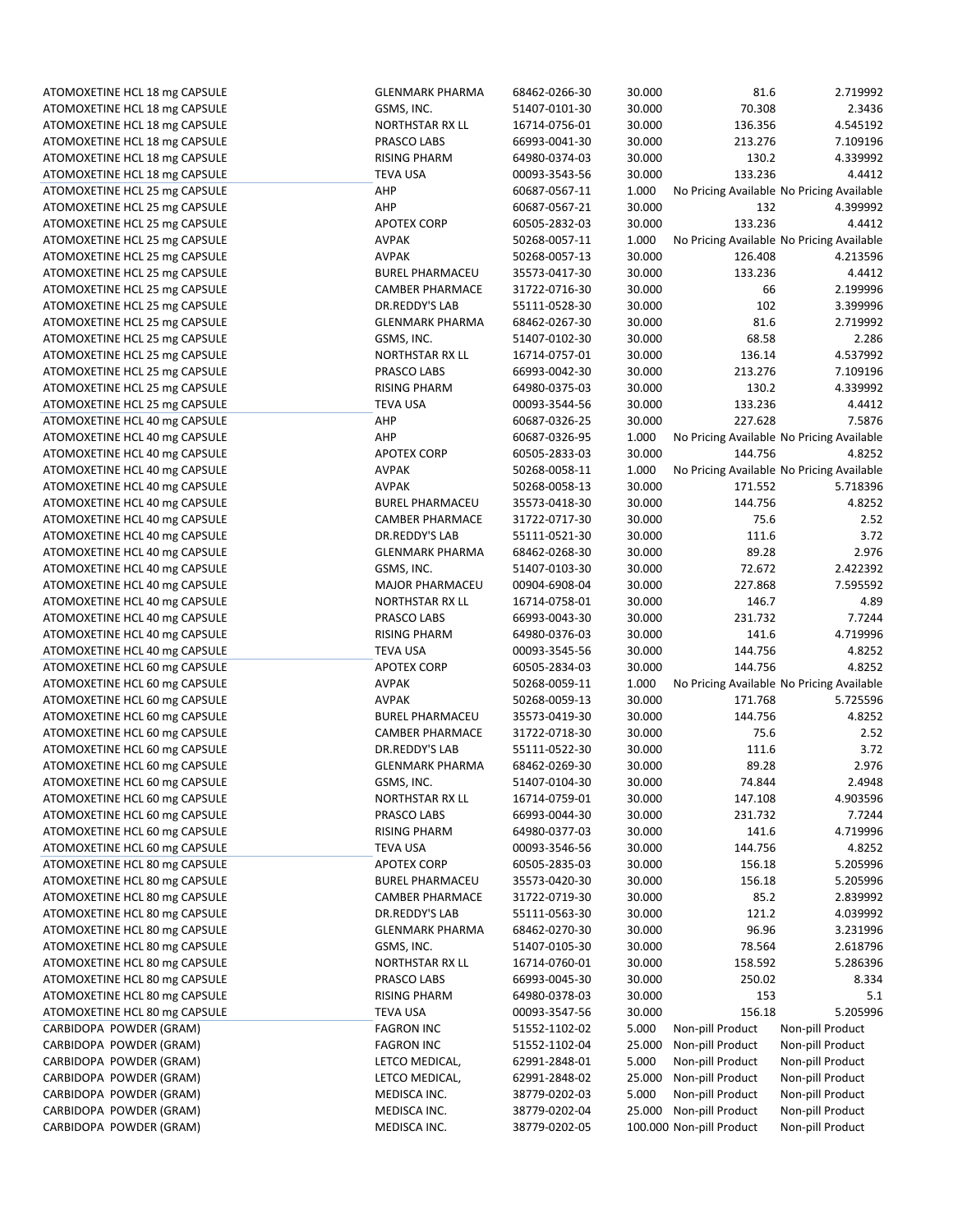| | | | | | |
|---|---|---|---|---|---|
| ATOMOXETINE HCL 18 mg CAPSULE | GLENMARK PHARMA | 68462-0266-30 | 30.000 | 81.6 | 2.719992 |
| ATOMOXETINE HCL 18 mg CAPSULE | GSMS, INC. | 51407-0101-30 | 30.000 | 70.308 | 2.3436 |
| ATOMOXETINE HCL 18 mg CAPSULE | NORTHSTAR RX LL | 16714-0756-01 | 30.000 | 136.356 | 4.545192 |
| ATOMOXETINE HCL 18 mg CAPSULE | PRASCO LABS | 66993-0041-30 | 30.000 | 213.276 | 7.109196 |
| ATOMOXETINE HCL 18 mg CAPSULE | RISING PHARM | 64980-0374-03 | 30.000 | 130.2 | 4.339992 |
| ATOMOXETINE HCL 18 mg CAPSULE | TEVA USA | 00093-3543-56 | 30.000 | 133.236 | 4.4412 |
| ATOMOXETINE HCL 25 mg CAPSULE | AHP | 60687-0567-11 | 1.000 | No Pricing Available | No Pricing Available |
| ATOMOXETINE HCL 25 mg CAPSULE | AHP | 60687-0567-21 | 30.000 | 132 | 4.399992 |
| ATOMOXETINE HCL 25 mg CAPSULE | APOTEX CORP | 60505-2832-03 | 30.000 | 133.236 | 4.4412 |
| ATOMOXETINE HCL 25 mg CAPSULE | AVPAK | 50268-0057-11 | 1.000 | No Pricing Available | No Pricing Available |
| ATOMOXETINE HCL 25 mg CAPSULE | AVPAK | 50268-0057-13 | 30.000 | 126.408 | 4.213596 |
| ATOMOXETINE HCL 25 mg CAPSULE | BUREL PHARMACEU | 35573-0417-30 | 30.000 | 133.236 | 4.4412 |
| ATOMOXETINE HCL 25 mg CAPSULE | CAMBER PHARMACE | 31722-0716-30 | 30.000 | 66 | 2.199996 |
| ATOMOXETINE HCL 25 mg CAPSULE | DR.REDDY'S LAB | 55111-0528-30 | 30.000 | 102 | 3.399996 |
| ATOMOXETINE HCL 25 mg CAPSULE | GLENMARK PHARMA | 68462-0267-30 | 30.000 | 81.6 | 2.719992 |
| ATOMOXETINE HCL 25 mg CAPSULE | GSMS, INC. | 51407-0102-30 | 30.000 | 68.58 | 2.286 |
| ATOMOXETINE HCL 25 mg CAPSULE | NORTHSTAR RX LL | 16714-0757-01 | 30.000 | 136.14 | 4.537992 |
| ATOMOXETINE HCL 25 mg CAPSULE | PRASCO LABS | 66993-0042-30 | 30.000 | 213.276 | 7.109196 |
| ATOMOXETINE HCL 25 mg CAPSULE | RISING PHARM | 64980-0375-03 | 30.000 | 130.2 | 4.339992 |
| ATOMOXETINE HCL 25 mg CAPSULE | TEVA USA | 00093-3544-56 | 30.000 | 133.236 | 4.4412 |
| ATOMOXETINE HCL 40 mg CAPSULE | AHP | 60687-0326-25 | 30.000 | 227.628 | 7.5876 |
| ATOMOXETINE HCL 40 mg CAPSULE | AHP | 60687-0326-95 | 1.000 | No Pricing Available | No Pricing Available |
| ATOMOXETINE HCL 40 mg CAPSULE | APOTEX CORP | 60505-2833-03 | 30.000 | 144.756 | 4.8252 |
| ATOMOXETINE HCL 40 mg CAPSULE | AVPAK | 50268-0058-11 | 1.000 | No Pricing Available | No Pricing Available |
| ATOMOXETINE HCL 40 mg CAPSULE | AVPAK | 50268-0058-13 | 30.000 | 171.552 | 5.718396 |
| ATOMOXETINE HCL 40 mg CAPSULE | BUREL PHARMACEU | 35573-0418-30 | 30.000 | 144.756 | 4.8252 |
| ATOMOXETINE HCL 40 mg CAPSULE | CAMBER PHARMACE | 31722-0717-30 | 30.000 | 75.6 | 2.52 |
| ATOMOXETINE HCL 40 mg CAPSULE | DR.REDDY'S LAB | 55111-0521-30 | 30.000 | 111.6 | 3.72 |
| ATOMOXETINE HCL 40 mg CAPSULE | GLENMARK PHARMA | 68462-0268-30 | 30.000 | 89.28 | 2.976 |
| ATOMOXETINE HCL 40 mg CAPSULE | GSMS, INC. | 51407-0103-30 | 30.000 | 72.672 | 2.422392 |
| ATOMOXETINE HCL 40 mg CAPSULE | MAJOR PHARMACEU | 00904-6908-04 | 30.000 | 227.868 | 7.595592 |
| ATOMOXETINE HCL 40 mg CAPSULE | NORTHSTAR RX LL | 16714-0758-01 | 30.000 | 146.7 | 4.89 |
| ATOMOXETINE HCL 40 mg CAPSULE | PRASCO LABS | 66993-0043-30 | 30.000 | 231.732 | 7.7244 |
| ATOMOXETINE HCL 40 mg CAPSULE | RISING PHARM | 64980-0376-03 | 30.000 | 141.6 | 4.719996 |
| ATOMOXETINE HCL 40 mg CAPSULE | TEVA USA | 00093-3545-56 | 30.000 | 144.756 | 4.8252 |
| ATOMOXETINE HCL 60 mg CAPSULE | APOTEX CORP | 60505-2834-03 | 30.000 | 144.756 | 4.8252 |
| ATOMOXETINE HCL 60 mg CAPSULE | AVPAK | 50268-0059-11 | 1.000 | No Pricing Available | No Pricing Available |
| ATOMOXETINE HCL 60 mg CAPSULE | AVPAK | 50268-0059-13 | 30.000 | 171.768 | 5.725596 |
| ATOMOXETINE HCL 60 mg CAPSULE | BUREL PHARMACEU | 35573-0419-30 | 30.000 | 144.756 | 4.8252 |
| ATOMOXETINE HCL 60 mg CAPSULE | CAMBER PHARMACE | 31722-0718-30 | 30.000 | 75.6 | 2.52 |
| ATOMOXETINE HCL 60 mg CAPSULE | DR.REDDY'S LAB | 55111-0522-30 | 30.000 | 111.6 | 3.72 |
| ATOMOXETINE HCL 60 mg CAPSULE | GLENMARK PHARMA | 68462-0269-30 | 30.000 | 89.28 | 2.976 |
| ATOMOXETINE HCL 60 mg CAPSULE | GSMS, INC. | 51407-0104-30 | 30.000 | 74.844 | 2.4948 |
| ATOMOXETINE HCL 60 mg CAPSULE | NORTHSTAR RX LL | 16714-0759-01 | 30.000 | 147.108 | 4.903596 |
| ATOMOXETINE HCL 60 mg CAPSULE | PRASCO LABS | 66993-0044-30 | 30.000 | 231.732 | 7.7244 |
| ATOMOXETINE HCL 60 mg CAPSULE | RISING PHARM | 64980-0377-03 | 30.000 | 141.6 | 4.719996 |
| ATOMOXETINE HCL 60 mg CAPSULE | TEVA USA | 00093-3546-56 | 30.000 | 144.756 | 4.8252 |
| ATOMOXETINE HCL 80 mg CAPSULE | APOTEX CORP | 60505-2835-03 | 30.000 | 156.18 | 5.205996 |
| ATOMOXETINE HCL 80 mg CAPSULE | BUREL PHARMACEU | 35573-0420-30 | 30.000 | 156.18 | 5.205996 |
| ATOMOXETINE HCL 80 mg CAPSULE | CAMBER PHARMACE | 31722-0719-30 | 30.000 | 85.2 | 2.839992 |
| ATOMOXETINE HCL 80 mg CAPSULE | DR.REDDY'S LAB | 55111-0563-30 | 30.000 | 121.2 | 4.039992 |
| ATOMOXETINE HCL 80 mg CAPSULE | GLENMARK PHARMA | 68462-0270-30 | 30.000 | 96.96 | 3.231996 |
| ATOMOXETINE HCL 80 mg CAPSULE | GSMS, INC. | 51407-0105-30 | 30.000 | 78.564 | 2.618796 |
| ATOMOXETINE HCL 80 mg CAPSULE | NORTHSTAR RX LL | 16714-0760-01 | 30.000 | 158.592 | 5.286396 |
| ATOMOXETINE HCL 80 mg CAPSULE | PRASCO LABS | 66993-0045-30 | 30.000 | 250.02 | 8.334 |
| ATOMOXETINE HCL 80 mg CAPSULE | RISING PHARM | 64980-0378-03 | 30.000 | 153 | 5.1 |
| ATOMOXETINE HCL 80 mg CAPSULE | TEVA USA | 00093-3547-56 | 30.000 | 156.18 | 5.205996 |
| CARBIDOPA POWDER (GRAM) | FAGRON INC | 51552-1102-02 | 5.000 | Non-pill Product | Non-pill Product |
| CARBIDOPA POWDER (GRAM) | FAGRON INC | 51552-1102-04 | 25.000 | Non-pill Product | Non-pill Product |
| CARBIDOPA POWDER (GRAM) | LETCO MEDICAL, | 62991-2848-01 | 5.000 | Non-pill Product | Non-pill Product |
| CARBIDOPA POWDER (GRAM) | LETCO MEDICAL, | 62991-2848-02 | 25.000 | Non-pill Product | Non-pill Product |
| CARBIDOPA POWDER (GRAM) | MEDISCA INC. | 38779-0202-03 | 5.000 | Non-pill Product | Non-pill Product |
| CARBIDOPA POWDER (GRAM) | MEDISCA INC. | 38779-0202-04 | 25.000 | Non-pill Product | Non-pill Product |
| CARBIDOPA POWDER (GRAM) | MEDISCA INC. | 38779-0202-05 | 100.000 | Non-pill Product | Non-pill Product |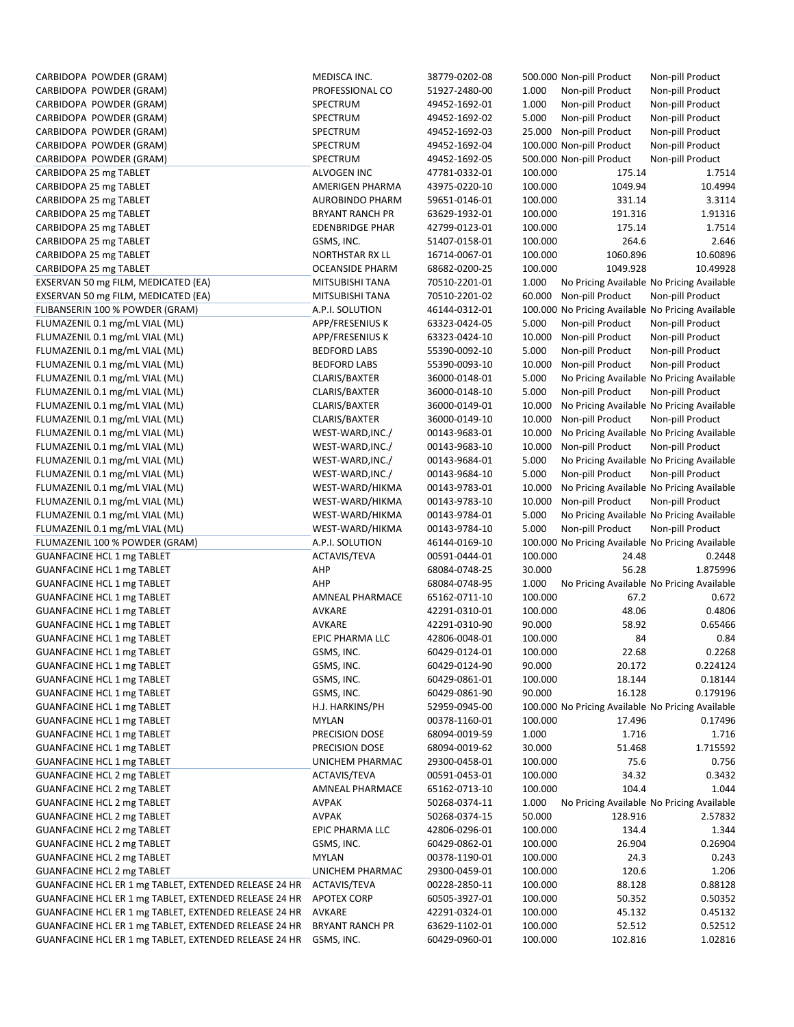| | | | | | |
|---|---|---|---|---|---|
| CARBIDOPA POWDER (GRAM) | MEDISCA INC. | 38779-0202-08 | 500.000 | Non-pill Product | Non-pill Product |
| CARBIDOPA POWDER (GRAM) | PROFESSIONAL CO | 51927-2480-00 | 1.000 | Non-pill Product | Non-pill Product |
| CARBIDOPA POWDER (GRAM) | SPECTRUM | 49452-1692-01 | 1.000 | Non-pill Product | Non-pill Product |
| CARBIDOPA POWDER (GRAM) | SPECTRUM | 49452-1692-02 | 5.000 | Non-pill Product | Non-pill Product |
| CARBIDOPA POWDER (GRAM) | SPECTRUM | 49452-1692-03 | 25.000 | Non-pill Product | Non-pill Product |
| CARBIDOPA POWDER (GRAM) | SPECTRUM | 49452-1692-04 | 100.000 | Non-pill Product | Non-pill Product |
| CARBIDOPA POWDER (GRAM) | SPECTRUM | 49452-1692-05 | 500.000 | Non-pill Product | Non-pill Product |
| CARBIDOPA 25 mg TABLET | ALVOGEN INC | 47781-0332-01 | 100.000 | 175.14 | 1.7514 |
| CARBIDOPA 25 mg TABLET | AMERIGEN PHARMA | 43975-0220-10 | 100.000 | 1049.94 | 10.4994 |
| CARBIDOPA 25 mg TABLET | AUROBINDO PHARM | 59651-0146-01 | 100.000 | 331.14 | 3.3114 |
| CARBIDOPA 25 mg TABLET | BRYANT RANCH PR | 63629-1932-01 | 100.000 | 191.316 | 1.91316 |
| CARBIDOPA 25 mg TABLET | EDENBRIDGE PHAR | 42799-0123-01 | 100.000 | 175.14 | 1.7514 |
| CARBIDOPA 25 mg TABLET | GSMS, INC. | 51407-0158-01 | 100.000 | 264.6 | 2.646 |
| CARBIDOPA 25 mg TABLET | NORTHSTAR RX LL | 16714-0067-01 | 100.000 | 1060.896 | 10.60896 |
| CARBIDOPA 25 mg TABLET | OCEANSIDE PHARM | 68682-0200-25 | 100.000 | 1049.928 | 10.49928 |
| EXSERVAN 50 mg FILM, MEDICATED (EA) | MITSUBISHI TANA | 70510-2201-01 | 1.000 | No Pricing Available | No Pricing Available |
| EXSERVAN 50 mg FILM, MEDICATED (EA) | MITSUBISHI TANA | 70510-2201-02 | 60.000 | Non-pill Product | Non-pill Product |
| FLIBANSERIN 100 % POWDER (GRAM) | A.P.I. SOLUTION | 46144-0312-01 | 100.000 | No Pricing Available | No Pricing Available |
| FLUMAZENIL 0.1 mg/mL VIAL (ML) | APP/FRESENIUS K | 63323-0424-05 | 5.000 | Non-pill Product | Non-pill Product |
| FLUMAZENIL 0.1 mg/mL VIAL (ML) | APP/FRESENIUS K | 63323-0424-10 | 10.000 | Non-pill Product | Non-pill Product |
| FLUMAZENIL 0.1 mg/mL VIAL (ML) | BEDFORD LABS | 55390-0092-10 | 5.000 | Non-pill Product | Non-pill Product |
| FLUMAZENIL 0.1 mg/mL VIAL (ML) | BEDFORD LABS | 55390-0093-10 | 10.000 | Non-pill Product | Non-pill Product |
| FLUMAZENIL 0.1 mg/mL VIAL (ML) | CLARIS/BAXTER | 36000-0148-01 | 5.000 | No Pricing Available | No Pricing Available |
| FLUMAZENIL 0.1 mg/mL VIAL (ML) | CLARIS/BAXTER | 36000-0148-10 | 5.000 | Non-pill Product | Non-pill Product |
| FLUMAZENIL 0.1 mg/mL VIAL (ML) | CLARIS/BAXTER | 36000-0149-01 | 10.000 | No Pricing Available | No Pricing Available |
| FLUMAZENIL 0.1 mg/mL VIAL (ML) | CLARIS/BAXTER | 36000-0149-10 | 10.000 | Non-pill Product | Non-pill Product |
| FLUMAZENIL 0.1 mg/mL VIAL (ML) | WEST-WARD,INC./ | 00143-9683-01 | 10.000 | No Pricing Available | No Pricing Available |
| FLUMAZENIL 0.1 mg/mL VIAL (ML) | WEST-WARD,INC./ | 00143-9683-10 | 10.000 | Non-pill Product | Non-pill Product |
| FLUMAZENIL 0.1 mg/mL VIAL (ML) | WEST-WARD,INC./ | 00143-9684-01 | 5.000 | No Pricing Available | No Pricing Available |
| FLUMAZENIL 0.1 mg/mL VIAL (ML) | WEST-WARD,INC./ | 00143-9684-10 | 5.000 | Non-pill Product | Non-pill Product |
| FLUMAZENIL 0.1 mg/mL VIAL (ML) | WEST-WARD/HIKMA | 00143-9783-01 | 10.000 | No Pricing Available | No Pricing Available |
| FLUMAZENIL 0.1 mg/mL VIAL (ML) | WEST-WARD/HIKMA | 00143-9783-10 | 10.000 | Non-pill Product | Non-pill Product |
| FLUMAZENIL 0.1 mg/mL VIAL (ML) | WEST-WARD/HIKMA | 00143-9784-01 | 5.000 | No Pricing Available | No Pricing Available |
| FLUMAZENIL 0.1 mg/mL VIAL (ML) | WEST-WARD/HIKMA | 00143-9784-10 | 5.000 | Non-pill Product | Non-pill Product |
| FLUMAZENIL 100 % POWDER (GRAM) | A.P.I. SOLUTION | 46144-0169-10 | 100.000 | No Pricing Available | No Pricing Available |
| GUANFACINE HCL 1 mg TABLET | ACTAVIS/TEVA | 00591-0444-01 | 100.000 | 24.48 | 0.2448 |
| GUANFACINE HCL 1 mg TABLET | AHP | 68084-0748-25 | 30.000 | 56.28 | 1.875996 |
| GUANFACINE HCL 1 mg TABLET | AHP | 68084-0748-95 | 1.000 | No Pricing Available | No Pricing Available |
| GUANFACINE HCL 1 mg TABLET | AMNEAL PHARMACE | 65162-0711-10 | 100.000 | 67.2 | 0.672 |
| GUANFACINE HCL 1 mg TABLET | AVKARE | 42291-0310-01 | 100.000 | 48.06 | 0.4806 |
| GUANFACINE HCL 1 mg TABLET | AVKARE | 42291-0310-90 | 90.000 | 58.92 | 0.65466 |
| GUANFACINE HCL 1 mg TABLET | EPIC PHARMA LLC | 42806-0048-01 | 100.000 | 84 | 0.84 |
| GUANFACINE HCL 1 mg TABLET | GSMS, INC. | 60429-0124-01 | 100.000 | 22.68 | 0.2268 |
| GUANFACINE HCL 1 mg TABLET | GSMS, INC. | 60429-0124-90 | 90.000 | 20.172 | 0.224124 |
| GUANFACINE HCL 1 mg TABLET | GSMS, INC. | 60429-0861-01 | 100.000 | 18.144 | 0.18144 |
| GUANFACINE HCL 1 mg TABLET | GSMS, INC. | 60429-0861-90 | 90.000 | 16.128 | 0.179196 |
| GUANFACINE HCL 1 mg TABLET | H.J. HARKINS/PH | 52959-0945-00 | 100.000 | No Pricing Available | No Pricing Available |
| GUANFACINE HCL 1 mg TABLET | MYLAN | 00378-1160-01 | 100.000 | 17.496 | 0.17496 |
| GUANFACINE HCL 1 mg TABLET | PRECISION DOSE | 68094-0019-59 | 1.000 | 1.716 | 1.716 |
| GUANFACINE HCL 1 mg TABLET | PRECISION DOSE | 68094-0019-62 | 30.000 | 51.468 | 1.715592 |
| GUANFACINE HCL 1 mg TABLET | UNICHEM PHARMAC | 29300-0458-01 | 100.000 | 75.6 | 0.756 |
| GUANFACINE HCL 2 mg TABLET | ACTAVIS/TEVA | 00591-0453-01 | 100.000 | 34.32 | 0.3432 |
| GUANFACINE HCL 2 mg TABLET | AMNEAL PHARMACE | 65162-0713-10 | 100.000 | 104.4 | 1.044 |
| GUANFACINE HCL 2 mg TABLET | AVPAK | 50268-0374-11 | 1.000 | No Pricing Available | No Pricing Available |
| GUANFACINE HCL 2 mg TABLET | AVPAK | 50268-0374-15 | 50.000 | 128.916 | 2.57832 |
| GUANFACINE HCL 2 mg TABLET | EPIC PHARMA LLC | 42806-0296-01 | 100.000 | 134.4 | 1.344 |
| GUANFACINE HCL 2 mg TABLET | GSMS, INC. | 60429-0862-01 | 100.000 | 26.904 | 0.26904 |
| GUANFACINE HCL 2 mg TABLET | MYLAN | 00378-1190-01 | 100.000 | 24.3 | 0.243 |
| GUANFACINE HCL 2 mg TABLET | UNICHEM PHARMAC | 29300-0459-01 | 100.000 | 120.6 | 1.206 |
| GUANFACINE HCL ER 1 mg TABLET, EXTENDED RELEASE 24 HR | ACTAVIS/TEVA | 00228-2850-11 | 100.000 | 88.128 | 0.88128 |
| GUANFACINE HCL ER 1 mg TABLET, EXTENDED RELEASE 24 HR | APOTEX CORP | 60505-3927-01 | 100.000 | 50.352 | 0.50352 |
| GUANFACINE HCL ER 1 mg TABLET, EXTENDED RELEASE 24 HR | AVKARE | 42291-0324-01 | 100.000 | 45.132 | 0.45132 |
| GUANFACINE HCL ER 1 mg TABLET, EXTENDED RELEASE 24 HR | BRYANT RANCH PR | 63629-1102-01 | 100.000 | 52.512 | 0.52512 |
| GUANFACINE HCL ER 1 mg TABLET, EXTENDED RELEASE 24 HR | GSMS, INC. | 60429-0960-01 | 100.000 | 102.816 | 1.02816 |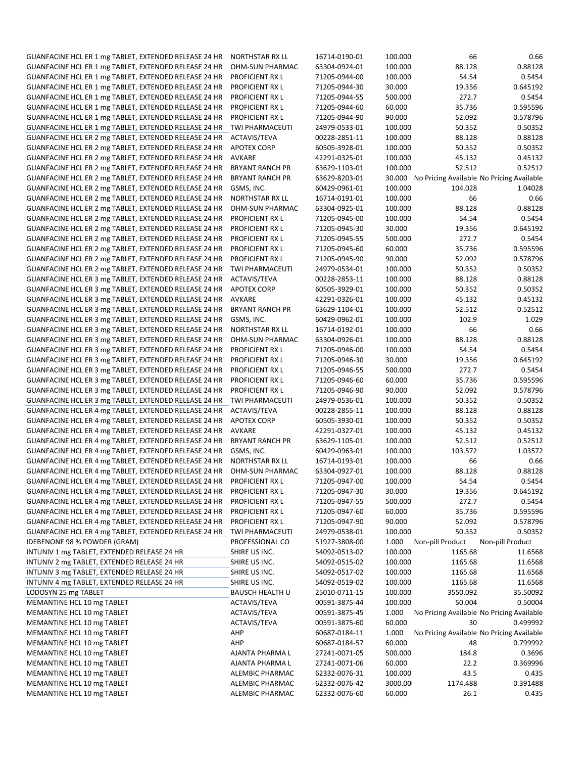| | | | | | |
|---|---|---|---|---|---|
| GUANFACINE HCL ER 1 mg TABLET, EXTENDED RELEASE 24 HR | NORTHSTAR RX LL | 16714-0190-01 | 100.000 | 66 | 0.66 |
| GUANFACINE HCL ER 1 mg TABLET, EXTENDED RELEASE 24 HR | OHM-SUN PHARMAC | 63304-0924-01 | 100.000 | 88.128 | 0.88128 |
| GUANFACINE HCL ER 1 mg TABLET, EXTENDED RELEASE 24 HR | PROFICIENT RX L | 71205-0944-00 | 100.000 | 54.54 | 0.5454 |
| GUANFACINE HCL ER 1 mg TABLET, EXTENDED RELEASE 24 HR | PROFICIENT RX L | 71205-0944-30 | 30.000 | 19.356 | 0.645192 |
| GUANFACINE HCL ER 1 mg TABLET, EXTENDED RELEASE 24 HR | PROFICIENT RX L | 71205-0944-55 | 500.000 | 272.7 | 0.5454 |
| GUANFACINE HCL ER 1 mg TABLET, EXTENDED RELEASE 24 HR | PROFICIENT RX L | 71205-0944-60 | 60.000 | 35.736 | 0.595596 |
| GUANFACINE HCL ER 1 mg TABLET, EXTENDED RELEASE 24 HR | PROFICIENT RX L | 71205-0944-90 | 90.000 | 52.092 | 0.578796 |
| GUANFACINE HCL ER 1 mg TABLET, EXTENDED RELEASE 24 HR | TWI PHARMACEUTI | 24979-0533-01 | 100.000 | 50.352 | 0.50352 |
| GUANFACINE HCL ER 2 mg TABLET, EXTENDED RELEASE 24 HR | ACTAVIS/TEVA | 00228-2851-11 | 100.000 | 88.128 | 0.88128 |
| GUANFACINE HCL ER 2 mg TABLET, EXTENDED RELEASE 24 HR | APOTEX CORP | 60505-3928-01 | 100.000 | 50.352 | 0.50352 |
| GUANFACINE HCL ER 2 mg TABLET, EXTENDED RELEASE 24 HR | AVKARE | 42291-0325-01 | 100.000 | 45.132 | 0.45132 |
| GUANFACINE HCL ER 2 mg TABLET, EXTENDED RELEASE 24 HR | BRYANT RANCH PR | 63629-1103-01 | 100.000 | 52.512 | 0.52512 |
| GUANFACINE HCL ER 2 mg TABLET, EXTENDED RELEASE 24 HR | BRYANT RANCH PR | 63629-8203-01 | 30.000 | No Pricing Available | No Pricing Available |
| GUANFACINE HCL ER 2 mg TABLET, EXTENDED RELEASE 24 HR | GSMS, INC. | 60429-0961-01 | 100.000 | 104.028 | 1.04028 |
| GUANFACINE HCL ER 2 mg TABLET, EXTENDED RELEASE 24 HR | NORTHSTAR RX LL | 16714-0191-01 | 100.000 | 66 | 0.66 |
| GUANFACINE HCL ER 2 mg TABLET, EXTENDED RELEASE 24 HR | OHM-SUN PHARMAC | 63304-0925-01 | 100.000 | 88.128 | 0.88128 |
| GUANFACINE HCL ER 2 mg TABLET, EXTENDED RELEASE 24 HR | PROFICIENT RX L | 71205-0945-00 | 100.000 | 54.54 | 0.5454 |
| GUANFACINE HCL ER 2 mg TABLET, EXTENDED RELEASE 24 HR | PROFICIENT RX L | 71205-0945-30 | 30.000 | 19.356 | 0.645192 |
| GUANFACINE HCL ER 2 mg TABLET, EXTENDED RELEASE 24 HR | PROFICIENT RX L | 71205-0945-55 | 500.000 | 272.7 | 0.5454 |
| GUANFACINE HCL ER 2 mg TABLET, EXTENDED RELEASE 24 HR | PROFICIENT RX L | 71205-0945-60 | 60.000 | 35.736 | 0.595596 |
| GUANFACINE HCL ER 2 mg TABLET, EXTENDED RELEASE 24 HR | PROFICIENT RX L | 71205-0945-90 | 90.000 | 52.092 | 0.578796 |
| GUANFACINE HCL ER 2 mg TABLET, EXTENDED RELEASE 24 HR | TWI PHARMACEUTI | 24979-0534-01 | 100.000 | 50.352 | 0.50352 |
| GUANFACINE HCL ER 3 mg TABLET, EXTENDED RELEASE 24 HR | ACTAVIS/TEVA | 00228-2853-11 | 100.000 | 88.128 | 0.88128 |
| GUANFACINE HCL ER 3 mg TABLET, EXTENDED RELEASE 24 HR | APOTEX CORP | 60505-3929-01 | 100.000 | 50.352 | 0.50352 |
| GUANFACINE HCL ER 3 mg TABLET, EXTENDED RELEASE 24 HR | AVKARE | 42291-0326-01 | 100.000 | 45.132 | 0.45132 |
| GUANFACINE HCL ER 3 mg TABLET, EXTENDED RELEASE 24 HR | BRYANT RANCH PR | 63629-1104-01 | 100.000 | 52.512 | 0.52512 |
| GUANFACINE HCL ER 3 mg TABLET, EXTENDED RELEASE 24 HR | GSMS, INC. | 60429-0962-01 | 100.000 | 102.9 | 1.029 |
| GUANFACINE HCL ER 3 mg TABLET, EXTENDED RELEASE 24 HR | NORTHSTAR RX LL | 16714-0192-01 | 100.000 | 66 | 0.66 |
| GUANFACINE HCL ER 3 mg TABLET, EXTENDED RELEASE 24 HR | OHM-SUN PHARMAC | 63304-0926-01 | 100.000 | 88.128 | 0.88128 |
| GUANFACINE HCL ER 3 mg TABLET, EXTENDED RELEASE 24 HR | PROFICIENT RX L | 71205-0946-00 | 100.000 | 54.54 | 0.5454 |
| GUANFACINE HCL ER 3 mg TABLET, EXTENDED RELEASE 24 HR | PROFICIENT RX L | 71205-0946-30 | 30.000 | 19.356 | 0.645192 |
| GUANFACINE HCL ER 3 mg TABLET, EXTENDED RELEASE 24 HR | PROFICIENT RX L | 71205-0946-55 | 500.000 | 272.7 | 0.5454 |
| GUANFACINE HCL ER 3 mg TABLET, EXTENDED RELEASE 24 HR | PROFICIENT RX L | 71205-0946-60 | 60.000 | 35.736 | 0.595596 |
| GUANFACINE HCL ER 3 mg TABLET, EXTENDED RELEASE 24 HR | PROFICIENT RX L | 71205-0946-90 | 90.000 | 52.092 | 0.578796 |
| GUANFACINE HCL ER 3 mg TABLET, EXTENDED RELEASE 24 HR | TWI PHARMACEUTI | 24979-0536-01 | 100.000 | 50.352 | 0.50352 |
| GUANFACINE HCL ER 4 mg TABLET, EXTENDED RELEASE 24 HR | ACTAVIS/TEVA | 00228-2855-11 | 100.000 | 88.128 | 0.88128 |
| GUANFACINE HCL ER 4 mg TABLET, EXTENDED RELEASE 24 HR | APOTEX CORP | 60505-3930-01 | 100.000 | 50.352 | 0.50352 |
| GUANFACINE HCL ER 4 mg TABLET, EXTENDED RELEASE 24 HR | AVKARE | 42291-0327-01 | 100.000 | 45.132 | 0.45132 |
| GUANFACINE HCL ER 4 mg TABLET, EXTENDED RELEASE 24 HR | BRYANT RANCH PR | 63629-1105-01 | 100.000 | 52.512 | 0.52512 |
| GUANFACINE HCL ER 4 mg TABLET, EXTENDED RELEASE 24 HR | GSMS, INC. | 60429-0963-01 | 100.000 | 103.572 | 1.03572 |
| GUANFACINE HCL ER 4 mg TABLET, EXTENDED RELEASE 24 HR | NORTHSTAR RX LL | 16714-0193-01 | 100.000 | 66 | 0.66 |
| GUANFACINE HCL ER 4 mg TABLET, EXTENDED RELEASE 24 HR | OHM-SUN PHARMAC | 63304-0927-01 | 100.000 | 88.128 | 0.88128 |
| GUANFACINE HCL ER 4 mg TABLET, EXTENDED RELEASE 24 HR | PROFICIENT RX L | 71205-0947-00 | 100.000 | 54.54 | 0.5454 |
| GUANFACINE HCL ER 4 mg TABLET, EXTENDED RELEASE 24 HR | PROFICIENT RX L | 71205-0947-30 | 30.000 | 19.356 | 0.645192 |
| GUANFACINE HCL ER 4 mg TABLET, EXTENDED RELEASE 24 HR | PROFICIENT RX L | 71205-0947-55 | 500.000 | 272.7 | 0.5454 |
| GUANFACINE HCL ER 4 mg TABLET, EXTENDED RELEASE 24 HR | PROFICIENT RX L | 71205-0947-60 | 60.000 | 35.736 | 0.595596 |
| GUANFACINE HCL ER 4 mg TABLET, EXTENDED RELEASE 24 HR | PROFICIENT RX L | 71205-0947-90 | 90.000 | 52.092 | 0.578796 |
| GUANFACINE HCL ER 4 mg TABLET, EXTENDED RELEASE 24 HR | TWI PHARMACEUTI | 24979-0538-01 | 100.000 | 50.352 | 0.50352 |
| IDEBENONE 98 % POWDER (GRAM) | PROFESSIONAL CO | 51927-3808-00 | 1.000 | Non-pill Product | Non-pill Product |
| INTUNIV 1 mg TABLET, EXTENDED RELEASE 24 HR | SHIRE US INC. | 54092-0513-02 | 100.000 | 1165.68 | 11.6568 |
| INTUNIV 2 mg TABLET, EXTENDED RELEASE 24 HR | SHIRE US INC. | 54092-0515-02 | 100.000 | 1165.68 | 11.6568 |
| INTUNIV 3 mg TABLET, EXTENDED RELEASE 24 HR | SHIRE US INC. | 54092-0517-02 | 100.000 | 1165.68 | 11.6568 |
| INTUNIV 4 mg TABLET, EXTENDED RELEASE 24 HR | SHIRE US INC. | 54092-0519-02 | 100.000 | 1165.68 | 11.6568 |
| LODOSYN 25 mg TABLET | BAUSCH HEALTH U | 25010-0711-15 | 100.000 | 3550.092 | 35.50092 |
| MEMANTINE HCL 10 mg TABLET | ACTAVIS/TEVA | 00591-3875-44 | 100.000 | 50.004 | 0.50004 |
| MEMANTINE HCL 10 mg TABLET | ACTAVIS/TEVA | 00591-3875-45 | 1.000 | No Pricing Available | No Pricing Available |
| MEMANTINE HCL 10 mg TABLET | ACTAVIS/TEVA | 00591-3875-60 | 60.000 | 30 | 0.499992 |
| MEMANTINE HCL 10 mg TABLET | AHP | 60687-0184-11 | 1.000 | No Pricing Available | No Pricing Available |
| MEMANTINE HCL 10 mg TABLET | AHP | 60687-0184-57 | 60.000 | 48 | 0.799992 |
| MEMANTINE HCL 10 mg TABLET | AJANTA PHARMA L | 27241-0071-05 | 500.000 | 184.8 | 0.3696 |
| MEMANTINE HCL 10 mg TABLET | AJANTA PHARMA L | 27241-0071-06 | 60.000 | 22.2 | 0.369996 |
| MEMANTINE HCL 10 mg TABLET | ALEMBIC PHARMAC | 62332-0076-31 | 100.000 | 43.5 | 0.435 |
| MEMANTINE HCL 10 mg TABLET | ALEMBIC PHARMAC | 62332-0076-42 | 3000.00 | 1174.488 | 0.391488 |
| MEMANTINE HCL 10 mg TABLET | ALEMBIC PHARMAC | 62332-0076-60 | 60.000 | 26.1 | 0.435 |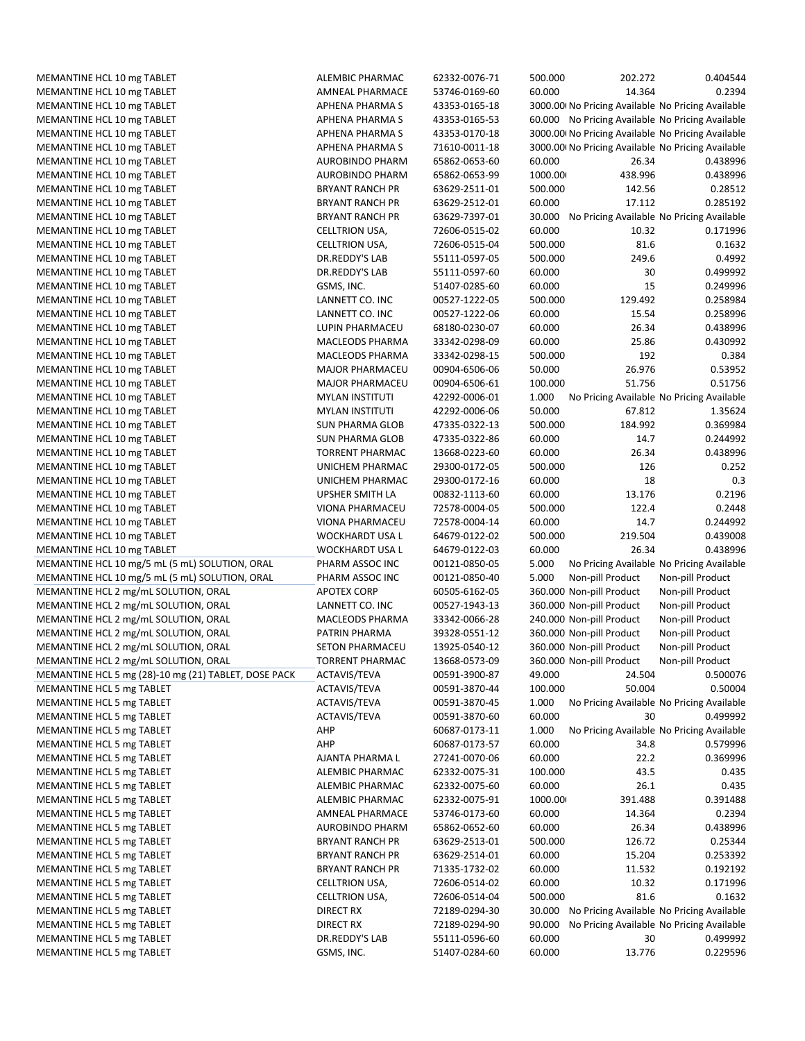| | | | | | |
|---|---|---|---|---|---|
| MEMANTINE HCL 10 mg TABLET | ALEMBIC PHARMAC | 62332-0076-71 | 500.000 | 202.272 | 0.404544 |
| MEMANTINE HCL 10 mg TABLET | AMNEAL PHARMACE | 53746-0169-60 | 60.000 | 14.364 | 0.2394 |
| MEMANTINE HCL 10 mg TABLET | APHENA PHARMA S | 43353-0165-18 | 3000.00 | No Pricing Available | No Pricing Available |
| MEMANTINE HCL 10 mg TABLET | APHENA PHARMA S | 43353-0165-53 | 60.000 | No Pricing Available | No Pricing Available |
| MEMANTINE HCL 10 mg TABLET | APHENA PHARMA S | 43353-0170-18 | 3000.00 | No Pricing Available | No Pricing Available |
| MEMANTINE HCL 10 mg TABLET | APHENA PHARMA S | 71610-0011-18 | 3000.00 | No Pricing Available | No Pricing Available |
| MEMANTINE HCL 10 mg TABLET | AUROBINDO PHARM | 65862-0653-60 | 60.000 | 26.34 | 0.438996 |
| MEMANTINE HCL 10 mg TABLET | AUROBINDO PHARM | 65862-0653-99 | 1000.00 | 438.996 | 0.438996 |
| MEMANTINE HCL 10 mg TABLET | BRYANT RANCH PR | 63629-2511-01 | 500.000 | 142.56 | 0.28512 |
| MEMANTINE HCL 10 mg TABLET | BRYANT RANCH PR | 63629-2512-01 | 60.000 | 17.112 | 0.285192 |
| MEMANTINE HCL 10 mg TABLET | BRYANT RANCH PR | 63629-7397-01 | 30.000 | No Pricing Available | No Pricing Available |
| MEMANTINE HCL 10 mg TABLET | CELLTRION USA, | 72606-0515-02 | 60.000 | 10.32 | 0.171996 |
| MEMANTINE HCL 10 mg TABLET | CELLTRION USA, | 72606-0515-04 | 500.000 | 81.6 | 0.1632 |
| MEMANTINE HCL 10 mg TABLET | DR.REDDY'S LAB | 55111-0597-05 | 500.000 | 249.6 | 0.4992 |
| MEMANTINE HCL 10 mg TABLET | DR.REDDY'S LAB | 55111-0597-60 | 60.000 | 30 | 0.499992 |
| MEMANTINE HCL 10 mg TABLET | GSMS, INC. | 51407-0285-60 | 60.000 | 15 | 0.249996 |
| MEMANTINE HCL 10 mg TABLET | LANNETT CO. INC | 00527-1222-05 | 500.000 | 129.492 | 0.258984 |
| MEMANTINE HCL 10 mg TABLET | LANNETT CO. INC | 00527-1222-06 | 60.000 | 15.54 | 0.258996 |
| MEMANTINE HCL 10 mg TABLET | LUPIN PHARMACEU | 68180-0230-07 | 60.000 | 26.34 | 0.438996 |
| MEMANTINE HCL 10 mg TABLET | MACLEODS PHARMA | 33342-0298-09 | 60.000 | 25.86 | 0.430992 |
| MEMANTINE HCL 10 mg TABLET | MACLEODS PHARMA | 33342-0298-15 | 500.000 | 192 | 0.384 |
| MEMANTINE HCL 10 mg TABLET | MAJOR PHARMACEU | 00904-6506-06 | 50.000 | 26.976 | 0.53952 |
| MEMANTINE HCL 10 mg TABLET | MAJOR PHARMACEU | 00904-6506-61 | 100.000 | 51.756 | 0.51756 |
| MEMANTINE HCL 10 mg TABLET | MYLAN INSTITUTI | 42292-0006-01 | 1.000 | No Pricing Available | No Pricing Available |
| MEMANTINE HCL 10 mg TABLET | MYLAN INSTITUTI | 42292-0006-06 | 50.000 | 67.812 | 1.35624 |
| MEMANTINE HCL 10 mg TABLET | SUN PHARMA GLOB | 47335-0322-13 | 500.000 | 184.992 | 0.369984 |
| MEMANTINE HCL 10 mg TABLET | SUN PHARMA GLOB | 47335-0322-86 | 60.000 | 14.7 | 0.244992 |
| MEMANTINE HCL 10 mg TABLET | TORRENT PHARMAC | 13668-0223-60 | 60.000 | 26.34 | 0.438996 |
| MEMANTINE HCL 10 mg TABLET | UNICHEM PHARMAC | 29300-0172-05 | 500.000 | 126 | 0.252 |
| MEMANTINE HCL 10 mg TABLET | UNICHEM PHARMAC | 29300-0172-16 | 60.000 | 18 | 0.3 |
| MEMANTINE HCL 10 mg TABLET | UPSHER SMITH LA | 00832-1113-60 | 60.000 | 13.176 | 0.2196 |
| MEMANTINE HCL 10 mg TABLET | VIONA PHARMACEU | 72578-0004-05 | 500.000 | 122.4 | 0.2448 |
| MEMANTINE HCL 10 mg TABLET | VIONA PHARMACEU | 72578-0004-14 | 60.000 | 14.7 | 0.244992 |
| MEMANTINE HCL 10 mg TABLET | WOCKHARDT USA L | 64679-0122-02 | 500.000 | 219.504 | 0.439008 |
| MEMANTINE HCL 10 mg TABLET | WOCKHARDT USA L | 64679-0122-03 | 60.000 | 26.34 | 0.438996 |
| MEMANTINE HCL 10 mg/5 mL (5 mL) SOLUTION, ORAL | PHARM ASSOC INC | 00121-0850-05 | 5.000 | No Pricing Available | No Pricing Available |
| MEMANTINE HCL 10 mg/5 mL (5 mL) SOLUTION, ORAL | PHARM ASSOC INC | 00121-0850-40 | 5.000 | Non-pill Product | Non-pill Product |
| MEMANTINE HCL 2 mg/mL SOLUTION, ORAL | APOTEX CORP | 60505-6162-05 | 360.000 | Non-pill Product | Non-pill Product |
| MEMANTINE HCL 2 mg/mL SOLUTION, ORAL | LANNETT CO. INC | 00527-1943-13 | 360.000 | Non-pill Product | Non-pill Product |
| MEMANTINE HCL 2 mg/mL SOLUTION, ORAL | MACLEODS PHARMA | 33342-0066-28 | 240.000 | Non-pill Product | Non-pill Product |
| MEMANTINE HCL 2 mg/mL SOLUTION, ORAL | PATRIN PHARMA | 39328-0551-12 | 360.000 | Non-pill Product | Non-pill Product |
| MEMANTINE HCL 2 mg/mL SOLUTION, ORAL | SETON PHARMACEU | 13925-0540-12 | 360.000 | Non-pill Product | Non-pill Product |
| MEMANTINE HCL 2 mg/mL SOLUTION, ORAL | TORRENT PHARMAC | 13668-0573-09 | 360.000 | Non-pill Product | Non-pill Product |
| MEMANTINE HCL 5 mg (28)-10 mg (21) TABLET, DOSE PACK | ACTAVIS/TEVA | 00591-3900-87 | 49.000 | 24.504 | 0.500076 |
| MEMANTINE HCL 5 mg TABLET | ACTAVIS/TEVA | 00591-3870-44 | 100.000 | 50.004 | 0.50004 |
| MEMANTINE HCL 5 mg TABLET | ACTAVIS/TEVA | 00591-3870-45 | 1.000 | No Pricing Available | No Pricing Available |
| MEMANTINE HCL 5 mg TABLET | ACTAVIS/TEVA | 00591-3870-60 | 60.000 | 30 | 0.499992 |
| MEMANTINE HCL 5 mg TABLET | AHP | 60687-0173-11 | 1.000 | No Pricing Available | No Pricing Available |
| MEMANTINE HCL 5 mg TABLET | AHP | 60687-0173-57 | 60.000 | 34.8 | 0.579996 |
| MEMANTINE HCL 5 mg TABLET | AJANTA PHARMA L | 27241-0070-06 | 60.000 | 22.2 | 0.369996 |
| MEMANTINE HCL 5 mg TABLET | ALEMBIC PHARMAC | 62332-0075-31 | 100.000 | 43.5 | 0.435 |
| MEMANTINE HCL 5 mg TABLET | ALEMBIC PHARMAC | 62332-0075-60 | 60.000 | 26.1 | 0.435 |
| MEMANTINE HCL 5 mg TABLET | ALEMBIC PHARMAC | 62332-0075-91 | 1000.00 | 391.488 | 0.391488 |
| MEMANTINE HCL 5 mg TABLET | AMNEAL PHARMACE | 53746-0173-60 | 60.000 | 14.364 | 0.2394 |
| MEMANTINE HCL 5 mg TABLET | AUROBINDO PHARM | 65862-0652-60 | 60.000 | 26.34 | 0.438996 |
| MEMANTINE HCL 5 mg TABLET | BRYANT RANCH PR | 63629-2513-01 | 500.000 | 126.72 | 0.25344 |
| MEMANTINE HCL 5 mg TABLET | BRYANT RANCH PR | 63629-2514-01 | 60.000 | 15.204 | 0.253392 |
| MEMANTINE HCL 5 mg TABLET | BRYANT RANCH PR | 71335-1732-02 | 60.000 | 11.532 | 0.192192 |
| MEMANTINE HCL 5 mg TABLET | CELLTRION USA, | 72606-0514-02 | 60.000 | 10.32 | 0.171996 |
| MEMANTINE HCL 5 mg TABLET | CELLTRION USA, | 72606-0514-04 | 500.000 | 81.6 | 0.1632 |
| MEMANTINE HCL 5 mg TABLET | DIRECT RX | 72189-0294-30 | 30.000 | No Pricing Available | No Pricing Available |
| MEMANTINE HCL 5 mg TABLET | DIRECT RX | 72189-0294-90 | 90.000 | No Pricing Available | No Pricing Available |
| MEMANTINE HCL 5 mg TABLET | DR.REDDY'S LAB | 55111-0596-60 | 60.000 | 30 | 0.499992 |
| MEMANTINE HCL 5 mg TABLET | GSMS, INC. | 51407-0284-60 | 60.000 | 13.776 | 0.229596 |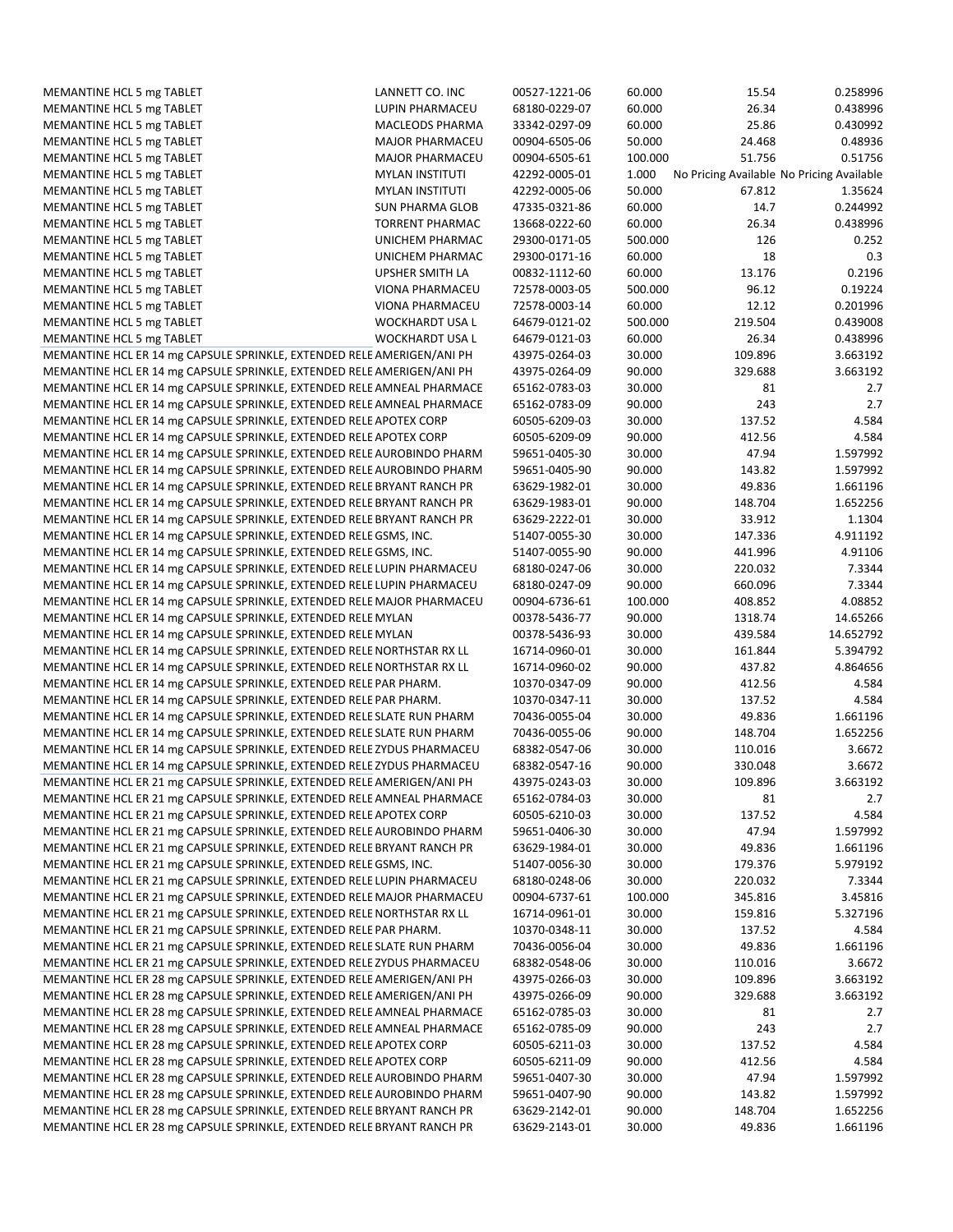| | | | | | |
|---|---|---|---|---|---|
| MEMANTINE HCL 5 mg TABLET | LANNETT CO. INC | 00527-1221-06 | 60.000 | 15.54 | 0.258996 |
| MEMANTINE HCL 5 mg TABLET | LUPIN PHARMACEU | 68180-0229-07 | 60.000 | 26.34 | 0.438996 |
| MEMANTINE HCL 5 mg TABLET | MACLEODS PHARMA | 33342-0297-09 | 60.000 | 25.86 | 0.430992 |
| MEMANTINE HCL 5 mg TABLET | MAJOR PHARMACEU | 00904-6505-06 | 50.000 | 24.468 | 0.48936 |
| MEMANTINE HCL 5 mg TABLET | MAJOR PHARMACEU | 00904-6505-61 | 100.000 | 51.756 | 0.51756 |
| MEMANTINE HCL 5 mg TABLET | MYLAN INSTITUTI | 42292-0005-01 | 1.000 | No Pricing Available | No Pricing Available |
| MEMANTINE HCL 5 mg TABLET | MYLAN INSTITUTI | 42292-0005-06 | 50.000 | 67.812 | 1.35624 |
| MEMANTINE HCL 5 mg TABLET | SUN PHARMA GLOB | 47335-0321-86 | 60.000 | 14.7 | 0.244992 |
| MEMANTINE HCL 5 mg TABLET | TORRENT PHARMAC | 13668-0222-60 | 60.000 | 26.34 | 0.438996 |
| MEMANTINE HCL 5 mg TABLET | UNICHEM PHARMAC | 29300-0171-05 | 500.000 | 126 | 0.252 |
| MEMANTINE HCL 5 mg TABLET | UNICHEM PHARMAC | 29300-0171-16 | 60.000 | 18 | 0.3 |
| MEMANTINE HCL 5 mg TABLET | UPSHER SMITH LA | 00832-1112-60 | 60.000 | 13.176 | 0.2196 |
| MEMANTINE HCL 5 mg TABLET | VIONA PHARMACEU | 72578-0003-05 | 500.000 | 96.12 | 0.19224 |
| MEMANTINE HCL 5 mg TABLET | VIONA PHARMACEU | 72578-0003-14 | 60.000 | 12.12 | 0.201996 |
| MEMANTINE HCL 5 mg TABLET | WOCKHARDT USA L | 64679-0121-02 | 500.000 | 219.504 | 0.439008 |
| MEMANTINE HCL 5 mg TABLET | WOCKHARDT USA L | 64679-0121-03 | 60.000 | 26.34 | 0.438996 |
| MEMANTINE HCL ER 14 mg CAPSULE SPRINKLE, EXTENDED RELE | AMERIGEN/ANI PH | 43975-0264-03 | 30.000 | 109.896 | 3.663192 |
| MEMANTINE HCL ER 14 mg CAPSULE SPRINKLE, EXTENDED RELE | AMERIGEN/ANI PH | 43975-0264-09 | 90.000 | 329.688 | 3.663192 |
| MEMANTINE HCL ER 14 mg CAPSULE SPRINKLE, EXTENDED RELE | AMNEAL PHARMACE | 65162-0783-03 | 30.000 | 81 | 2.7 |
| MEMANTINE HCL ER 14 mg CAPSULE SPRINKLE, EXTENDED RELE | AMNEAL PHARMACE | 65162-0783-09 | 90.000 | 243 | 2.7 |
| MEMANTINE HCL ER 14 mg CAPSULE SPRINKLE, EXTENDED RELE | APOTEX CORP | 60505-6209-03 | 30.000 | 137.52 | 4.584 |
| MEMANTINE HCL ER 14 mg CAPSULE SPRINKLE, EXTENDED RELE | APOTEX CORP | 60505-6209-09 | 90.000 | 412.56 | 4.584 |
| MEMANTINE HCL ER 14 mg CAPSULE SPRINKLE, EXTENDED RELE | AUROBINDO PHARM | 59651-0405-30 | 30.000 | 47.94 | 1.597992 |
| MEMANTINE HCL ER 14 mg CAPSULE SPRINKLE, EXTENDED RELE | AUROBINDO PHARM | 59651-0405-90 | 90.000 | 143.82 | 1.597992 |
| MEMANTINE HCL ER 14 mg CAPSULE SPRINKLE, EXTENDED RELE | BRYANT RANCH PR | 63629-1982-01 | 30.000 | 49.836 | 1.661196 |
| MEMANTINE HCL ER 14 mg CAPSULE SPRINKLE, EXTENDED RELE | BRYANT RANCH PR | 63629-1983-01 | 90.000 | 148.704 | 1.652256 |
| MEMANTINE HCL ER 14 mg CAPSULE SPRINKLE, EXTENDED RELE | BRYANT RANCH PR | 63629-2222-01 | 30.000 | 33.912 | 1.1304 |
| MEMANTINE HCL ER 14 mg CAPSULE SPRINKLE, EXTENDED RELE | GSMS, INC. | 51407-0055-30 | 30.000 | 147.336 | 4.911192 |
| MEMANTINE HCL ER 14 mg CAPSULE SPRINKLE, EXTENDED RELE | GSMS, INC. | 51407-0055-90 | 90.000 | 441.996 | 4.91106 |
| MEMANTINE HCL ER 14 mg CAPSULE SPRINKLE, EXTENDED RELE | LUPIN PHARMACEU | 68180-0247-06 | 30.000 | 220.032 | 7.3344 |
| MEMANTINE HCL ER 14 mg CAPSULE SPRINKLE, EXTENDED RELE | LUPIN PHARMACEU | 68180-0247-09 | 90.000 | 660.096 | 7.3344 |
| MEMANTINE HCL ER 14 mg CAPSULE SPRINKLE, EXTENDED RELE | MAJOR PHARMACEU | 00904-6736-61 | 100.000 | 408.852 | 4.08852 |
| MEMANTINE HCL ER 14 mg CAPSULE SPRINKLE, EXTENDED RELE | MYLAN | 00378-5436-77 | 90.000 | 1318.74 | 14.65266 |
| MEMANTINE HCL ER 14 mg CAPSULE SPRINKLE, EXTENDED RELE | MYLAN | 00378-5436-93 | 30.000 | 439.584 | 14.652792 |
| MEMANTINE HCL ER 14 mg CAPSULE SPRINKLE, EXTENDED RELE | NORTHSTAR RX LL | 16714-0960-01 | 30.000 | 161.844 | 5.394792 |
| MEMANTINE HCL ER 14 mg CAPSULE SPRINKLE, EXTENDED RELE | NORTHSTAR RX LL | 16714-0960-02 | 90.000 | 437.82 | 4.864656 |
| MEMANTINE HCL ER 14 mg CAPSULE SPRINKLE, EXTENDED RELE | PAR PHARM. | 10370-0347-09 | 90.000 | 412.56 | 4.584 |
| MEMANTINE HCL ER 14 mg CAPSULE SPRINKLE, EXTENDED RELE | PAR PHARM. | 10370-0347-11 | 30.000 | 137.52 | 4.584 |
| MEMANTINE HCL ER 14 mg CAPSULE SPRINKLE, EXTENDED RELE | SLATE RUN PHARM | 70436-0055-04 | 30.000 | 49.836 | 1.661196 |
| MEMANTINE HCL ER 14 mg CAPSULE SPRINKLE, EXTENDED RELE | SLATE RUN PHARM | 70436-0055-06 | 90.000 | 148.704 | 1.652256 |
| MEMANTINE HCL ER 14 mg CAPSULE SPRINKLE, EXTENDED RELE | ZYDUS PHARMACEU | 68382-0547-06 | 30.000 | 110.016 | 3.6672 |
| MEMANTINE HCL ER 14 mg CAPSULE SPRINKLE, EXTENDED RELE | ZYDUS PHARMACEU | 68382-0547-16 | 90.000 | 330.048 | 3.6672 |
| MEMANTINE HCL ER 21 mg CAPSULE SPRINKLE, EXTENDED RELE | AMERIGEN/ANI PH | 43975-0243-03 | 30.000 | 109.896 | 3.663192 |
| MEMANTINE HCL ER 21 mg CAPSULE SPRINKLE, EXTENDED RELE | AMNEAL PHARMACE | 65162-0784-03 | 30.000 | 81 | 2.7 |
| MEMANTINE HCL ER 21 mg CAPSULE SPRINKLE, EXTENDED RELE | APOTEX CORP | 60505-6210-03 | 30.000 | 137.52 | 4.584 |
| MEMANTINE HCL ER 21 mg CAPSULE SPRINKLE, EXTENDED RELE | AUROBINDO PHARM | 59651-0406-30 | 30.000 | 47.94 | 1.597992 |
| MEMANTINE HCL ER 21 mg CAPSULE SPRINKLE, EXTENDED RELE | BRYANT RANCH PR | 63629-1984-01 | 30.000 | 49.836 | 1.661196 |
| MEMANTINE HCL ER 21 mg CAPSULE SPRINKLE, EXTENDED RELE | GSMS, INC. | 51407-0056-30 | 30.000 | 179.376 | 5.979192 |
| MEMANTINE HCL ER 21 mg CAPSULE SPRINKLE, EXTENDED RELE | LUPIN PHARMACEU | 68180-0248-06 | 30.000 | 220.032 | 7.3344 |
| MEMANTINE HCL ER 21 mg CAPSULE SPRINKLE, EXTENDED RELE | MAJOR PHARMACEU | 00904-6737-61 | 100.000 | 345.816 | 3.45816 |
| MEMANTINE HCL ER 21 mg CAPSULE SPRINKLE, EXTENDED RELE | NORTHSTAR RX LL | 16714-0961-01 | 30.000 | 159.816 | 5.327196 |
| MEMANTINE HCL ER 21 mg CAPSULE SPRINKLE, EXTENDED RELE | PAR PHARM. | 10370-0348-11 | 30.000 | 137.52 | 4.584 |
| MEMANTINE HCL ER 21 mg CAPSULE SPRINKLE, EXTENDED RELE | SLATE RUN PHARM | 70436-0056-04 | 30.000 | 49.836 | 1.661196 |
| MEMANTINE HCL ER 21 mg CAPSULE SPRINKLE, EXTENDED RELE | ZYDUS PHARMACEU | 68382-0548-06 | 30.000 | 110.016 | 3.6672 |
| MEMANTINE HCL ER 28 mg CAPSULE SPRINKLE, EXTENDED RELE | AMERIGEN/ANI PH | 43975-0266-03 | 30.000 | 109.896 | 3.663192 |
| MEMANTINE HCL ER 28 mg CAPSULE SPRINKLE, EXTENDED RELE | AMERIGEN/ANI PH | 43975-0266-09 | 90.000 | 329.688 | 3.663192 |
| MEMANTINE HCL ER 28 mg CAPSULE SPRINKLE, EXTENDED RELE | AMNEAL PHARMACE | 65162-0785-03 | 30.000 | 81 | 2.7 |
| MEMANTINE HCL ER 28 mg CAPSULE SPRINKLE, EXTENDED RELE | AMNEAL PHARMACE | 65162-0785-09 | 90.000 | 243 | 2.7 |
| MEMANTINE HCL ER 28 mg CAPSULE SPRINKLE, EXTENDED RELE | APOTEX CORP | 60505-6211-03 | 30.000 | 137.52 | 4.584 |
| MEMANTINE HCL ER 28 mg CAPSULE SPRINKLE, EXTENDED RELE | APOTEX CORP | 60505-6211-09 | 90.000 | 412.56 | 4.584 |
| MEMANTINE HCL ER 28 mg CAPSULE SPRINKLE, EXTENDED RELE | AUROBINDO PHARM | 59651-0407-30 | 30.000 | 47.94 | 1.597992 |
| MEMANTINE HCL ER 28 mg CAPSULE SPRINKLE, EXTENDED RELE | AUROBINDO PHARM | 59651-0407-90 | 90.000 | 143.82 | 1.597992 |
| MEMANTINE HCL ER 28 mg CAPSULE SPRINKLE, EXTENDED RELE | BRYANT RANCH PR | 63629-2142-01 | 90.000 | 148.704 | 1.652256 |
| MEMANTINE HCL ER 28 mg CAPSULE SPRINKLE, EXTENDED RELE | BRYANT RANCH PR | 63629-2143-01 | 30.000 | 49.836 | 1.661196 |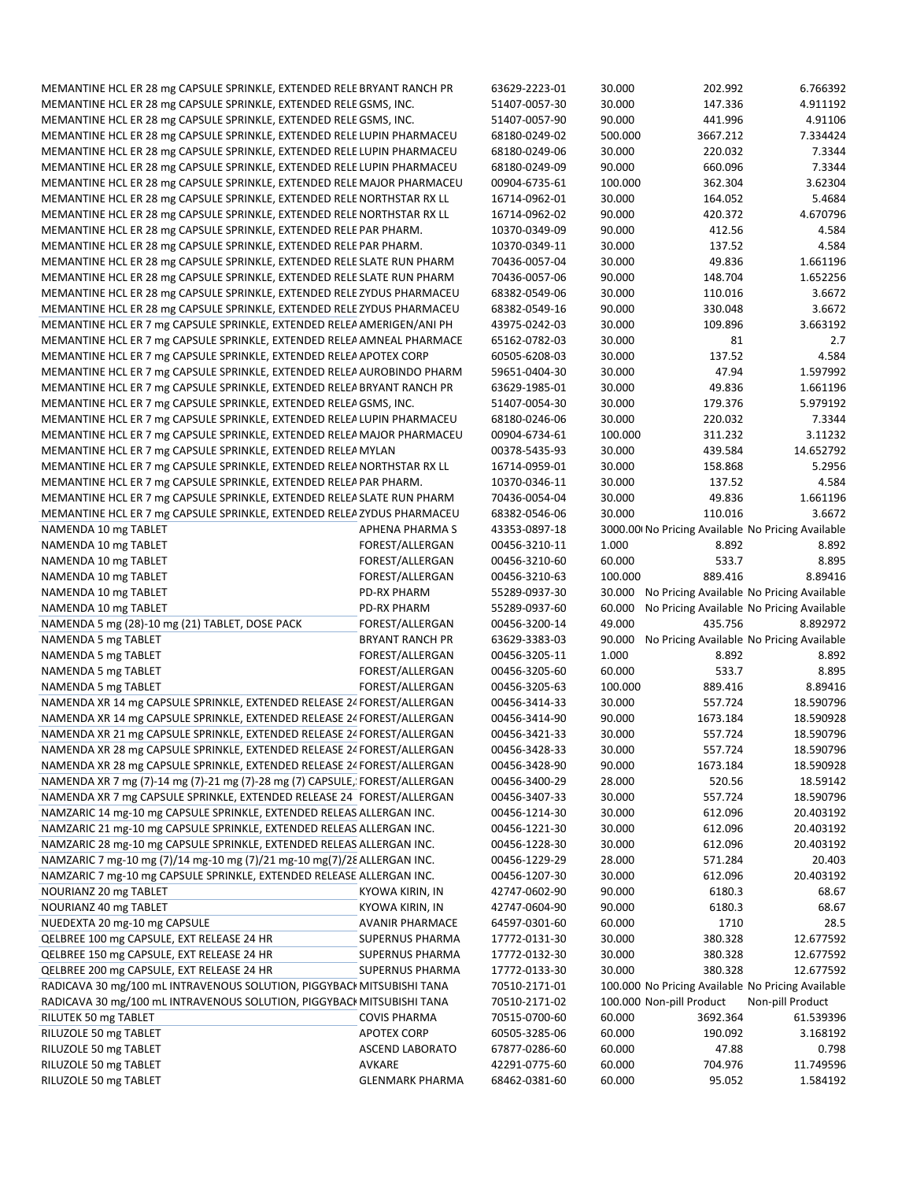| | | | | | |
|---|---|---|---|---|---|
| MEMANTINE HCL ER 28 mg CAPSULE SPRINKLE, EXTENDED RELE | BRYANT RANCH PR | 63629-2223-01 | 30.000 | 202.992 | 6.766392 |
| MEMANTINE HCL ER 28 mg CAPSULE SPRINKLE, EXTENDED RELE | GSMS, INC. | 51407-0057-30 | 30.000 | 147.336 | 4.911192 |
| MEMANTINE HCL ER 28 mg CAPSULE SPRINKLE, EXTENDED RELE | GSMS, INC. | 51407-0057-90 | 90.000 | 441.996 | 4.91106 |
| MEMANTINE HCL ER 28 mg CAPSULE SPRINKLE, EXTENDED RELE | LUPIN PHARMACEU | 68180-0249-02 | 500.000 | 3667.212 | 7.334424 |
| MEMANTINE HCL ER 28 mg CAPSULE SPRINKLE, EXTENDED RELE | LUPIN PHARMACEU | 68180-0249-06 | 30.000 | 220.032 | 7.3344 |
| MEMANTINE HCL ER 28 mg CAPSULE SPRINKLE, EXTENDED RELE | LUPIN PHARMACEU | 68180-0249-09 | 90.000 | 660.096 | 7.3344 |
| MEMANTINE HCL ER 28 mg CAPSULE SPRINKLE, EXTENDED RELE | MAJOR PHARMACEU | 00904-6735-61 | 100.000 | 362.304 | 3.62304 |
| MEMANTINE HCL ER 28 mg CAPSULE SPRINKLE, EXTENDED RELE | NORTHSTAR RX LL | 16714-0962-01 | 30.000 | 164.052 | 5.4684 |
| MEMANTINE HCL ER 28 mg CAPSULE SPRINKLE, EXTENDED RELE | NORTHSTAR RX LL | 16714-0962-02 | 90.000 | 420.372 | 4.670796 |
| MEMANTINE HCL ER 28 mg CAPSULE SPRINKLE, EXTENDED RELE | PAR PHARM. | 10370-0349-09 | 90.000 | 412.56 | 4.584 |
| MEMANTINE HCL ER 28 mg CAPSULE SPRINKLE, EXTENDED RELE | PAR PHARM. | 10370-0349-11 | 30.000 | 137.52 | 4.584 |
| MEMANTINE HCL ER 28 mg CAPSULE SPRINKLE, EXTENDED RELE | SLATE RUN PHARM | 70436-0057-04 | 30.000 | 49.836 | 1.661196 |
| MEMANTINE HCL ER 28 mg CAPSULE SPRINKLE, EXTENDED RELE | SLATE RUN PHARM | 70436-0057-06 | 90.000 | 148.704 | 1.652256 |
| MEMANTINE HCL ER 28 mg CAPSULE SPRINKLE, EXTENDED RELE | ZYDUS PHARMACEU | 68382-0549-06 | 30.000 | 110.016 | 3.6672 |
| MEMANTINE HCL ER 28 mg CAPSULE SPRINKLE, EXTENDED RELE | ZYDUS PHARMACEU | 68382-0549-16 | 90.000 | 330.048 | 3.6672 |
| MEMANTINE HCL ER 7 mg CAPSULE SPRINKLE, EXTENDED RELEA | AMERIGEN/ANI PH | 43975-0242-03 | 30.000 | 109.896 | 3.663192 |
| MEMANTINE HCL ER 7 mg CAPSULE SPRINKLE, EXTENDED RELEA | AMNEAL PHARMACE | 65162-0782-03 | 30.000 | 81 | 2.7 |
| MEMANTINE HCL ER 7 mg CAPSULE SPRINKLE, EXTENDED RELEA | APOTEX CORP | 60505-6208-03 | 30.000 | 137.52 | 4.584 |
| MEMANTINE HCL ER 7 mg CAPSULE SPRINKLE, EXTENDED RELEA | AUROBINDO PHARM | 59651-0404-30 | 30.000 | 47.94 | 1.597992 |
| MEMANTINE HCL ER 7 mg CAPSULE SPRINKLE, EXTENDED RELEA | BRYANT RANCH PR | 63629-1985-01 | 30.000 | 49.836 | 1.661196 |
| MEMANTINE HCL ER 7 mg CAPSULE SPRINKLE, EXTENDED RELEA | GSMS, INC. | 51407-0054-30 | 30.000 | 179.376 | 5.979192 |
| MEMANTINE HCL ER 7 mg CAPSULE SPRINKLE, EXTENDED RELEA | LUPIN PHARMACEU | 68180-0246-06 | 30.000 | 220.032 | 7.3344 |
| MEMANTINE HCL ER 7 mg CAPSULE SPRINKLE, EXTENDED RELEA | MAJOR PHARMACEU | 00904-6734-61 | 100.000 | 311.232 | 3.11232 |
| MEMANTINE HCL ER 7 mg CAPSULE SPRINKLE, EXTENDED RELEA | MYLAN | 00378-5435-93 | 30.000 | 439.584 | 14.652792 |
| MEMANTINE HCL ER 7 mg CAPSULE SPRINKLE, EXTENDED RELEA | NORTHSTAR RX LL | 16714-0959-01 | 30.000 | 158.868 | 5.2956 |
| MEMANTINE HCL ER 7 mg CAPSULE SPRINKLE, EXTENDED RELEA | PAR PHARM. | 10370-0346-11 | 30.000 | 137.52 | 4.584 |
| MEMANTINE HCL ER 7 mg CAPSULE SPRINKLE, EXTENDED RELEA | SLATE RUN PHARM | 70436-0054-04 | 30.000 | 49.836 | 1.661196 |
| MEMANTINE HCL ER 7 mg CAPSULE SPRINKLE, EXTENDED RELEA | ZYDUS PHARMACEU | 68382-0546-06 | 30.000 | 110.016 | 3.6672 |
| NAMENDA 10 mg TABLET | APHENA PHARMA S | 43353-0897-18 | 3000.00 | No Pricing Available | No Pricing Available |
| NAMENDA 10 mg TABLET | FOREST/ALLERGAN | 00456-3210-11 | 1.000 | 8.892 | 8.892 |
| NAMENDA 10 mg TABLET | FOREST/ALLERGAN | 00456-3210-60 | 60.000 | 533.7 | 8.895 |
| NAMENDA 10 mg TABLET | FOREST/ALLERGAN | 00456-3210-63 | 100.000 | 889.416 | 8.89416 |
| NAMENDA 10 mg TABLET | PD-RX PHARM | 55289-0937-30 | 30.000 | No Pricing Available | No Pricing Available |
| NAMENDA 10 mg TABLET | PD-RX PHARM | 55289-0937-60 | 60.000 | No Pricing Available | No Pricing Available |
| NAMENDA 5 mg (28)-10 mg (21) TABLET, DOSE PACK | FOREST/ALLERGAN | 00456-3200-14 | 49.000 | 435.756 | 8.892972 |
| NAMENDA 5 mg TABLET | BRYANT RANCH PR | 63629-3383-03 | 90.000 | No Pricing Available | No Pricing Available |
| NAMENDA 5 mg TABLET | FOREST/ALLERGAN | 00456-3205-11 | 1.000 | 8.892 | 8.892 |
| NAMENDA 5 mg TABLET | FOREST/ALLERGAN | 00456-3205-60 | 60.000 | 533.7 | 8.895 |
| NAMENDA 5 mg TABLET | FOREST/ALLERGAN | 00456-3205-63 | 100.000 | 889.416 | 8.89416 |
| NAMENDA XR 14 mg CAPSULE SPRINKLE, EXTENDED RELEASE 24 | FOREST/ALLERGAN | 00456-3414-33 | 30.000 | 557.724 | 18.590796 |
| NAMENDA XR 14 mg CAPSULE SPRINKLE, EXTENDED RELEASE 24 | FOREST/ALLERGAN | 00456-3414-90 | 90.000 | 1673.184 | 18.590928 |
| NAMENDA XR 21 mg CAPSULE SPRINKLE, EXTENDED RELEASE 24 | FOREST/ALLERGAN | 00456-3421-33 | 30.000 | 557.724 | 18.590796 |
| NAMENDA XR 28 mg CAPSULE SPRINKLE, EXTENDED RELEASE 24 | FOREST/ALLERGAN | 00456-3428-33 | 30.000 | 557.724 | 18.590796 |
| NAMENDA XR 28 mg CAPSULE SPRINKLE, EXTENDED RELEASE 24 | FOREST/ALLERGAN | 00456-3428-90 | 90.000 | 1673.184 | 18.590928 |
| NAMENDA XR 7 mg (7)-14 mg (7)-21 mg (7)-28 mg (7) CAPSULE, | FOREST/ALLERGAN | 00456-3400-29 | 28.000 | 520.56 | 18.59142 |
| NAMENDA XR 7 mg CAPSULE SPRINKLE, EXTENDED RELEASE 24 | FOREST/ALLERGAN | 00456-3407-33 | 30.000 | 557.724 | 18.590796 |
| NAMZARIC 14 mg-10 mg CAPSULE SPRINKLE, EXTENDED RELEAS | ALLERGAN INC. | 00456-1214-30 | 30.000 | 612.096 | 20.403192 |
| NAMZARIC 21 mg-10 mg CAPSULE SPRINKLE, EXTENDED RELEAS | ALLERGAN INC. | 00456-1221-30 | 30.000 | 612.096 | 20.403192 |
| NAMZARIC 28 mg-10 mg CAPSULE SPRINKLE, EXTENDED RELEAS | ALLERGAN INC. | 00456-1228-30 | 30.000 | 612.096 | 20.403192 |
| NAMZARIC 7 mg-10 mg (7)/14 mg-10 mg (7)/21 mg-10 mg(7)/28 | ALLERGAN INC. | 00456-1229-29 | 28.000 | 571.284 | 20.403 |
| NAMZARIC 7 mg-10 mg CAPSULE SPRINKLE, EXTENDED RELEASE | ALLERGAN INC. | 00456-1207-30 | 30.000 | 612.096 | 20.403192 |
| NOURIANZ 20 mg TABLET | KYOWA KIRIN, IN | 42747-0602-90 | 90.000 | 6180.3 | 68.67 |
| NOURIANZ 40 mg TABLET | KYOWA KIRIN, IN | 42747-0604-90 | 90.000 | 6180.3 | 68.67 |
| NUEDEXTA 20 mg-10 mg CAPSULE | AVANIR PHARMACE | 64597-0301-60 | 60.000 | 1710 | 28.5 |
| QELBREE 100 mg CAPSULE, EXT RELEASE 24 HR | SUPERNUS PHARMA | 17772-0131-30 | 30.000 | 380.328 | 12.677592 |
| QELBREE 150 mg CAPSULE, EXT RELEASE 24 HR | SUPERNUS PHARMA | 17772-0132-30 | 30.000 | 380.328 | 12.677592 |
| QELBREE 200 mg CAPSULE, EXT RELEASE 24 HR | SUPERNUS PHARMA | 17772-0133-30 | 30.000 | 380.328 | 12.677592 |
| RADICAVA 30 mg/100 mL INTRAVENOUS SOLUTION, PIGGYBACK | MITSUBISHI TANA | 70510-2171-01 | 100.000 | No Pricing Available | No Pricing Available |
| RADICAVA 30 mg/100 mL INTRAVENOUS SOLUTION, PIGGYBACK | MITSUBISHI TANA | 70510-2171-02 | 100.000 | Non-pill Product | Non-pill Product |
| RILUTEK 50 mg TABLET | COVIS PHARMA | 70515-0700-60 | 60.000 | 3692.364 | 61.539396 |
| RILUZOLE 50 mg TABLET | APOTEX CORP | 60505-3285-06 | 60.000 | 190.092 | 3.168192 |
| RILUZOLE 50 mg TABLET | ASCEND LABORATO | 67877-0286-60 | 60.000 | 47.88 | 0.798 |
| RILUZOLE 50 mg TABLET | AVKARE | 42291-0775-60 | 60.000 | 704.976 | 11.749596 |
| RILUZOLE 50 mg TABLET | GLENMARK PHARMA | 68462-0381-60 | 60.000 | 95.052 | 1.584192 |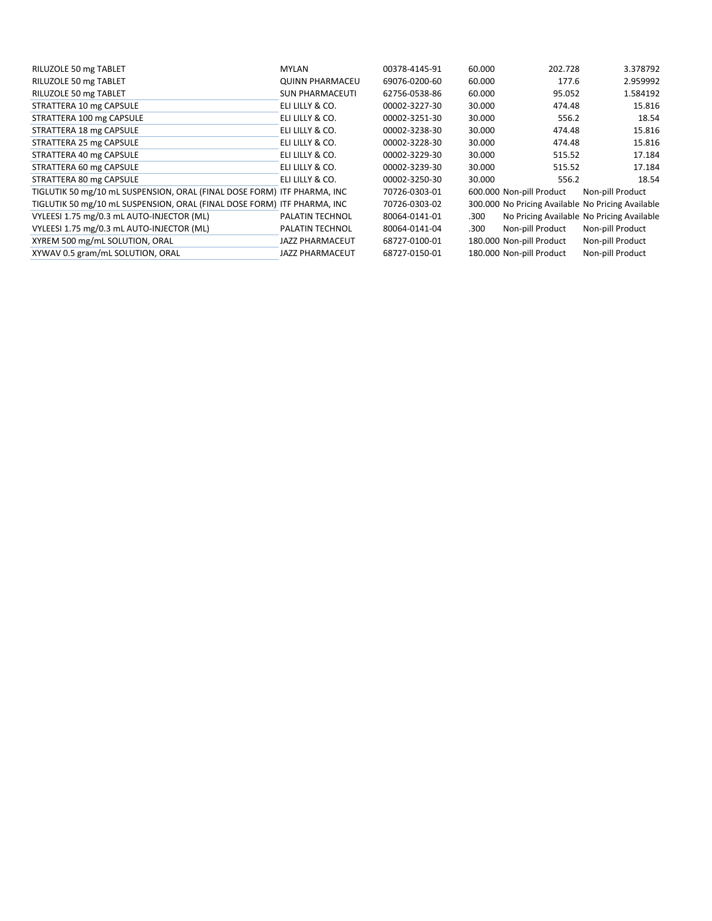| | | | | | |
|---|---|---|---|---|---|
| RILUZOLE 50 mg TABLET | MYLAN | 00378-4145-91 | 60.000 | 202.728 | 3.378792 |
| RILUZOLE 50 mg TABLET | QUINN PHARMACEU | 69076-0200-60 | 60.000 | 177.6 | 2.959992 |
| RILUZOLE 50 mg TABLET | SUN PHARMACEUTI | 62756-0538-86 | 60.000 | 95.052 | 1.584192 |
| STRATTERA 10 mg CAPSULE | ELI LILLY & CO. | 00002-3227-30 | 30.000 | 474.48 | 15.816 |
| STRATTERA 100 mg CAPSULE | ELI LILLY & CO. | 00002-3251-30 | 30.000 | 556.2 | 18.54 |
| STRATTERA 18 mg CAPSULE | ELI LILLY & CO. | 00002-3238-30 | 30.000 | 474.48 | 15.816 |
| STRATTERA 25 mg CAPSULE | ELI LILLY & CO. | 00002-3228-30 | 30.000 | 474.48 | 15.816 |
| STRATTERA 40 mg CAPSULE | ELI LILLY & CO. | 00002-3229-30 | 30.000 | 515.52 | 17.184 |
| STRATTERA 60 mg CAPSULE | ELI LILLY & CO. | 00002-3239-30 | 30.000 | 515.52 | 17.184 |
| STRATTERA 80 mg CAPSULE | ELI LILLY & CO. | 00002-3250-30 | 30.000 | 556.2 | 18.54 |
| TIGLUTIK 50 mg/10 mL SUSPENSION, ORAL (FINAL DOSE FORM) | ITF PHARMA, INC | 70726-0303-01 | 600.000 | Non-pill Product | Non-pill Product |
| TIGLUTIK 50 mg/10 mL SUSPENSION, ORAL (FINAL DOSE FORM) | ITF PHARMA, INC | 70726-0303-02 | 300.000 | No Pricing Available | No Pricing Available |
| VYLEESI 1.75 mg/0.3 mL AUTO-INJECTOR (ML) | PALATIN TECHNOL | 80064-0141-01 | .300 | No Pricing Available | No Pricing Available |
| VYLEESI 1.75 mg/0.3 mL AUTO-INJECTOR (ML) | PALATIN TECHNOL | 80064-0141-04 | .300 | Non-pill Product | Non-pill Product |
| XYREM 500 mg/mL SOLUTION, ORAL | JAZZ PHARMACEUT | 68727-0100-01 | 180.000 | Non-pill Product | Non-pill Product |
| XYWAV 0.5 gram/mL SOLUTION, ORAL | JAZZ PHARMACEUT | 68727-0150-01 | 180.000 | Non-pill Product | Non-pill Product |